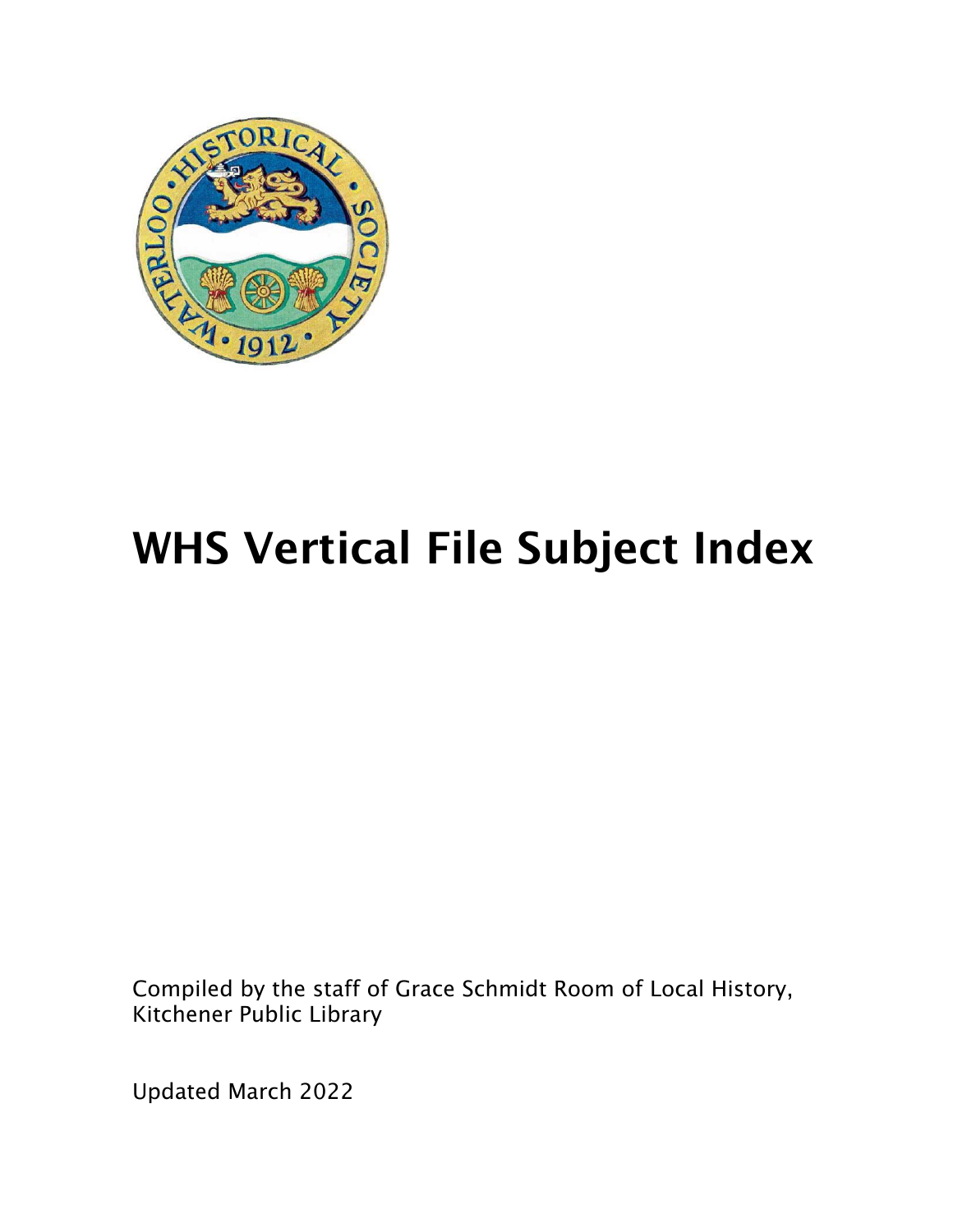# WHS Vertical File Subject Index

Compiled by the staff of Grace Schmidt Room of Local History, Kitchener Public Library

Updated March 2022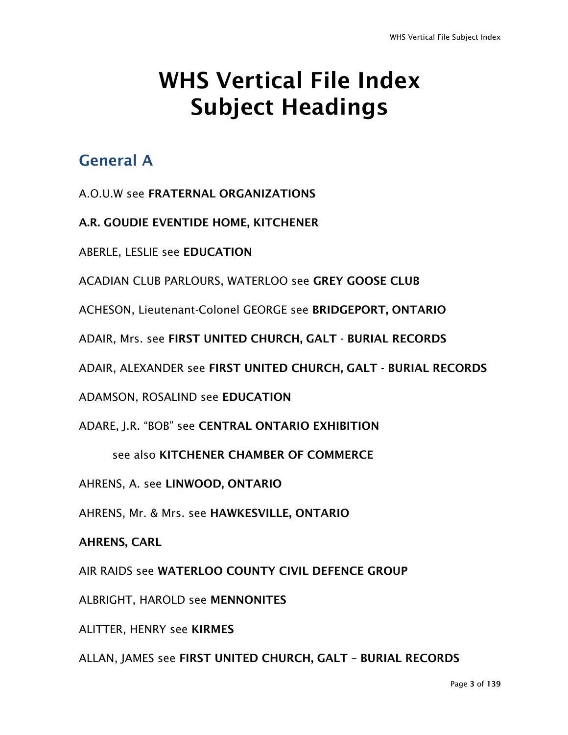# WHS Vertical File Index Subject Headings

## General A

A.O.U.W see **FRATERNAL ORGANIZATIONS**

**A.R. GOUDIE EVENTIDE HOME, KITCHENER**

ABERLE, LESLIE see **EDUCATION**

ACADIAN CLUB PARLOURS, WATERLOO see **GREY GOOSE CLUB**

ACHESON, Lieutenant-Colonel GEORGE see **BRIDGEPORT, ONTARIO**

ADAIR, Mrs. see **FIRST UNITED CHURCH, GALT - BURIAL RECORDS**

ADAIR, ALEXANDER see **FIRST UNITED CHURCH, GALT - BURIAL RECORDS**

ADAMSON, ROSALIND see **EDUCATION**

ADARE, J.R. "BOB" see **CENTRAL ONTARIO EXHIBITION**

  see also **KITCHENER CHAMBER OF COMMERCE**

AHRENS, A. see **LINWOOD, ONTARIO**

AHRENS, Mr. & Mrs. see **HAWKESVILLE, ONTARIO**

**AHRENS, CARL**

AIR RAIDS see **WATERLOO COUNTY CIVIL DEFENCE GROUP**

ALBRIGHT, HAROLD see **MENNONITES**

ALITTER, HENRY see **KIRMES**

ALLAN, JAMES see **FIRST UNITED CHURCH, GALT – BURIAL RECORDS**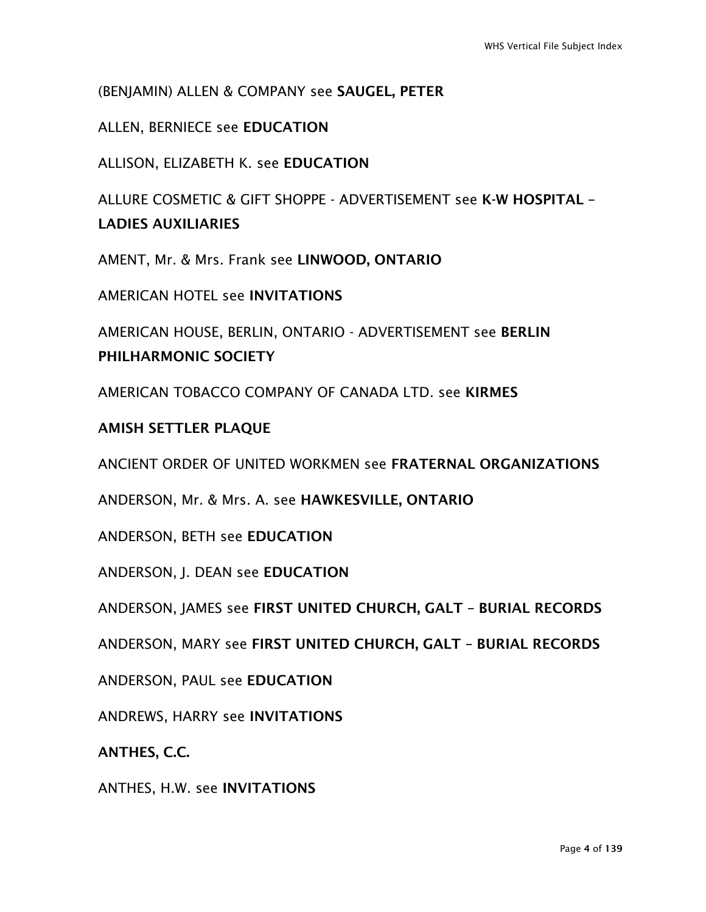(BENJAMIN) ALLEN & COMPANY see **SAUGEL, PETER**

ALLEN, BERNIECE see **EDUCATION**

ALLISON, ELIZABETH K. see **EDUCATION**

ALLURE COSMETIC & GIFT SHOPPE - ADVERTISEMENT see **K-W HOSPITAL – LADIES AUXILIARIES**

AMENT, Mr. & Mrs. Frank see **LINWOOD, ONTARIO**

AMERICAN HOTEL see **INVITATIONS**

AMERICAN HOUSE, BERLIN, ONTARIO - ADVERTISEMENT see **BERLIN PHILHARMONIC SOCIETY**

AMERICAN TOBACCO COMPANY OF CANADA LTD. see **KIRMES**

**AMISH SETTLER PLAQUE**

ANCIENT ORDER OF UNITED WORKMEN see **FRATERNAL ORGANIZATIONS**

ANDERSON, Mr. & Mrs. A. see **HAWKESVILLE, ONTARIO**

ANDERSON, BETH see **EDUCATION**

ANDERSON, J. DEAN see **EDUCATION**

ANDERSON, JAMES see **FIRST UNITED CHURCH, GALT – BURIAL RECORDS**

ANDERSON, MARY see **FIRST UNITED CHURCH, GALT – BURIAL RECORDS**

ANDERSON, PAUL see **EDUCATION**

ANDREWS, HARRY see **INVITATIONS**

**ANTHES, C.C.**

ANTHES, H.W. see **INVITATIONS**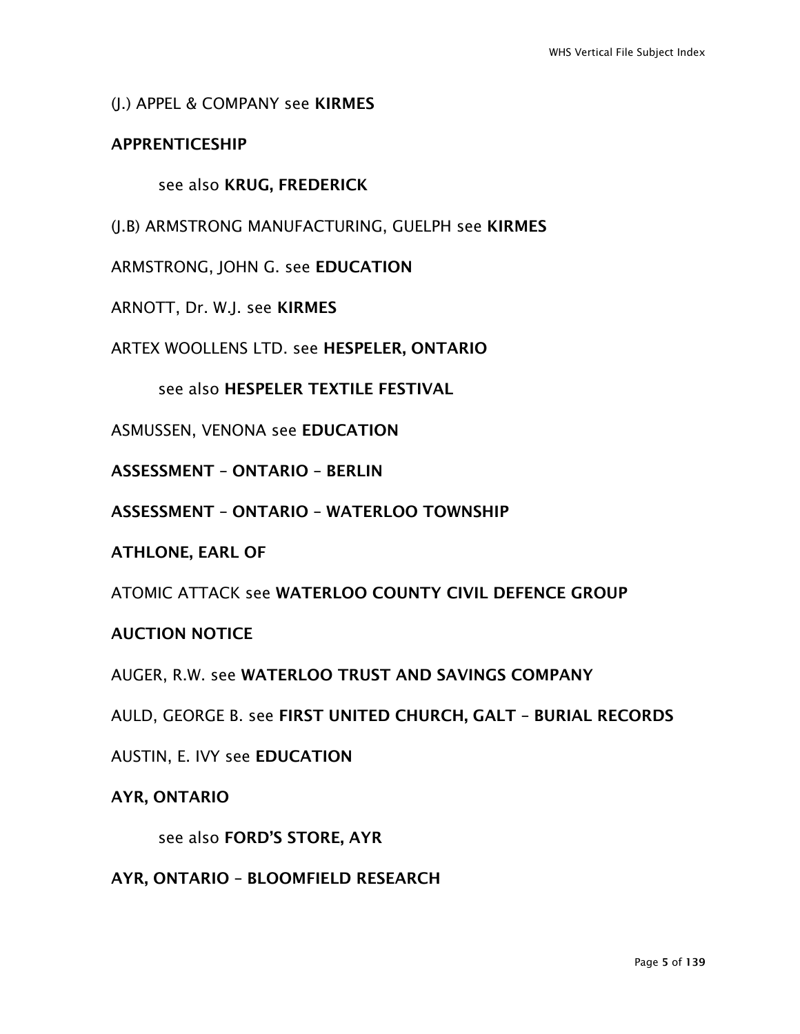(J.) APPEL & COMPANY see **KIRMES**

**APPRENTICESHIP**

see also **KRUG, FREDERICK**

(J.B) ARMSTRONG MANUFACTURING, GUELPH see **KIRMES**

ARMSTRONG, JOHN G. see **EDUCATION**

ARNOTT, Dr. W.J. see **KIRMES**

ARTEX WOOLLENS LTD. see **HESPELER, ONTARIO**

see also **HESPELER TEXTILE FESTIVAL**

ASMUSSEN, VENONA see **EDUCATION**

**ASSESSMENT – ONTARIO – BERLIN**

**ASSESSMENT – ONTARIO – WATERLOO TOWNSHIP**

**ATHLONE, EARL OF**

ATOMIC ATTACK see **WATERLOO COUNTY CIVIL DEFENCE GROUP**

**AUCTION NOTICE**

AUGER, R.W. see **WATERLOO TRUST AND SAVINGS COMPANY**

AULD, GEORGE B. see **FIRST UNITED CHURCH, GALT – BURIAL RECORDS**

AUSTIN, E. IVY see **EDUCATION**

**AYR, ONTARIO**

see also **FORD'S STORE, AYR**

**AYR, ONTARIO – BLOOMFIELD RESEARCH**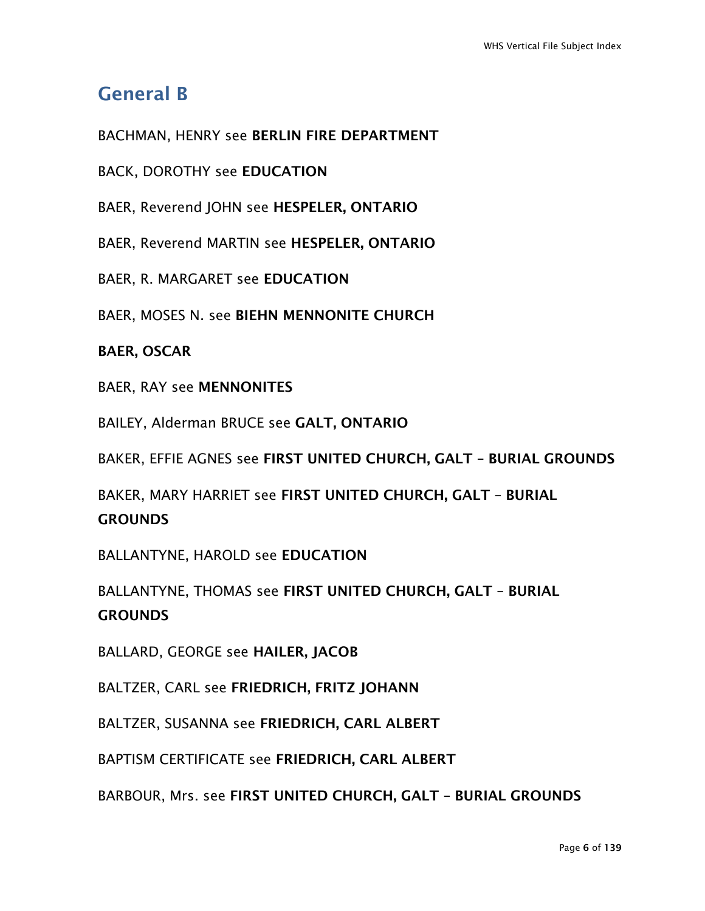## General B

BACHMAN, HENRY see **BERLIN FIRE DEPARTMENT**

BACK, DOROTHY see **EDUCATION**

BAER, Reverend JOHN see **HESPELER, ONTARIO**

BAER, Reverend MARTIN see **HESPELER, ONTARIO**

BAER, R. MARGARET see **EDUCATION**

BAER, MOSES N. see **BIEHN MENNONITE CHURCH**

**BAER, OSCAR**

BAER, RAY see **MENNONITES**

BAILEY, Alderman BRUCE see **GALT, ONTARIO**

BAKER, EFFIE AGNES see **FIRST UNITED CHURCH, GALT – BURIAL GROUNDS**

BAKER, MARY HARRIET see **FIRST UNITED CHURCH, GALT – BURIAL GROUNDS**

BALLANTYNE, HAROLD see **EDUCATION**

BALLANTYNE, THOMAS see **FIRST UNITED CHURCH, GALT – BURIAL GROUNDS**

BALLARD, GEORGE see **HAILER, JACOB**

BALTZER, CARL see **FRIEDRICH, FRITZ JOHANN**

BALTZER, SUSANNA see **FRIEDRICH, CARL ALBERT**

BAPTISM CERTIFICATE see **FRIEDRICH, CARL ALBERT**

BARBOUR, Mrs. see **FIRST UNITED CHURCH, GALT – BURIAL GROUNDS**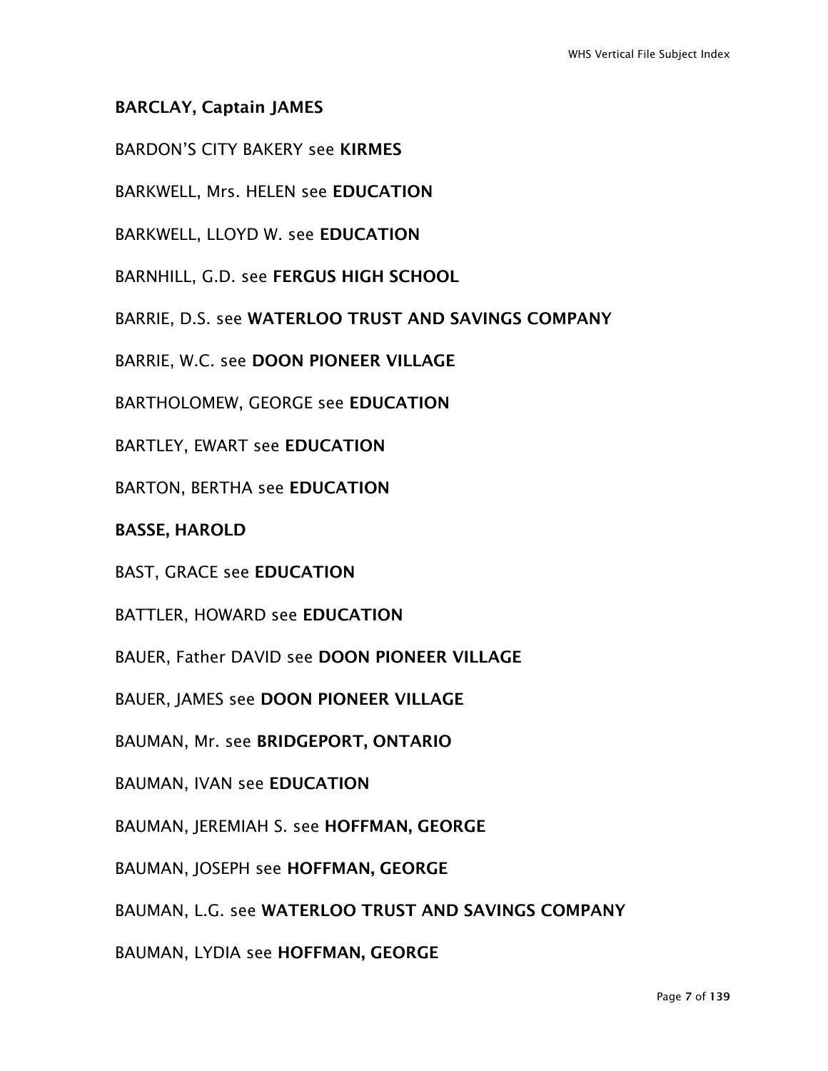**BARCLAY, Captain JAMES**

BARDON'S CITY BAKERY see **KIRMES**

BARKWELL, Mrs. HELEN see **EDUCATION**

BARKWELL, LLOYD W. see **EDUCATION**

BARNHILL, G.D. see **FERGUS HIGH SCHOOL**

BARRIE, D.S. see **WATERLOO TRUST AND SAVINGS COMPANY**

BARRIE, W.C. see **DOON PIONEER VILLAGE**

BARTHOLOMEW, GEORGE see **EDUCATION**

BARTLEY, EWART see **EDUCATION**

BARTON, BERTHA see **EDUCATION**

**BASSE, HAROLD**

BAST, GRACE see **EDUCATION**

BATTLER, HOWARD see **EDUCATION**

BAUER, Father DAVID see **DOON PIONEER VILLAGE**

BAUER, JAMES see **DOON PIONEER VILLAGE**

BAUMAN, Mr. see **BRIDGEPORT, ONTARIO**

BAUMAN, IVAN see **EDUCATION**

BAUMAN, JEREMIAH S. see **HOFFMAN, GEORGE**

BAUMAN, JOSEPH see **HOFFMAN, GEORGE**

BAUMAN, L.G. see **WATERLOO TRUST AND SAVINGS COMPANY**

BAUMAN, LYDIA see **HOFFMAN, GEORGE**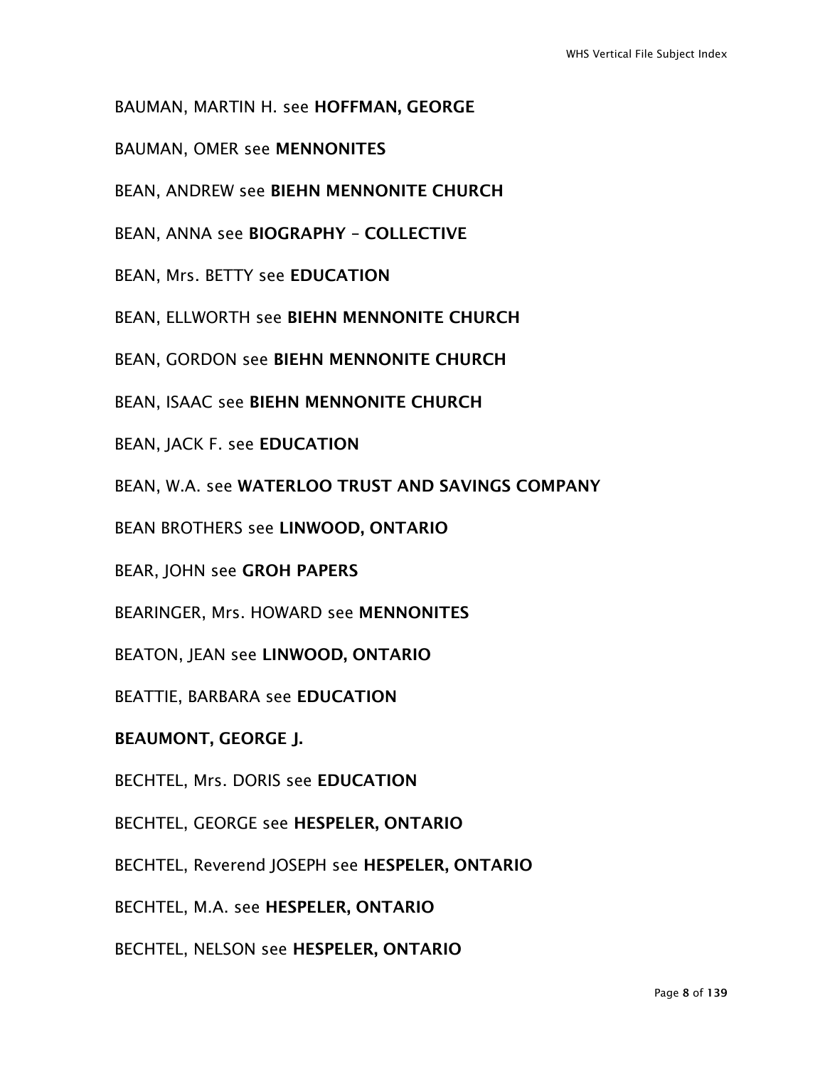BAUMAN, MARTIN H. see **HOFFMAN, GEORGE**

BAUMAN, OMER see **MENNONITES**

BEAN, ANDREW see **BIEHN MENNONITE CHURCH**

BEAN, ANNA see **BIOGRAPHY – COLLECTIVE**

BEAN, Mrs. BETTY see **EDUCATION**

BEAN, ELLWORTH see **BIEHN MENNONITE CHURCH**

BEAN, GORDON see **BIEHN MENNONITE CHURCH**

BEAN, ISAAC see **BIEHN MENNONITE CHURCH**

BEAN, JACK F. see **EDUCATION**

BEAN, W.A. see **WATERLOO TRUST AND SAVINGS COMPANY**

BEAN BROTHERS see **LINWOOD, ONTARIO**

BEAR, JOHN see **GROH PAPERS**

BEARINGER, Mrs. HOWARD see **MENNONITES**

BEATON, JEAN see **LINWOOD, ONTARIO**

BEATTIE, BARBARA see **EDUCATION**

**BEAUMONT, GEORGE J.**

BECHTEL, Mrs. DORIS see **EDUCATION**

BECHTEL, GEORGE see **HESPELER, ONTARIO**

BECHTEL, Reverend JOSEPH see **HESPELER, ONTARIO**

BECHTEL, M.A. see **HESPELER, ONTARIO**

BECHTEL, NELSON see **HESPELER, ONTARIO**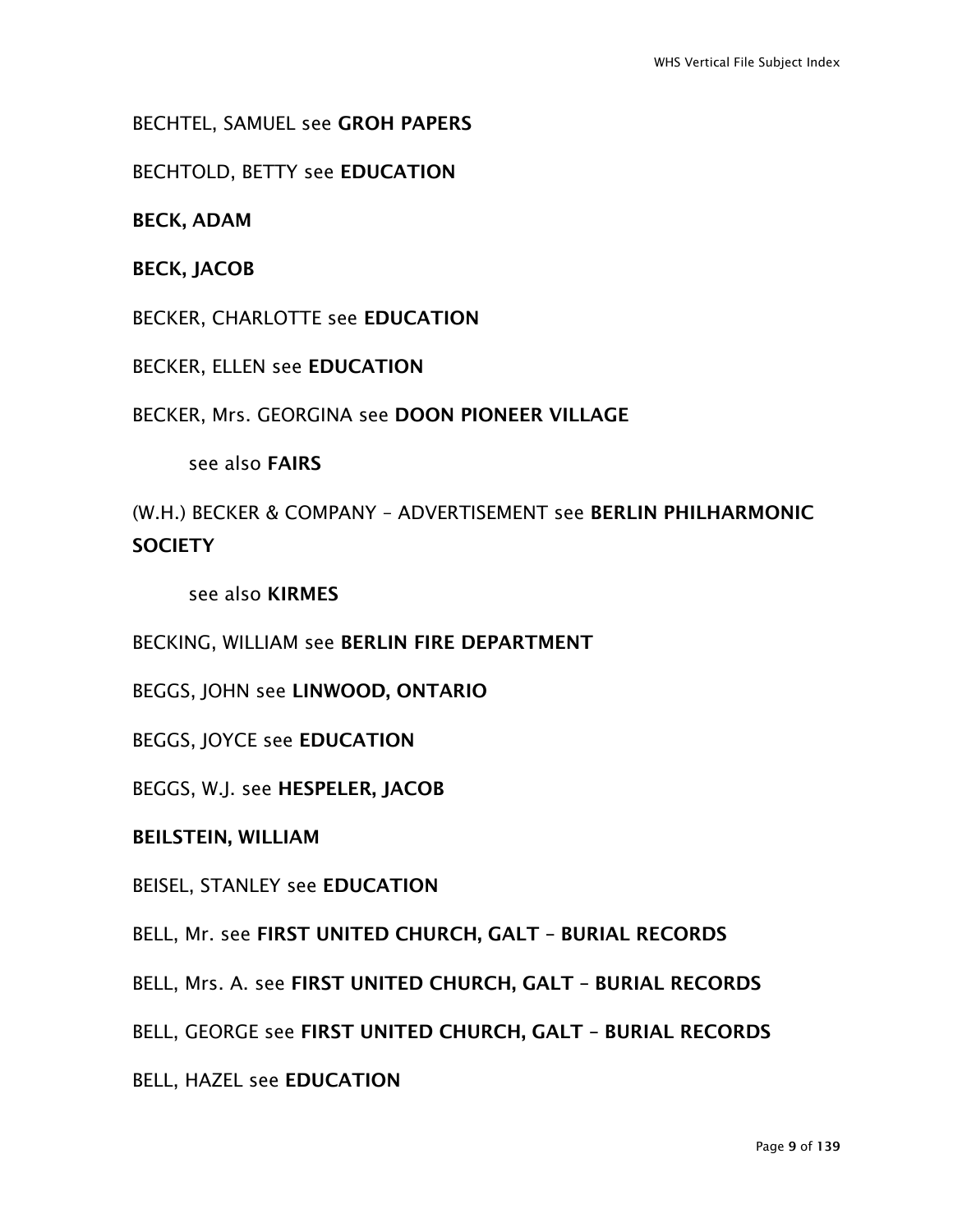BECHTEL, SAMUEL see **GROH PAPERS**

BECHTOLD, BETTY see **EDUCATION**

**BECK, ADAM**

**BECK, JACOB**

BECKER, CHARLOTTE see **EDUCATION**

BECKER, ELLEN see **EDUCATION**

BECKER, Mrs. GEORGINA see **DOON PIONEER VILLAGE**

see also **FAIRS**

(W.H.) BECKER & COMPANY – ADVERTISEMENT see **BERLIN PHILHARMONIC SOCIETY**

see also **KIRMES**

BECKING, WILLIAM see **BERLIN FIRE DEPARTMENT**

BEGGS, JOHN see **LINWOOD, ONTARIO**

BEGGS, JOYCE see **EDUCATION**

BEGGS, W.J. see **HESPELER, JACOB**

**BEILSTEIN, WILLIAM**

BEISEL, STANLEY see **EDUCATION**

BELL, Mr. see **FIRST UNITED CHURCH, GALT – BURIAL RECORDS**

BELL, Mrs. A. see **FIRST UNITED CHURCH, GALT – BURIAL RECORDS**

BELL, GEORGE see **FIRST UNITED CHURCH, GALT – BURIAL RECORDS**

BELL, HAZEL see **EDUCATION**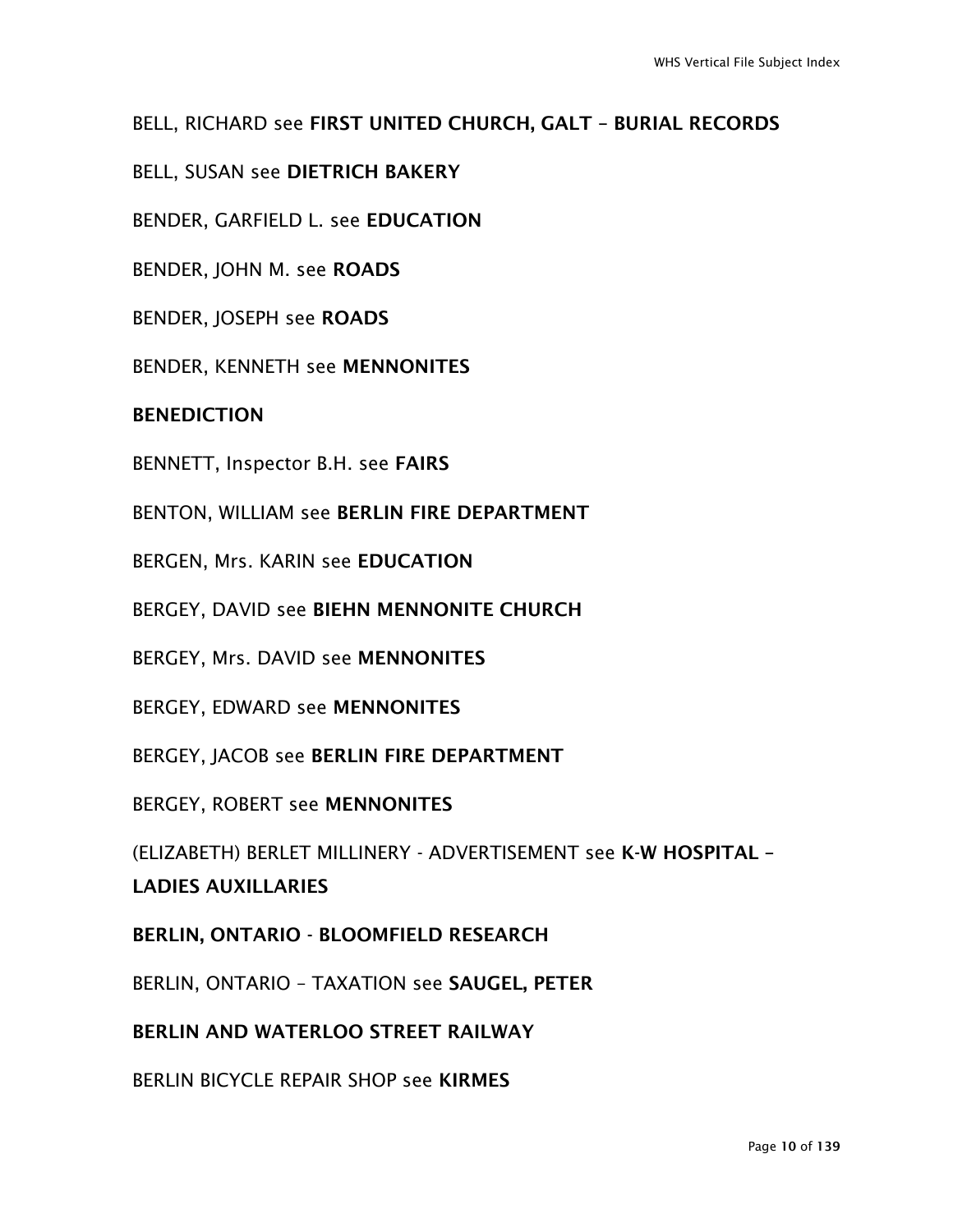BELL, RICHARD see **FIRST UNITED CHURCH, GALT – BURIAL RECORDS**

BELL, SUSAN see **DIETRICH BAKERY**

BENDER, GARFIELD L. see **EDUCATION**

BENDER, JOHN M. see **ROADS**

BENDER, JOSEPH see **ROADS**

BENDER, KENNETH see **MENNONITES**

**BENEDICTION**

BENNETT, Inspector B.H. see **FAIRS**

BENTON, WILLIAM see **BERLIN FIRE DEPARTMENT**

BERGEN, Mrs. KARIN see **EDUCATION**

BERGEY, DAVID see **BIEHN MENNONITE CHURCH**

BERGEY, Mrs. DAVID see **MENNONITES**

BERGEY, EDWARD see **MENNONITES**

BERGEY, JACOB see **BERLIN FIRE DEPARTMENT**

BERGEY, ROBERT see **MENNONITES**

(ELIZABETH) BERLET MILLINERY - ADVERTISEMENT see **K-W HOSPITAL – LADIES AUXILLARIES**

**BERLIN, ONTARIO - BLOOMFIELD RESEARCH**

BERLIN, ONTARIO – TAXATION see **SAUGEL, PETER**

**BERLIN AND WATERLOO STREET RAILWAY**

BERLIN BICYCLE REPAIR SHOP see **KIRMES**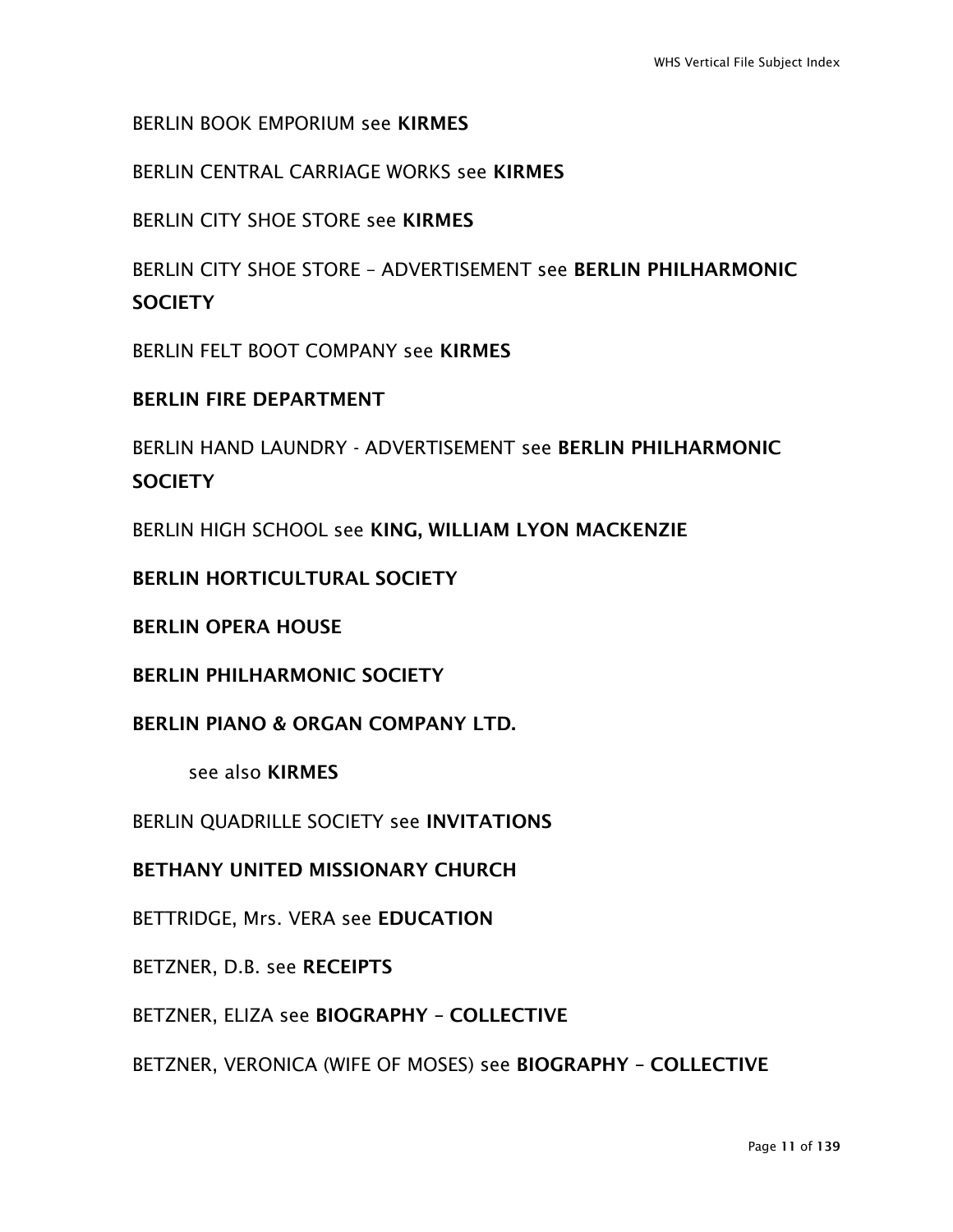BERLIN BOOK EMPORIUM see **KIRMES**

BERLIN CENTRAL CARRIAGE WORKS see **KIRMES**

BERLIN CITY SHOE STORE see **KIRMES**

BERLIN CITY SHOE STORE – ADVERTISEMENT see **BERLIN PHILHARMONIC SOCIETY**

BERLIN FELT BOOT COMPANY see **KIRMES**

**BERLIN FIRE DEPARTMENT**

BERLIN HAND LAUNDRY - ADVERTISEMENT see **BERLIN PHILHARMONIC SOCIETY**

BERLIN HIGH SCHOOL see **KING, WILLIAM LYON MACKENZIE**

**BERLIN HORTICULTURAL SOCIETY**

**BERLIN OPERA HOUSE**

**BERLIN PHILHARMONIC SOCIETY**

**BERLIN PIANO & ORGAN COMPANY LTD.**

  see also **KIRMES**

BERLIN QUADRILLE SOCIETY see **INVITATIONS**

**BETHANY UNITED MISSIONARY CHURCH**

BETTRIDGE, Mrs. VERA see **EDUCATION**

BETZNER, D.B. see **RECEIPTS**

BETZNER, ELIZA see **BIOGRAPHY – COLLECTIVE**

BETZNER, VERONICA (WIFE OF MOSES) see **BIOGRAPHY – COLLECTIVE**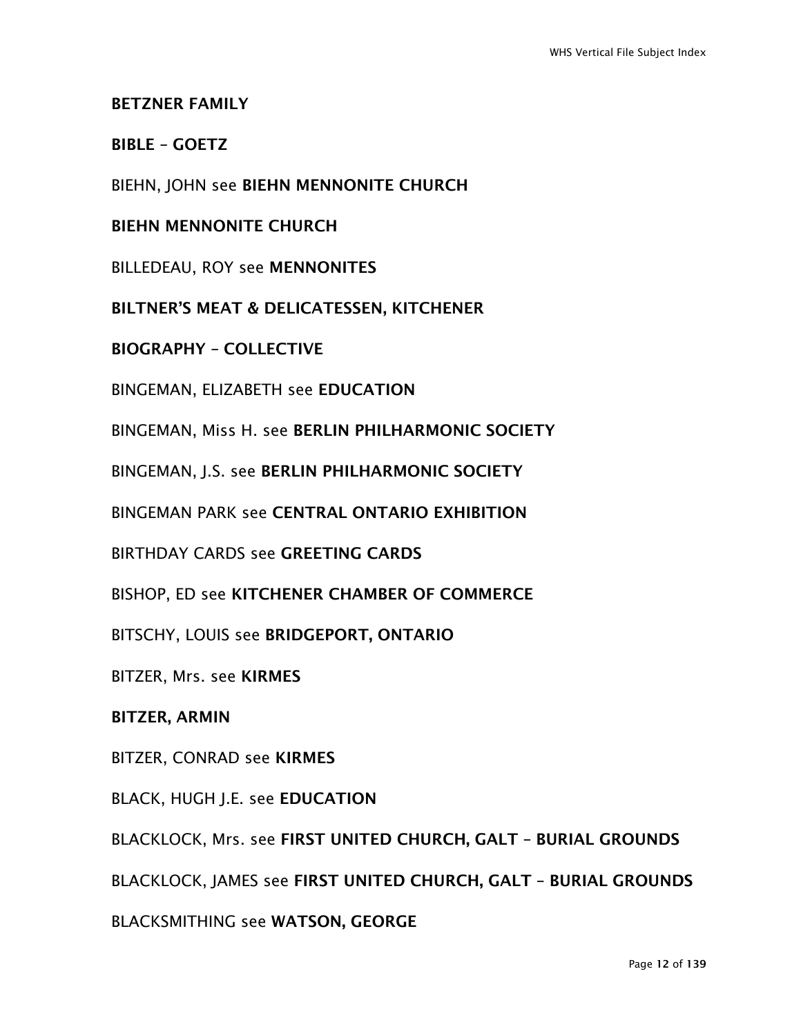**BETZNER FAMILY**

**BIBLE – GOETZ**

BIEHN, JOHN see **BIEHN MENNONITE CHURCH**

**BIEHN MENNONITE CHURCH**

BILLEDEAU, ROY see **MENNONITES**

**BILTNER'S MEAT & DELICATESSEN, KITCHENER**

**BIOGRAPHY – COLLECTIVE**

BINGEMAN, ELIZABETH see **EDUCATION**

BINGEMAN, Miss H. see **BERLIN PHILHARMONIC SOCIETY**

BINGEMAN, J.S. see **BERLIN PHILHARMONIC SOCIETY**

BINGEMAN PARK see **CENTRAL ONTARIO EXHIBITION**

BIRTHDAY CARDS see **GREETING CARDS**

BISHOP, ED see **KITCHENER CHAMBER OF COMMERCE**

BITSCHY, LOUIS see **BRIDGEPORT, ONTARIO**

BITZER, Mrs. see **KIRMES**

**BITZER, ARMIN**

BITZER, CONRAD see **KIRMES**

BLACK, HUGH J.E. see **EDUCATION**

BLACKLOCK, Mrs. see **FIRST UNITED CHURCH, GALT – BURIAL GROUNDS**

BLACKLOCK, JAMES see **FIRST UNITED CHURCH, GALT – BURIAL GROUNDS**

BLACKSMITHING see **WATSON, GEORGE**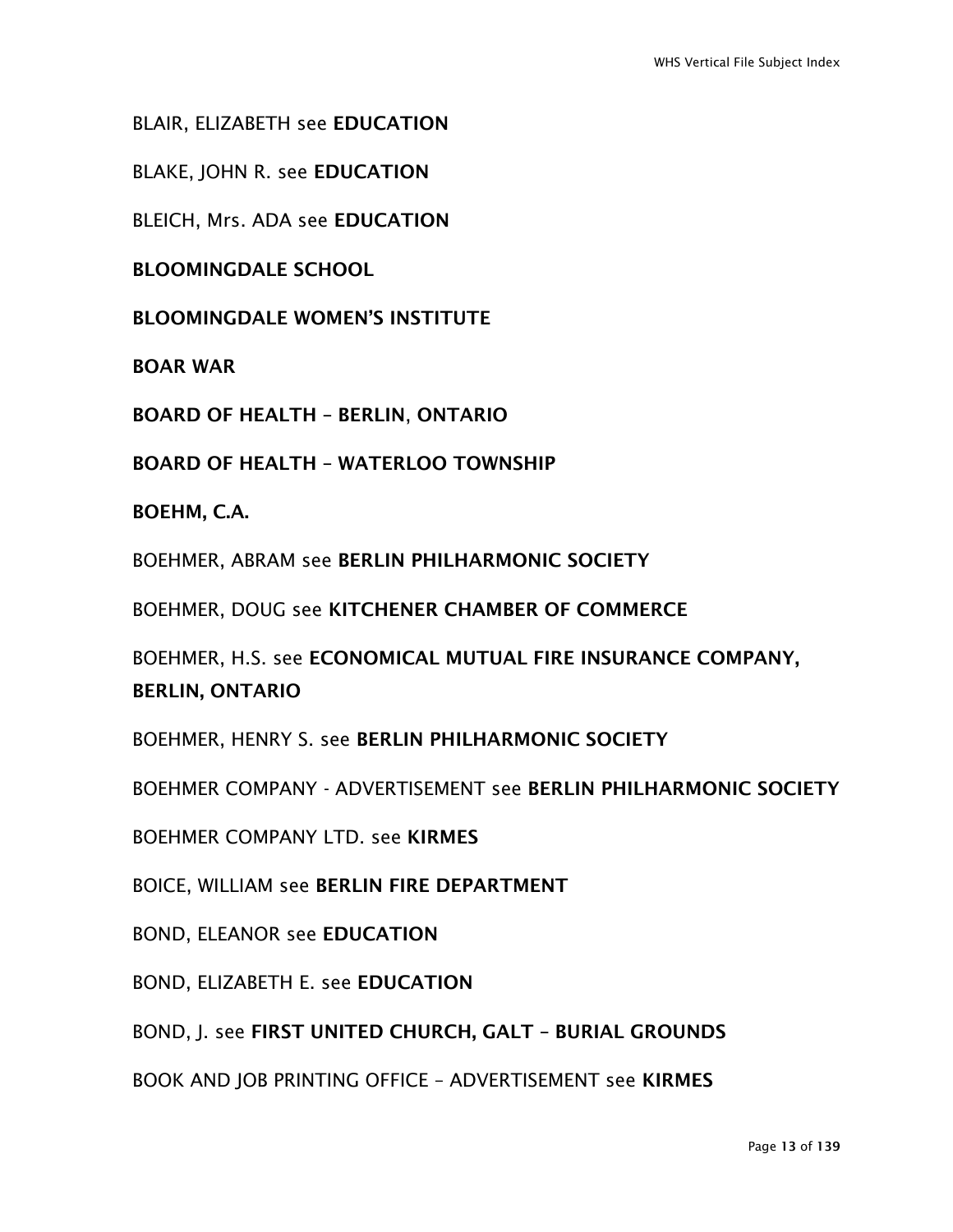BLAIR, ELIZABETH see **EDUCATION**

BLAKE, JOHN R. see **EDUCATION**

BLEICH, Mrs. ADA see **EDUCATION**

**BLOOMINGDALE SCHOOL**

**BLOOMINGDALE WOMEN'S INSTITUTE**

**BOAR WAR**

**BOARD OF HEALTH – BERLIN, ONTARIO**

**BOARD OF HEALTH – WATERLOO TOWNSHIP**

**BOEHM, C.A.**

BOEHMER, ABRAM see **BERLIN PHILHARMONIC SOCIETY**

BOEHMER, DOUG see **KITCHENER CHAMBER OF COMMERCE**

BOEHMER, H.S. see **ECONOMICAL MUTUAL FIRE INSURANCE COMPANY, BERLIN, ONTARIO**

BOEHMER, HENRY S. see **BERLIN PHILHARMONIC SOCIETY**

BOEHMER COMPANY - ADVERTISEMENT see **BERLIN PHILHARMONIC SOCIETY**

BOEHMER COMPANY LTD. see **KIRMES**

BOICE, WILLIAM see **BERLIN FIRE DEPARTMENT**

BOND, ELEANOR see **EDUCATION**

BOND, ELIZABETH E. see **EDUCATION**

BOND, J. see **FIRST UNITED CHURCH, GALT – BURIAL GROUNDS**

BOOK AND JOB PRINTING OFFICE – ADVERTISEMENT see **KIRMES**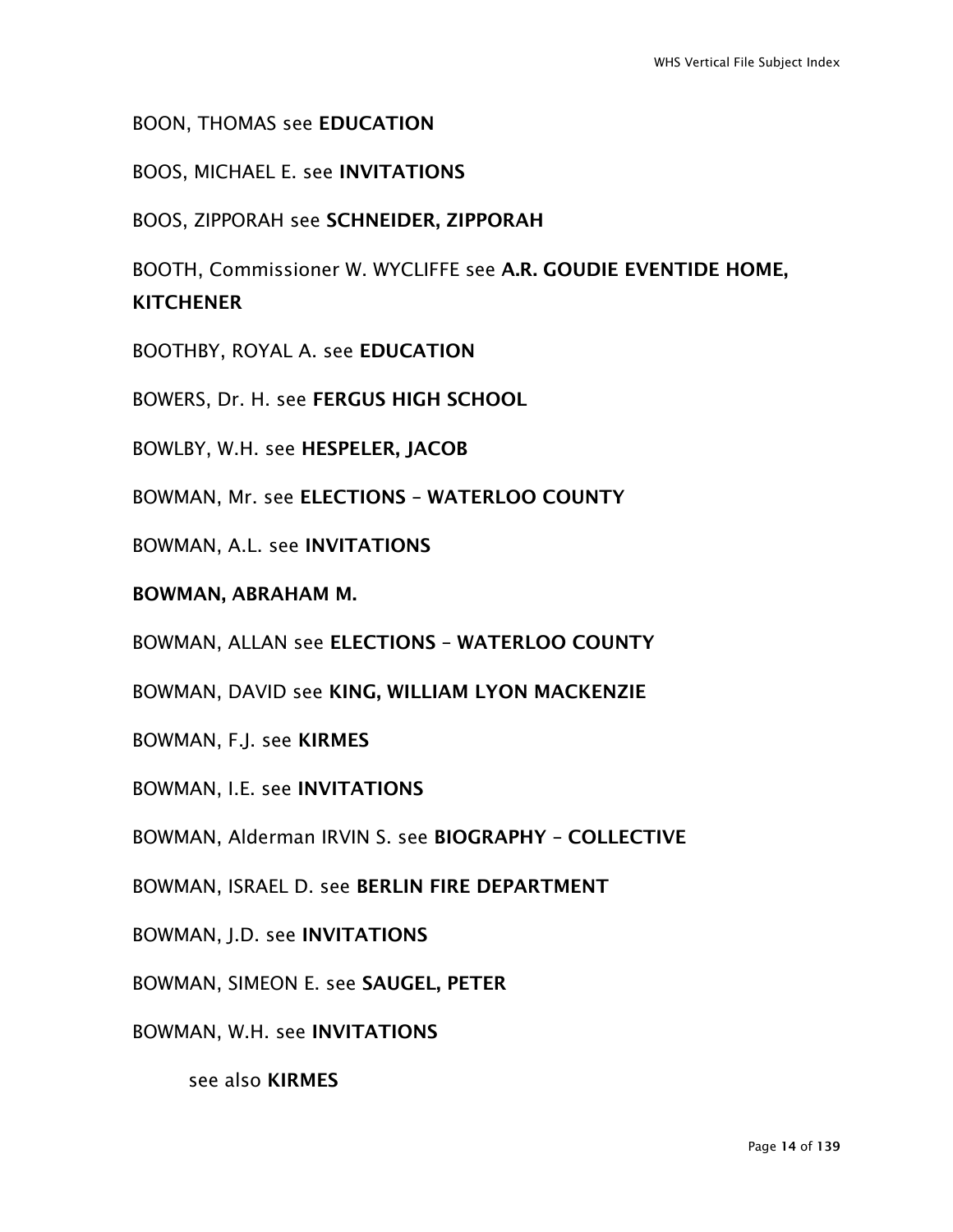BOON, THOMAS see **EDUCATION**

BOOS, MICHAEL E. see **INVITATIONS**

BOOS, ZIPPORAH see **SCHNEIDER, ZIPPORAH**

BOOTH, Commissioner W. WYCLIFFE see **A.R. GOUDIE EVENTIDE HOME, KITCHENER**

BOOTHBY, ROYAL A. see **EDUCATION**

BOWERS, Dr. H. see **FERGUS HIGH SCHOOL**

BOWLBY, W.H. see **HESPELER, JACOB**

BOWMAN, Mr. see **ELECTIONS – WATERLOO COUNTY**

BOWMAN, A.L. see **INVITATIONS**

**BOWMAN, ABRAHAM M.**

BOWMAN, ALLAN see **ELECTIONS – WATERLOO COUNTY**

BOWMAN, DAVID see **KING, WILLIAM LYON MACKENZIE**

BOWMAN, F.J. see **KIRMES**

BOWMAN, I.E. see **INVITATIONS**

BOWMAN, Alderman IRVIN S. see **BIOGRAPHY – COLLECTIVE**

BOWMAN, ISRAEL D. see **BERLIN FIRE DEPARTMENT**

BOWMAN, J.D. see **INVITATIONS**

BOWMAN, SIMEON E. see **SAUGEL, PETER**

BOWMAN, W.H. see **INVITATIONS**

see also **KIRMES**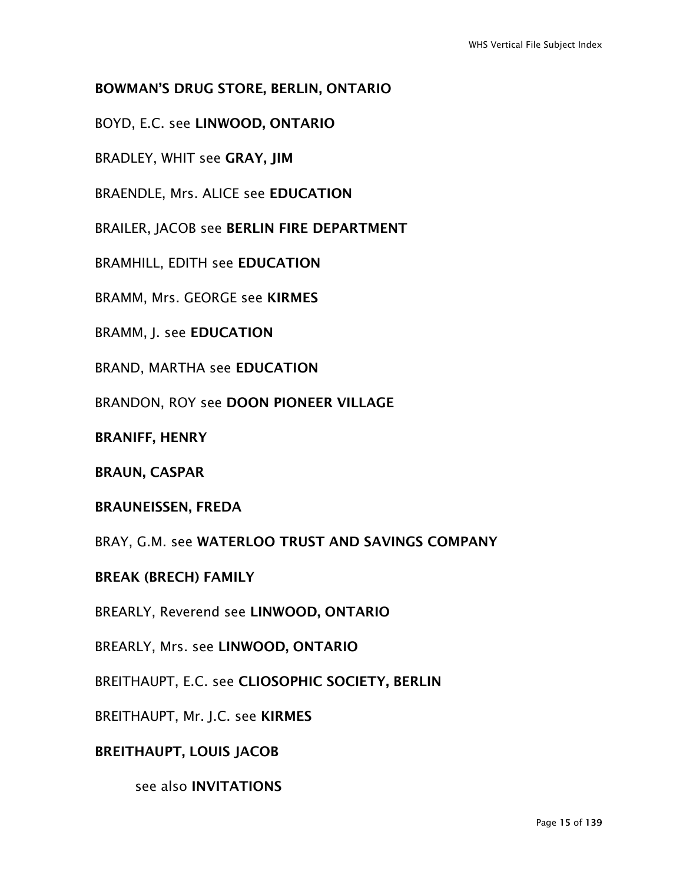**BOWMAN'S DRUG STORE, BERLIN, ONTARIO**

BOYD, E.C. see **LINWOOD, ONTARIO**

BRADLEY, WHIT see **GRAY, JIM**

BRAENDLE, Mrs. ALICE see **EDUCATION**

BRAILER, JACOB see **BERLIN FIRE DEPARTMENT**

BRAMHILL, EDITH see **EDUCATION**

BRAMM, Mrs. GEORGE see **KIRMES**

BRAMM, J. see **EDUCATION**

BRAND, MARTHA see **EDUCATION**

BRANDON, ROY see **DOON PIONEER VILLAGE**

**BRANIFF, HENRY**

**BRAUN, CASPAR**

**BRAUNEISSEN, FREDA**

BRAY, G.M. see **WATERLOO TRUST AND SAVINGS COMPANY**

**BREAK (BRECH) FAMILY**

BREARLY, Reverend see **LINWOOD, ONTARIO**

BREARLY, Mrs. see **LINWOOD, ONTARIO**

BREITHAUPT, E.C. see **CLIOSOPHIC SOCIETY, BERLIN**

BREITHAUPT, Mr. J.C. see **KIRMES**

**BREITHAUPT, LOUIS JACOB**

see also **INVITATIONS**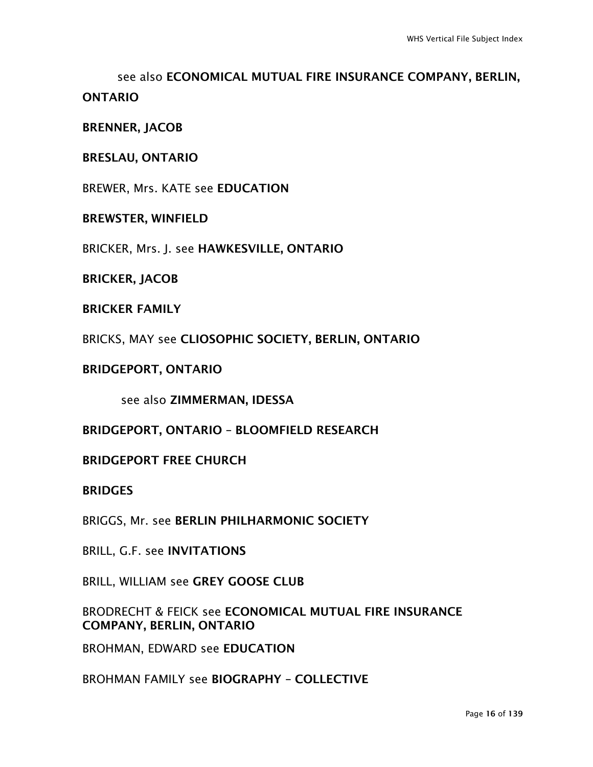see also **ECONOMICAL MUTUAL FIRE INSURANCE COMPANY, BERLIN, ONTARIO**

**BRENNER, JACOB**

**BRESLAU, ONTARIO**

BREWER, Mrs. KATE see **EDUCATION**

**BREWSTER, WINFIELD**

BRICKER, Mrs. J. see **HAWKESVILLE, ONTARIO**

**BRICKER, JACOB**

**BRICKER FAMILY**

BRICKS, MAY see **CLIOSOPHIC SOCIETY, BERLIN, ONTARIO**

**BRIDGEPORT, ONTARIO**

see also **ZIMMERMAN, IDESSA**

**BRIDGEPORT, ONTARIO – BLOOMFIELD RESEARCH**

**BRIDGEPORT FREE CHURCH**

**BRIDGES**

BRIGGS, Mr. see **BERLIN PHILHARMONIC SOCIETY**

BRILL, G.F. see **INVITATIONS**

BRILL, WILLIAM see **GREY GOOSE CLUB**

BRODRECHT & FEICK see **ECONOMICAL MUTUAL FIRE INSURANCE COMPANY, BERLIN, ONTARIO**

BROHMAN, EDWARD see **EDUCATION**

BROHMAN FAMILY see **BIOGRAPHY – COLLECTIVE**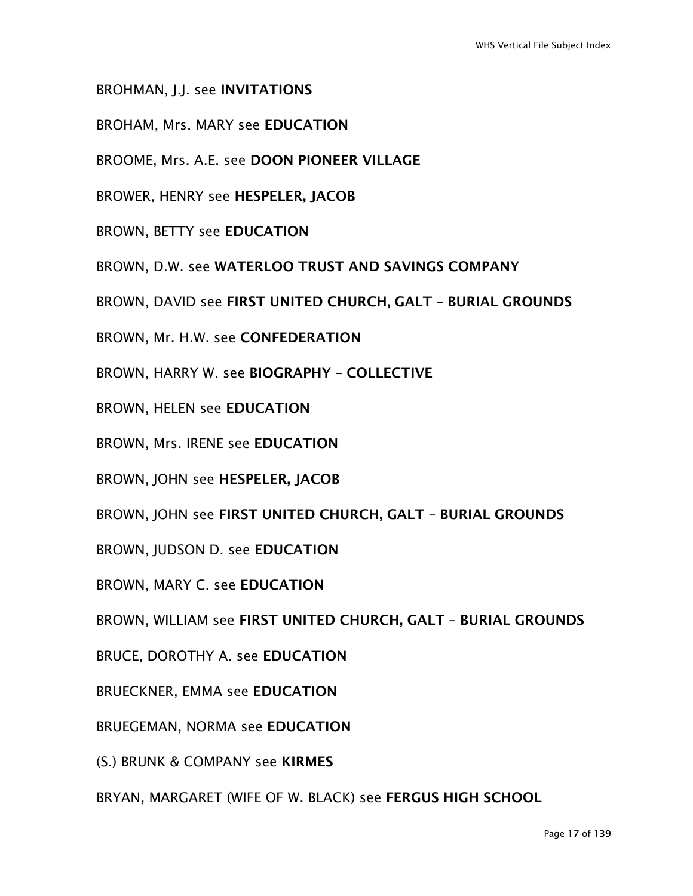BROHMAN, J.J. see **INVITATIONS**

BROHAM, Mrs. MARY see **EDUCATION**

BROOME, Mrs. A.E. see **DOON PIONEER VILLAGE**

BROWER, HENRY see **HESPELER, JACOB**

BROWN, BETTY see **EDUCATION**

BROWN, D.W. see **WATERLOO TRUST AND SAVINGS COMPANY**

BROWN, DAVID see **FIRST UNITED CHURCH, GALT – BURIAL GROUNDS**

BROWN, Mr. H.W. see **CONFEDERATION**

BROWN, HARRY W. see **BIOGRAPHY – COLLECTIVE**

BROWN, HELEN see **EDUCATION**

BROWN, Mrs. IRENE see **EDUCATION**

BROWN, JOHN see **HESPELER, JACOB**

BROWN, JOHN see **FIRST UNITED CHURCH, GALT – BURIAL GROUNDS**

BROWN, JUDSON D. see **EDUCATION**

BROWN, MARY C. see **EDUCATION**

BROWN, WILLIAM see **FIRST UNITED CHURCH, GALT – BURIAL GROUNDS**

BRUCE, DOROTHY A. see **EDUCATION**

BRUECKNER, EMMA see **EDUCATION**

BRUEGEMAN, NORMA see **EDUCATION**

(S.) BRUNK & COMPANY see **KIRMES**

BRYAN, MARGARET (WIFE OF W. BLACK) see **FERGUS HIGH SCHOOL**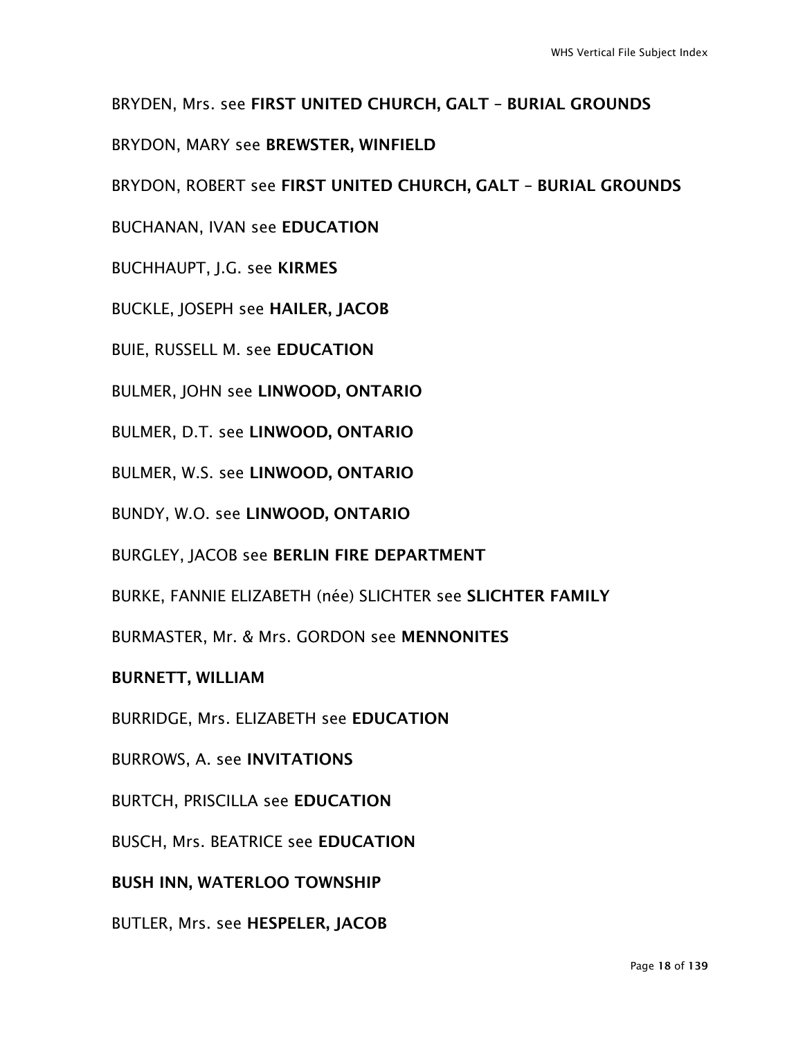BRYDEN, Mrs. see **FIRST UNITED CHURCH, GALT – BURIAL GROUNDS**

BRYDON, MARY see **BREWSTER, WINFIELD**

BRYDON, ROBERT see **FIRST UNITED CHURCH, GALT – BURIAL GROUNDS**

BUCHANAN, IVAN see **EDUCATION**

BUCHHAUPT, J.G. see **KIRMES**

BUCKLE, JOSEPH see **HAILER, JACOB**

BUIE, RUSSELL M. see **EDUCATION**

BULMER, JOHN see **LINWOOD, ONTARIO**

BULMER, D.T. see **LINWOOD, ONTARIO**

BULMER, W.S. see **LINWOOD, ONTARIO**

BUNDY, W.O. see **LINWOOD, ONTARIO**

BURGLEY, JACOB see **BERLIN FIRE DEPARTMENT**

BURKE, FANNIE ELIZABETH (née) SLICHTER see **SLICHTER FAMILY**

BURMASTER, Mr. & Mrs. GORDON see **MENNONITES**

**BURNETT, WILLIAM**

BURRIDGE, Mrs. ELIZABETH see **EDUCATION**

BURROWS, A. see **INVITATIONS**

BURTCH, PRISCILLA see **EDUCATION**

BUSCH, Mrs. BEATRICE see **EDUCATION**

**BUSH INN, WATERLOO TOWNSHIP**

BUTLER, Mrs. see **HESPELER, JACOB**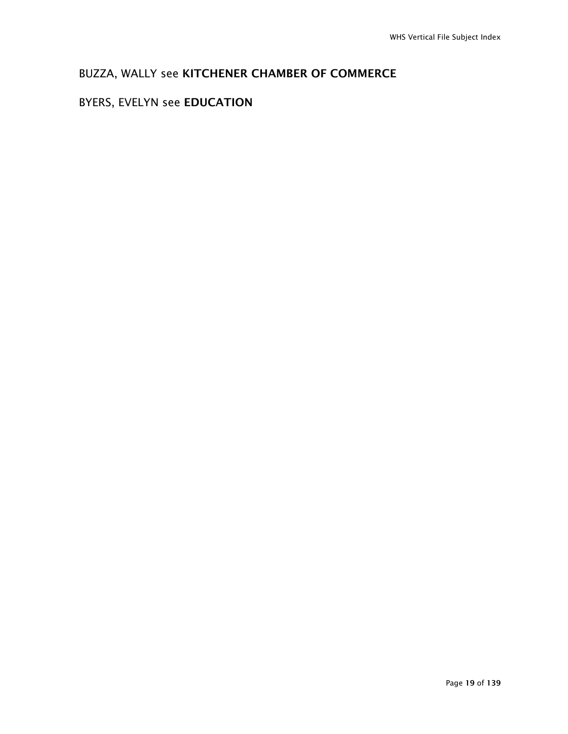BUZZA, WALLY see **KITCHENER CHAMBER OF COMMERCE**

BYERS, EVELYN see **EDUCATION**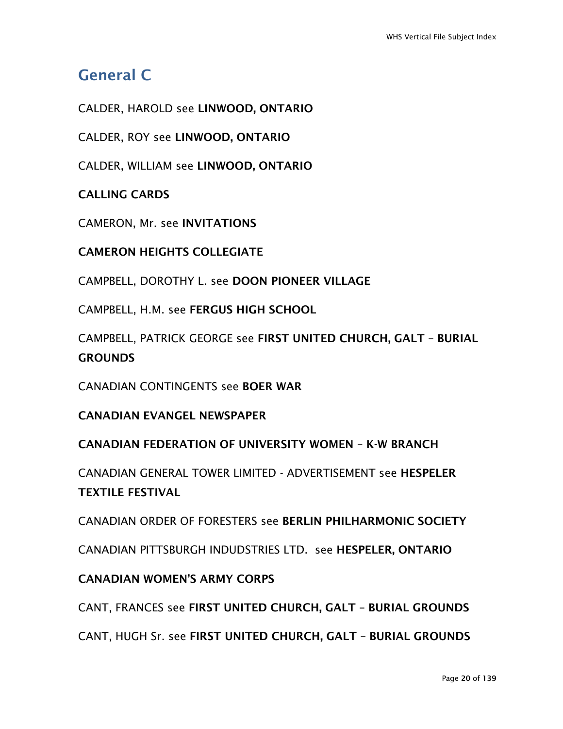## General C

CALDER, HAROLD see **LINWOOD, ONTARIO**

CALDER, ROY see **LINWOOD, ONTARIO**

CALDER, WILLIAM see **LINWOOD, ONTARIO**

**CALLING CARDS**

CAMERON, Mr. see **INVITATIONS**

**CAMERON HEIGHTS COLLEGIATE**

CAMPBELL, DOROTHY L. see **DOON PIONEER VILLAGE**

CAMPBELL, H.M. see **FERGUS HIGH SCHOOL**

CAMPBELL, PATRICK GEORGE see **FIRST UNITED CHURCH, GALT – BURIAL GROUNDS**

CANADIAN CONTINGENTS see **BOER WAR**

**CANADIAN EVANGEL NEWSPAPER**

**CANADIAN FEDERATION OF UNIVERSITY WOMEN – K-W BRANCH**

CANADIAN GENERAL TOWER LIMITED - ADVERTISEMENT see **HESPELER TEXTILE FESTIVAL**

CANADIAN ORDER OF FORESTERS see **BERLIN PHILHARMONIC SOCIETY**

CANADIAN PITTSBURGH INDUDSTRIES LTD. see **HESPELER, ONTARIO**

**CANADIAN WOMEN'S ARMY CORPS**

CANT, FRANCES see **FIRST UNITED CHURCH, GALT – BURIAL GROUNDS**

CANT, HUGH Sr. see **FIRST UNITED CHURCH, GALT – BURIAL GROUNDS**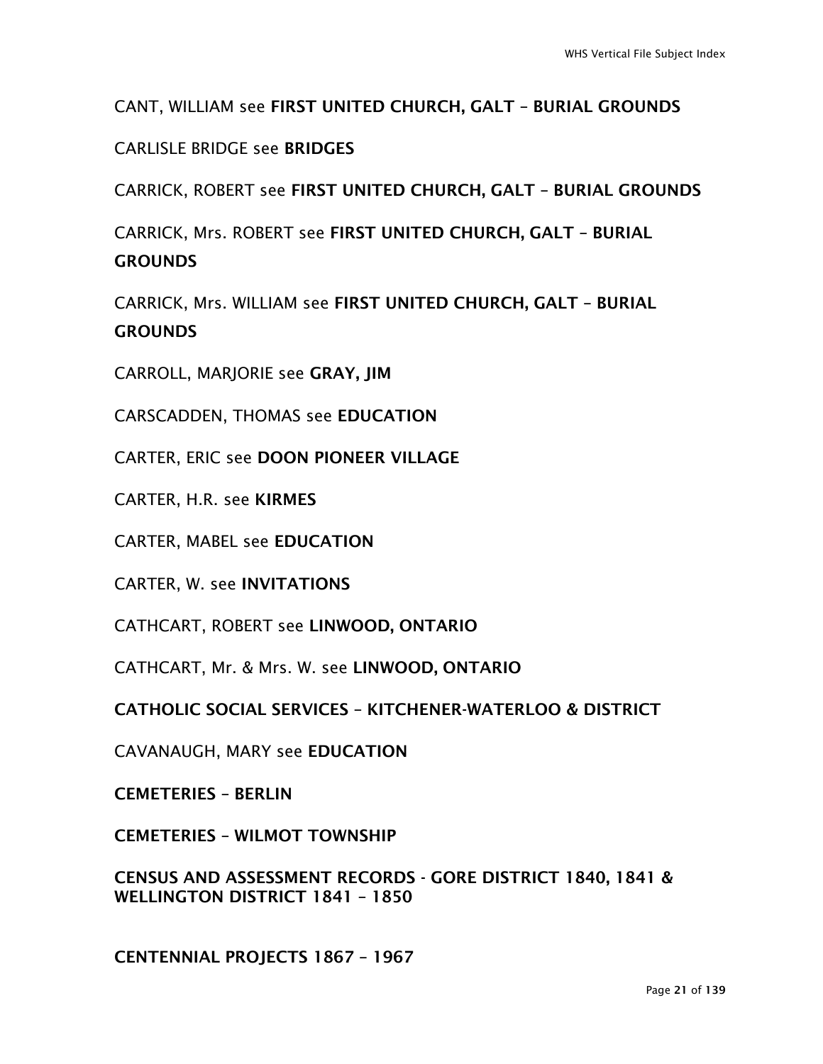CANT, WILLIAM see **FIRST UNITED CHURCH, GALT – BURIAL GROUNDS**

CARLISLE BRIDGE see **BRIDGES**

CARRICK, ROBERT see **FIRST UNITED CHURCH, GALT – BURIAL GROUNDS**

CARRICK, Mrs. ROBERT see **FIRST UNITED CHURCH, GALT – BURIAL GROUNDS**

CARRICK, Mrs. WILLIAM see **FIRST UNITED CHURCH, GALT – BURIAL GROUNDS**

CARROLL, MARJORIE see **GRAY, JIM**

CARSCADDEN, THOMAS see **EDUCATION**

CARTER, ERIC see **DOON PIONEER VILLAGE**

CARTER, H.R. see **KIRMES**

CARTER, MABEL see **EDUCATION**

CARTER, W. see **INVITATIONS**

CATHCART, ROBERT see **LINWOOD, ONTARIO**

CATHCART, Mr. & Mrs. W. see **LINWOOD, ONTARIO**

**CATHOLIC SOCIAL SERVICES – KITCHENER-WATERLOO & DISTRICT**

CAVANAUGH, MARY see **EDUCATION**

**CEMETERIES – BERLIN**

**CEMETERIES – WILMOT TOWNSHIP**

**CENSUS AND ASSESSMENT RECORDS - GORE DISTRICT 1840, 1841 & WELLINGTON DISTRICT 1841 – 1850**

**CENTENNIAL PROJECTS 1867 – 1967**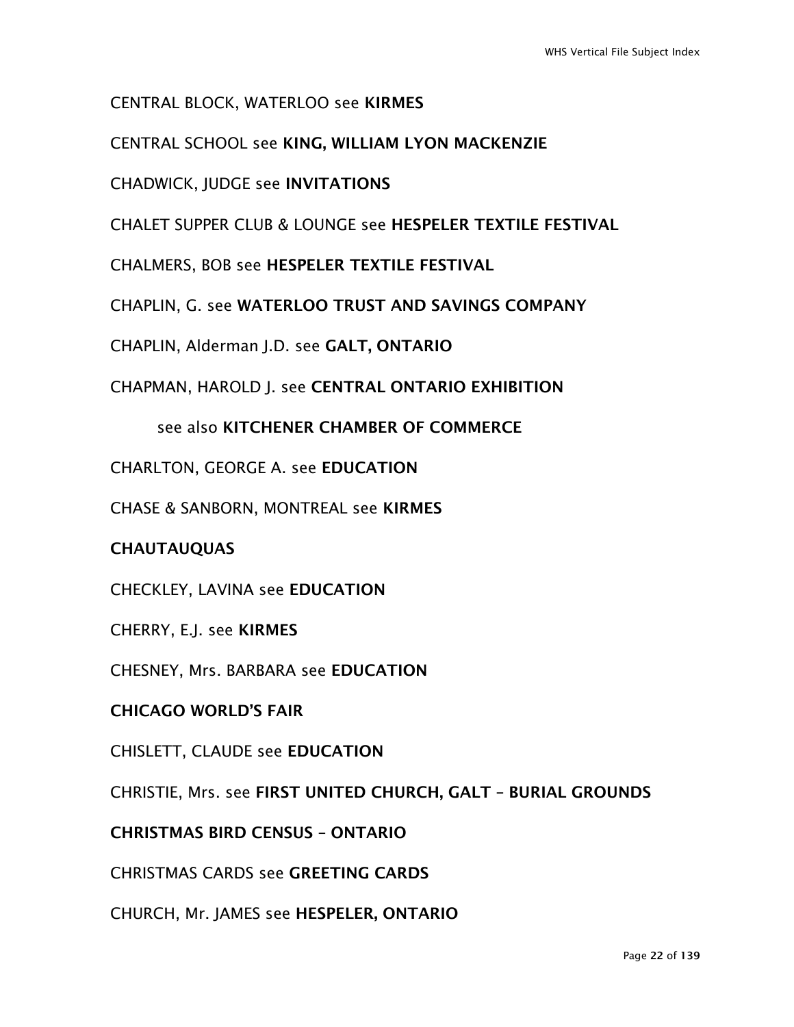CENTRAL BLOCK, WATERLOO see **KIRMES**

CENTRAL SCHOOL see **KING, WILLIAM LYON MACKENZIE**

CHADWICK, JUDGE see **INVITATIONS**

CHALET SUPPER CLUB & LOUNGE see **HESPELER TEXTILE FESTIVAL**

CHALMERS, BOB see **HESPELER TEXTILE FESTIVAL**

CHAPLIN, G. see **WATERLOO TRUST AND SAVINGS COMPANY**

CHAPLIN, Alderman J.D. see **GALT, ONTARIO**

CHAPMAN, HAROLD J. see **CENTRAL ONTARIO EXHIBITION**

see also **KITCHENER CHAMBER OF COMMERCE**

CHARLTON, GEORGE A. see **EDUCATION**

CHASE & SANBORN, MONTREAL see **KIRMES**

**CHAUTAUQUAS**

CHECKLEY, LAVINA see **EDUCATION**

CHERRY, E.J. see **KIRMES**

CHESNEY, Mrs. BARBARA see **EDUCATION**

**CHICAGO WORLD'S FAIR**

CHISLETT, CLAUDE see **EDUCATION**

CHRISTIE, Mrs. see **FIRST UNITED CHURCH, GALT – BURIAL GROUNDS**

**CHRISTMAS BIRD CENSUS – ONTARIO**

CHRISTMAS CARDS see **GREETING CARDS**

CHURCH, Mr. JAMES see **HESPELER, ONTARIO**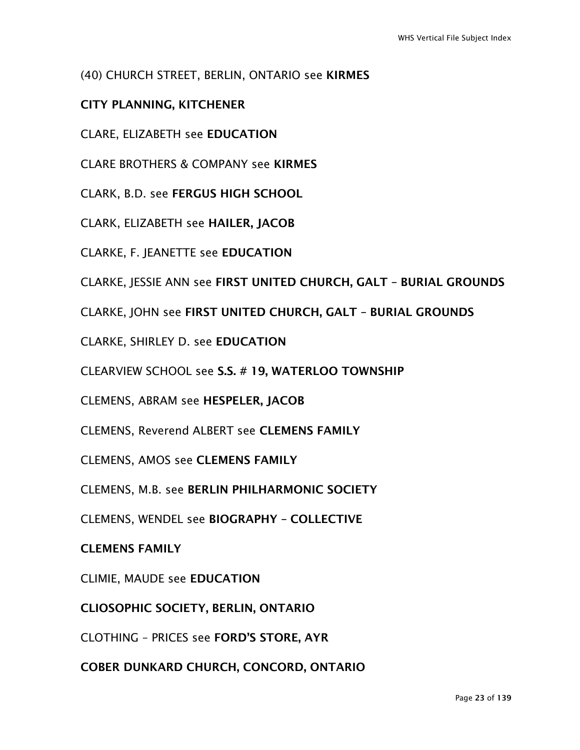(40) CHURCH STREET, BERLIN, ONTARIO see **KIRMES**

**CITY PLANNING, KITCHENER**

CLARE, ELIZABETH see **EDUCATION**

CLARE BROTHERS & COMPANY see **KIRMES**

CLARK, B.D. see **FERGUS HIGH SCHOOL**

CLARK, ELIZABETH see **HAILER, JACOB**

CLARKE, F. JEANETTE see **EDUCATION**

CLARKE, JESSIE ANN see **FIRST UNITED CHURCH, GALT – BURIAL GROUNDS**

CLARKE, JOHN see **FIRST UNITED CHURCH, GALT – BURIAL GROUNDS**

CLARKE, SHIRLEY D. see **EDUCATION**

CLEARVIEW SCHOOL see **S.S. # 19, WATERLOO TOWNSHIP**

CLEMENS, ABRAM see **HESPELER, JACOB**

CLEMENS, Reverend ALBERT see **CLEMENS FAMILY**

CLEMENS, AMOS see **CLEMENS FAMILY**

CLEMENS, M.B. see **BERLIN PHILHARMONIC SOCIETY**

CLEMENS, WENDEL see **BIOGRAPHY – COLLECTIVE**

**CLEMENS FAMILY**

CLIMIE, MAUDE see **EDUCATION**

**CLIOSOPHIC SOCIETY, BERLIN, ONTARIO**

CLOTHING – PRICES see **FORD'S STORE, AYR**

**COBER DUNKARD CHURCH, CONCORD, ONTARIO**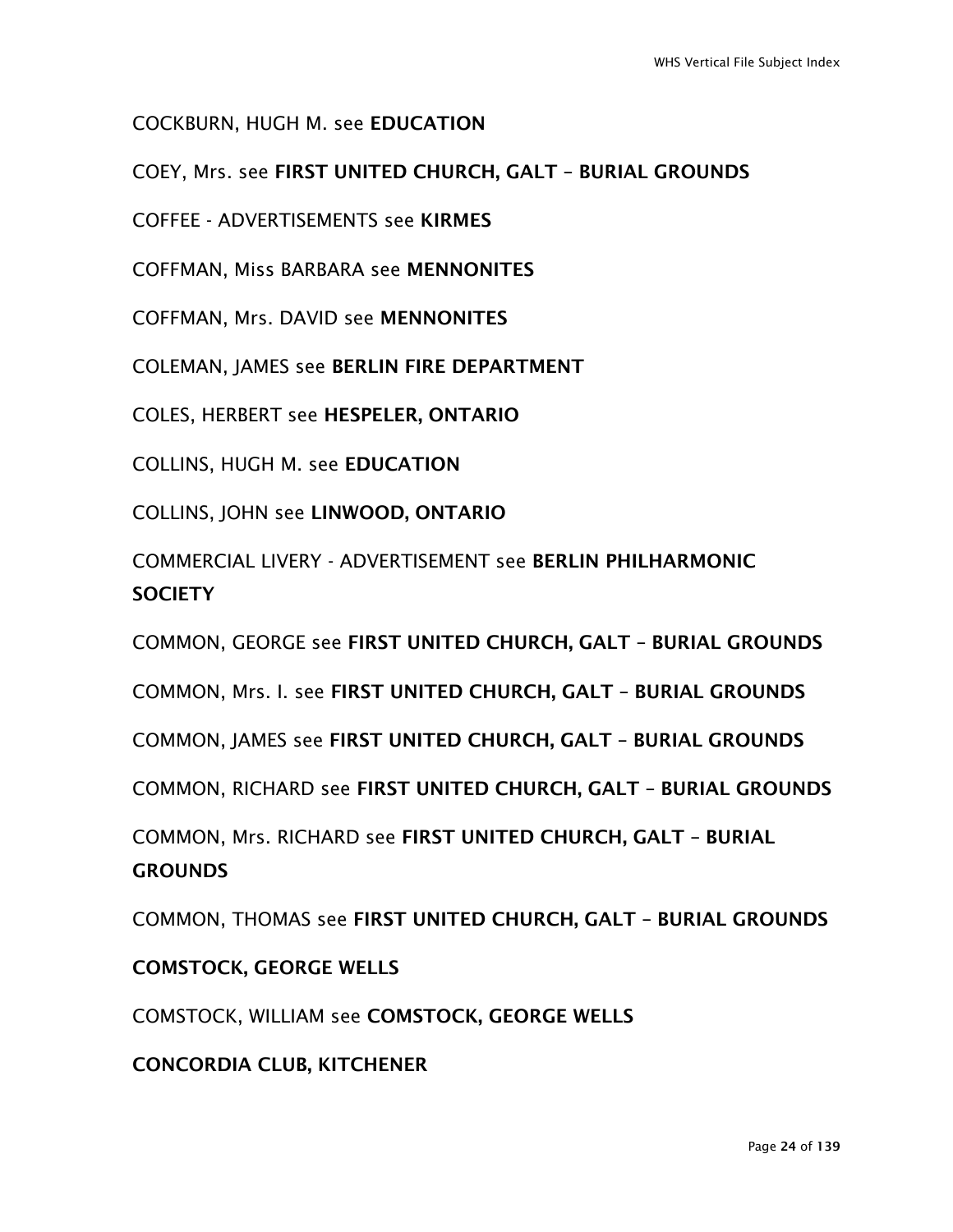COCKBURN, HUGH M. see **EDUCATION**

COEY, Mrs. see **FIRST UNITED CHURCH, GALT – BURIAL GROUNDS**

COFFEE - ADVERTISEMENTS see **KIRMES**

COFFMAN, Miss BARBARA see **MENNONITES**

COFFMAN, Mrs. DAVID see **MENNONITES**

COLEMAN, JAMES see **BERLIN FIRE DEPARTMENT**

COLES, HERBERT see **HESPELER, ONTARIO**

COLLINS, HUGH M. see **EDUCATION**

COLLINS, JOHN see **LINWOOD, ONTARIO**

COMMERCIAL LIVERY - ADVERTISEMENT see **BERLIN PHILHARMONIC SOCIETY**

COMMON, GEORGE see **FIRST UNITED CHURCH, GALT – BURIAL GROUNDS**

COMMON, Mrs. I. see **FIRST UNITED CHURCH, GALT – BURIAL GROUNDS**

COMMON, JAMES see **FIRST UNITED CHURCH, GALT – BURIAL GROUNDS**

COMMON, RICHARD see **FIRST UNITED CHURCH, GALT – BURIAL GROUNDS**

COMMON, Mrs. RICHARD see **FIRST UNITED CHURCH, GALT – BURIAL GROUNDS**

COMMON, THOMAS see **FIRST UNITED CHURCH, GALT – BURIAL GROUNDS**

**COMSTOCK, GEORGE WELLS**

COMSTOCK, WILLIAM see **COMSTOCK, GEORGE WELLS**

**CONCORDIA CLUB, KITCHENER**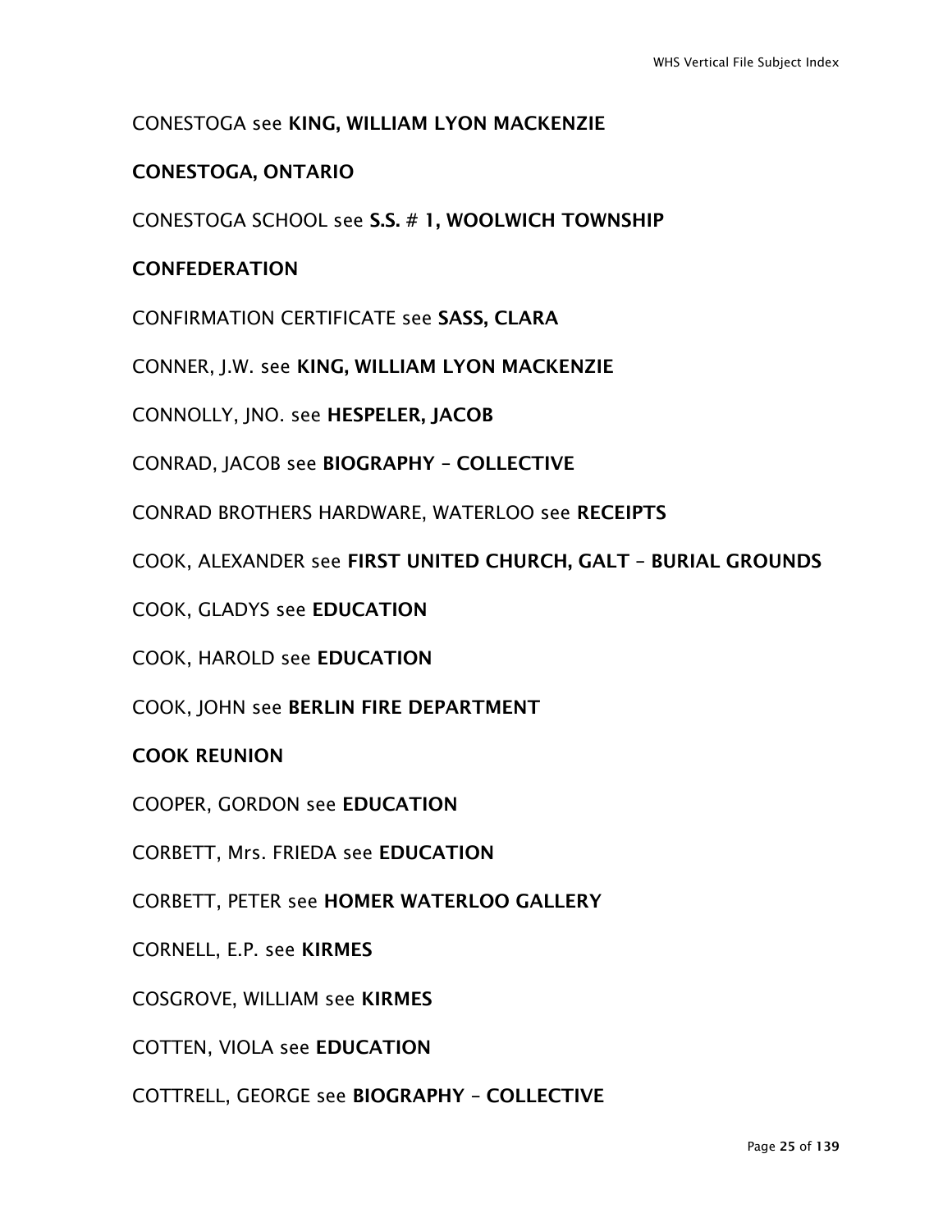CONESTOGA see **KING, WILLIAM LYON MACKENZIE**

**CONESTOGA, ONTARIO**

CONESTOGA SCHOOL see **S.S. # 1, WOOLWICH TOWNSHIP**

**CONFEDERATION**

CONFIRMATION CERTIFICATE see **SASS, CLARA**

CONNER, J.W. see **KING, WILLIAM LYON MACKENZIE**

CONNOLLY, JNO. see **HESPELER, JACOB**

CONRAD, JACOB see **BIOGRAPHY – COLLECTIVE**

CONRAD BROTHERS HARDWARE, WATERLOO see **RECEIPTS**

COOK, ALEXANDER see **FIRST UNITED CHURCH, GALT – BURIAL GROUNDS**

COOK, GLADYS see **EDUCATION**

COOK, HAROLD see **EDUCATION**

COOK, JOHN see **BERLIN FIRE DEPARTMENT**

**COOK REUNION**

COOPER, GORDON see **EDUCATION**

CORBETT, Mrs. FRIEDA see **EDUCATION**

CORBETT, PETER see **HOMER WATERLOO GALLERY**

CORNELL, E.P. see **KIRMES**

COSGROVE, WILLIAM see **KIRMES**

COTTEN, VIOLA see **EDUCATION**

COTTRELL, GEORGE see **BIOGRAPHY – COLLECTIVE**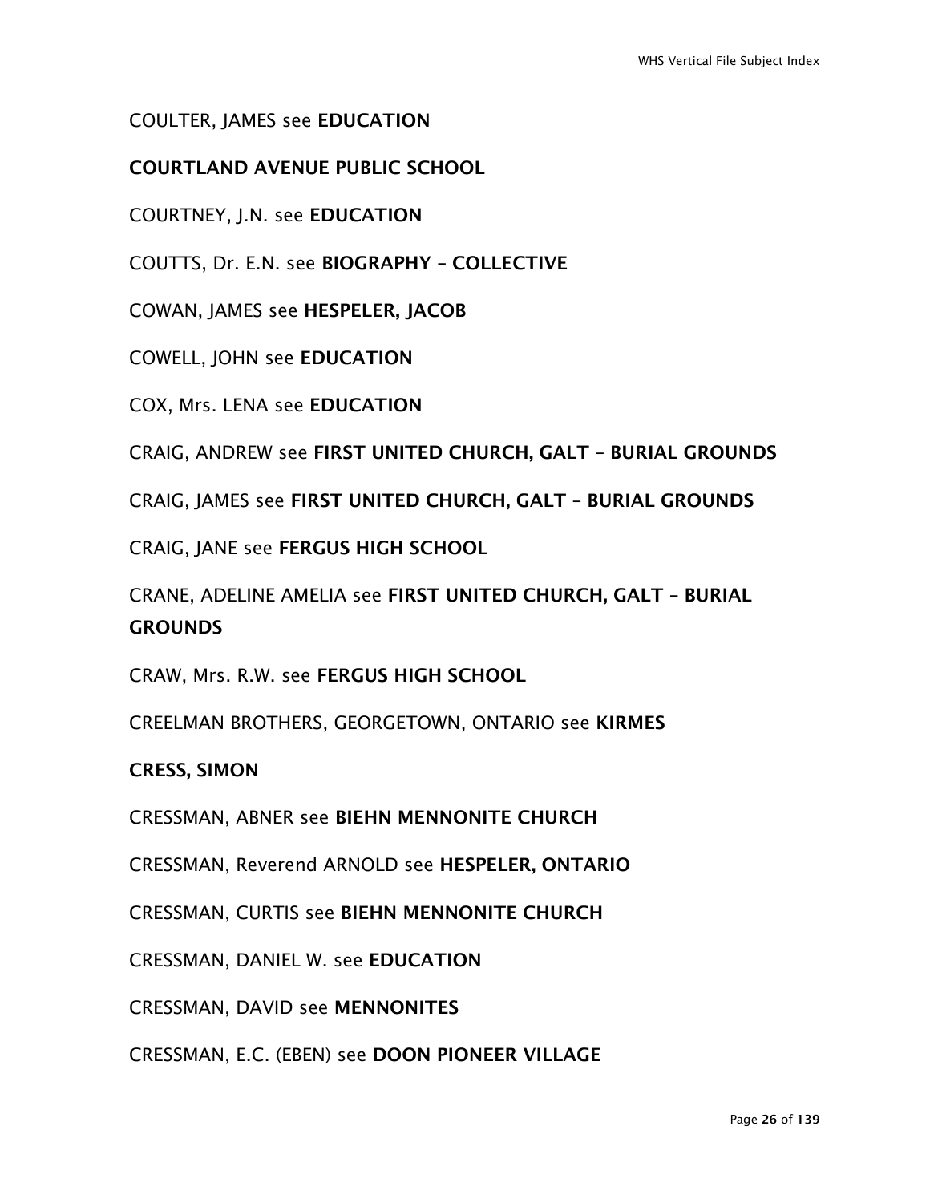COULTER, JAMES see **EDUCATION**

**COURTLAND AVENUE PUBLIC SCHOOL**

COURTNEY, J.N. see **EDUCATION**

COUTTS, Dr. E.N. see **BIOGRAPHY – COLLECTIVE**

COWAN, JAMES see **HESPELER, JACOB**

COWELL, JOHN see **EDUCATION**

COX, Mrs. LENA see **EDUCATION**

CRAIG, ANDREW see **FIRST UNITED CHURCH, GALT – BURIAL GROUNDS**

CRAIG, JAMES see **FIRST UNITED CHURCH, GALT – BURIAL GROUNDS**

CRAIG, JANE see **FERGUS HIGH SCHOOL**

CRANE, ADELINE AMELIA see **FIRST UNITED CHURCH, GALT – BURIAL GROUNDS**

CRAW, Mrs. R.W. see **FERGUS HIGH SCHOOL**

CREELMAN BROTHERS, GEORGETOWN, ONTARIO see **KIRMES**

**CRESS, SIMON**

CRESSMAN, ABNER see **BIEHN MENNONITE CHURCH**

CRESSMAN, Reverend ARNOLD see **HESPELER, ONTARIO**

CRESSMAN, CURTIS see **BIEHN MENNONITE CHURCH**

CRESSMAN, DANIEL W. see **EDUCATION**

CRESSMAN, DAVID see **MENNONITES**

CRESSMAN, E.C. (EBEN) see **DOON PIONEER VILLAGE**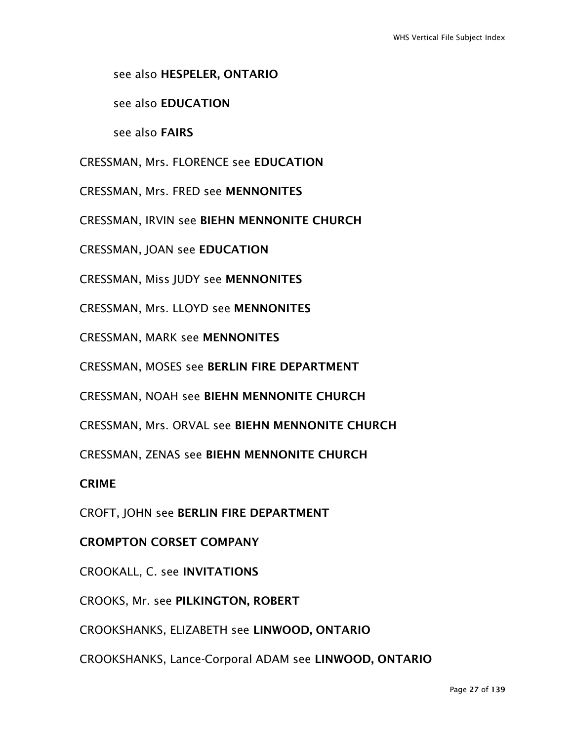see also **HESPELER, ONTARIO**

see also **EDUCATION**

see also **FAIRS**

CRESSMAN, Mrs. FLORENCE see **EDUCATION**

CRESSMAN, Mrs. FRED see **MENNONITES**

CRESSMAN, IRVIN see **BIEHN MENNONITE CHURCH**

CRESSMAN, JOAN see **EDUCATION**

CRESSMAN, Miss JUDY see **MENNONITES**

CRESSMAN, Mrs. LLOYD see **MENNONITES**

CRESSMAN, MARK see **MENNONITES**

CRESSMAN, MOSES see **BERLIN FIRE DEPARTMENT**

CRESSMAN, NOAH see **BIEHN MENNONITE CHURCH**

CRESSMAN, Mrs. ORVAL see **BIEHN MENNONITE CHURCH**

CRESSMAN, ZENAS see **BIEHN MENNONITE CHURCH**

**CRIME**

CROFT, JOHN see **BERLIN FIRE DEPARTMENT**

**CROMPTON CORSET COMPANY**

CROOKALL, C. see **INVITATIONS**

CROOKS, Mr. see **PILKINGTON, ROBERT**

CROOKSHANKS, ELIZABETH see **LINWOOD, ONTARIO**

CROOKSHANKS, Lance-Corporal ADAM see **LINWOOD, ONTARIO**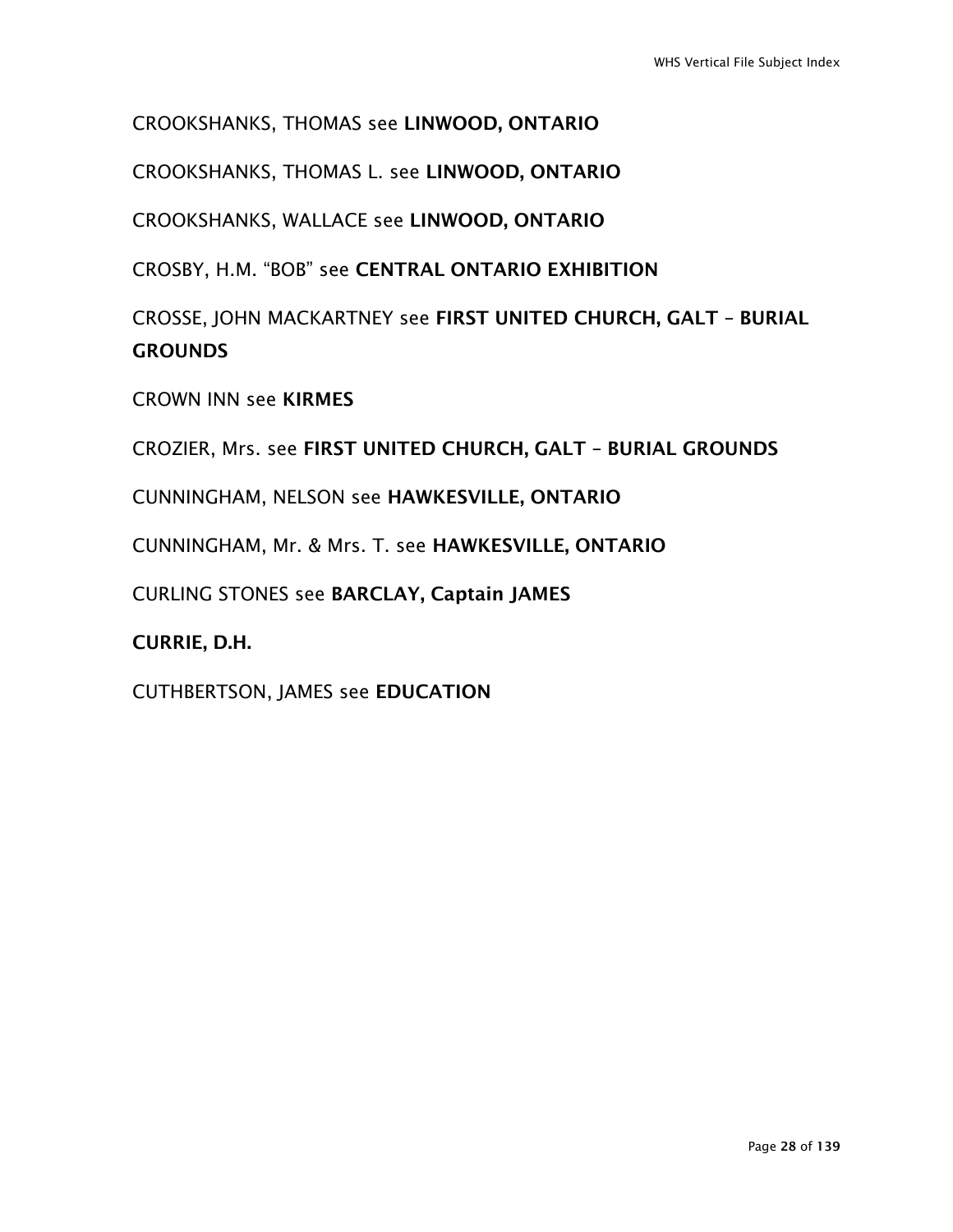CROOKSHANKS, THOMAS see **LINWOOD, ONTARIO**

CROOKSHANKS, THOMAS L. see **LINWOOD, ONTARIO**

CROOKSHANKS, WALLACE see **LINWOOD, ONTARIO**

CROSBY, H.M. "BOB" see **CENTRAL ONTARIO EXHIBITION**

CROSSE, JOHN MACKARTNEY see **FIRST UNITED CHURCH, GALT – BURIAL GROUNDS**

CROWN INN see **KIRMES**

CROZIER, Mrs. see **FIRST UNITED CHURCH, GALT – BURIAL GROUNDS**

CUNNINGHAM, NELSON see **HAWKESVILLE, ONTARIO**

CUNNINGHAM, Mr. & Mrs. T. see **HAWKESVILLE, ONTARIO**

CURLING STONES see **BARCLAY, Captain JAMES**

**CURRIE, D.H.**

CUTHBERTSON, JAMES see **EDUCATION**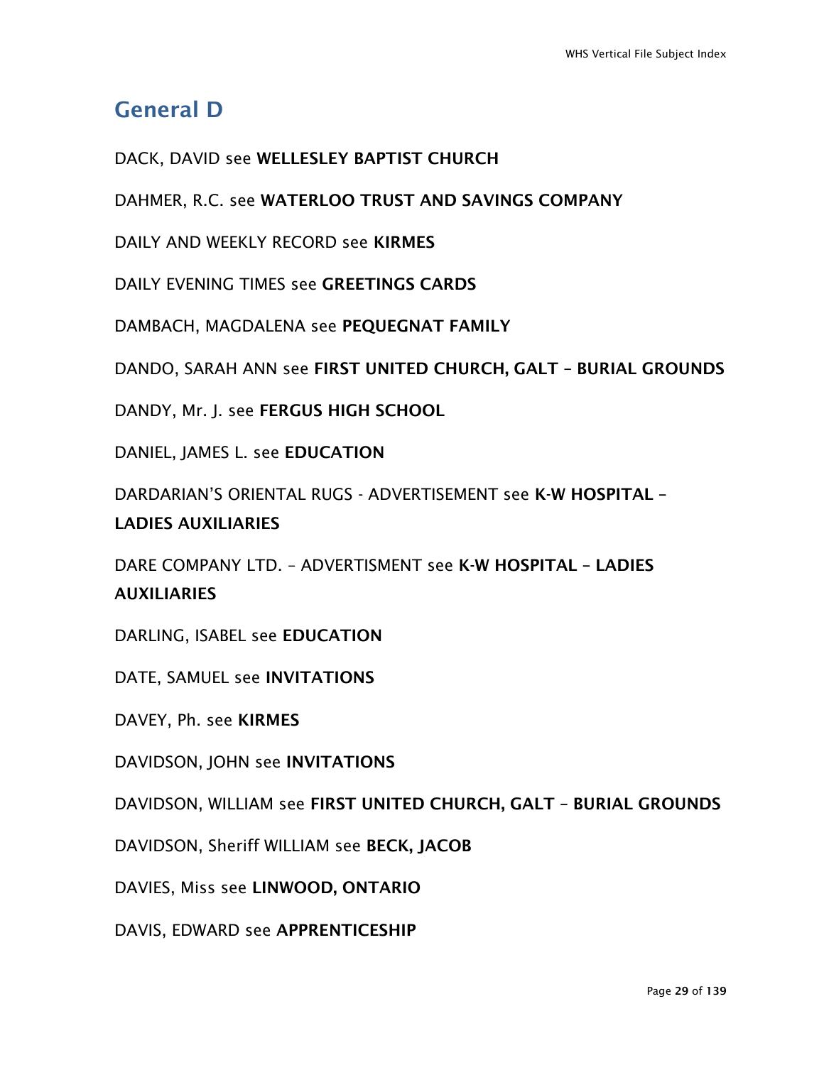## General D

DACK, DAVID see **WELLESLEY BAPTIST CHURCH**

DAHMER, R.C. see **WATERLOO TRUST AND SAVINGS COMPANY**

DAILY AND WEEKLY RECORD see **KIRMES**

DAILY EVENING TIMES see **GREETINGS CARDS**

DAMBACH, MAGDALENA see **PEQUEGNAT FAMILY**

DANDO, SARAH ANN see **FIRST UNITED CHURCH, GALT – BURIAL GROUNDS**

DANDY, Mr. J. see **FERGUS HIGH SCHOOL**

DANIEL, JAMES L. see **EDUCATION**

DARDARIAN'S ORIENTAL RUGS - ADVERTISEMENT see **K-W HOSPITAL – LADIES AUXILIARIES**

DARE COMPANY LTD. – ADVERTISMENT see **K-W HOSPITAL – LADIES AUXILIARIES**

DARLING, ISABEL see **EDUCATION**

DATE, SAMUEL see **INVITATIONS**

DAVEY, Ph. see **KIRMES**

DAVIDSON, JOHN see **INVITATIONS**

DAVIDSON, WILLIAM see **FIRST UNITED CHURCH, GALT – BURIAL GROUNDS**

DAVIDSON, Sheriff WILLIAM see **BECK, JACOB**

DAVIES, Miss see **LINWOOD, ONTARIO**

DAVIS, EDWARD see **APPRENTICESHIP**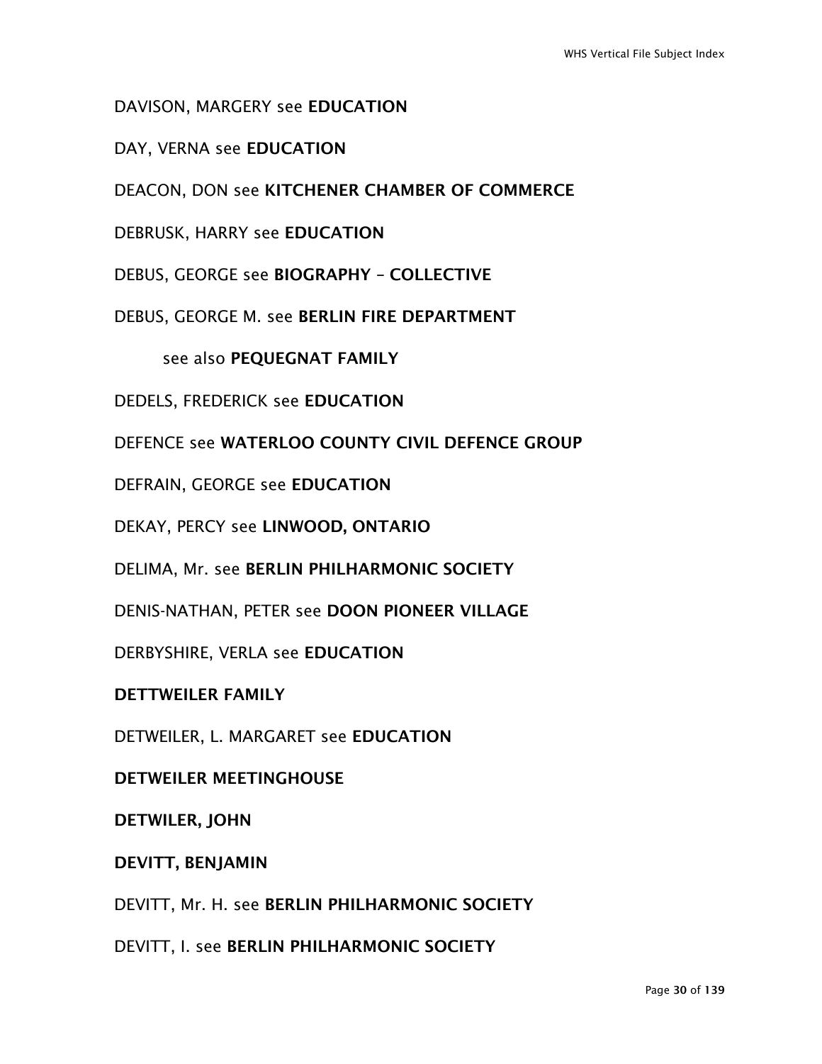DAVISON, MARGERY see **EDUCATION**

DAY, VERNA see **EDUCATION**

DEACON, DON see **KITCHENER CHAMBER OF COMMERCE**

DEBRUSK, HARRY see **EDUCATION**

DEBUS, GEORGE see **BIOGRAPHY – COLLECTIVE**

DEBUS, GEORGE M. see **BERLIN FIRE DEPARTMENT**

see also **PEQUEGNAT FAMILY**

DEDELS, FREDERICK see **EDUCATION**

DEFENCE see **WATERLOO COUNTY CIVIL DEFENCE GROUP**

DEFRAIN, GEORGE see **EDUCATION**

DEKAY, PERCY see **LINWOOD, ONTARIO**

DELIMA, Mr. see **BERLIN PHILHARMONIC SOCIETY**

DENIS-NATHAN, PETER see **DOON PIONEER VILLAGE**

DERBYSHIRE, VERLA see **EDUCATION**

**DETTWEILER FAMILY**

DETWEILER, L. MARGARET see **EDUCATION**

**DETWEILER MEETINGHOUSE**

**DETWILER, JOHN**

**DEVITT, BENJAMIN**

DEVITT, Mr. H. see **BERLIN PHILHARMONIC SOCIETY**

DEVITT, I. see **BERLIN PHILHARMONIC SOCIETY**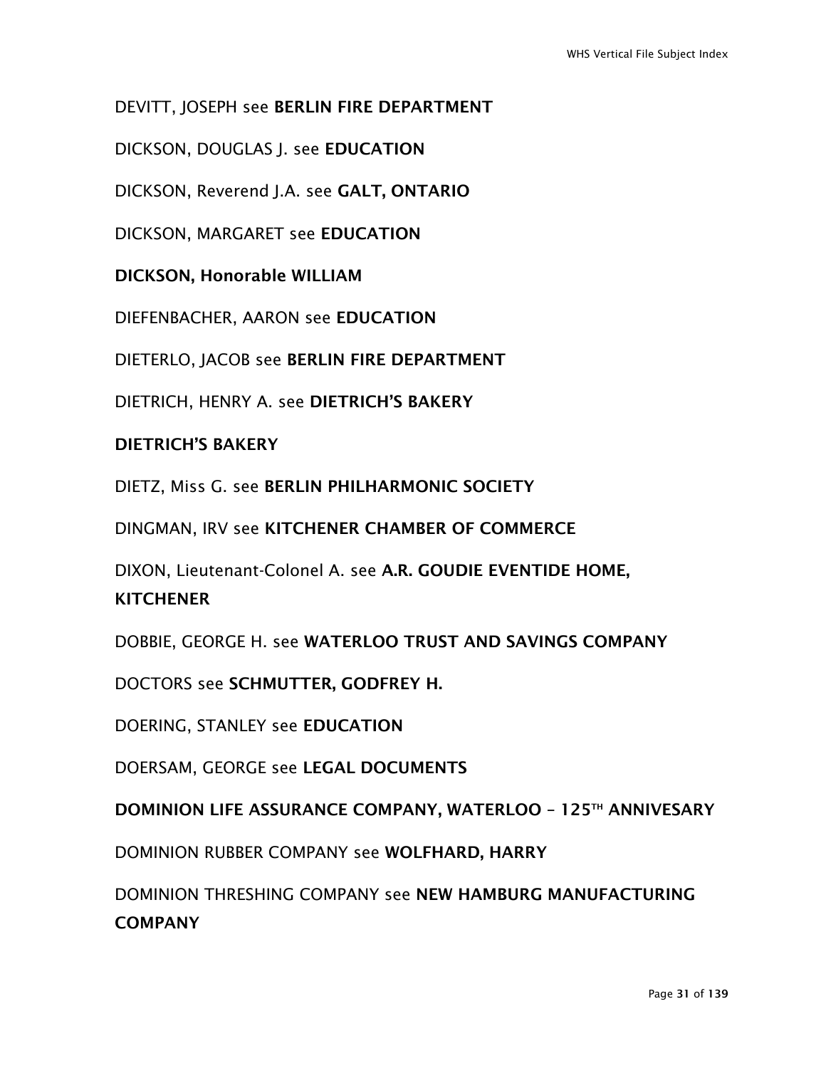DEVITT, JOSEPH see **BERLIN FIRE DEPARTMENT**

DICKSON, DOUGLAS J. see **EDUCATION**

DICKSON, Reverend J.A. see **GALT, ONTARIO**

DICKSON, MARGARET see **EDUCATION**

**DICKSON, Honorable WILLIAM**

DIEFENBACHER, AARON see **EDUCATION**

DIETERLO, JACOB see **BERLIN FIRE DEPARTMENT**

DIETRICH, HENRY A. see **DIETRICH'S BAKERY**

**DIETRICH'S BAKERY**

DIETZ, Miss G. see **BERLIN PHILHARMONIC SOCIETY**

DINGMAN, IRV see **KITCHENER CHAMBER OF COMMERCE**

DIXON, Lieutenant-Colonel A. see **A.R. GOUDIE EVENTIDE HOME, KITCHENER**

DOBBIE, GEORGE H. see **WATERLOO TRUST AND SAVINGS COMPANY**

DOCTORS see **SCHMUTTER, GODFREY H.**

DOERING, STANLEY see **EDUCATION**

DOERSAM, GEORGE see **LEGAL DOCUMENTS**

**DOMINION LIFE ASSURANCE COMPANY, WATERLOO – 125TH ANNIVESARY**

DOMINION RUBBER COMPANY see **WOLFHARD, HARRY**

DOMINION THRESHING COMPANY see **NEW HAMBURG MANUFACTURING COMPANY**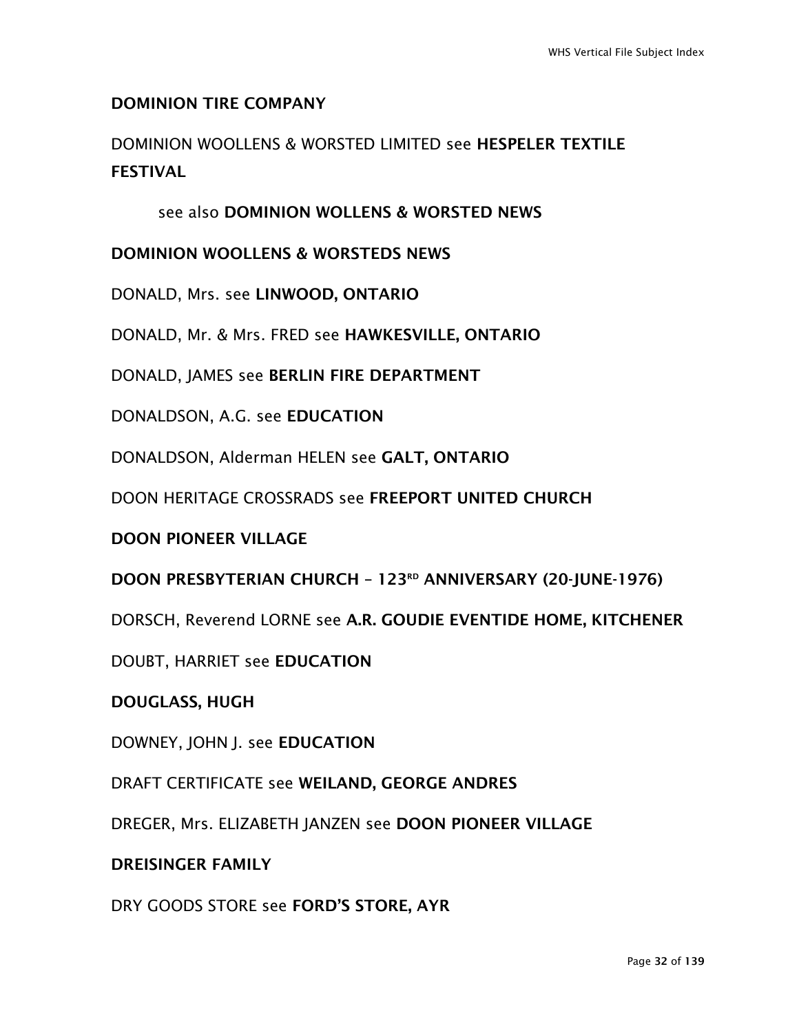**DOMINION TIRE COMPANY**

DOMINION WOOLLENS & WORSTED LIMITED see **HESPELER TEXTILE FESTIVAL**

  see also **DOMINION WOLLENS & WORSTED NEWS**

**DOMINION WOOLLENS & WORSTEDS NEWS**

DONALD, Mrs. see **LINWOOD, ONTARIO**

DONALD, Mr. & Mrs. FRED see **HAWKESVILLE, ONTARIO**

DONALD, JAMES see **BERLIN FIRE DEPARTMENT**

DONALDSON, A.G. see **EDUCATION**

DONALDSON, Alderman HELEN see **GALT, ONTARIO**

DOON HERITAGE CROSSRADS see **FREEPORT UNITED CHURCH**

**DOON PIONEER VILLAGE**

**DOON PRESBYTERIAN CHURCH – 123RD ANNIVERSARY (20-JUNE-1976)**

DORSCH, Reverend LORNE see **A.R. GOUDIE EVENTIDE HOME, KITCHENER**

DOUBT, HARRIET see **EDUCATION**

**DOUGLASS, HUGH**

DOWNEY, JOHN J. see **EDUCATION**

DRAFT CERTIFICATE see **WEILAND, GEORGE ANDRES**

DREGER, Mrs. ELIZABETH JANZEN see **DOON PIONEER VILLAGE**

**DREISINGER FAMILY**

DRY GOODS STORE see **FORD'S STORE, AYR**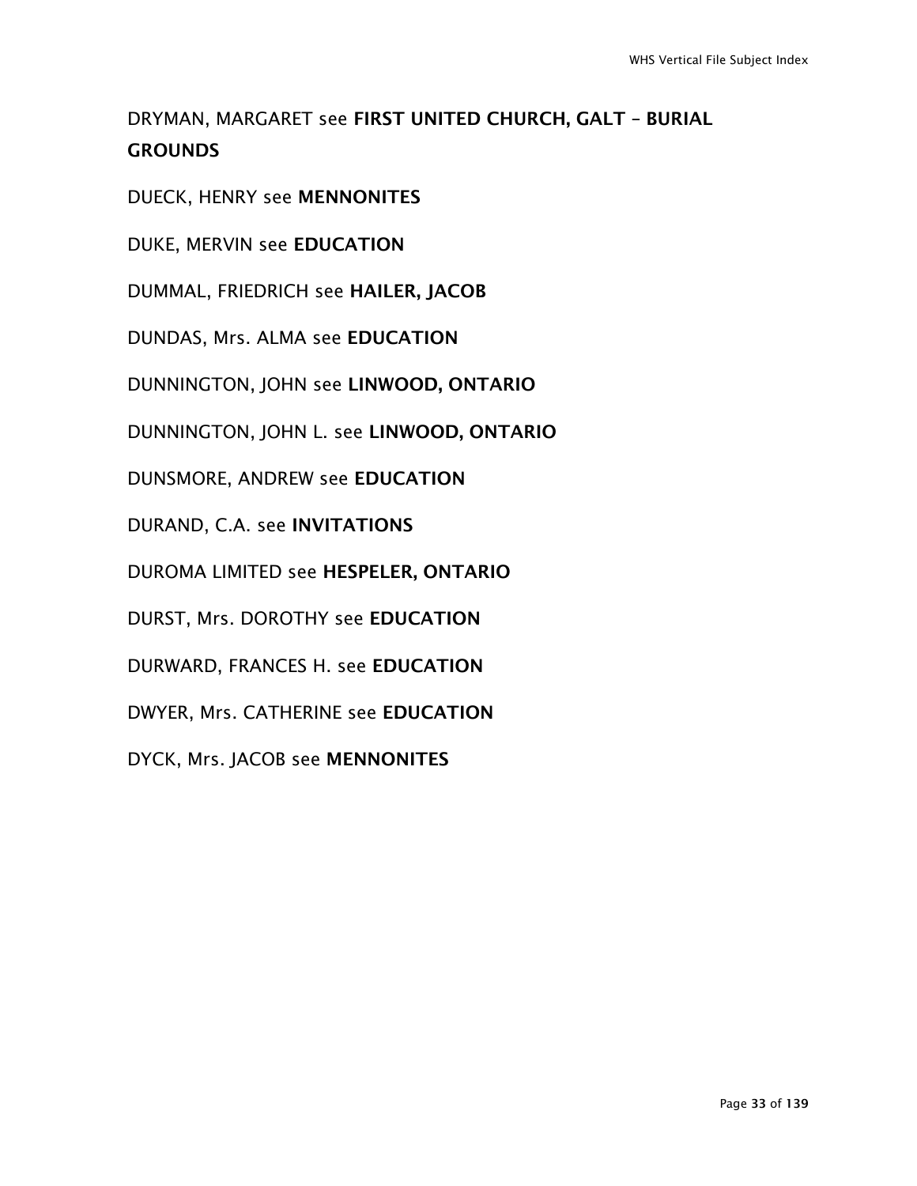DRYMAN, MARGARET see **FIRST UNITED CHURCH, GALT – BURIAL GROUNDS**

DUECK, HENRY see **MENNONITES**

DUKE, MERVIN see **EDUCATION**

DUMMAL, FRIEDRICH see **HAILER, JACOB**

DUNDAS, Mrs. ALMA see **EDUCATION**

DUNNINGTON, JOHN see **LINWOOD, ONTARIO**

DUNNINGTON, JOHN L. see **LINWOOD, ONTARIO**

DUNSMORE, ANDREW see **EDUCATION**

DURAND, C.A. see **INVITATIONS**

DUROMA LIMITED see **HESPELER, ONTARIO**

DURST, Mrs. DOROTHY see **EDUCATION**

DURWARD, FRANCES H. see **EDUCATION**

DWYER, Mrs. CATHERINE see **EDUCATION**

DYCK, Mrs. JACOB see **MENNONITES**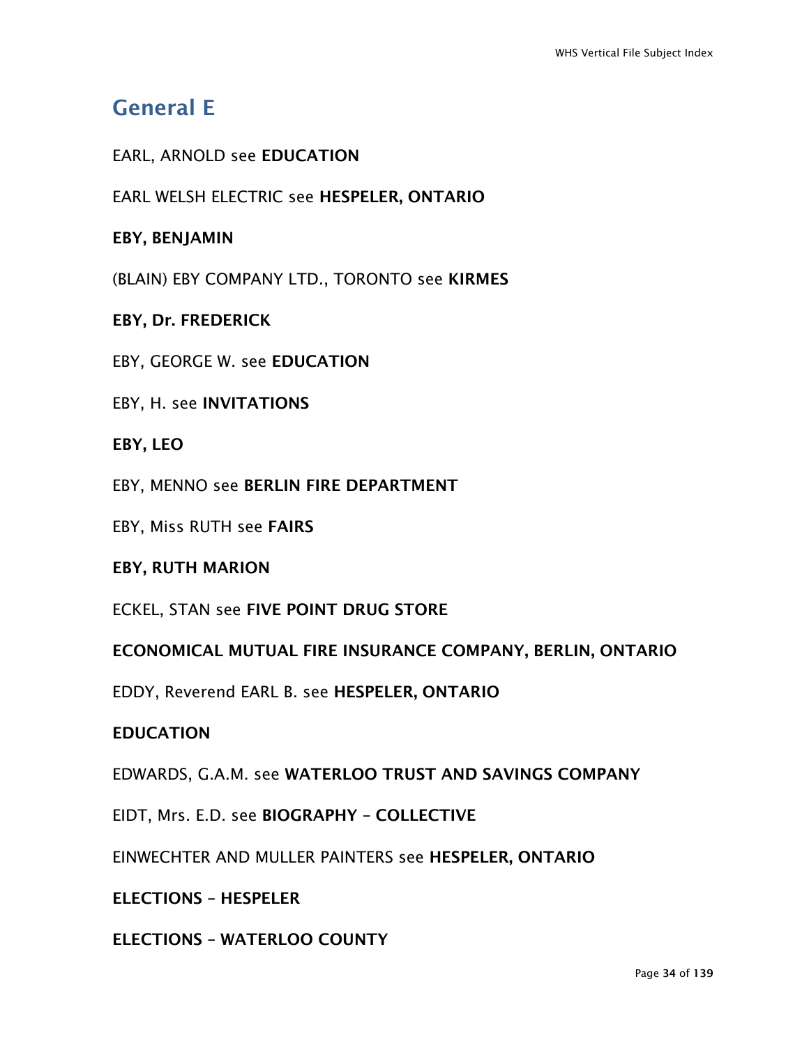## General E

EARL, ARNOLD see **EDUCATION**

EARL WELSH ELECTRIC see **HESPELER, ONTARIO**

**EBY, BENJAMIN**

(BLAIN) EBY COMPANY LTD., TORONTO see **KIRMES**

**EBY, Dr. FREDERICK**

EBY, GEORGE W. see **EDUCATION**

EBY, H. see **INVITATIONS**

**EBY, LEO**

EBY, MENNO see **BERLIN FIRE DEPARTMENT**

EBY, Miss RUTH see **FAIRS**

**EBY, RUTH MARION**

ECKEL, STAN see **FIVE POINT DRUG STORE**

**ECONOMICAL MUTUAL FIRE INSURANCE COMPANY, BERLIN, ONTARIO**

EDDY, Reverend EARL B. see **HESPELER, ONTARIO**

**EDUCATION**

EDWARDS, G.A.M. see **WATERLOO TRUST AND SAVINGS COMPANY**

EIDT, Mrs. E.D. see **BIOGRAPHY – COLLECTIVE**

EINWECHTER AND MULLER PAINTERS see **HESPELER, ONTARIO**

**ELECTIONS – HESPELER**

**ELECTIONS – WATERLOO COUNTY**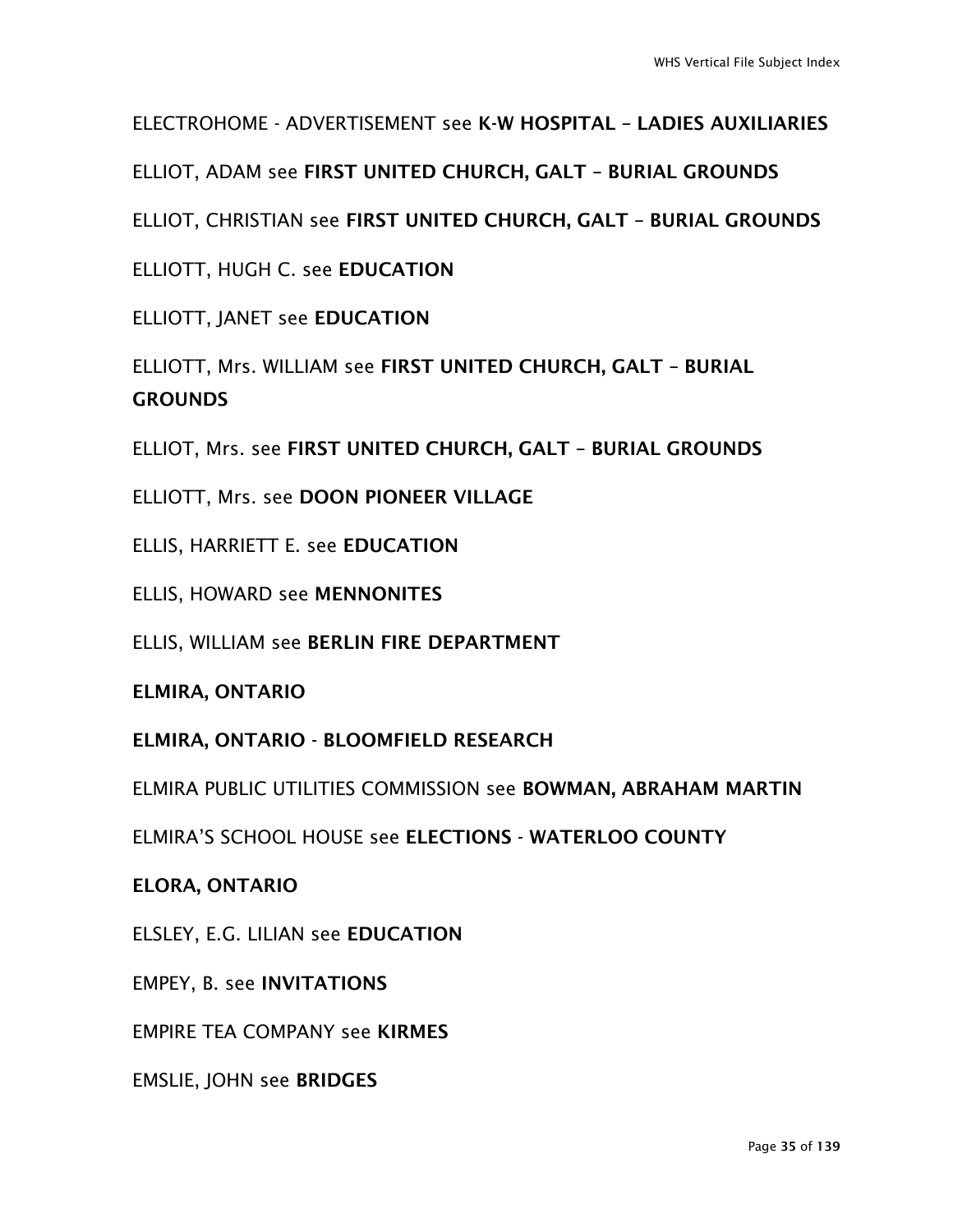ELECTROHOME - ADVERTISEMENT see **K-W HOSPITAL – LADIES AUXILIARIES**

ELLIOT, ADAM see **FIRST UNITED CHURCH, GALT – BURIAL GROUNDS**

ELLIOT, CHRISTIAN see **FIRST UNITED CHURCH, GALT – BURIAL GROUNDS**

ELLIOTT, HUGH C. see **EDUCATION**

ELLIOTT, JANET see **EDUCATION**

ELLIOTT, Mrs. WILLIAM see **FIRST UNITED CHURCH, GALT – BURIAL GROUNDS**

ELLIOT, Mrs. see **FIRST UNITED CHURCH, GALT – BURIAL GROUNDS**

ELLIOTT, Mrs. see **DOON PIONEER VILLAGE**

ELLIS, HARRIETT E. see **EDUCATION**

ELLIS, HOWARD see **MENNONITES**

ELLIS, WILLIAM see **BERLIN FIRE DEPARTMENT**

**ELMIRA, ONTARIO**

**ELMIRA, ONTARIO - BLOOMFIELD RESEARCH**

ELMIRA PUBLIC UTILITIES COMMISSION see **BOWMAN, ABRAHAM MARTIN**

ELMIRA'S SCHOOL HOUSE see **ELECTIONS - WATERLOO COUNTY**

**ELORA, ONTARIO**

ELSLEY, E.G. LILIAN see **EDUCATION**

EMPEY, B. see **INVITATIONS**

EMPIRE TEA COMPANY see **KIRMES**

EMSLIE, JOHN see **BRIDGES**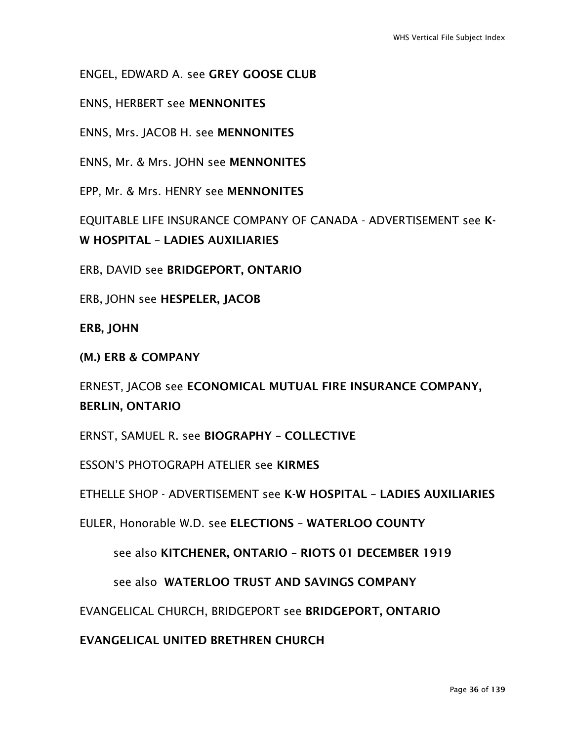ENGEL, EDWARD A. see **GREY GOOSE CLUB**

ENNS, HERBERT see **MENNONITES**

ENNS, Mrs. JACOB H. see **MENNONITES**

ENNS, Mr. & Mrs. JOHN see **MENNONITES**

EPP, Mr. & Mrs. HENRY see **MENNONITES**

EQUITABLE LIFE INSURANCE COMPANY OF CANADA - ADVERTISEMENT see **K-W HOSPITAL – LADIES AUXILIARIES**

ERB, DAVID see **BRIDGEPORT, ONTARIO**

ERB, JOHN see **HESPELER, JACOB**

**ERB, JOHN**

**(M.) ERB & COMPANY**

ERNEST, JACOB see **ECONOMICAL MUTUAL FIRE INSURANCE COMPANY, BERLIN, ONTARIO**

ERNST, SAMUEL R. see **BIOGRAPHY – COLLECTIVE**

ESSON'S PHOTOGRAPH ATELIER see **KIRMES**

ETHELLE SHOP - ADVERTISEMENT see **K-W HOSPITAL – LADIES AUXILIARIES**

EULER, Honorable W.D. see **ELECTIONS – WATERLOO COUNTY**

  see also **KITCHENER, ONTARIO – RIOTS 01 DECEMBER 1919**

  see also **WATERLOO TRUST AND SAVINGS COMPANY**

EVANGELICAL CHURCH, BRIDGEPORT see **BRIDGEPORT, ONTARIO**

**EVANGELICAL UNITED BRETHREN CHURCH**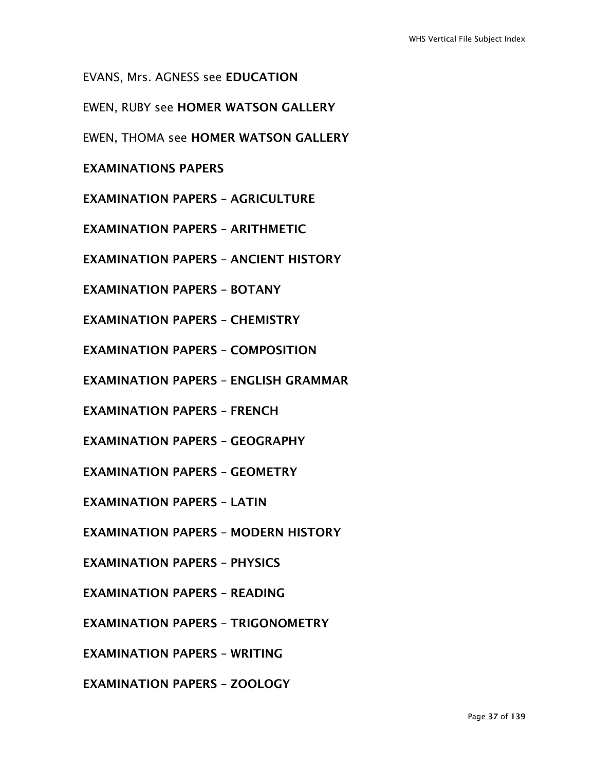EVANS, Mrs. AGNESS see **EDUCATION**

EWEN, RUBY see **HOMER WATSON GALLERY**

EWEN, THOMA see **HOMER WATSON GALLERY**

**EXAMINATIONS PAPERS**

**EXAMINATION PAPERS – AGRICULTURE**

**EXAMINATION PAPERS – ARITHMETIC**

**EXAMINATION PAPERS – ANCIENT HISTORY**

**EXAMINATION PAPERS – BOTANY**

**EXAMINATION PAPERS – CHEMISTRY**

**EXAMINATION PAPERS – COMPOSITION**

**EXAMINATION PAPERS – ENGLISH GRAMMAR**

**EXAMINATION PAPERS – FRENCH**

**EXAMINATION PAPERS – GEOGRAPHY**

**EXAMINATION PAPERS – GEOMETRY**

**EXAMINATION PAPERS – LATIN**

**EXAMINATION PAPERS – MODERN HISTORY**

**EXAMINATION PAPERS – PHYSICS**

**EXAMINATION PAPERS – READING**

**EXAMINATION PAPERS – TRIGONOMETRY**

**EXAMINATION PAPERS – WRITING**

**EXAMINATION PAPERS – ZOOLOGY**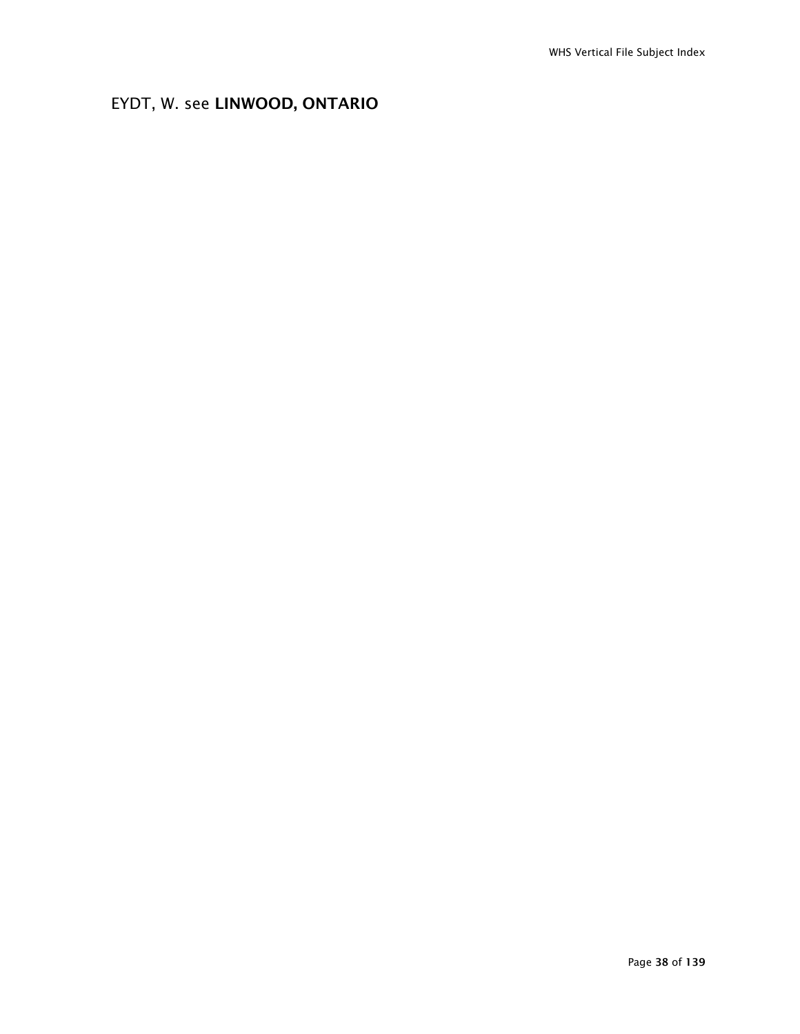EYDT, W. see **LINWOOD, ONTARIO**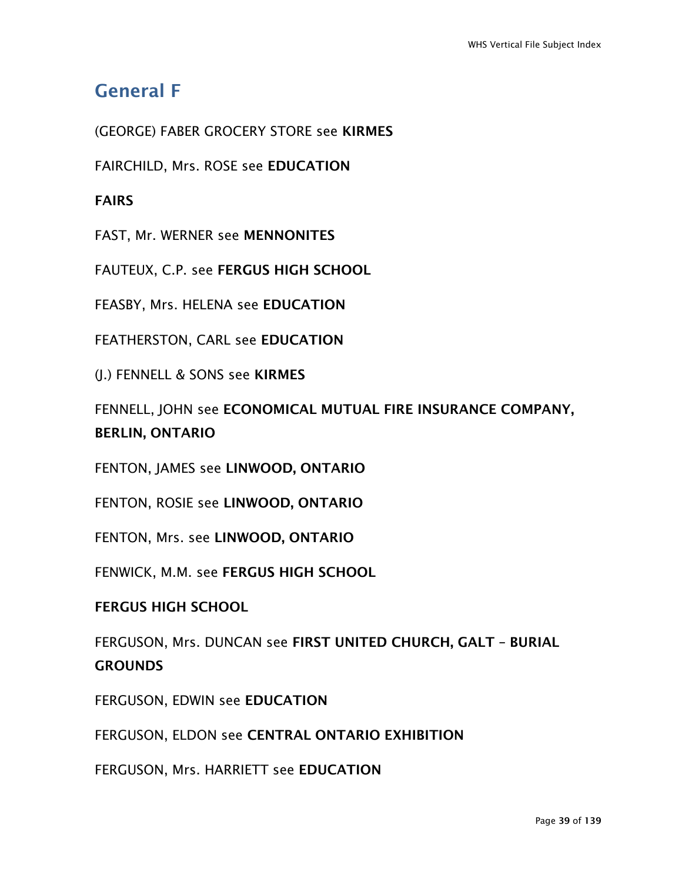## General F

(GEORGE) FABER GROCERY STORE see **KIRMES**

FAIRCHILD, Mrs. ROSE see **EDUCATION**

**FAIRS**

FAST, Mr. WERNER see **MENNONITES**

FAUTEUX, C.P. see **FERGUS HIGH SCHOOL**

FEASBY, Mrs. HELENA see **EDUCATION**

FEATHERSTON, CARL see **EDUCATION**

(J.) FENNELL & SONS see **KIRMES**

FENNELL, JOHN see **ECONOMICAL MUTUAL FIRE INSURANCE COMPANY, BERLIN, ONTARIO**

FENTON, JAMES see **LINWOOD, ONTARIO**

FENTON, ROSIE see **LINWOOD, ONTARIO**

FENTON, Mrs. see **LINWOOD, ONTARIO**

FENWICK, M.M. see **FERGUS HIGH SCHOOL**

**FERGUS HIGH SCHOOL**

FERGUSON, Mrs. DUNCAN see **FIRST UNITED CHURCH, GALT – BURIAL GROUNDS**

FERGUSON, EDWIN see **EDUCATION**

FERGUSON, ELDON see **CENTRAL ONTARIO EXHIBITION**

FERGUSON, Mrs. HARRIETT see **EDUCATION**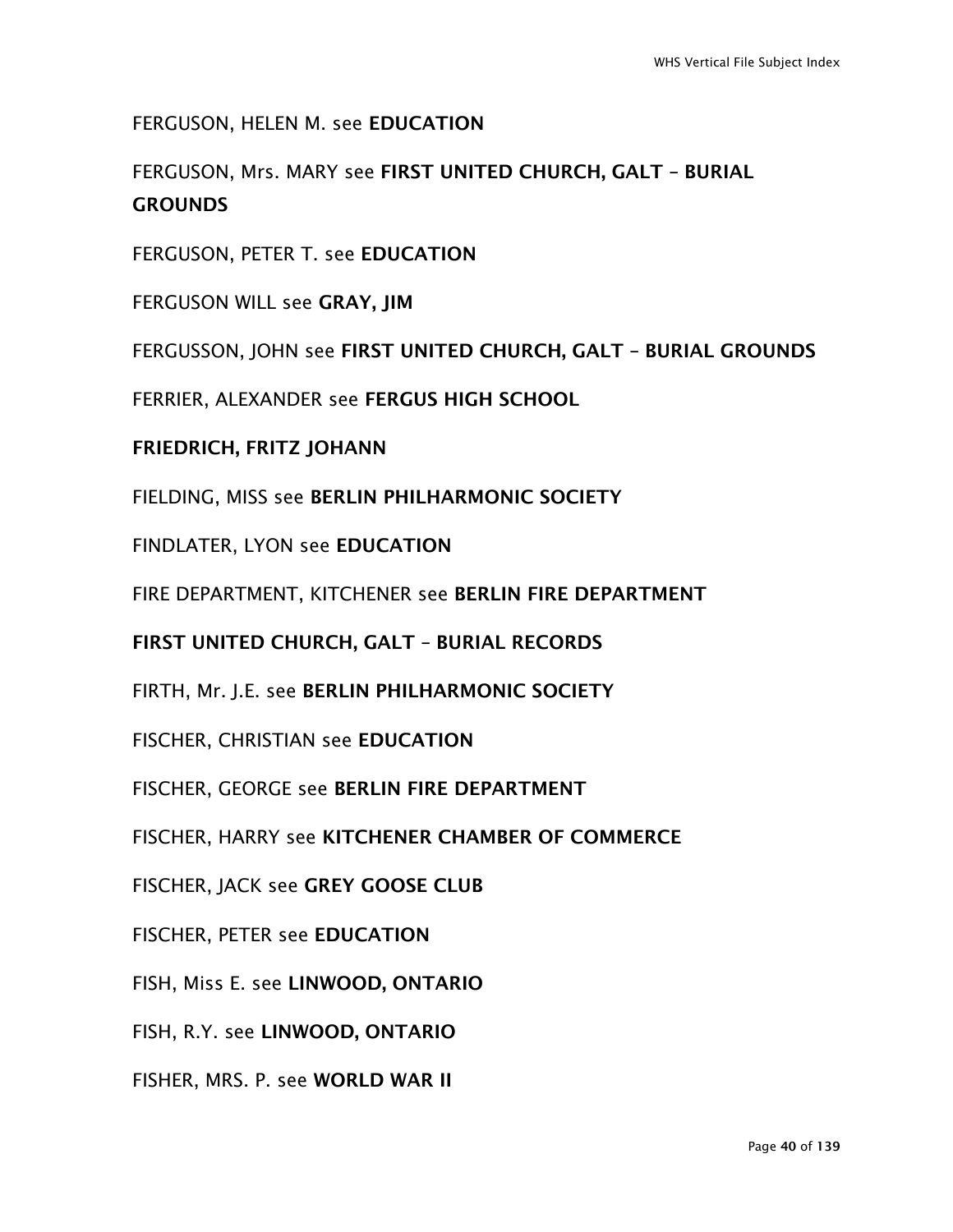FERGUSON, HELEN M. see **EDUCATION**

FERGUSON, Mrs. MARY see **FIRST UNITED CHURCH, GALT – BURIAL GROUNDS**

FERGUSON, PETER T. see **EDUCATION**

FERGUSON WILL see **GRAY, JIM**

FERGUSSON, JOHN see **FIRST UNITED CHURCH, GALT – BURIAL GROUNDS**

FERRIER, ALEXANDER see **FERGUS HIGH SCHOOL**

**FRIEDRICH, FRITZ JOHANN**

FIELDING, MISS see **BERLIN PHILHARMONIC SOCIETY**

FINDLATER, LYON see **EDUCATION**

FIRE DEPARTMENT, KITCHENER see **BERLIN FIRE DEPARTMENT**

**FIRST UNITED CHURCH, GALT – BURIAL RECORDS**

FIRTH, Mr. J.E. see **BERLIN PHILHARMONIC SOCIETY**

FISCHER, CHRISTIAN see **EDUCATION**

FISCHER, GEORGE see **BERLIN FIRE DEPARTMENT**

FISCHER, HARRY see **KITCHENER CHAMBER OF COMMERCE**

FISCHER, JACK see **GREY GOOSE CLUB**

FISCHER, PETER see **EDUCATION**

FISH, Miss E. see **LINWOOD, ONTARIO**

FISH, R.Y. see **LINWOOD, ONTARIO**

FISHER, MRS. P. see **WORLD WAR II**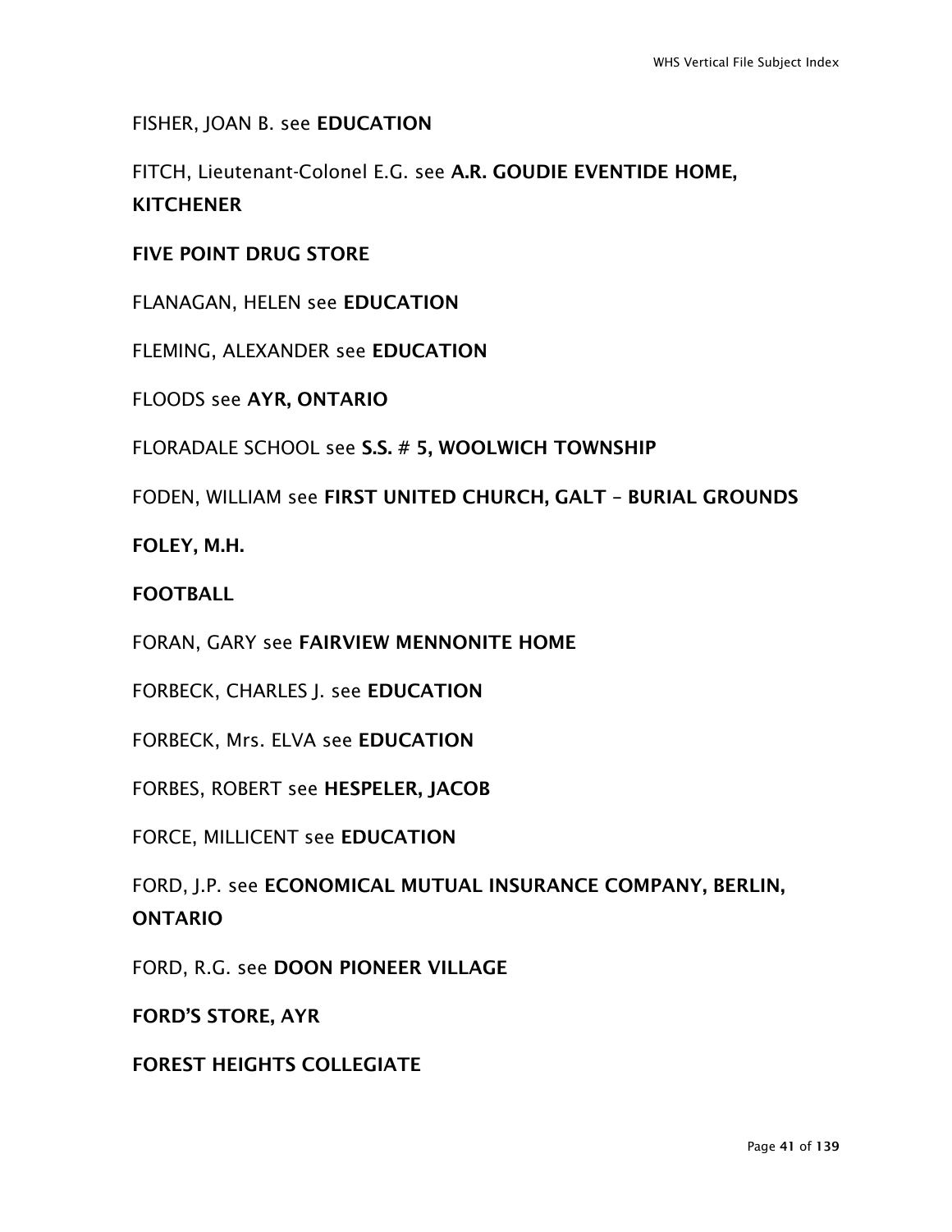FISHER, JOAN B. see **EDUCATION**

FITCH, Lieutenant-Colonel E.G. see **A.R. GOUDIE EVENTIDE HOME, KITCHENER**

**FIVE POINT DRUG STORE**

FLANAGAN, HELEN see **EDUCATION**

FLEMING, ALEXANDER see **EDUCATION**

FLOODS see **AYR, ONTARIO**

FLORADALE SCHOOL see **S.S. # 5, WOOLWICH TOWNSHIP**

FODEN, WILLIAM see **FIRST UNITED CHURCH, GALT – BURIAL GROUNDS**

**FOLEY, M.H.**

**FOOTBALL**

FORAN, GARY see **FAIRVIEW MENNONITE HOME**

FORBECK, CHARLES J. see **EDUCATION**

FORBECK, Mrs. ELVA see **EDUCATION**

FORBES, ROBERT see **HESPELER, JACOB**

FORCE, MILLICENT see **EDUCATION**

FORD, J.P. see **ECONOMICAL MUTUAL INSURANCE COMPANY, BERLIN, ONTARIO**

FORD, R.G. see **DOON PIONEER VILLAGE**

**FORD'S STORE, AYR**

**FOREST HEIGHTS COLLEGIATE**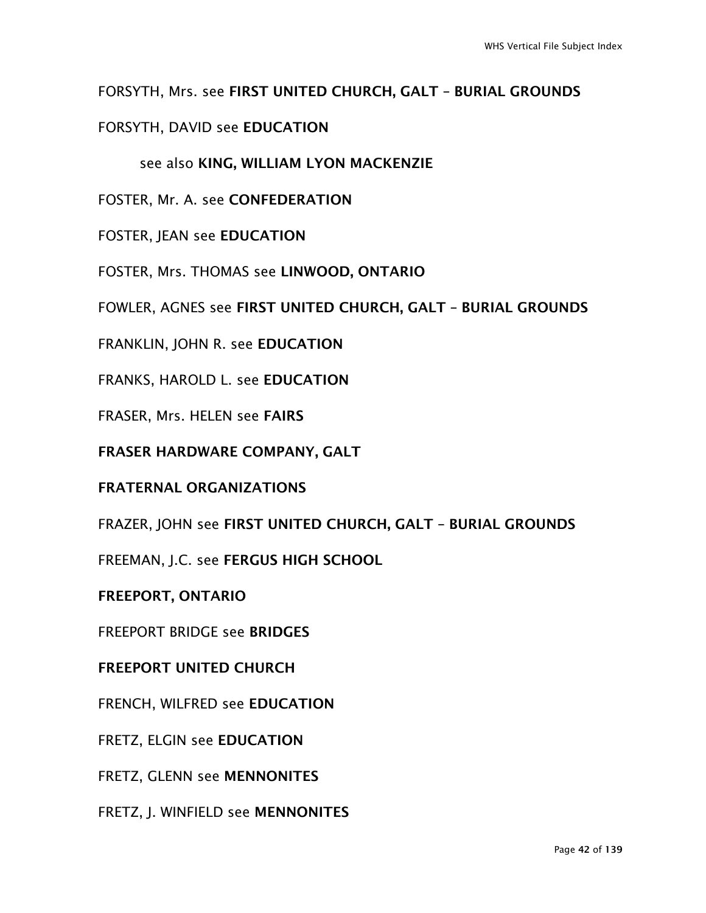FORSYTH, Mrs. see **FIRST UNITED CHURCH, GALT – BURIAL GROUNDS**

FORSYTH, DAVID see **EDUCATION**

  see also **KING, WILLIAM LYON MACKENZIE**

FOSTER, Mr. A. see **CONFEDERATION**

FOSTER, JEAN see **EDUCATION**

FOSTER, Mrs. THOMAS see **LINWOOD, ONTARIO**

FOWLER, AGNES see **FIRST UNITED CHURCH, GALT – BURIAL GROUNDS**

FRANKLIN, JOHN R. see **EDUCATION**

FRANKS, HAROLD L. see **EDUCATION**

FRASER, Mrs. HELEN see **FAIRS**

**FRASER HARDWARE COMPANY, GALT**

**FRATERNAL ORGANIZATIONS**

FRAZER, JOHN see **FIRST UNITED CHURCH, GALT – BURIAL GROUNDS**

FREEMAN, J.C. see **FERGUS HIGH SCHOOL**

**FREEPORT, ONTARIO**

FREEPORT BRIDGE see **BRIDGES**

**FREEPORT UNITED CHURCH**

FRENCH, WILFRED see **EDUCATION**

FRETZ, ELGIN see **EDUCATION**

FRETZ, GLENN see **MENNONITES**

FRETZ, J. WINFIELD see **MENNONITES**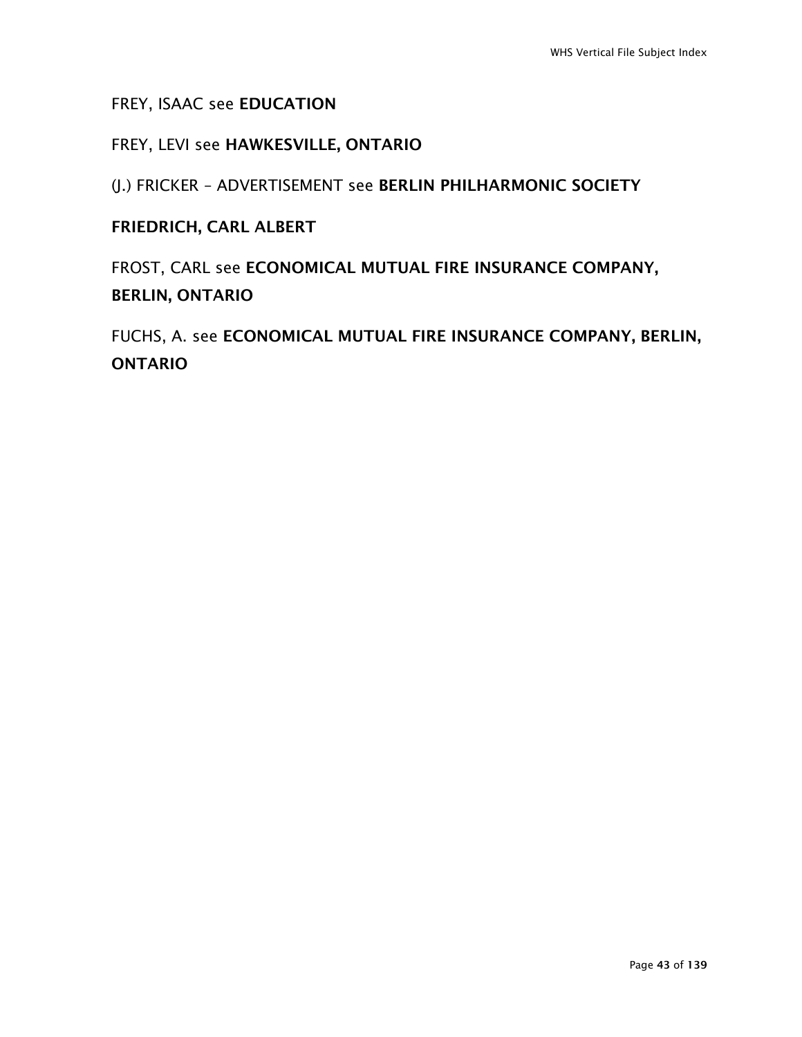FREY, ISAAC see **EDUCATION**

FREY, LEVI see **HAWKESVILLE, ONTARIO**

(J.) FRICKER – ADVERTISEMENT see **BERLIN PHILHARMONIC SOCIETY**

**FRIEDRICH, CARL ALBERT**

FROST, CARL see **ECONOMICAL MUTUAL FIRE INSURANCE COMPANY, BERLIN, ONTARIO**

FUCHS, A. see **ECONOMICAL MUTUAL FIRE INSURANCE COMPANY, BERLIN, ONTARIO**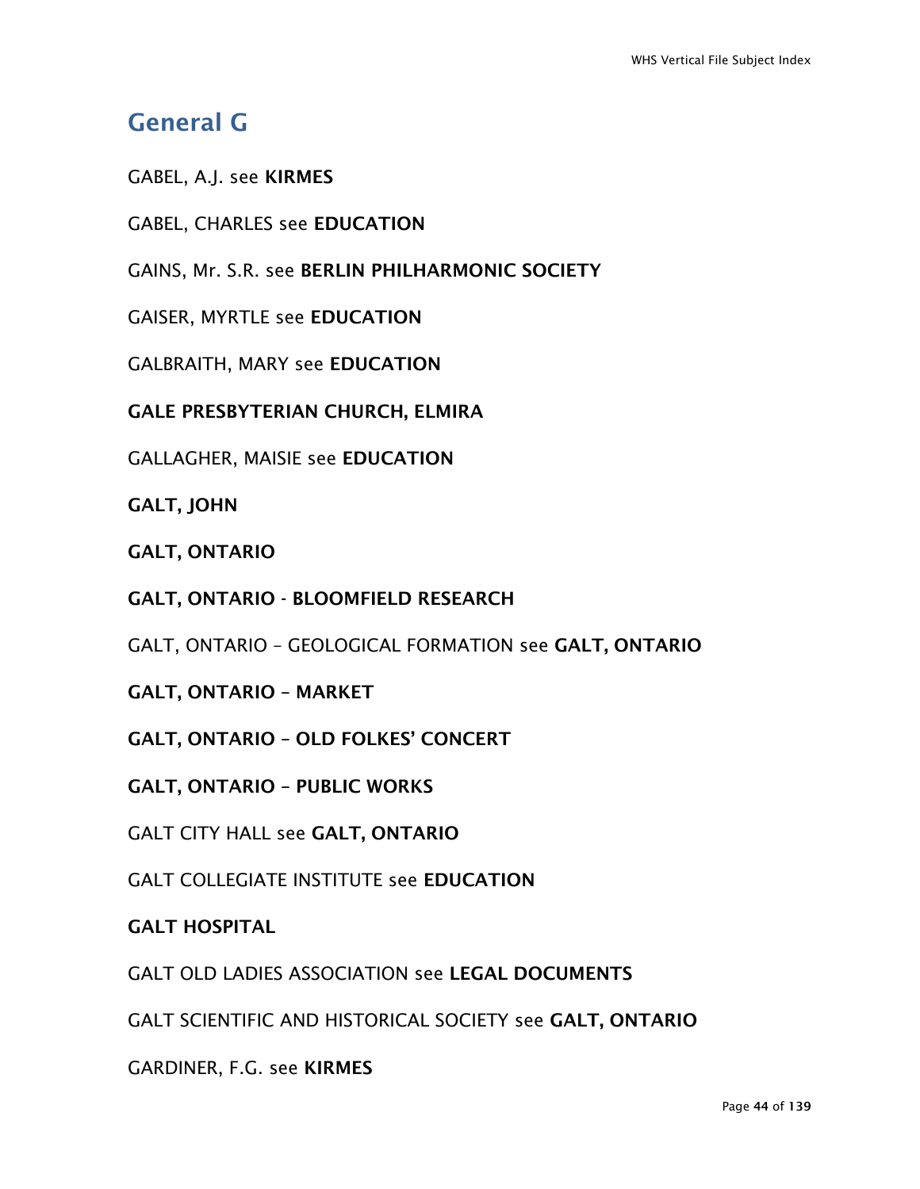## General G

GABEL, A.J. see **KIRMES**

GABEL, CHARLES see **EDUCATION**

GAINS, Mr. S.R. see **BERLIN PHILHARMONIC SOCIETY**

GAISER, MYRTLE see **EDUCATION**

GALBRAITH, MARY see **EDUCATION**

**GALE PRESBYTERIAN CHURCH, ELMIRA**

GALLAGHER, MAISIE see **EDUCATION**

**GALT, JOHN**

**GALT, ONTARIO**

**GALT, ONTARIO - BLOOMFIELD RESEARCH**

GALT, ONTARIO – GEOLOGICAL FORMATION see **GALT, ONTARIO**

**GALT, ONTARIO – MARKET**

**GALT, ONTARIO – OLD FOLKES' CONCERT**

**GALT, ONTARIO – PUBLIC WORKS**

GALT CITY HALL see **GALT, ONTARIO**

GALT COLLEGIATE INSTITUTE see **EDUCATION**

**GALT HOSPITAL**

GALT OLD LADIES ASSOCIATION see **LEGAL DOCUMENTS**

GALT SCIENTIFIC AND HISTORICAL SOCIETY see **GALT, ONTARIO**

GARDINER, F.G. see **KIRMES**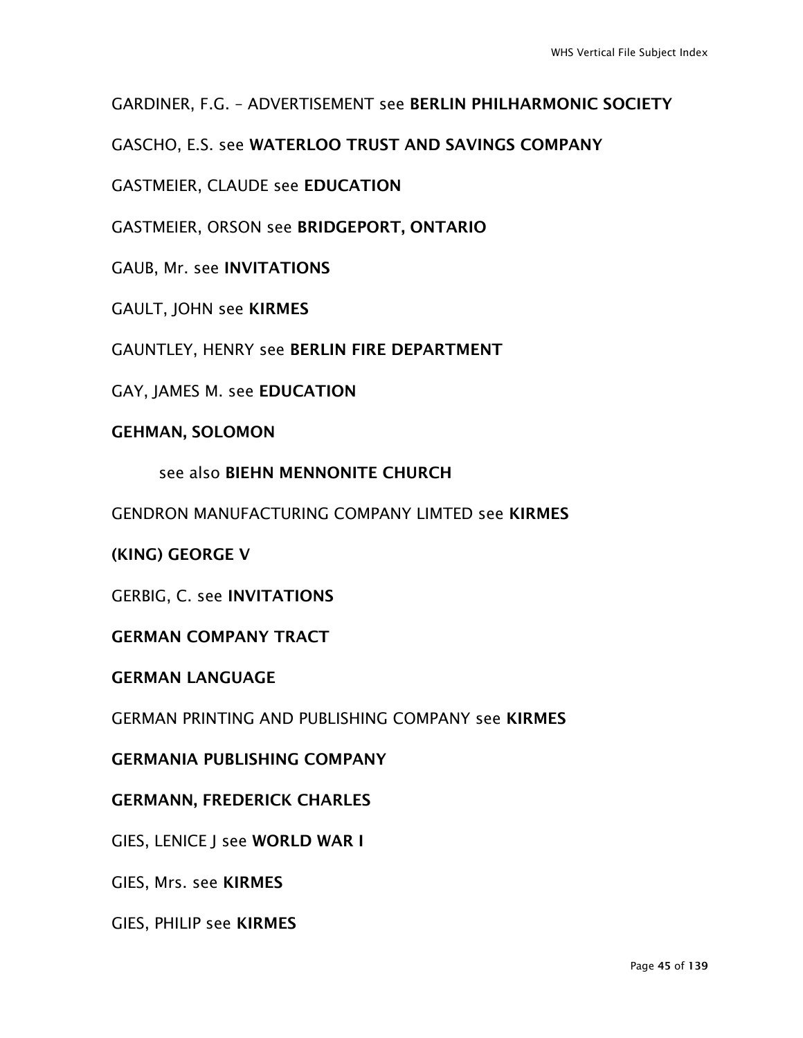GARDINER, F.G. – ADVERTISEMENT see **BERLIN PHILHARMONIC SOCIETY**

GASCHO, E.S. see **WATERLOO TRUST AND SAVINGS COMPANY**

GASTMEIER, CLAUDE see **EDUCATION**

GASTMEIER, ORSON see **BRIDGEPORT, ONTARIO**

GAUB, Mr. see **INVITATIONS**

GAULT, JOHN see **KIRMES**

GAUNTLEY, HENRY see **BERLIN FIRE DEPARTMENT**

GAY, JAMES M. see **EDUCATION**

**GEHMAN, SOLOMON**

    see also **BIEHN MENNONITE CHURCH**

GENDRON MANUFACTURING COMPANY LIMTED see **KIRMES**

**(KING) GEORGE V**

GERBIG, C. see **INVITATIONS**

**GERMAN COMPANY TRACT**

**GERMAN LANGUAGE**

GERMAN PRINTING AND PUBLISHING COMPANY see **KIRMES**

**GERMANIA PUBLISHING COMPANY**

**GERMANN, FREDERICK CHARLES**

GIES, LENICE J see **WORLD WAR I**

GIES, Mrs. see **KIRMES**

GIES, PHILIP see **KIRMES**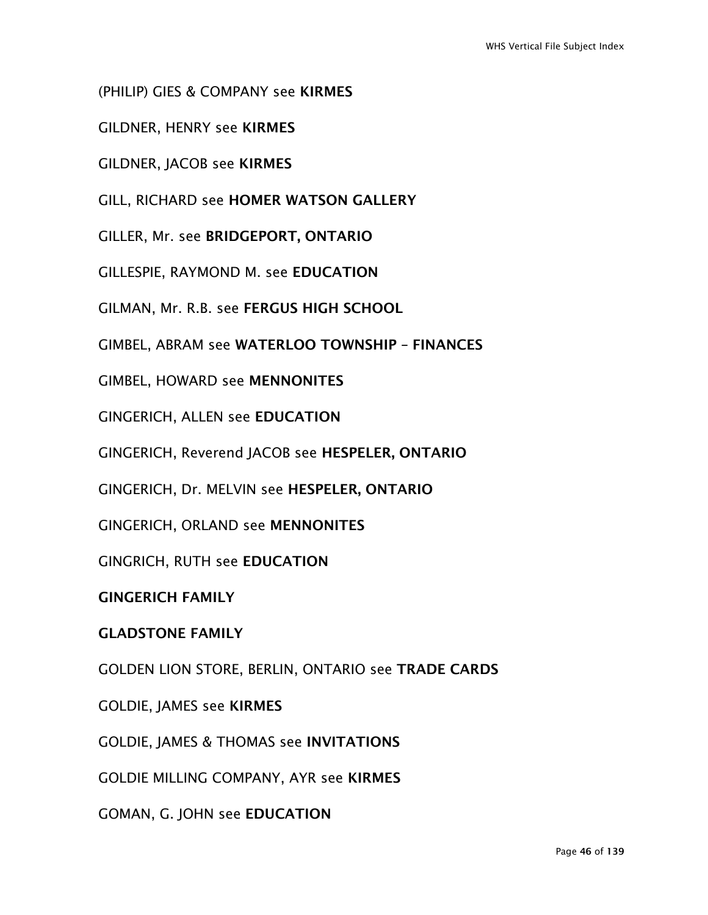(PHILIP) GIES & COMPANY see **KIRMES**

GILDNER, HENRY see **KIRMES**

GILDNER, JACOB see **KIRMES**

GILL, RICHARD see **HOMER WATSON GALLERY**

GILLER, Mr. see **BRIDGEPORT, ONTARIO**

GILLESPIE, RAYMOND M. see **EDUCATION**

GILMAN, Mr. R.B. see **FERGUS HIGH SCHOOL**

GIMBEL, ABRAM see **WATERLOO TOWNSHIP – FINANCES**

GIMBEL, HOWARD see **MENNONITES**

GINGERICH, ALLEN see **EDUCATION**

GINGERICH, Reverend JACOB see **HESPELER, ONTARIO**

GINGERICH, Dr. MELVIN see **HESPELER, ONTARIO**

GINGERICH, ORLAND see **MENNONITES**

GINGRICH, RUTH see **EDUCATION**

**GINGERICH FAMILY**

**GLADSTONE FAMILY**

GOLDEN LION STORE, BERLIN, ONTARIO see **TRADE CARDS**

GOLDIE, JAMES see **KIRMES**

GOLDIE, JAMES & THOMAS see **INVITATIONS**

GOLDIE MILLING COMPANY, AYR see **KIRMES**

GOMAN, G. JOHN see **EDUCATION**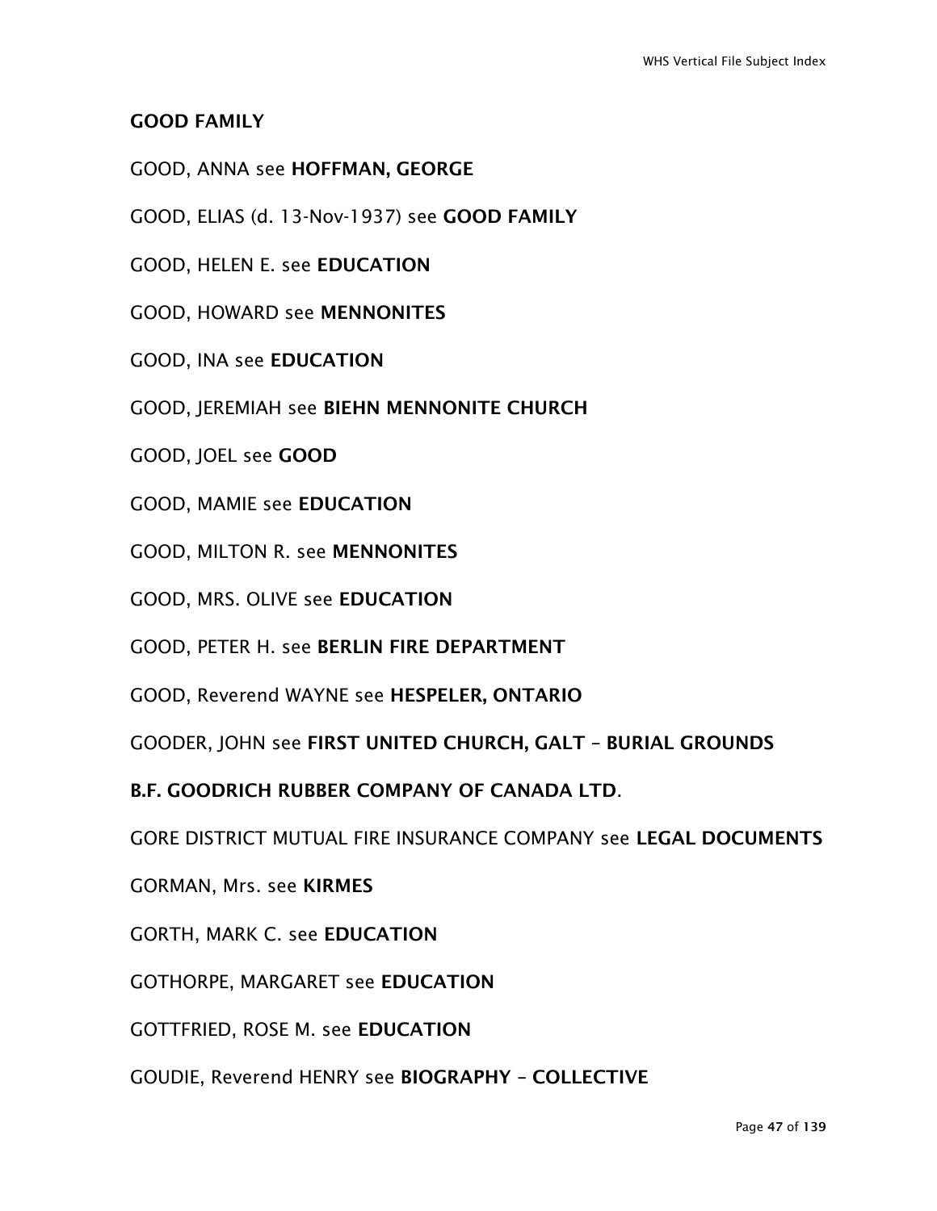**GOOD FAMILY**

GOOD, ANNA see **HOFFMAN, GEORGE**

GOOD, ELIAS (d. 13-Nov-1937) see **GOOD FAMILY**

GOOD, HELEN E. see **EDUCATION**

GOOD, HOWARD see **MENNONITES**

GOOD, INA see **EDUCATION**

GOOD, JEREMIAH see **BIEHN MENNONITE CHURCH**

GOOD, JOEL see **GOOD**

GOOD, MAMIE see **EDUCATION**

GOOD, MILTON R. see **MENNONITES**

GOOD, MRS. OLIVE see **EDUCATION**

GOOD, PETER H. see **BERLIN FIRE DEPARTMENT**

GOOD, Reverend WAYNE see **HESPELER, ONTARIO**

GOODER, JOHN see **FIRST UNITED CHURCH, GALT – BURIAL GROUNDS**

**B.F. GOODRICH RUBBER COMPANY OF CANADA LTD**.

GORE DISTRICT MUTUAL FIRE INSURANCE COMPANY see **LEGAL DOCUMENTS**

GORMAN, Mrs. see **KIRMES**

GORTH, MARK C. see **EDUCATION**

GOTHORPE, MARGARET see **EDUCATION**

GOTTFRIED, ROSE M. see **EDUCATION**

GOUDIE, Reverend HENRY see **BIOGRAPHY – COLLECTIVE**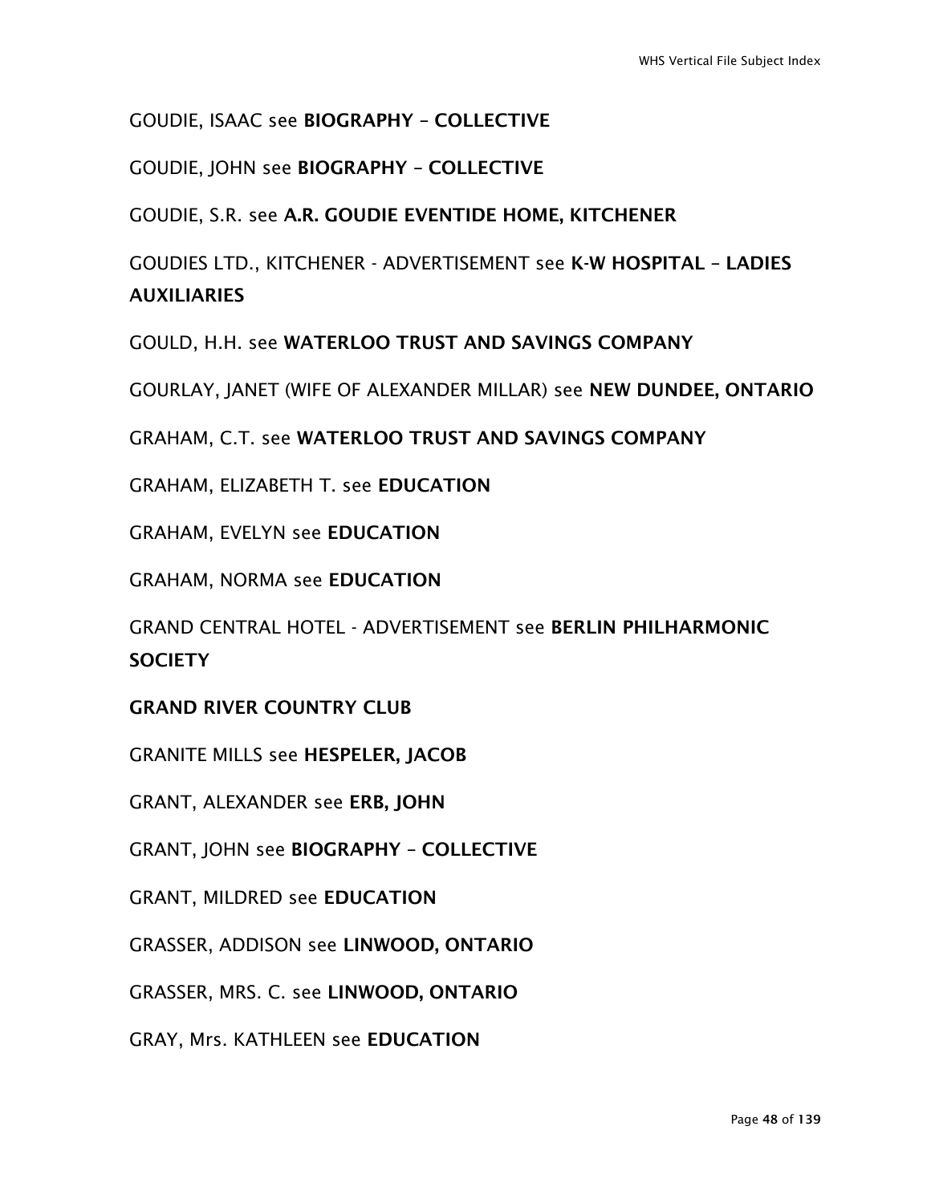GOUDIE, ISAAC see **BIOGRAPHY – COLLECTIVE**

GOUDIE, JOHN see **BIOGRAPHY – COLLECTIVE**

GOUDIE, S.R. see **A.R. GOUDIE EVENTIDE HOME, KITCHENER**

GOUDIES LTD., KITCHENER - ADVERTISEMENT see **K-W HOSPITAL – LADIES AUXILIARIES**

GOULD, H.H. see **WATERLOO TRUST AND SAVINGS COMPANY**

GOURLAY, JANET (WIFE OF ALEXANDER MILLAR) see **NEW DUNDEE, ONTARIO**

GRAHAM, C.T. see **WATERLOO TRUST AND SAVINGS COMPANY**

GRAHAM, ELIZABETH T. see **EDUCATION**

GRAHAM, EVELYN see **EDUCATION**

GRAHAM, NORMA see **EDUCATION**

GRAND CENTRAL HOTEL - ADVERTISEMENT see **BERLIN PHILHARMONIC SOCIETY**

**GRAND RIVER COUNTRY CLUB**

GRANITE MILLS see **HESPELER, JACOB**

GRANT, ALEXANDER see **ERB, JOHN**

GRANT, JOHN see **BIOGRAPHY – COLLECTIVE**

GRANT, MILDRED see **EDUCATION**

GRASSER, ADDISON see **LINWOOD, ONTARIO**

GRASSER, MRS. C. see **LINWOOD, ONTARIO**

GRAY, Mrs. KATHLEEN see **EDUCATION**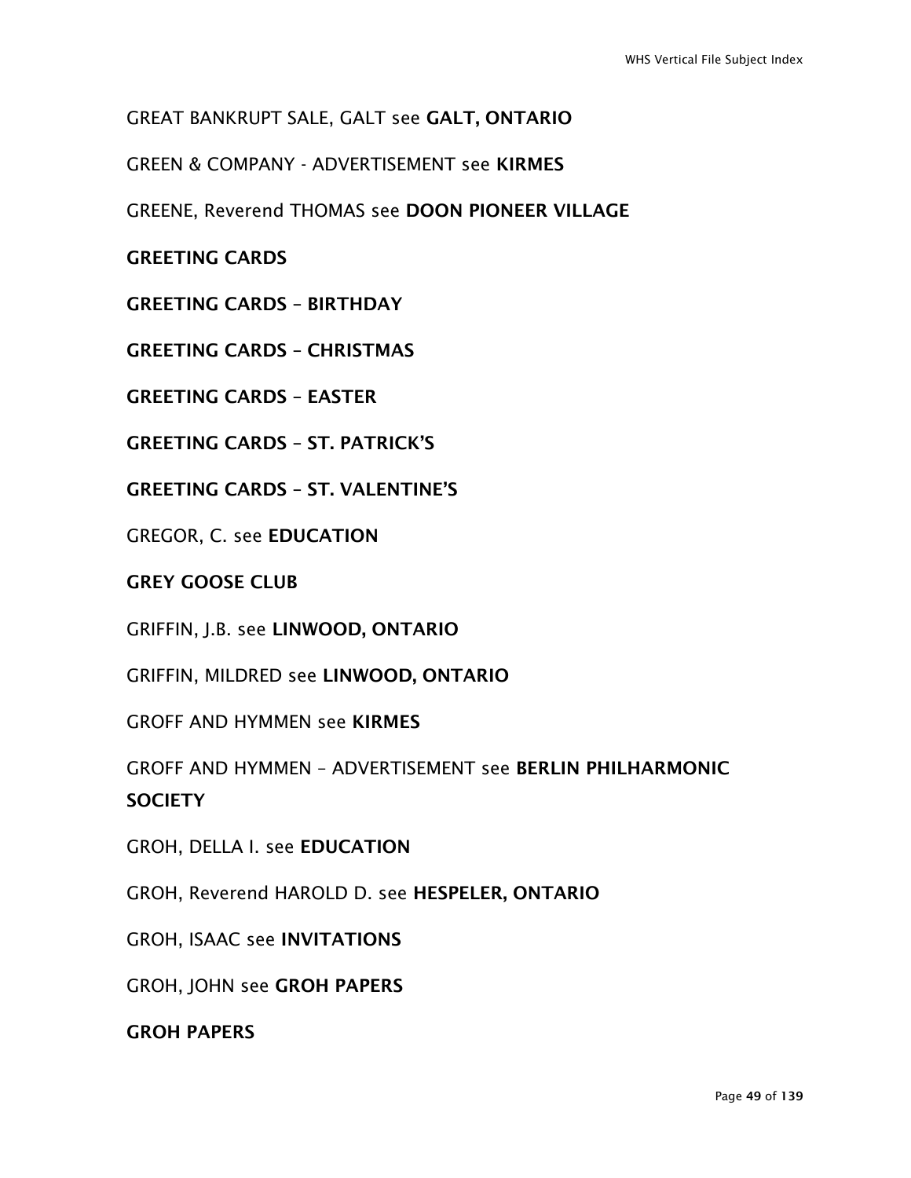GREAT BANKRUPT SALE, GALT see **GALT, ONTARIO**

GREEN & COMPANY - ADVERTISEMENT see **KIRMES**

GREENE, Reverend THOMAS see **DOON PIONEER VILLAGE**

**GREETING CARDS**

**GREETING CARDS – BIRTHDAY**

**GREETING CARDS – CHRISTMAS**

**GREETING CARDS – EASTER**

**GREETING CARDS – ST. PATRICK'S**

**GREETING CARDS – ST. VALENTINE'S**

GREGOR, C. see **EDUCATION**

**GREY GOOSE CLUB**

GRIFFIN, J.B. see **LINWOOD, ONTARIO**

GRIFFIN, MILDRED see **LINWOOD, ONTARIO**

GROFF AND HYMMEN see **KIRMES**

GROFF AND HYMMEN – ADVERTISEMENT see **BERLIN PHILHARMONIC SOCIETY**

GROH, DELLA I. see **EDUCATION**

GROH, Reverend HAROLD D. see **HESPELER, ONTARIO**

GROH, ISAAC see **INVITATIONS**

GROH, JOHN see **GROH PAPERS**

**GROH PAPERS**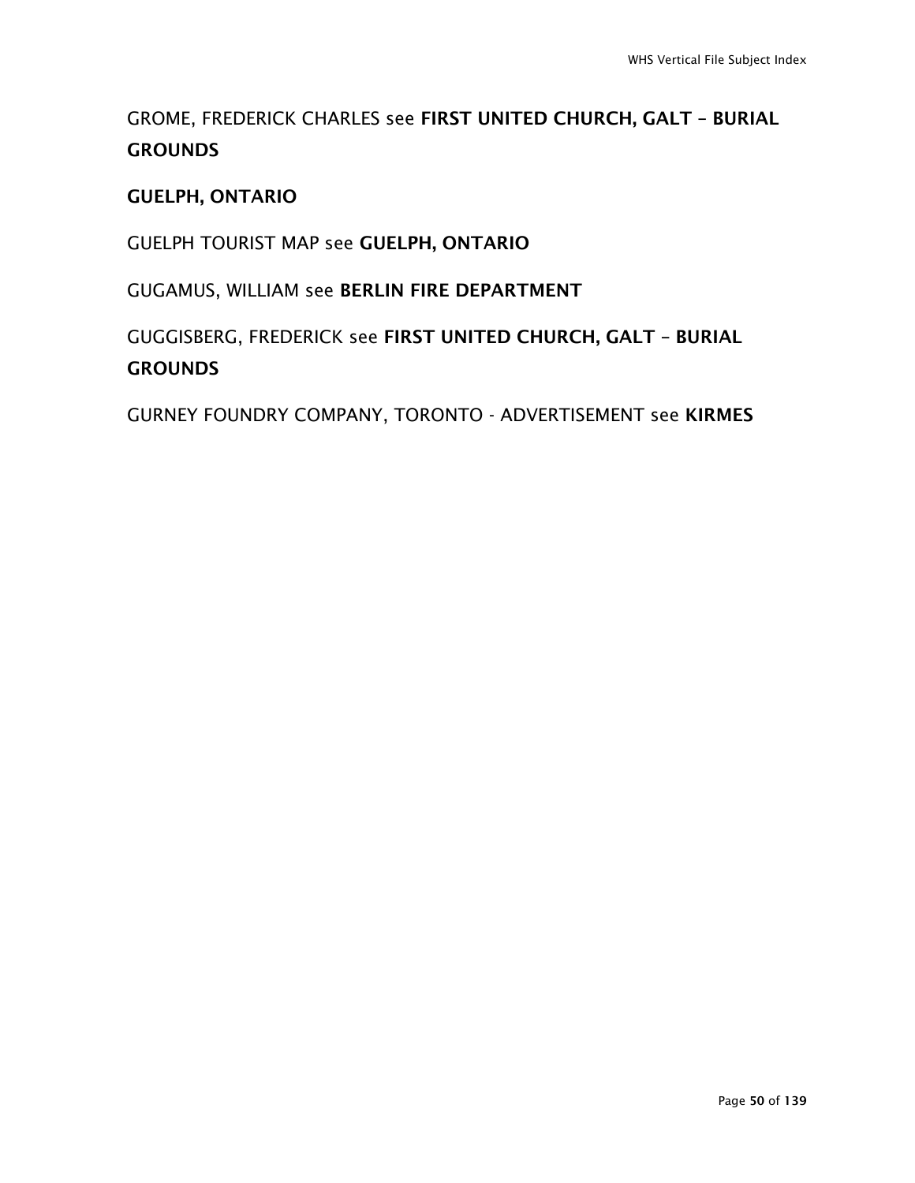GROME, FREDERICK CHARLES see **FIRST UNITED CHURCH, GALT – BURIAL GROUNDS**

**GUELPH, ONTARIO**

GUELPH TOURIST MAP see **GUELPH, ONTARIO**

GUGAMUS, WILLIAM see **BERLIN FIRE DEPARTMENT**

GUGGISBERG, FREDERICK see **FIRST UNITED CHURCH, GALT – BURIAL GROUNDS**

GURNEY FOUNDRY COMPANY, TORONTO - ADVERTISEMENT see **KIRMES**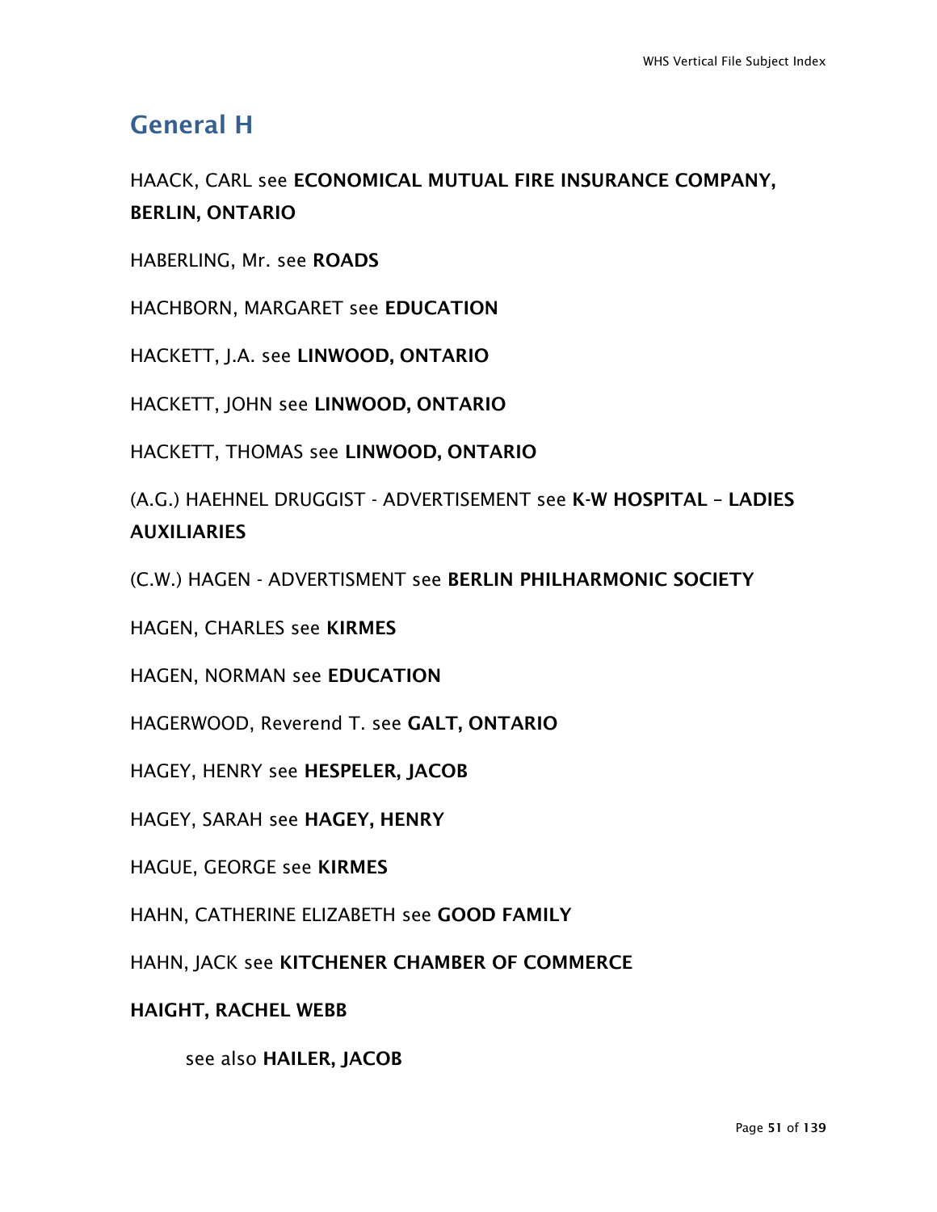## General H

HAACK, CARL see **ECONOMICAL MUTUAL FIRE INSURANCE COMPANY, BERLIN, ONTARIO**

HABERLING, Mr. see **ROADS**

HACHBORN, MARGARET see **EDUCATION**

HACKETT, J.A. see **LINWOOD, ONTARIO**

HACKETT, JOHN see **LINWOOD, ONTARIO**

HACKETT, THOMAS see **LINWOOD, ONTARIO**

(A.G.) HAEHNEL DRUGGIST - ADVERTISEMENT see **K-W HOSPITAL – LADIES AUXILIARIES**

(C.W.) HAGEN - ADVERTISMENT see **BERLIN PHILHARMONIC SOCIETY**

HAGEN, CHARLES see **KIRMES**

HAGEN, NORMAN see **EDUCATION**

HAGERWOOD, Reverend T. see **GALT, ONTARIO**

HAGEY, HENRY see **HESPELER, JACOB**

HAGEY, SARAH see **HAGEY, HENRY**

HAGUE, GEORGE see **KIRMES**

HAHN, CATHERINE ELIZABETH see **GOOD FAMILY**

HAHN, JACK see **KITCHENER CHAMBER OF COMMERCE**

**HAIGHT, RACHEL WEBB**

see also **HAILER, JACOB**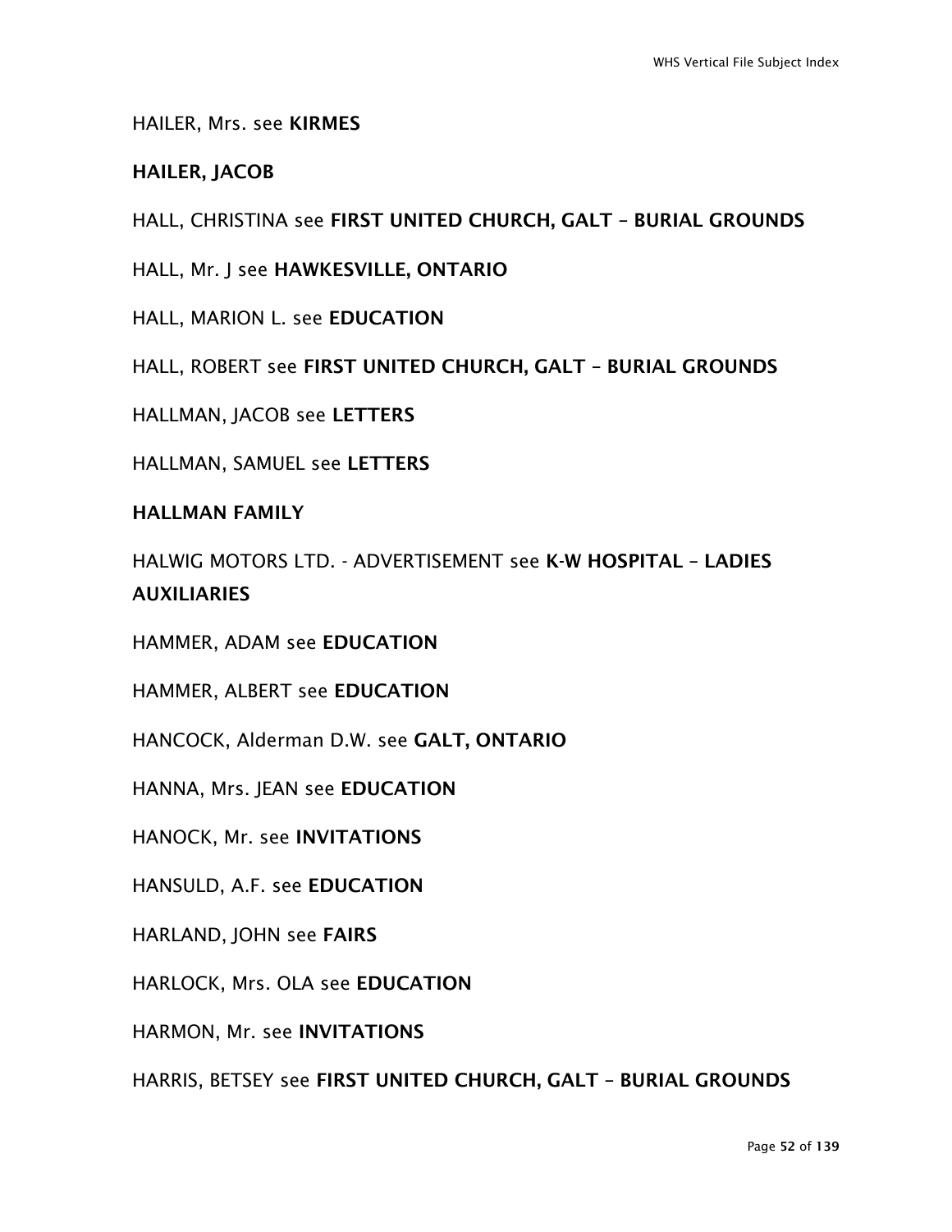HAILER, Mrs. see **KIRMES**

**HAILER, JACOB**

HALL, CHRISTINA see **FIRST UNITED CHURCH, GALT – BURIAL GROUNDS**

HALL, Mr. J see **HAWKESVILLE, ONTARIO**

HALL, MARION L. see **EDUCATION**

HALL, ROBERT see **FIRST UNITED CHURCH, GALT – BURIAL GROUNDS**

HALLMAN, JACOB see **LETTERS**

HALLMAN, SAMUEL see **LETTERS**

**HALLMAN FAMILY**

HALWIG MOTORS LTD. - ADVERTISEMENT see **K-W HOSPITAL – LADIES AUXILIARIES**

HAMMER, ADAM see **EDUCATION**

HAMMER, ALBERT see **EDUCATION**

HANCOCK, Alderman D.W. see **GALT, ONTARIO**

HANNA, Mrs. JEAN see **EDUCATION**

HANOCK, Mr. see **INVITATIONS**

HANSULD, A.F. see **EDUCATION**

HARLAND, JOHN see **FAIRS**

HARLOCK, Mrs. OLA see **EDUCATION**

HARMON, Mr. see **INVITATIONS**

HARRIS, BETSEY see **FIRST UNITED CHURCH, GALT – BURIAL GROUNDS**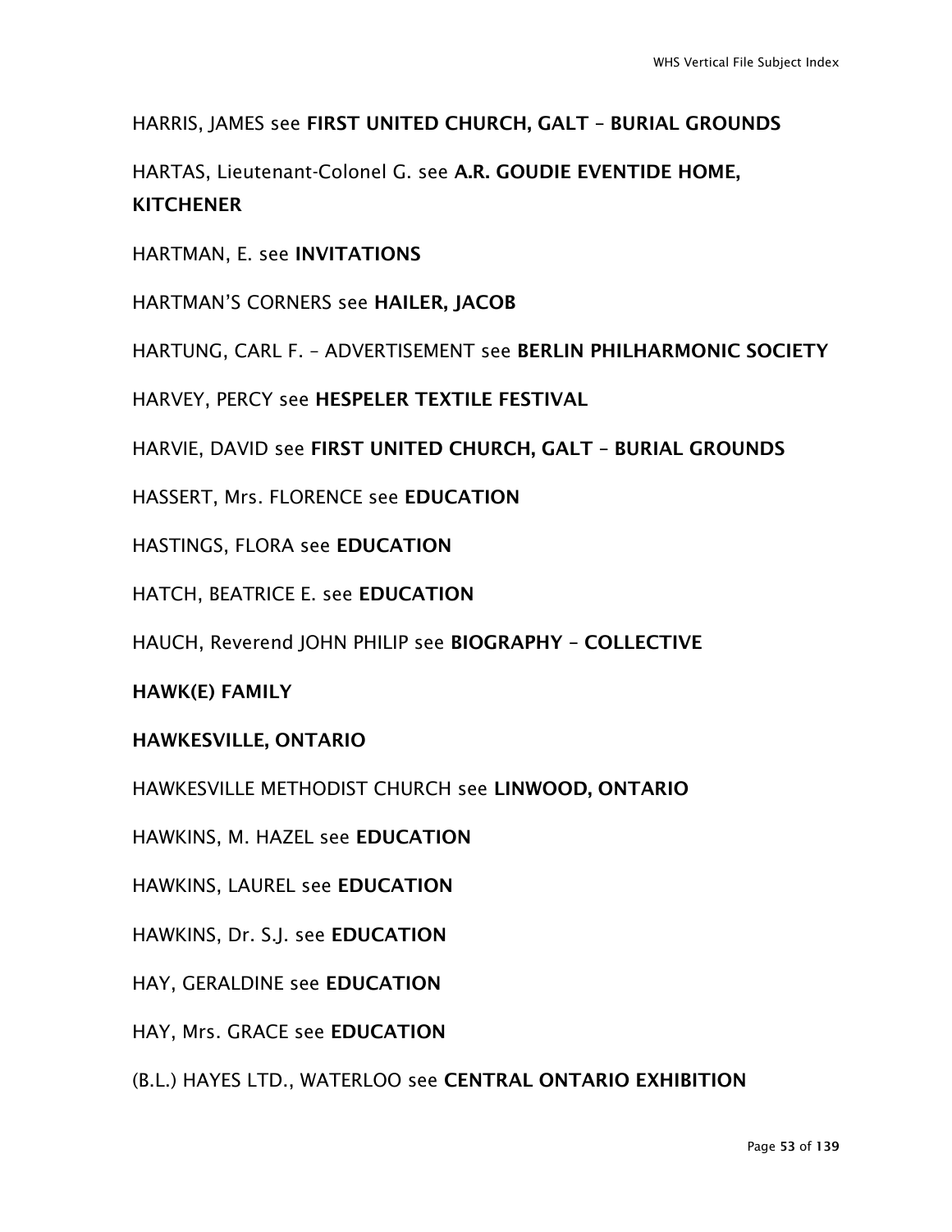HARRIS, JAMES see **FIRST UNITED CHURCH, GALT – BURIAL GROUNDS**

HARTAS, Lieutenant-Colonel G. see **A.R. GOUDIE EVENTIDE HOME, KITCHENER**

HARTMAN, E. see **INVITATIONS**

HARTMAN'S CORNERS see **HAILER, JACOB**

HARTUNG, CARL F. – ADVERTISEMENT see **BERLIN PHILHARMONIC SOCIETY**

HARVEY, PERCY see **HESPELER TEXTILE FESTIVAL**

HARVIE, DAVID see **FIRST UNITED CHURCH, GALT – BURIAL GROUNDS**

HASSERT, Mrs. FLORENCE see **EDUCATION**

HASTINGS, FLORA see **EDUCATION**

HATCH, BEATRICE E. see **EDUCATION**

HAUCH, Reverend JOHN PHILIP see **BIOGRAPHY – COLLECTIVE**

**HAWK(E) FAMILY**

**HAWKESVILLE, ONTARIO**

HAWKESVILLE METHODIST CHURCH see **LINWOOD, ONTARIO**

HAWKINS, M. HAZEL see **EDUCATION**

HAWKINS, LAUREL see **EDUCATION**

HAWKINS, Dr. S.J. see **EDUCATION**

HAY, GERALDINE see **EDUCATION**

HAY, Mrs. GRACE see **EDUCATION**

(B.L.) HAYES LTD., WATERLOO see **CENTRAL ONTARIO EXHIBITION**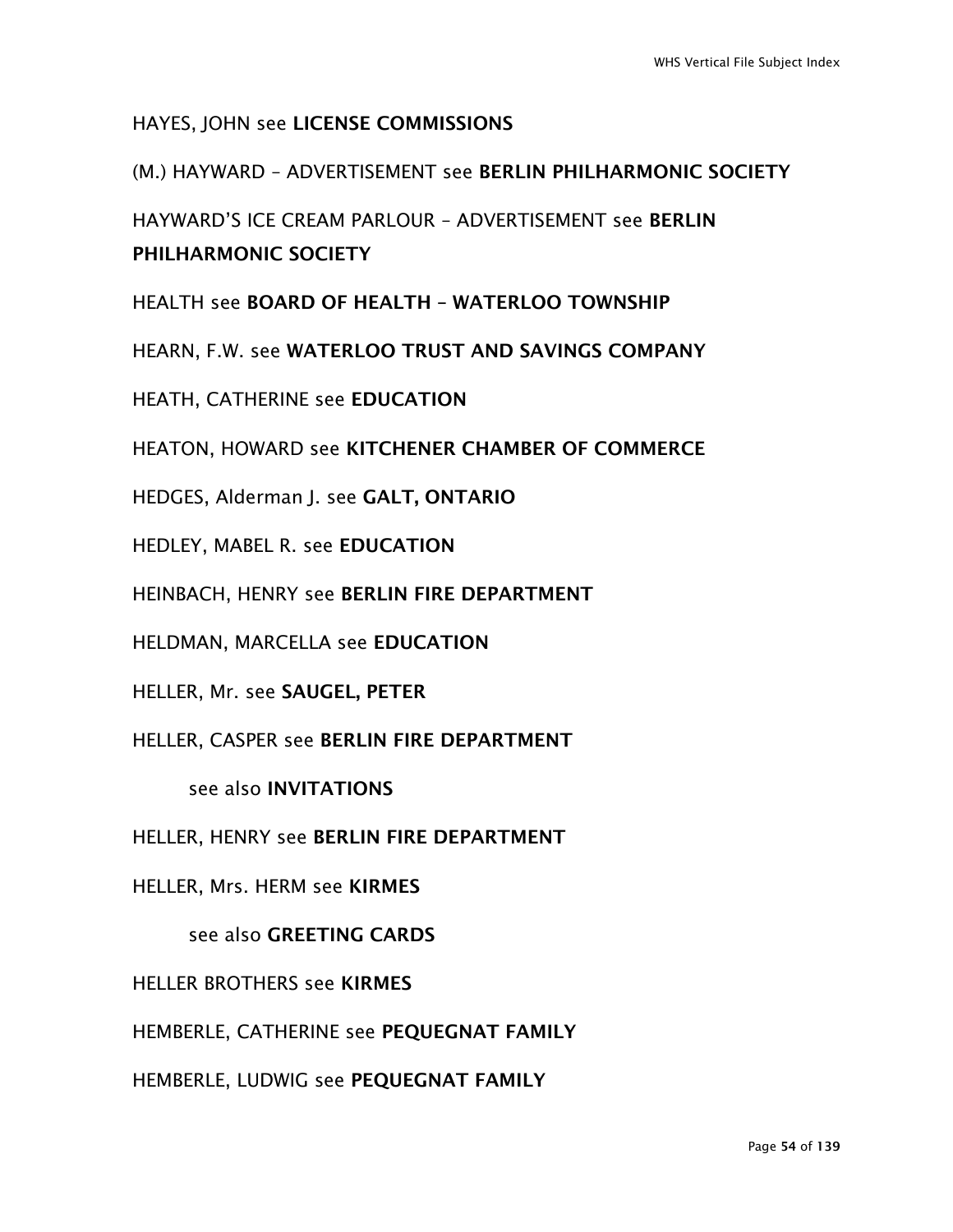HAYES, JOHN see **LICENSE COMMISSIONS**

(M.) HAYWARD – ADVERTISEMENT see **BERLIN PHILHARMONIC SOCIETY**

HAYWARD'S ICE CREAM PARLOUR – ADVERTISEMENT see **BERLIN PHILHARMONIC SOCIETY**

HEALTH see **BOARD OF HEALTH – WATERLOO TOWNSHIP**

HEARN, F.W. see **WATERLOO TRUST AND SAVINGS COMPANY**

HEATH, CATHERINE see **EDUCATION**

HEATON, HOWARD see **KITCHENER CHAMBER OF COMMERCE**

HEDGES, Alderman J. see **GALT, ONTARIO**

HEDLEY, MABEL R. see **EDUCATION**

HEINBACH, HENRY see **BERLIN FIRE DEPARTMENT**

HELDMAN, MARCELLA see **EDUCATION**

HELLER, Mr. see **SAUGEL, PETER**

HELLER, CASPER see **BERLIN FIRE DEPARTMENT**

see also **INVITATIONS**

HELLER, HENRY see **BERLIN FIRE DEPARTMENT**

HELLER, Mrs. HERM see **KIRMES**

see also **GREETING CARDS**

HELLER BROTHERS see **KIRMES**

HEMBERLE, CATHERINE see **PEQUEGNAT FAMILY**

HEMBERLE, LUDWIG see **PEQUEGNAT FAMILY**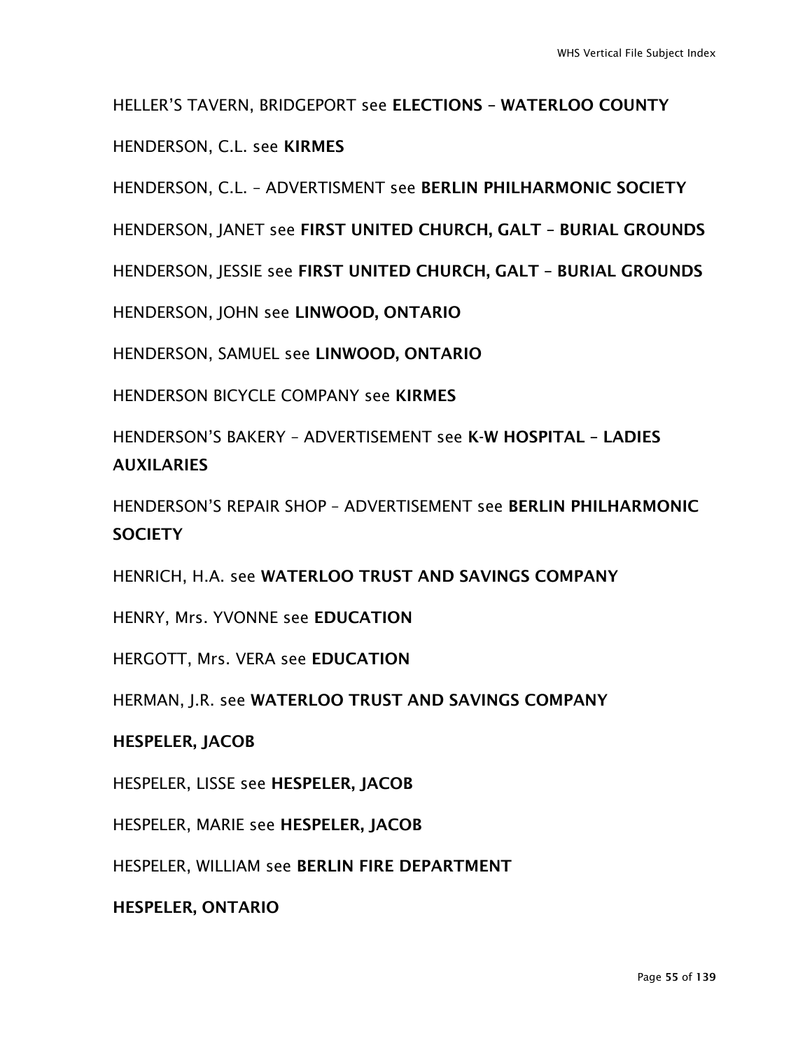HELLER'S TAVERN, BRIDGEPORT see **ELECTIONS – WATERLOO COUNTY**

HENDERSON, C.L. see **KIRMES**

HENDERSON, C.L. – ADVERTISMENT see **BERLIN PHILHARMONIC SOCIETY**

HENDERSON, JANET see **FIRST UNITED CHURCH, GALT – BURIAL GROUNDS**

HENDERSON, JESSIE see **FIRST UNITED CHURCH, GALT – BURIAL GROUNDS**

HENDERSON, JOHN see **LINWOOD, ONTARIO**

HENDERSON, SAMUEL see **LINWOOD, ONTARIO**

HENDERSON BICYCLE COMPANY see **KIRMES**

HENDERSON'S BAKERY – ADVERTISEMENT see **K-W HOSPITAL – LADIES AUXILARIES**

HENDERSON'S REPAIR SHOP – ADVERTISEMENT see **BERLIN PHILHARMONIC SOCIETY**

HENRICH, H.A. see **WATERLOO TRUST AND SAVINGS COMPANY**

HENRY, Mrs. YVONNE see **EDUCATION**

HERGOTT, Mrs. VERA see **EDUCATION**

HERMAN, J.R. see **WATERLOO TRUST AND SAVINGS COMPANY**

**HESPELER, JACOB**

HESPELER, LISSE see **HESPELER, JACOB**

HESPELER, MARIE see **HESPELER, JACOB**

HESPELER, WILLIAM see **BERLIN FIRE DEPARTMENT**

**HESPELER, ONTARIO**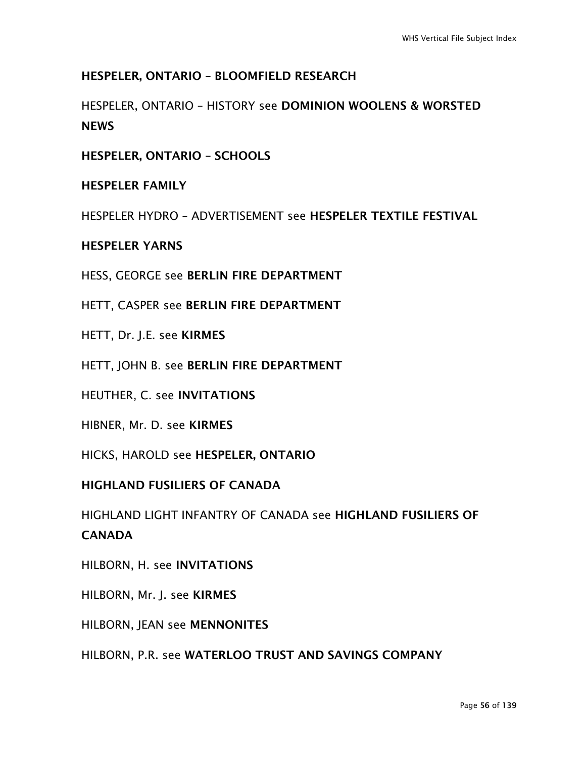**HESPELER, ONTARIO – BLOOMFIELD RESEARCH**

HESPELER, ONTARIO – HISTORY see **DOMINION WOOLENS & WORSTED NEWS**

**HESPELER, ONTARIO – SCHOOLS**

**HESPELER FAMILY**

HESPELER HYDRO – ADVERTISEMENT see **HESPELER TEXTILE FESTIVAL**

**HESPELER YARNS**

HESS, GEORGE see **BERLIN FIRE DEPARTMENT**

HETT, CASPER see **BERLIN FIRE DEPARTMENT**

HETT, Dr. J.E. see **KIRMES**

HETT, JOHN B. see **BERLIN FIRE DEPARTMENT**

HEUTHER, C. see **INVITATIONS**

HIBNER, Mr. D. see **KIRMES**

HICKS, HAROLD see **HESPELER, ONTARIO**

**HIGHLAND FUSILIERS OF CANADA**

HIGHLAND LIGHT INFANTRY OF CANADA see **HIGHLAND FUSILIERS OF CANADA**

HILBORN, H. see **INVITATIONS**

HILBORN, Mr. J. see **KIRMES**

HILBORN, JEAN see **MENNONITES**

HILBORN, P.R. see **WATERLOO TRUST AND SAVINGS COMPANY**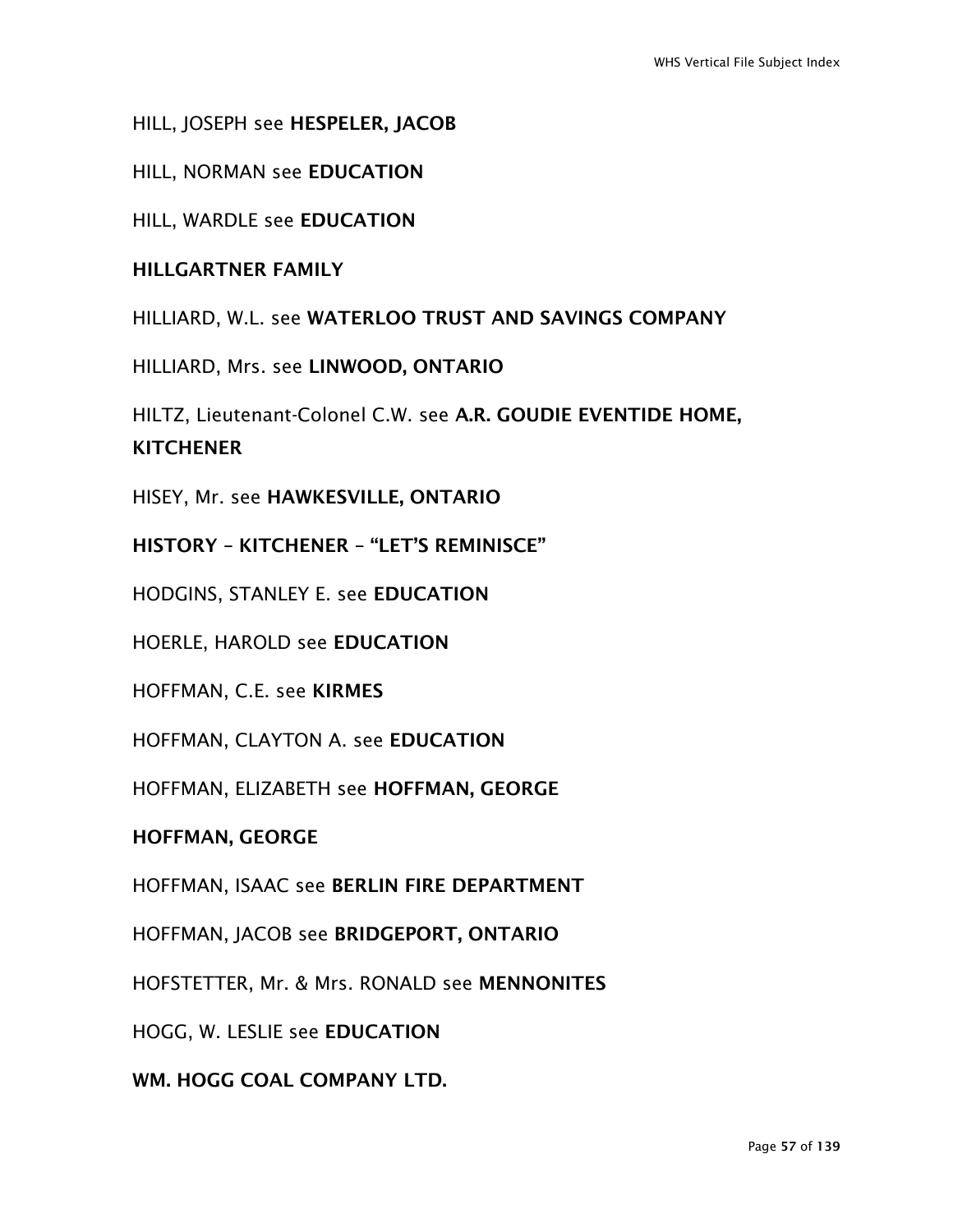HILL, JOSEPH see **HESPELER, JACOB**

HILL, NORMAN see **EDUCATION**

HILL, WARDLE see **EDUCATION**

**HILLGARTNER FAMILY**

HILLIARD, W.L. see **WATERLOO TRUST AND SAVINGS COMPANY**

HILLIARD, Mrs. see **LINWOOD, ONTARIO**

HILTZ, Lieutenant-Colonel C.W. see **A.R. GOUDIE EVENTIDE HOME, KITCHENER**

HISEY, Mr. see **HAWKESVILLE, ONTARIO**

**HISTORY – KITCHENER – "LET'S REMINISCE"**

HODGINS, STANLEY E. see **EDUCATION**

HOERLE, HAROLD see **EDUCATION**

HOFFMAN, C.E. see **KIRMES**

HOFFMAN, CLAYTON A. see **EDUCATION**

HOFFMAN, ELIZABETH see **HOFFMAN, GEORGE**

**HOFFMAN, GEORGE**

HOFFMAN, ISAAC see **BERLIN FIRE DEPARTMENT**

HOFFMAN, JACOB see **BRIDGEPORT, ONTARIO**

HOFSTETTER, Mr. & Mrs. RONALD see **MENNONITES**

HOGG, W. LESLIE see **EDUCATION**

**WM. HOGG COAL COMPANY LTD.**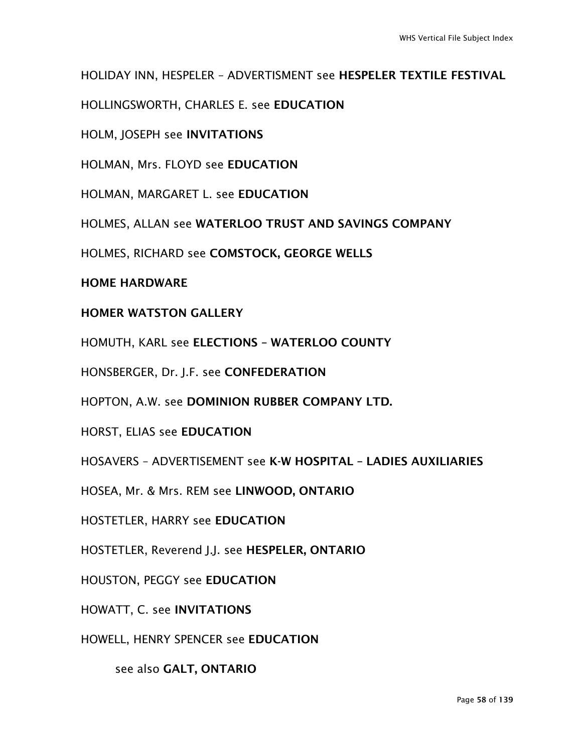HOLIDAY INN, HESPELER – ADVERTISMENT see **HESPELER TEXTILE FESTIVAL**

HOLLINGSWORTH, CHARLES E. see **EDUCATION**

HOLM, JOSEPH see **INVITATIONS**

HOLMAN, Mrs. FLOYD see **EDUCATION**

HOLMAN, MARGARET L. see **EDUCATION**

HOLMES, ALLAN see **WATERLOO TRUST AND SAVINGS COMPANY**

HOLMES, RICHARD see **COMSTOCK, GEORGE WELLS**

**HOME HARDWARE**

**HOMER WATSTON GALLERY**

HOMUTH, KARL see **ELECTIONS – WATERLOO COUNTY**

HONSBERGER, Dr. J.F. see **CONFEDERATION**

HOPTON, A.W. see **DOMINION RUBBER COMPANY LTD.**

HORST, ELIAS see **EDUCATION**

HOSAVERS – ADVERTISEMENT see **K-W HOSPITAL – LADIES AUXILIARIES**

HOSEA, Mr. & Mrs. REM see **LINWOOD, ONTARIO**

HOSTETLER, HARRY see **EDUCATION**

HOSTETLER, Reverend J.J. see **HESPELER, ONTARIO**

HOUSTON, PEGGY see **EDUCATION**

HOWATT, C. see **INVITATIONS**

HOWELL, HENRY SPENCER see **EDUCATION**

see also **GALT, ONTARIO**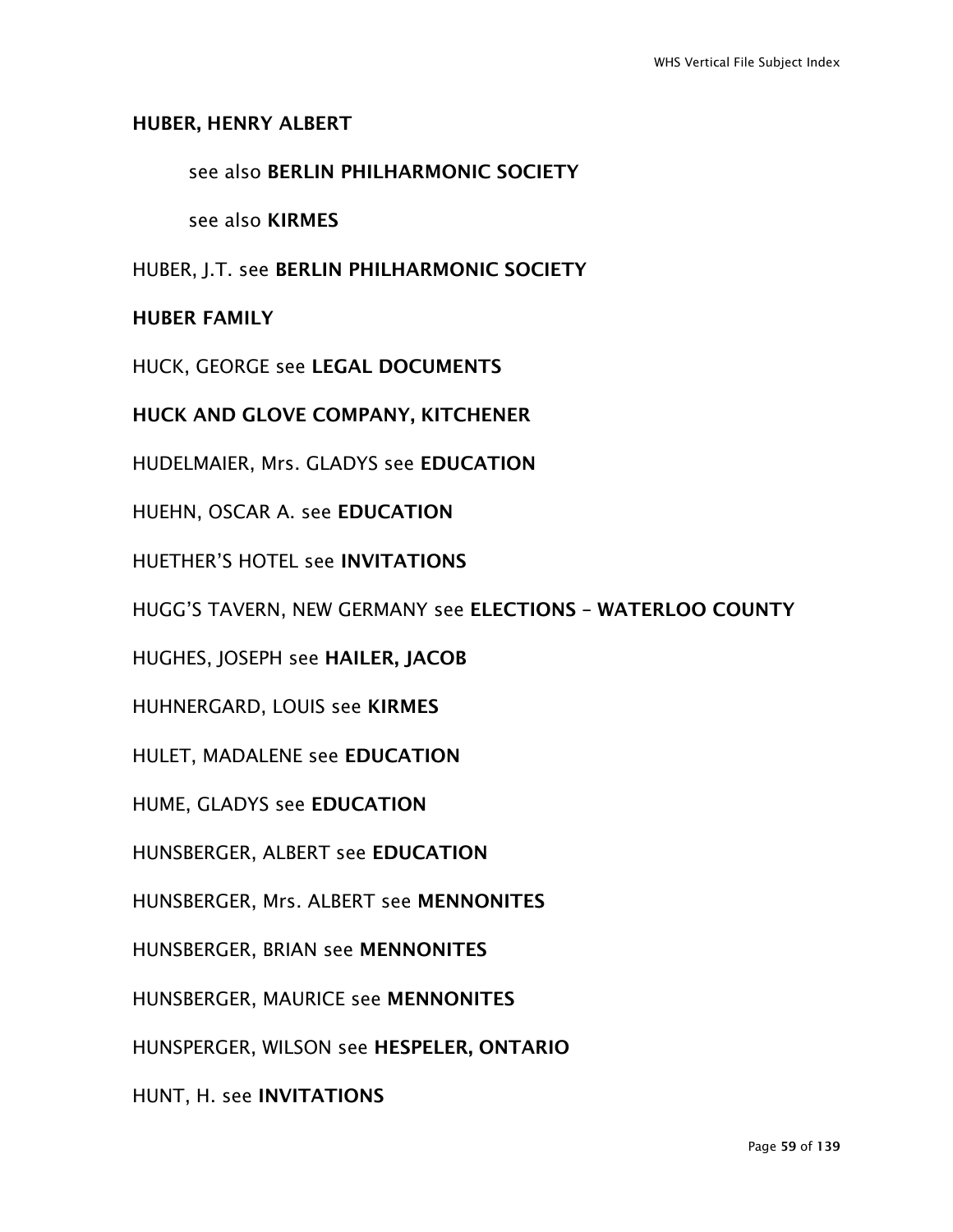**HUBER, HENRY ALBERT**

see also **BERLIN PHILHARMONIC SOCIETY**

see also **KIRMES**

HUBER, J.T. see **BERLIN PHILHARMONIC SOCIETY**

**HUBER FAMILY**

HUCK, GEORGE see **LEGAL DOCUMENTS**

**HUCK AND GLOVE COMPANY, KITCHENER**

HUDELMAIER, Mrs. GLADYS see **EDUCATION**

HUEHN, OSCAR A. see **EDUCATION**

HUETHER'S HOTEL see **INVITATIONS**

HUGG'S TAVERN, NEW GERMANY see **ELECTIONS – WATERLOO COUNTY**

HUGHES, JOSEPH see **HAILER, JACOB**

HUHNERGARD, LOUIS see **KIRMES**

HULET, MADALENE see **EDUCATION**

HUME, GLADYS see **EDUCATION**

HUNSBERGER, ALBERT see **EDUCATION**

HUNSBERGER, Mrs. ALBERT see **MENNONITES**

HUNSBERGER, BRIAN see **MENNONITES**

HUNSBERGER, MAURICE see **MENNONITES**

HUNSPERGER, WILSON see **HESPELER, ONTARIO**

HUNT, H. see **INVITATIONS**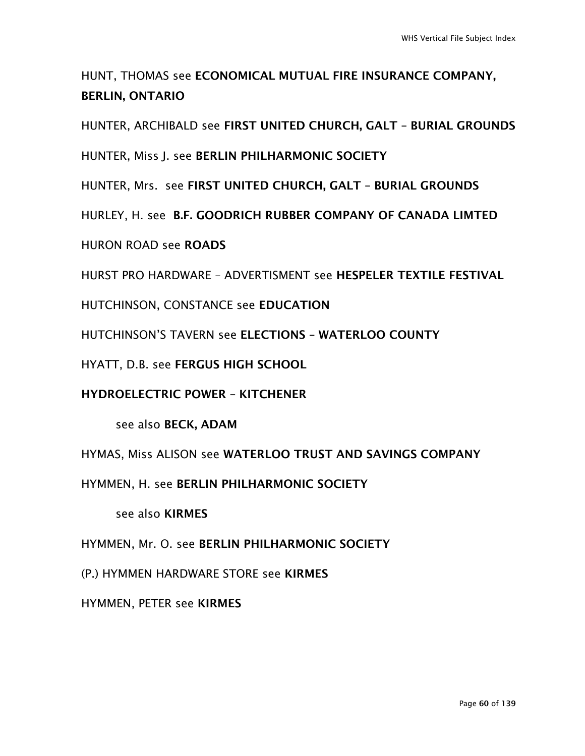HUNT, THOMAS see **ECONOMICAL MUTUAL FIRE INSURANCE COMPANY, BERLIN, ONTARIO**

HUNTER, ARCHIBALD see **FIRST UNITED CHURCH, GALT – BURIAL GROUNDS**

HUNTER, Miss J. see **BERLIN PHILHARMONIC SOCIETY**

HUNTER, Mrs. see **FIRST UNITED CHURCH, GALT – BURIAL GROUNDS**

HURLEY, H. see **B.F. GOODRICH RUBBER COMPANY OF CANADA LIMTED**

HURON ROAD see **ROADS**

HURST PRO HARDWARE – ADVERTISMENT see **HESPELER TEXTILE FESTIVAL**

HUTCHINSON, CONSTANCE see **EDUCATION**

HUTCHINSON'S TAVERN see **ELECTIONS – WATERLOO COUNTY**

HYATT, D.B. see **FERGUS HIGH SCHOOL**

**HYDROELECTRIC POWER – KITCHENER**

see also **BECK, ADAM**

HYMAS, Miss ALISON see **WATERLOO TRUST AND SAVINGS COMPANY**

HYMMEN, H. see **BERLIN PHILHARMONIC SOCIETY**

see also **KIRMES**

HYMMEN, Mr. O. see **BERLIN PHILHARMONIC SOCIETY**

(P.) HYMMEN HARDWARE STORE see **KIRMES**

HYMMEN, PETER see **KIRMES**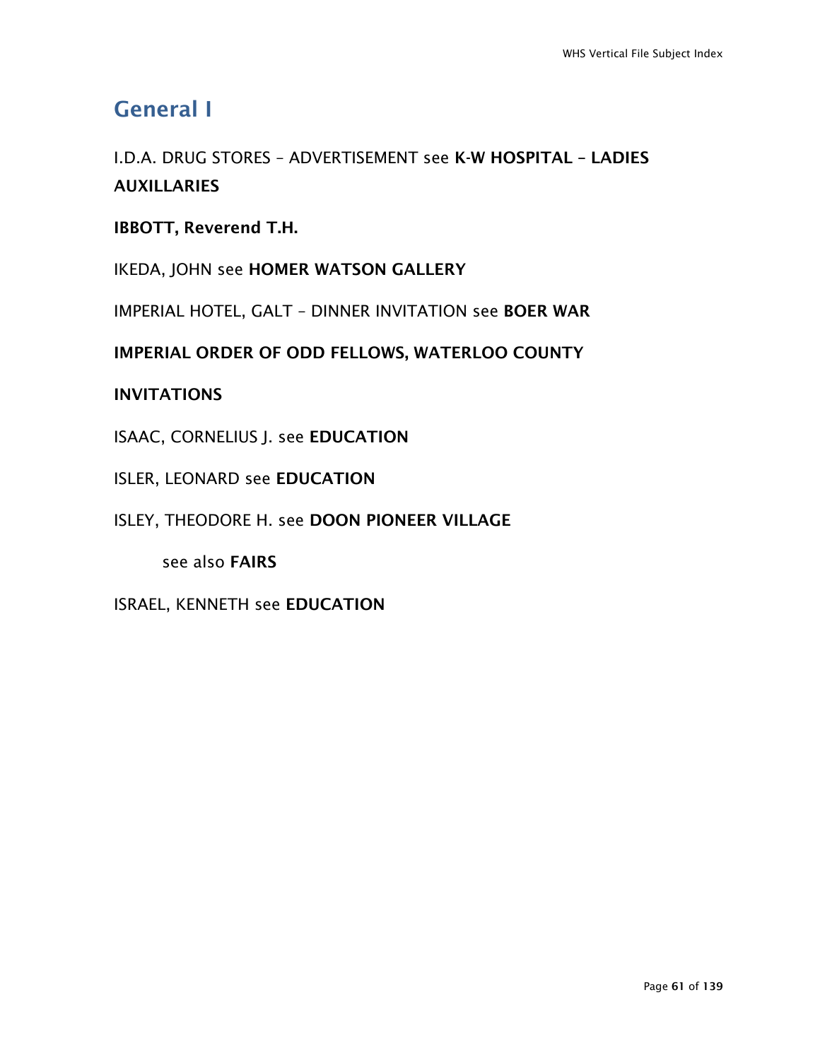## General I

I.D.A. DRUG STORES – ADVERTISEMENT see **K-W HOSPITAL – LADIES AUXILLARIES**

**IBBOTT, Reverend T.H.**

IKEDA, JOHN see **HOMER WATSON GALLERY**

IMPERIAL HOTEL, GALT – DINNER INVITATION see **BOER WAR**

**IMPERIAL ORDER OF ODD FELLOWS, WATERLOO COUNTY**

**INVITATIONS**

ISAAC, CORNELIUS J. see **EDUCATION**

ISLER, LEONARD see **EDUCATION**

ISLEY, THEODORE H. see **DOON PIONEER VILLAGE**

 see also **FAIRS**

ISRAEL, KENNETH see **EDUCATION**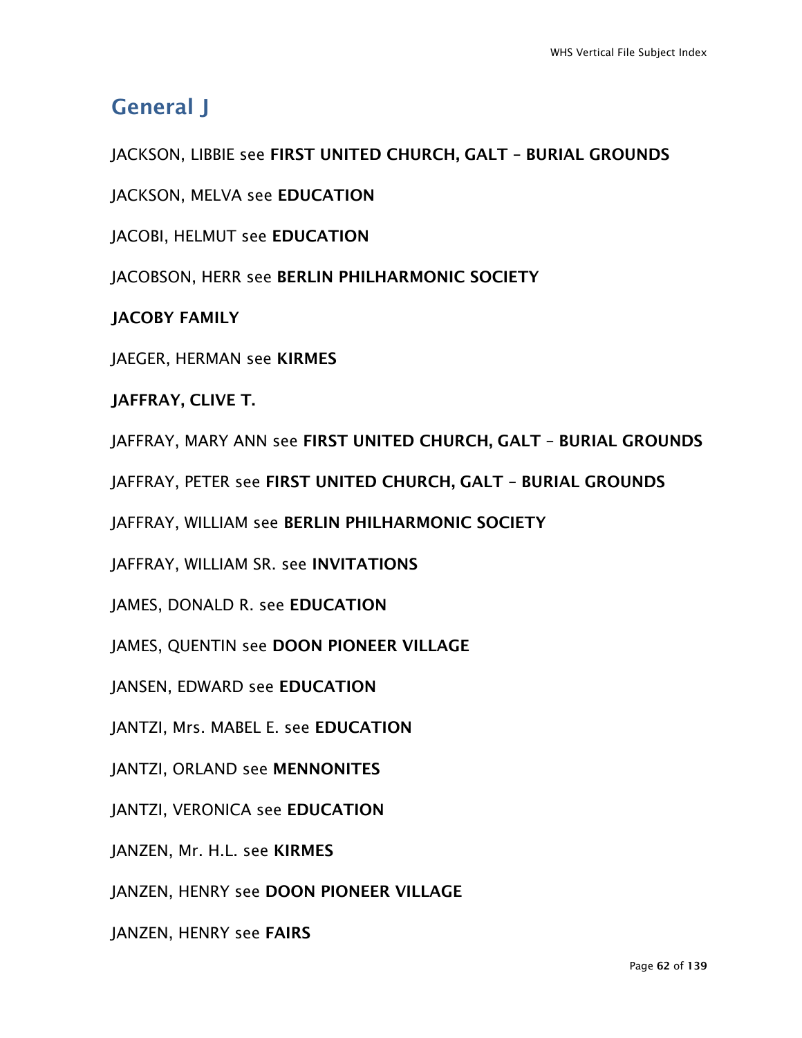## General J

JACKSON, LIBBIE see **FIRST UNITED CHURCH, GALT – BURIAL GROUNDS**

JACKSON, MELVA see **EDUCATION**

JACOBI, HELMUT see **EDUCATION**

JACOBSON, HERR see **BERLIN PHILHARMONIC SOCIETY**

**JACOBY FAMILY**

JAEGER, HERMAN see **KIRMES**

**JAFFRAY, CLIVE T.**

JAFFRAY, MARY ANN see **FIRST UNITED CHURCH, GALT – BURIAL GROUNDS**

JAFFRAY, PETER see **FIRST UNITED CHURCH, GALT – BURIAL GROUNDS**

JAFFRAY, WILLIAM see **BERLIN PHILHARMONIC SOCIETY**

JAFFRAY, WILLIAM SR. see **INVITATIONS**

JAMES, DONALD R. see **EDUCATION**

JAMES, QUENTIN see **DOON PIONEER VILLAGE**

JANSEN, EDWARD see **EDUCATION**

JANTZI, Mrs. MABEL E. see **EDUCATION**

JANTZI, ORLAND see **MENNONITES**

JANTZI, VERONICA see **EDUCATION**

JANZEN, Mr. H.L. see **KIRMES**

JANZEN, HENRY see **DOON PIONEER VILLAGE**

JANZEN, HENRY see **FAIRS**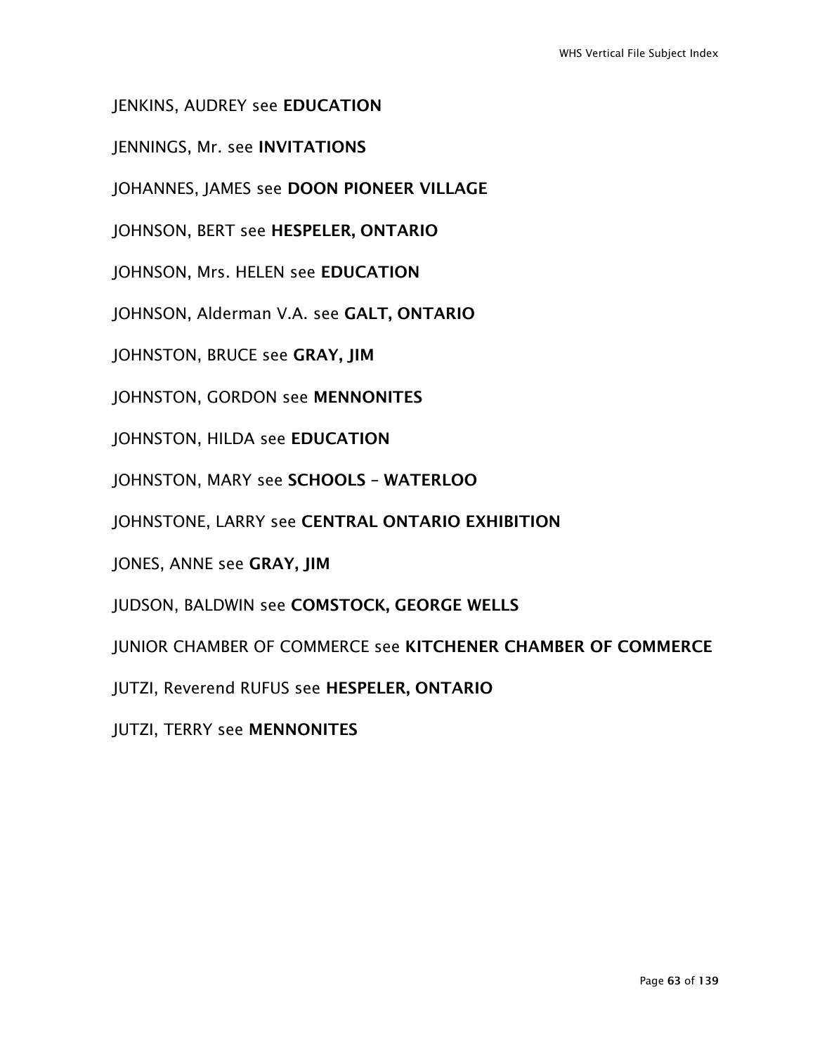JENKINS, AUDREY see **EDUCATION**

JENNINGS, Mr. see **INVITATIONS**

JOHANNES, JAMES see **DOON PIONEER VILLAGE**

JOHNSON, BERT see **HESPELER, ONTARIO**

JOHNSON, Mrs. HELEN see **EDUCATION**

JOHNSON, Alderman V.A. see **GALT, ONTARIO**

JOHNSTON, BRUCE see **GRAY, JIM**

JOHNSTON, GORDON see **MENNONITES**

JOHNSTON, HILDA see **EDUCATION**

JOHNSTON, MARY see **SCHOOLS – WATERLOO**

JOHNSTONE, LARRY see **CENTRAL ONTARIO EXHIBITION**

JONES, ANNE see **GRAY, JIM**

JUDSON, BALDWIN see **COMSTOCK, GEORGE WELLS**

JUNIOR CHAMBER OF COMMERCE see **KITCHENER CHAMBER OF COMMERCE**

JUTZI, Reverend RUFUS see **HESPELER, ONTARIO**

JUTZI, TERRY see **MENNONITES**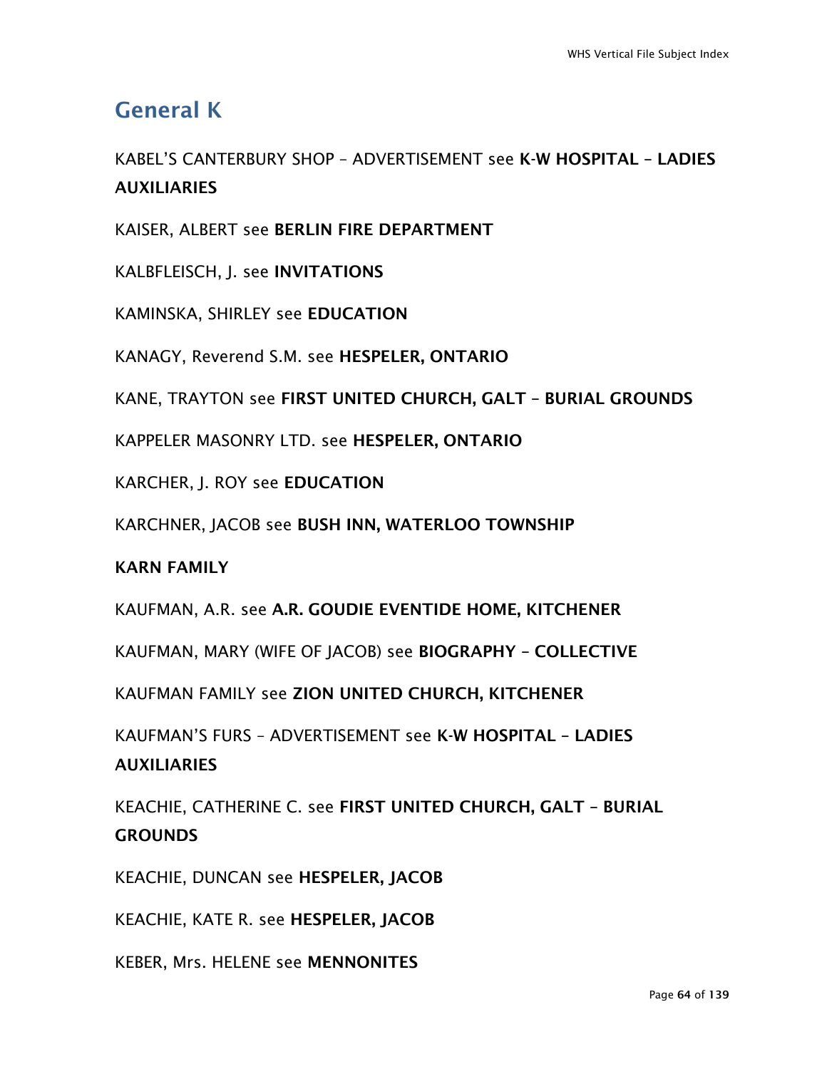## General K

KABEL'S CANTERBURY SHOP – ADVERTISEMENT see **K-W HOSPITAL – LADIES AUXILIARIES**

KAISER, ALBERT see **BERLIN FIRE DEPARTMENT**

KALBFLEISCH, J. see **INVITATIONS**

KAMINSKA, SHIRLEY see **EDUCATION**

KANAGY, Reverend S.M. see **HESPELER, ONTARIO**

KANE, TRAYTON see **FIRST UNITED CHURCH, GALT – BURIAL GROUNDS**

KAPPELER MASONRY LTD. see **HESPELER, ONTARIO**

KARCHER, J. ROY see **EDUCATION**

KARCHNER, JACOB see **BUSH INN, WATERLOO TOWNSHIP**

**KARN FAMILY**

KAUFMAN, A.R. see **A.R. GOUDIE EVENTIDE HOME, KITCHENER**

KAUFMAN, MARY (WIFE OF JACOB) see **BIOGRAPHY – COLLECTIVE**

KAUFMAN FAMILY see **ZION UNITED CHURCH, KITCHENER**

KAUFMAN'S FURS – ADVERTISEMENT see **K-W HOSPITAL – LADIES AUXILIARIES**

KEACHIE, CATHERINE C. see **FIRST UNITED CHURCH, GALT – BURIAL GROUNDS**

KEACHIE, DUNCAN see **HESPELER, JACOB**

KEACHIE, KATE R. see **HESPELER, JACOB**

KEBER, Mrs. HELENE see **MENNONITES**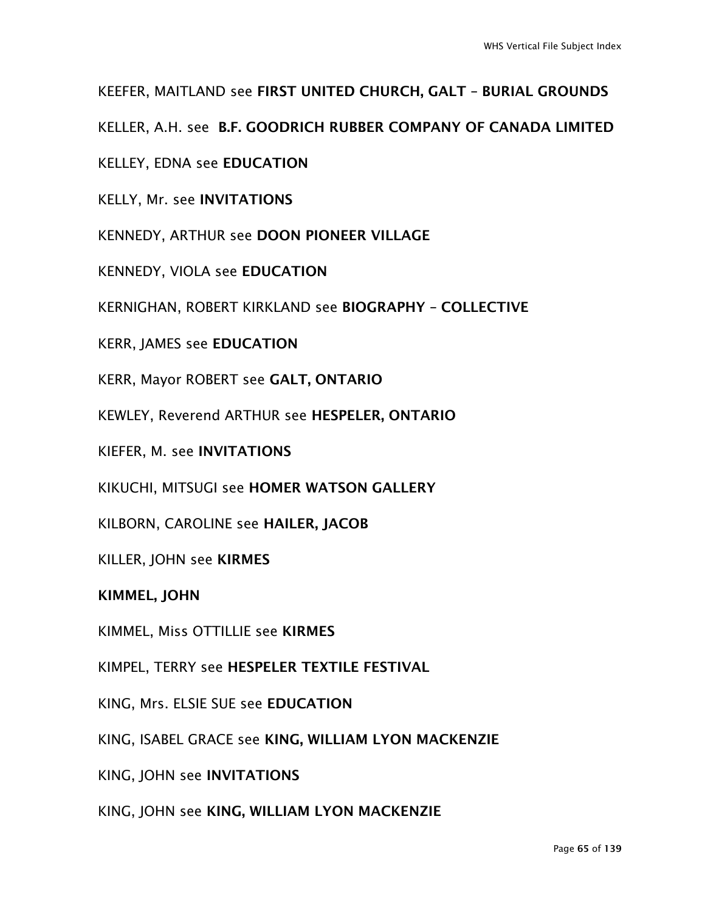KEEFER, MAITLAND see **FIRST UNITED CHURCH, GALT – BURIAL GROUNDS**

KELLER, A.H. see **B.F. GOODRICH RUBBER COMPANY OF CANADA LIMITED**

KELLEY, EDNA see **EDUCATION**

KELLY, Mr. see **INVITATIONS**

KENNEDY, ARTHUR see **DOON PIONEER VILLAGE**

KENNEDY, VIOLA see **EDUCATION**

KERNIGHAN, ROBERT KIRKLAND see **BIOGRAPHY – COLLECTIVE**

KERR, JAMES see **EDUCATION**

KERR, Mayor ROBERT see **GALT, ONTARIO**

KEWLEY, Reverend ARTHUR see **HESPELER, ONTARIO**

KIEFER, M. see **INVITATIONS**

KIKUCHI, MITSUGI see **HOMER WATSON GALLERY**

KILBORN, CAROLINE see **HAILER, JACOB**

KILLER, JOHN see **KIRMES**

**KIMMEL, JOHN**

KIMMEL, Miss OTTILLIE see **KIRMES**

KIMPEL, TERRY see **HESPELER TEXTILE FESTIVAL**

KING, Mrs. ELSIE SUE see **EDUCATION**

KING, ISABEL GRACE see **KING, WILLIAM LYON MACKENZIE**

KING, JOHN see **INVITATIONS**

KING, JOHN see **KING, WILLIAM LYON MACKENZIE**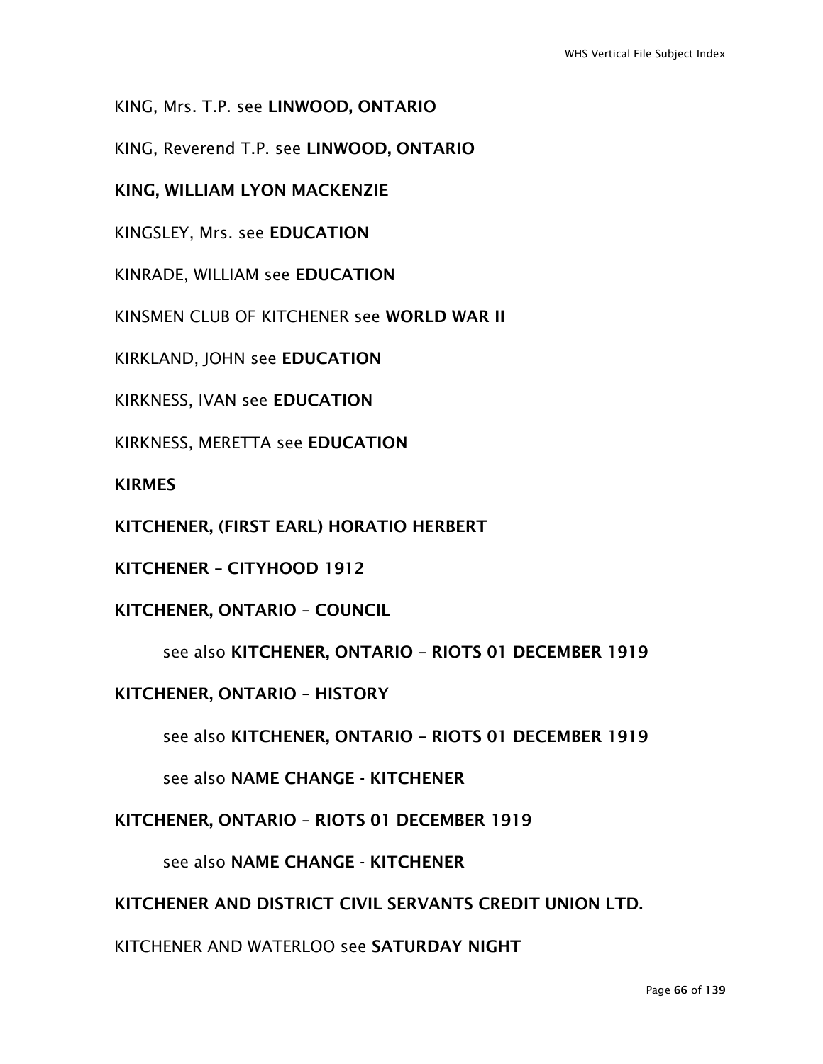KING, Mrs. T.P. see **LINWOOD, ONTARIO**

KING, Reverend T.P. see **LINWOOD, ONTARIO**

**KING, WILLIAM LYON MACKENZIE**

KINGSLEY, Mrs. see **EDUCATION**

KINRADE, WILLIAM see **EDUCATION**

KINSMEN CLUB OF KITCHENER see **WORLD WAR II**

KIRKLAND, JOHN see **EDUCATION**

KIRKNESS, IVAN see **EDUCATION**

KIRKNESS, MERETTA see **EDUCATION**

**KIRMES**

**KITCHENER, (FIRST EARL) HORATIO HERBERT**

**KITCHENER – CITYHOOD 1912**

**KITCHENER, ONTARIO – COUNCIL**

  see also **KITCHENER, ONTARIO – RIOTS 01 DECEMBER 1919**

**KITCHENER, ONTARIO – HISTORY**

  see also **KITCHENER, ONTARIO – RIOTS 01 DECEMBER 1919**

  see also **NAME CHANGE - KITCHENER**

**KITCHENER, ONTARIO – RIOTS 01 DECEMBER 1919**

  see also **NAME CHANGE - KITCHENER**

**KITCHENER AND DISTRICT CIVIL SERVANTS CREDIT UNION LTD.**

KITCHENER AND WATERLOO see **SATURDAY NIGHT**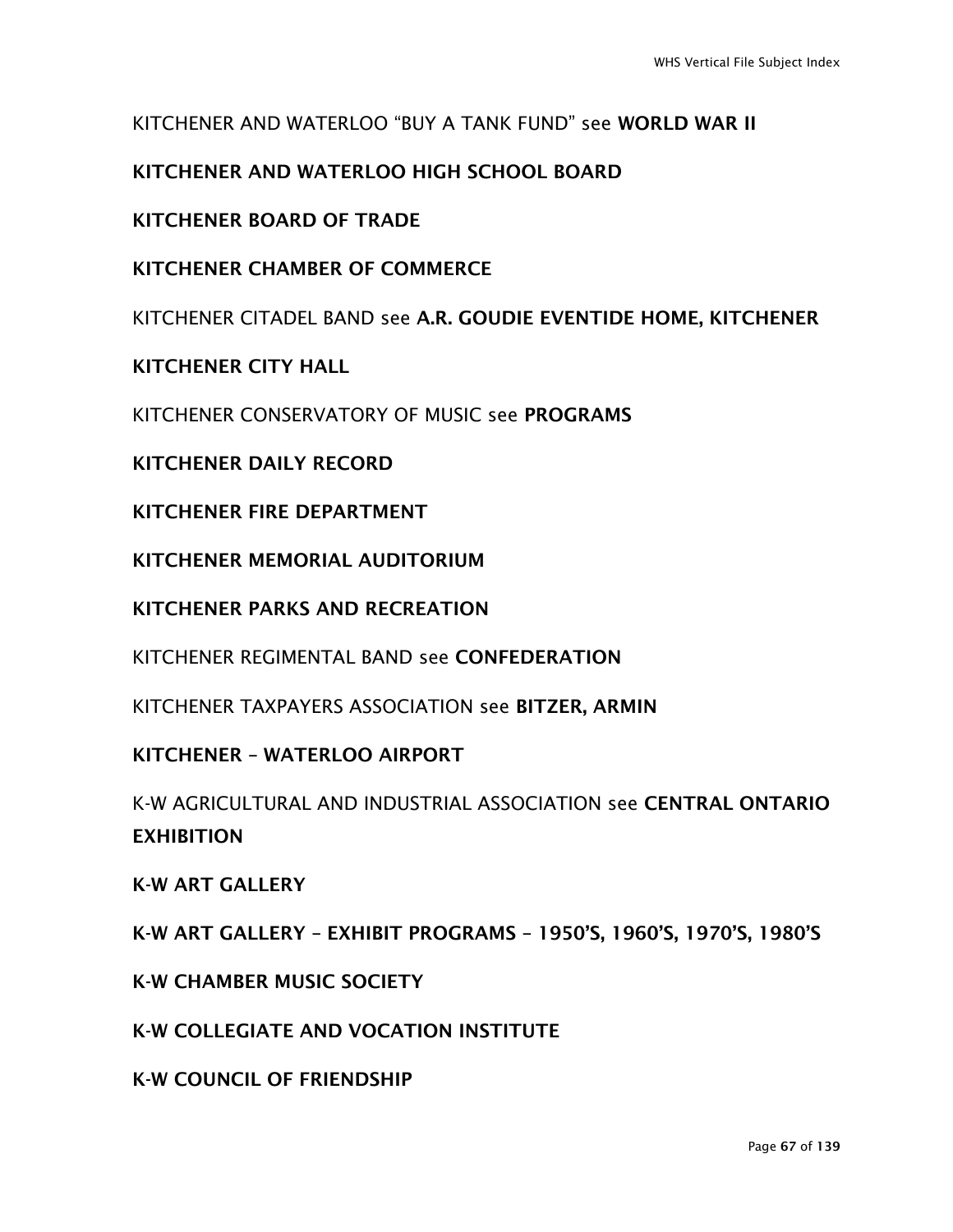KITCHENER AND WATERLOO “BUY A TANK FUND” see **WORLD WAR II**

**KITCHENER AND WATERLOO HIGH SCHOOL BOARD**

**KITCHENER BOARD OF TRADE**

**KITCHENER CHAMBER OF COMMERCE**

KITCHENER CITADEL BAND see **A.R. GOUDIE EVENTIDE HOME, KITCHENER**

**KITCHENER CITY HALL**

KITCHENER CONSERVATORY OF MUSIC see **PROGRAMS**

**KITCHENER DAILY RECORD**

**KITCHENER FIRE DEPARTMENT**

**KITCHENER MEMORIAL AUDITORIUM**

**KITCHENER PARKS AND RECREATION**

KITCHENER REGIMENTAL BAND see **CONFEDERATION**

KITCHENER TAXPAYERS ASSOCIATION see **BITZER, ARMIN**

**KITCHENER – WATERLOO AIRPORT**

K-W AGRICULTURAL AND INDUSTRIAL ASSOCIATION see **CENTRAL ONTARIO EXHIBITION**

**K-W ART GALLERY**

**K-W ART GALLERY – EXHIBIT PROGRAMS – 1950’S, 1960’S, 1970’S, 1980’S**

**K-W CHAMBER MUSIC SOCIETY**

**K-W COLLEGIATE AND VOCATION INSTITUTE**

**K-W COUNCIL OF FRIENDSHIP**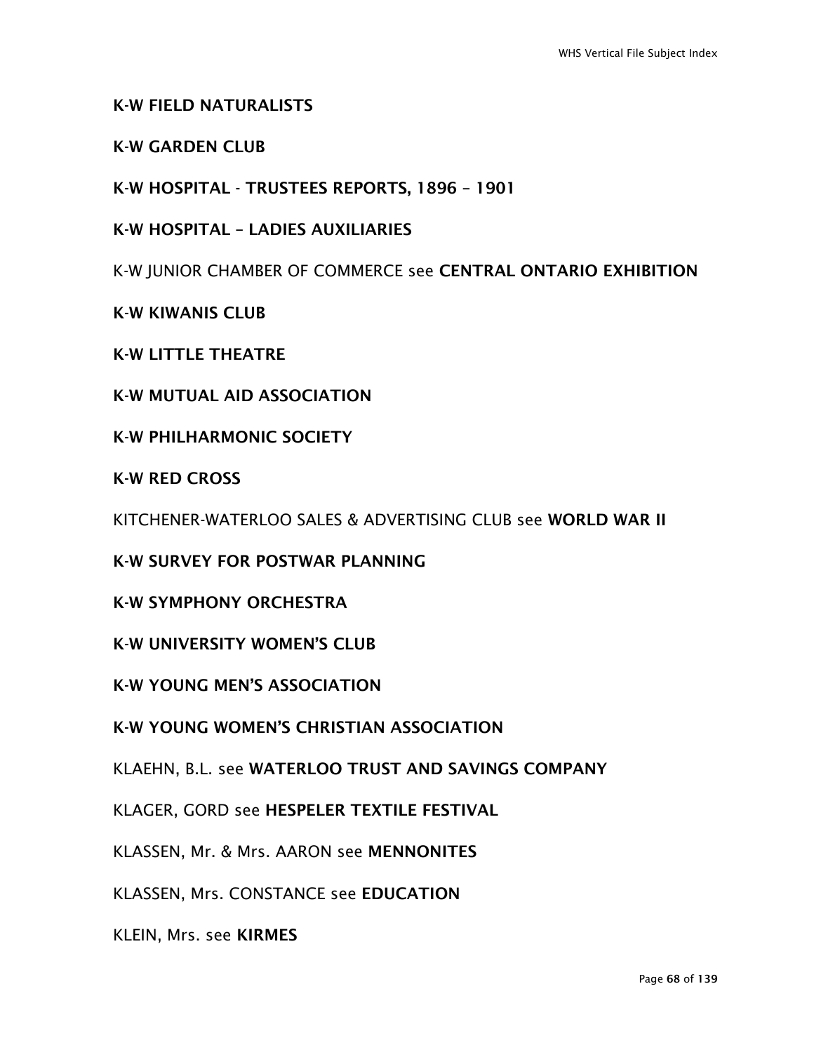**K-W FIELD NATURALISTS**

**K-W GARDEN CLUB**

**K-W HOSPITAL - TRUSTEES REPORTS, 1896 – 1901**

**K-W HOSPITAL – LADIES AUXILIARIES**

K-W JUNIOR CHAMBER OF COMMERCE see **CENTRAL ONTARIO EXHIBITION**

**K-W KIWANIS CLUB**

**K-W LITTLE THEATRE**

**K-W MUTUAL AID ASSOCIATION**

**K-W PHILHARMONIC SOCIETY**

**K-W RED CROSS**

KITCHENER-WATERLOO SALES & ADVERTISING CLUB see **WORLD WAR II**

**K-W SURVEY FOR POSTWAR PLANNING**

**K-W SYMPHONY ORCHESTRA**

**K-W UNIVERSITY WOMEN'S CLUB**

**K-W YOUNG MEN'S ASSOCIATION**

**K-W YOUNG WOMEN'S CHRISTIAN ASSOCIATION**

KLAEHN, B.L. see **WATERLOO TRUST AND SAVINGS COMPANY**

KLAGER, GORD see **HESPELER TEXTILE FESTIVAL**

KLASSEN, Mr. & Mrs. AARON see **MENNONITES**

KLASSEN, Mrs. CONSTANCE see **EDUCATION**

KLEIN, Mrs. see **KIRMES**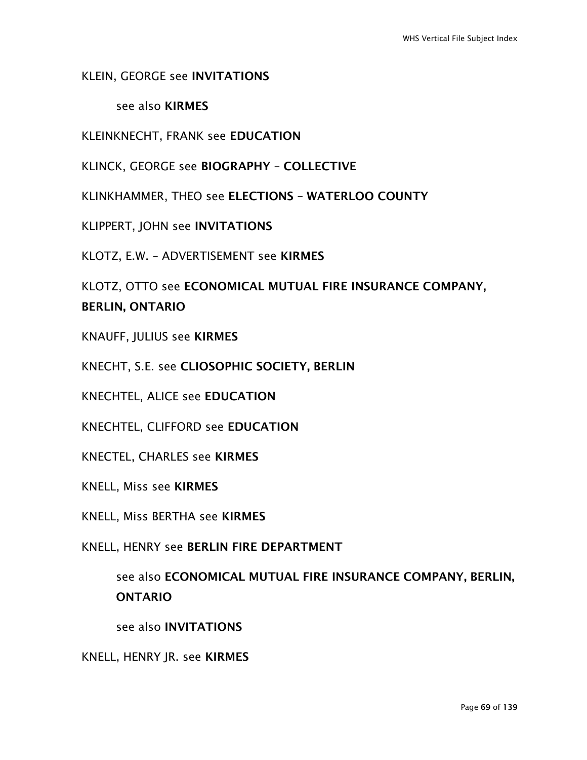KLEIN, GEORGE see **INVITATIONS**

  see also **KIRMES**

KLEINKNECHT, FRANK see **EDUCATION**

KLINCK, GEORGE see **BIOGRAPHY – COLLECTIVE**

KLINKHAMMER, THEO see **ELECTIONS – WATERLOO COUNTY**

KLIPPERT, JOHN see **INVITATIONS**

KLOTZ, E.W. – ADVERTISEMENT see **KIRMES**

KLOTZ, OTTO see **ECONOMICAL MUTUAL FIRE INSURANCE COMPANY, BERLIN, ONTARIO**

KNAUFF, JULIUS see **KIRMES**

KNECHT, S.E. see **CLIOSOPHIC SOCIETY, BERLIN**

KNECHTEL, ALICE see **EDUCATION**

KNECHTEL, CLIFFORD see **EDUCATION**

KNECTEL, CHARLES see **KIRMES**

KNELL, Miss see **KIRMES**

KNELL, Miss BERTHA see **KIRMES**

KNELL, HENRY see **BERLIN FIRE DEPARTMENT**

  see also **ECONOMICAL MUTUAL FIRE INSURANCE COMPANY, BERLIN, ONTARIO**

  see also **INVITATIONS**

KNELL, HENRY JR. see **KIRMES**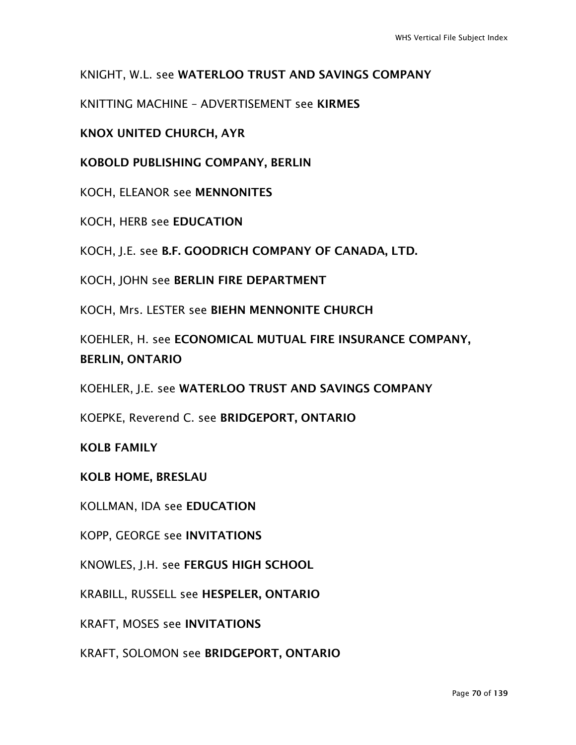KNIGHT, W.L. see **WATERLOO TRUST AND SAVINGS COMPANY**

KNITTING MACHINE – ADVERTISEMENT see **KIRMES**

**KNOX UNITED CHURCH, AYR**

**KOBOLD PUBLISHING COMPANY, BERLIN**

KOCH, ELEANOR see **MENNONITES**

KOCH, HERB see **EDUCATION**

KOCH, J.E. see **B.F. GOODRICH COMPANY OF CANADA, LTD.**

KOCH, JOHN see **BERLIN FIRE DEPARTMENT**

KOCH, Mrs. LESTER see **BIEHN MENNONITE CHURCH**

KOEHLER, H. see **ECONOMICAL MUTUAL FIRE INSURANCE COMPANY, BERLIN, ONTARIO**

KOEHLER, J.E. see **WATERLOO TRUST AND SAVINGS COMPANY**

KOEPKE, Reverend C. see **BRIDGEPORT, ONTARIO**

**KOLB FAMILY**

**KOLB HOME, BRESLAU**

KOLLMAN, IDA see **EDUCATION**

KOPP, GEORGE see **INVITATIONS**

KNOWLES, J.H. see **FERGUS HIGH SCHOOL**

KRABILL, RUSSELL see **HESPELER, ONTARIO**

KRAFT, MOSES see **INVITATIONS**

KRAFT, SOLOMON see **BRIDGEPORT, ONTARIO**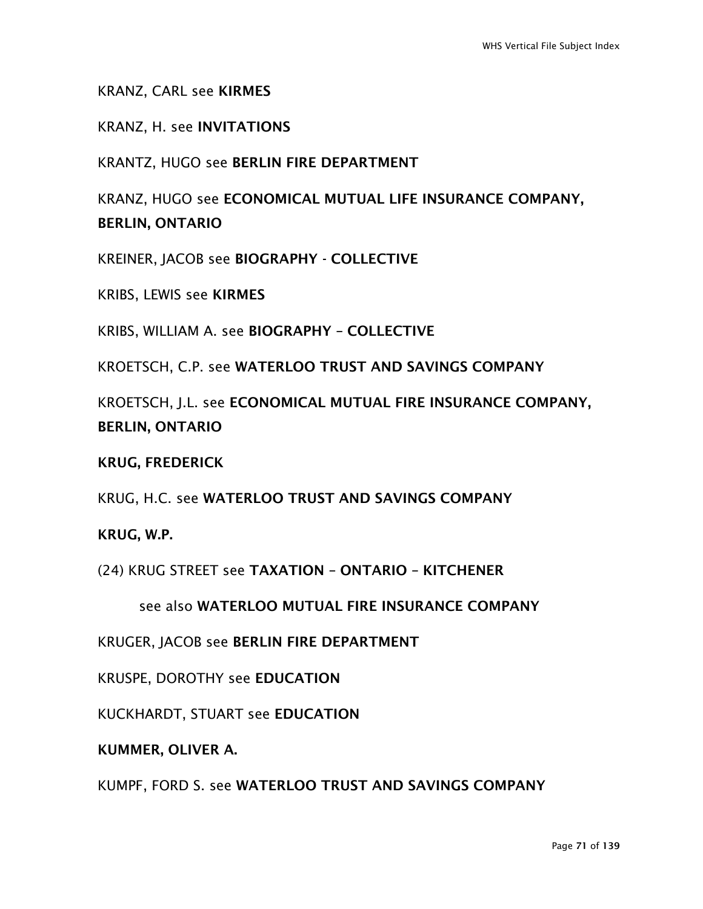KRANZ, CARL see **KIRMES**

KRANZ, H. see **INVITATIONS**

KRANTZ, HUGO see **BERLIN FIRE DEPARTMENT**

KRANZ, HUGO see **ECONOMICAL MUTUAL LIFE INSURANCE COMPANY, BERLIN, ONTARIO**

KREINER, JACOB see **BIOGRAPHY - COLLECTIVE**

KRIBS, LEWIS see **KIRMES**

KRIBS, WILLIAM A. see **BIOGRAPHY – COLLECTIVE**

KROETSCH, C.P. see **WATERLOO TRUST AND SAVINGS COMPANY**

KROETSCH, J.L. see **ECONOMICAL MUTUAL FIRE INSURANCE COMPANY, BERLIN, ONTARIO**

**KRUG, FREDERICK**

KRUG, H.C. see **WATERLOO TRUST AND SAVINGS COMPANY**

**KRUG, W.P.**

(24) KRUG STREET see **TAXATION – ONTARIO – KITCHENER**

see also **WATERLOO MUTUAL FIRE INSURANCE COMPANY**

KRUGER, JACOB see **BERLIN FIRE DEPARTMENT**

KRUSPE, DOROTHY see **EDUCATION**

KUCKHARDT, STUART see **EDUCATION**

**KUMMER, OLIVER A.**

KUMPF, FORD S. see **WATERLOO TRUST AND SAVINGS COMPANY**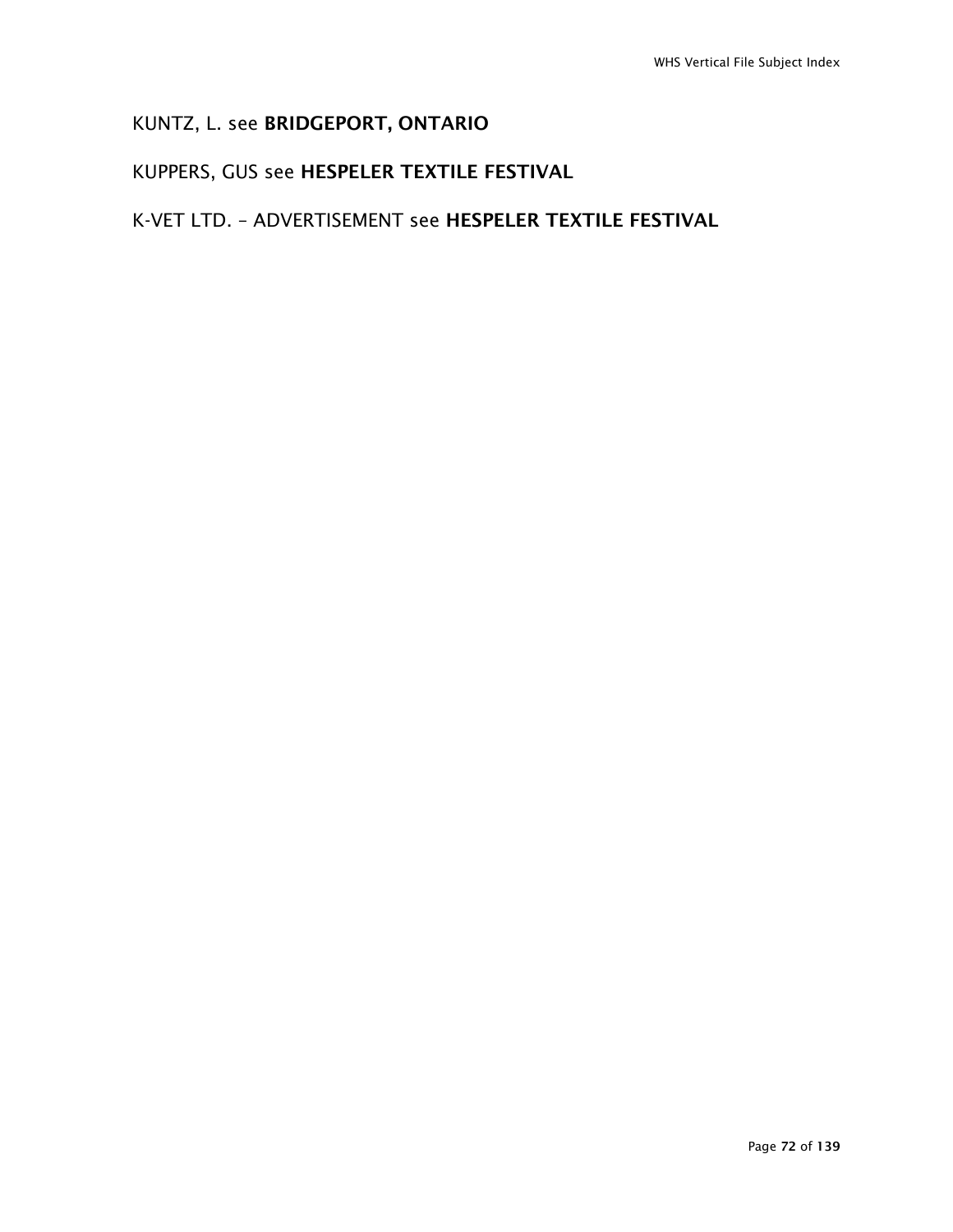KUNTZ, L. see **BRIDGEPORT, ONTARIO**

KUPPERS, GUS see **HESPELER TEXTILE FESTIVAL**

K-VET LTD. – ADVERTISEMENT see **HESPELER TEXTILE FESTIVAL**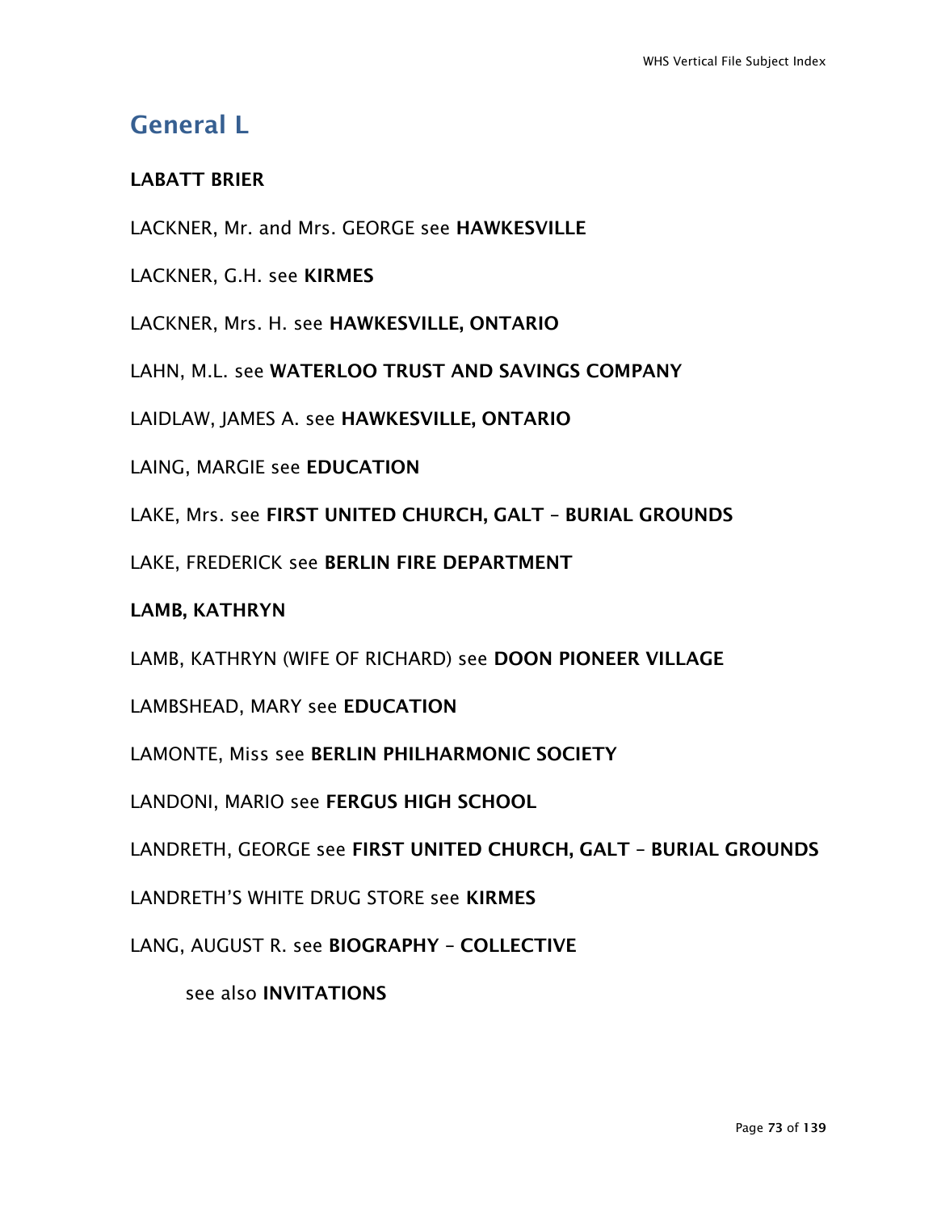## General L

**LABATT BRIER**

LACKNER, Mr. and Mrs. GEORGE see **HAWKESVILLE**

LACKNER, G.H. see **KIRMES**

LACKNER, Mrs. H. see **HAWKESVILLE, ONTARIO**

LAHN, M.L. see **WATERLOO TRUST AND SAVINGS COMPANY**

LAIDLAW, JAMES A. see **HAWKESVILLE, ONTARIO**

LAING, MARGIE see **EDUCATION**

LAKE, Mrs. see **FIRST UNITED CHURCH, GALT – BURIAL GROUNDS**

LAKE, FREDERICK see **BERLIN FIRE DEPARTMENT**

**LAMB, KATHRYN**

LAMB, KATHRYN (WIFE OF RICHARD) see **DOON PIONEER VILLAGE**

LAMBSHEAD, MARY see **EDUCATION**

LAMONTE, Miss see **BERLIN PHILHARMONIC SOCIETY**

LANDONI, MARIO see **FERGUS HIGH SCHOOL**

LANDRETH, GEORGE see **FIRST UNITED CHURCH, GALT – BURIAL GROUNDS**

LANDRETH'S WHITE DRUG STORE see **KIRMES**

LANG, AUGUST R. see **BIOGRAPHY – COLLECTIVE**

  see also **INVITATIONS**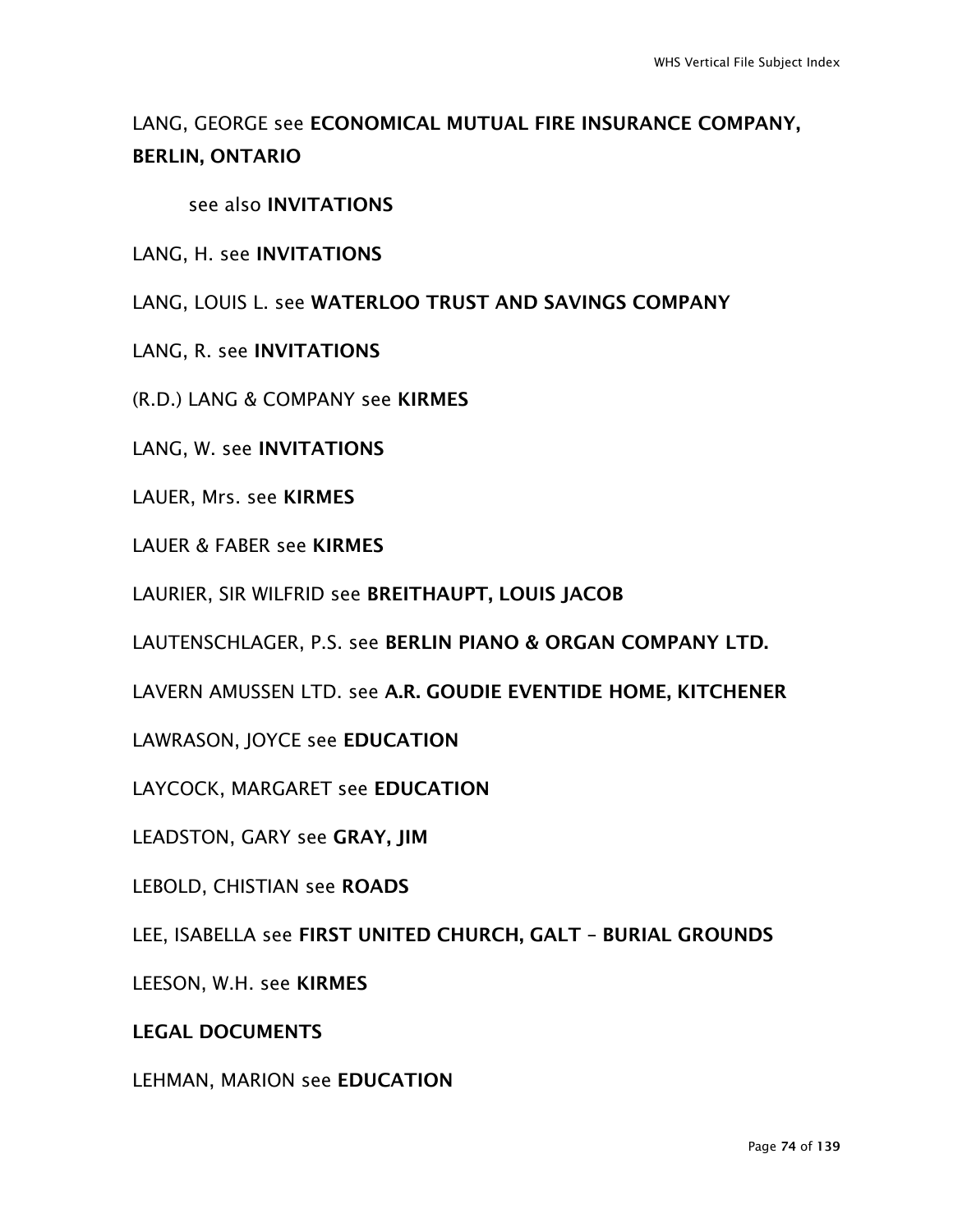LANG, GEORGE see **ECONOMICAL MUTUAL FIRE INSURANCE COMPANY, BERLIN, ONTARIO**

see also **INVITATIONS**

LANG, H. see **INVITATIONS**

LANG, LOUIS L. see **WATERLOO TRUST AND SAVINGS COMPANY**

LANG, R. see **INVITATIONS**

(R.D.) LANG & COMPANY see **KIRMES**

LANG, W. see **INVITATIONS**

LAUER, Mrs. see **KIRMES**

LAUER & FABER see **KIRMES**

LAURIER, SIR WILFRID see **BREITHAUPT, LOUIS JACOB**

LAUTENSCHLAGER, P.S. see **BERLIN PIANO & ORGAN COMPANY LTD.**

LAVERN AMUSSEN LTD. see **A.R. GOUDIE EVENTIDE HOME, KITCHENER**

LAWRASON, JOYCE see **EDUCATION**

LAYCOCK, MARGARET see **EDUCATION**

LEADSTON, GARY see **GRAY, JIM**

LEBOLD, CHISTIAN see **ROADS**

LEE, ISABELLA see **FIRST UNITED CHURCH, GALT – BURIAL GROUNDS**

LEESON, W.H. see **KIRMES**

**LEGAL DOCUMENTS**

LEHMAN, MARION see **EDUCATION**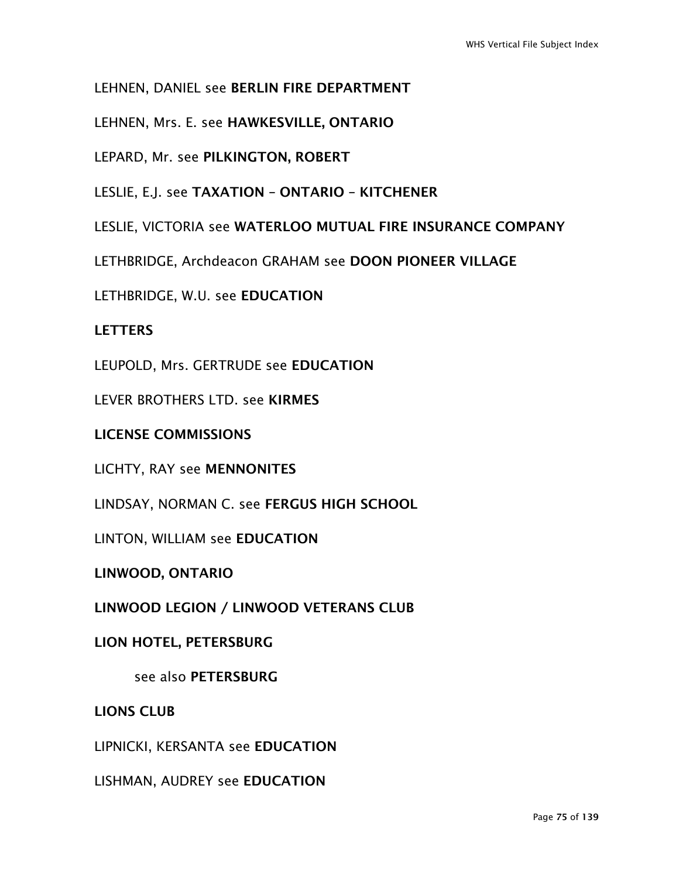LEHNEN, DANIEL see **BERLIN FIRE DEPARTMENT**

LEHNEN, Mrs. E. see **HAWKESVILLE, ONTARIO**

LEPARD, Mr. see **PILKINGTON, ROBERT**

LESLIE, E.J. see **TAXATION – ONTARIO – KITCHENER**

LESLIE, VICTORIA see **WATERLOO MUTUAL FIRE INSURANCE COMPANY**

LETHBRIDGE, Archdeacon GRAHAM see **DOON PIONEER VILLAGE**

LETHBRIDGE, W.U. see **EDUCATION**

**LETTERS**

LEUPOLD, Mrs. GERTRUDE see **EDUCATION**

LEVER BROTHERS LTD. see **KIRMES**

**LICENSE COMMISSIONS**

LICHTY, RAY see **MENNONITES**

LINDSAY, NORMAN C. see **FERGUS HIGH SCHOOL**

LINTON, WILLIAM see **EDUCATION**

**LINWOOD, ONTARIO**

**LINWOOD LEGION / LINWOOD VETERANS CLUB**

**LION HOTEL, PETERSBURG**

see also **PETERSBURG**

**LIONS CLUB**

LIPNICKI, KERSANTA see **EDUCATION**

LISHMAN, AUDREY see **EDUCATION**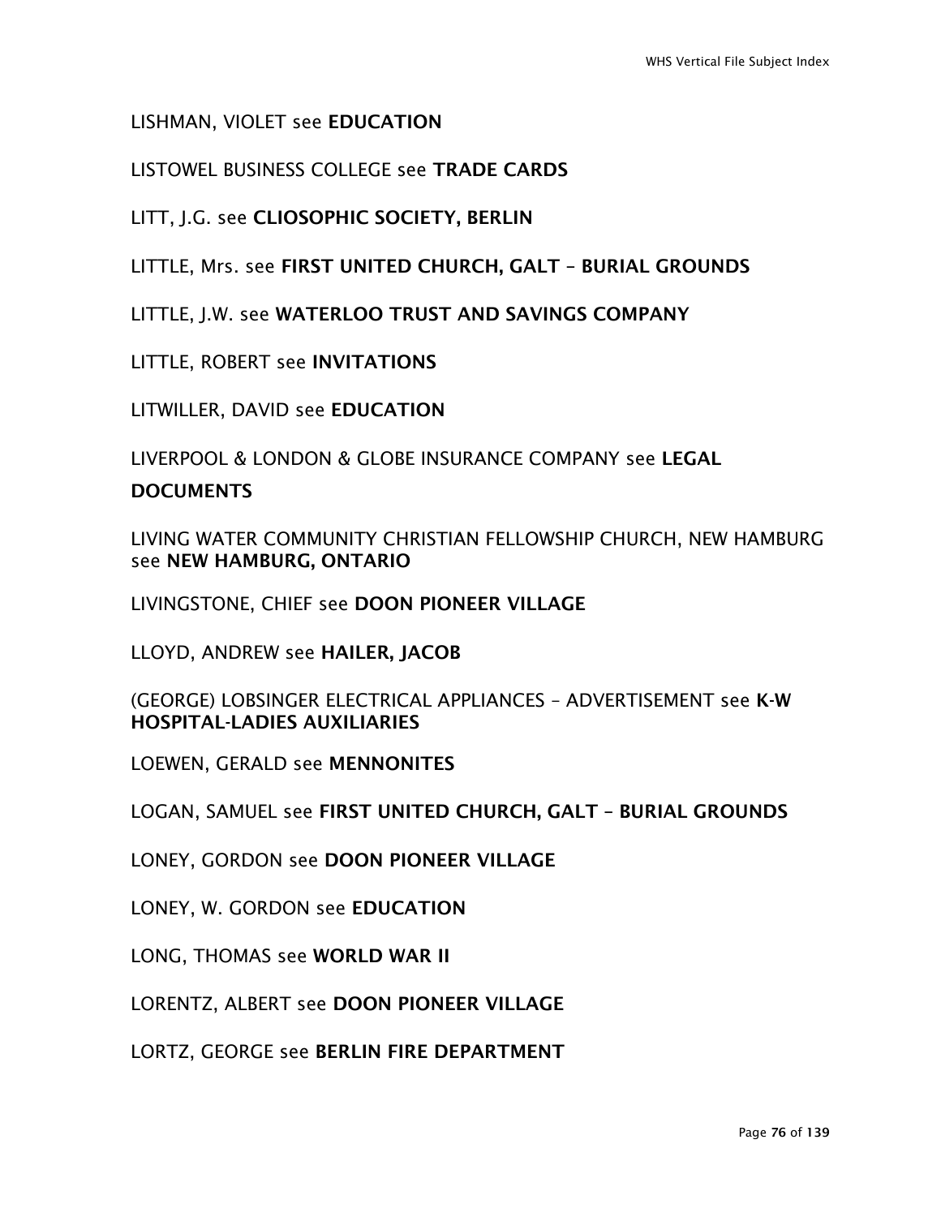LISHMAN, VIOLET see **EDUCATION**

LISTOWEL BUSINESS COLLEGE see **TRADE CARDS**

LITT, J.G. see **CLIOSOPHIC SOCIETY, BERLIN**

LITTLE, Mrs. see **FIRST UNITED CHURCH, GALT – BURIAL GROUNDS**

LITTLE, J.W. see **WATERLOO TRUST AND SAVINGS COMPANY**

LITTLE, ROBERT see **INVITATIONS**

LITWILLER, DAVID see **EDUCATION**

LIVERPOOL & LONDON & GLOBE INSURANCE COMPANY see **LEGAL DOCUMENTS**

LIVING WATER COMMUNITY CHRISTIAN FELLOWSHIP CHURCH, NEW HAMBURG see **NEW HAMBURG, ONTARIO**

LIVINGSTONE, CHIEF see **DOON PIONEER VILLAGE**

LLOYD, ANDREW see **HAILER, JACOB**

(GEORGE) LOBSINGER ELECTRICAL APPLIANCES – ADVERTISEMENT see **K-W HOSPITAL-LADIES AUXILIARIES**

LOEWEN, GERALD see **MENNONITES**

LOGAN, SAMUEL see **FIRST UNITED CHURCH, GALT – BURIAL GROUNDS**

LONEY, GORDON see **DOON PIONEER VILLAGE**

LONEY, W. GORDON see **EDUCATION**

LONG, THOMAS see **WORLD WAR II**

LORENTZ, ALBERT see **DOON PIONEER VILLAGE**

LORTZ, GEORGE see **BERLIN FIRE DEPARTMENT**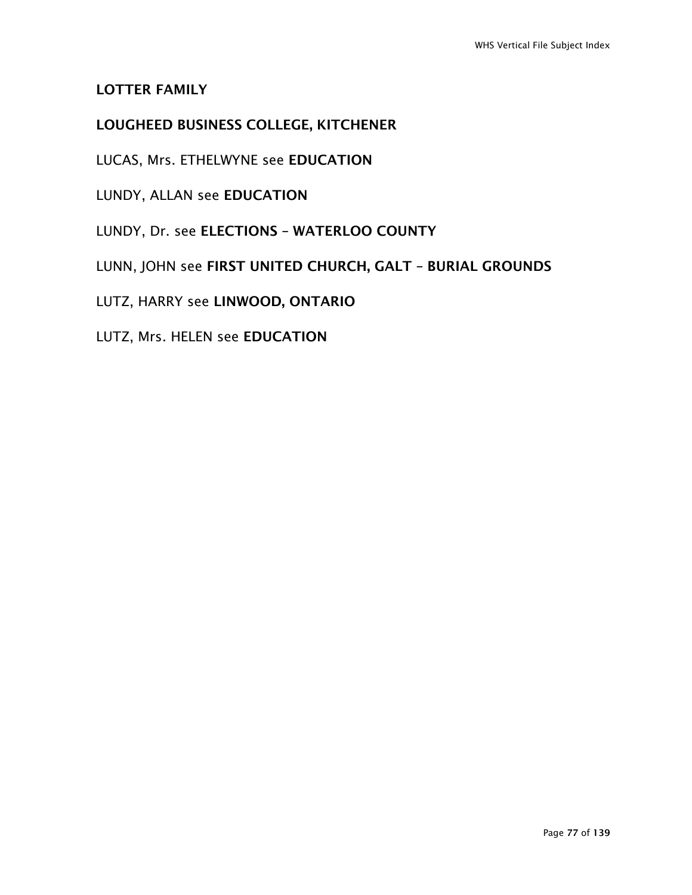**LOTTER FAMILY**

**LOUGHEED BUSINESS COLLEGE, KITCHENER**

LUCAS, Mrs. ETHELWYNE see **EDUCATION**

LUNDY, ALLAN see **EDUCATION**

LUNDY, Dr. see **ELECTIONS – WATERLOO COUNTY**

LUNN, JOHN see **FIRST UNITED CHURCH, GALT – BURIAL GROUNDS**

LUTZ, HARRY see **LINWOOD, ONTARIO**

LUTZ, Mrs. HELEN see **EDUCATION**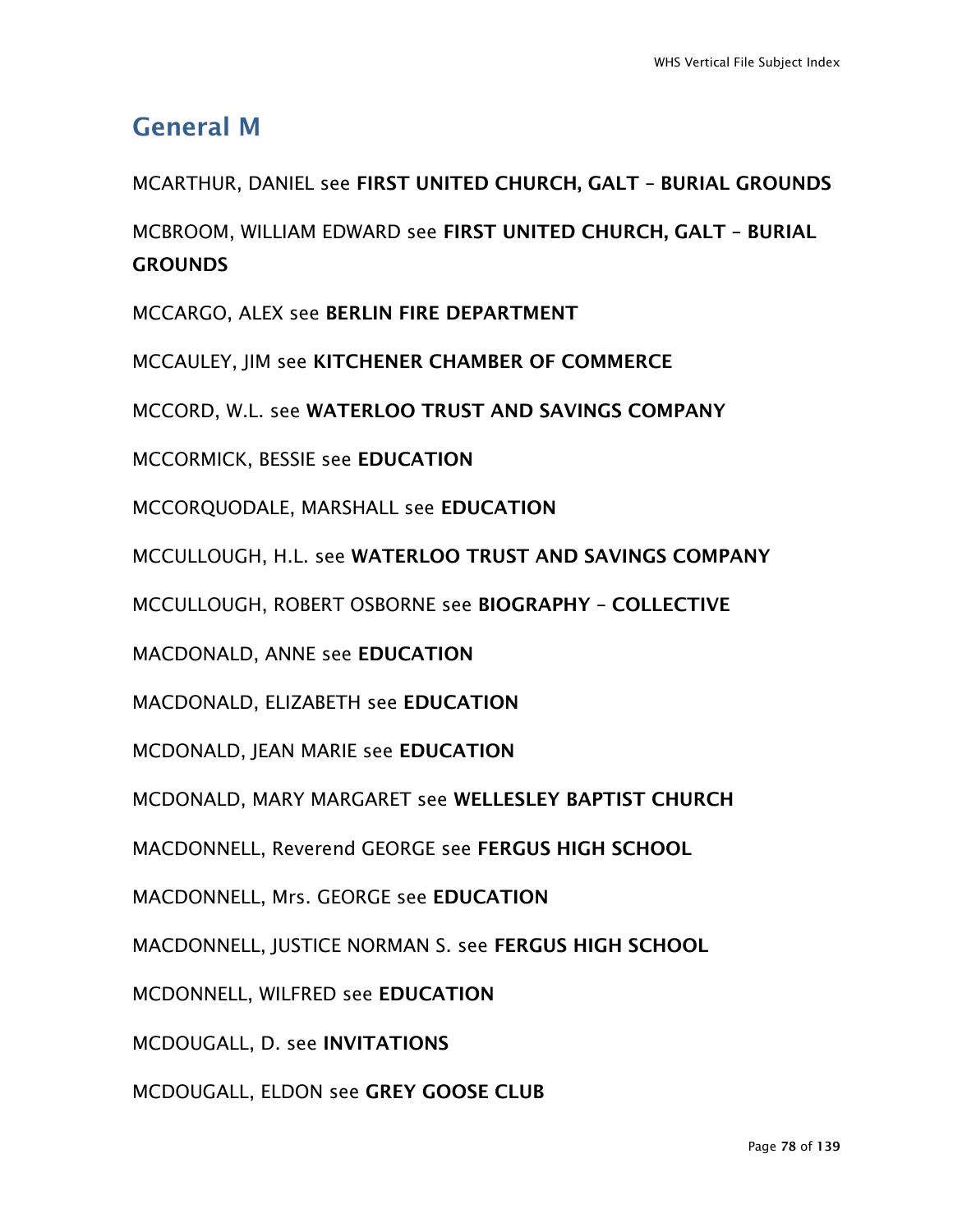## General M

MCARTHUR, DANIEL see **FIRST UNITED CHURCH, GALT – BURIAL GROUNDS**

MCBROOM, WILLIAM EDWARD see **FIRST UNITED CHURCH, GALT – BURIAL GROUNDS**

MCCARGO, ALEX see **BERLIN FIRE DEPARTMENT**

MCCAULEY, JIM see **KITCHENER CHAMBER OF COMMERCE**

MCCORD, W.L. see **WATERLOO TRUST AND SAVINGS COMPANY**

MCCORMICK, BESSIE see **EDUCATION**

MCCORQUODALE, MARSHALL see **EDUCATION**

MCCULLOUGH, H.L. see **WATERLOO TRUST AND SAVINGS COMPANY**

MCCULLOUGH, ROBERT OSBORNE see **BIOGRAPHY – COLLECTIVE**

MACDONALD, ANNE see **EDUCATION**

MACDONALD, ELIZABETH see **EDUCATION**

MCDONALD, JEAN MARIE see **EDUCATION**

MCDONALD, MARY MARGARET see **WELLESLEY BAPTIST CHURCH**

MACDONNELL, Reverend GEORGE see **FERGUS HIGH SCHOOL**

MACDONNELL, Mrs. GEORGE see **EDUCATION**

MACDONNELL, JUSTICE NORMAN S. see **FERGUS HIGH SCHOOL**

MCDONNELL, WILFRED see **EDUCATION**

MCDOUGALL, D. see **INVITATIONS**

MCDOUGALL, ELDON see **GREY GOOSE CLUB**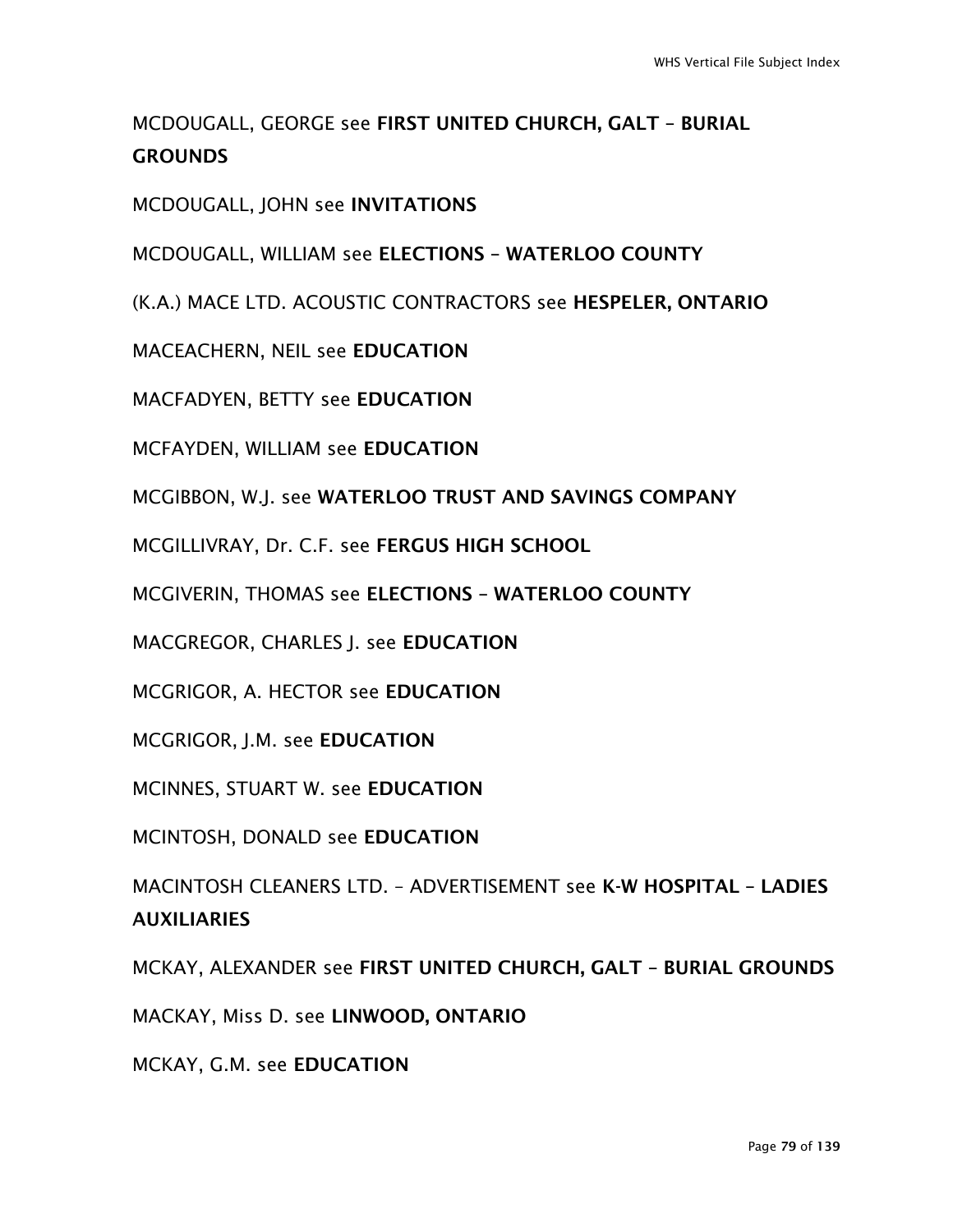MCDOUGALL, GEORGE see **FIRST UNITED CHURCH, GALT – BURIAL GROUNDS**

MCDOUGALL, JOHN see **INVITATIONS**

MCDOUGALL, WILLIAM see **ELECTIONS – WATERLOO COUNTY**

(K.A.) MACE LTD. ACOUSTIC CONTRACTORS see **HESPELER, ONTARIO**

MACEACHERN, NEIL see **EDUCATION**

MACFADYEN, BETTY see **EDUCATION**

MCFAYDEN, WILLIAM see **EDUCATION**

MCGIBBON, W.J. see **WATERLOO TRUST AND SAVINGS COMPANY**

MCGILLIVRAY, Dr. C.F. see **FERGUS HIGH SCHOOL**

MCGIVERIN, THOMAS see **ELECTIONS – WATERLOO COUNTY**

MACGREGOR, CHARLES J. see **EDUCATION**

MCGRIGOR, A. HECTOR see **EDUCATION**

MCGRIGOR, J.M. see **EDUCATION**

MCINNES, STUART W. see **EDUCATION**

MCINTOSH, DONALD see **EDUCATION**

MACINTOSH CLEANERS LTD. – ADVERTISEMENT see **K-W HOSPITAL – LADIES AUXILIARIES**

MCKAY, ALEXANDER see **FIRST UNITED CHURCH, GALT – BURIAL GROUNDS**

MACKAY, Miss D. see **LINWOOD, ONTARIO**

MCKAY, G.M. see **EDUCATION**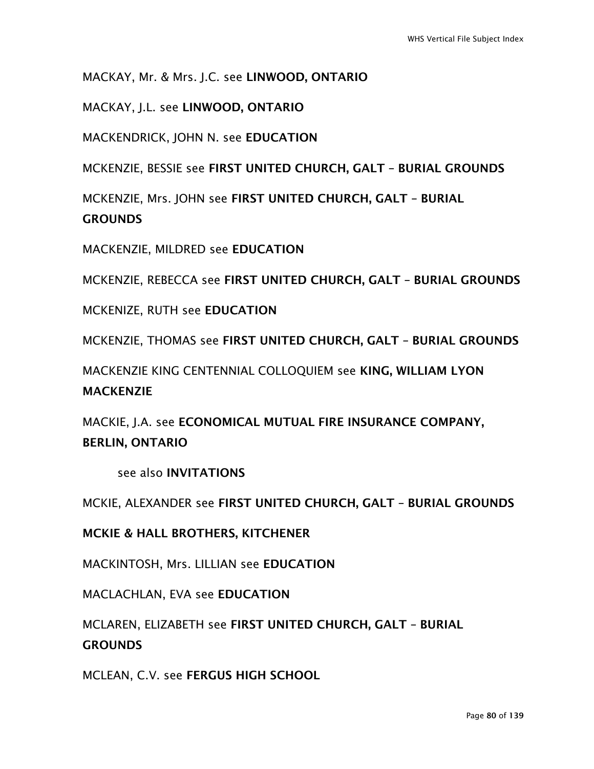MACKAY, Mr. & Mrs. J.C. see **LINWOOD, ONTARIO**

MACKAY, J.L. see **LINWOOD, ONTARIO**

MACKENDRICK, JOHN N. see **EDUCATION**

MCKENZIE, BESSIE see **FIRST UNITED CHURCH, GALT – BURIAL GROUNDS**

MCKENZIE, Mrs. JOHN see **FIRST UNITED CHURCH, GALT – BURIAL GROUNDS**

MACKENZIE, MILDRED see **EDUCATION**

MCKENZIE, REBECCA see **FIRST UNITED CHURCH, GALT – BURIAL GROUNDS**

MCKENIZE, RUTH see **EDUCATION**

MCKENZIE, THOMAS see **FIRST UNITED CHURCH, GALT – BURIAL GROUNDS**

MACKENZIE KING CENTENNIAL COLLOQUIEM see **KING, WILLIAM LYON MACKENZIE**

MACKIE, J.A. see **ECONOMICAL MUTUAL FIRE INSURANCE COMPANY, BERLIN, ONTARIO**

see also **INVITATIONS**

MCKIE, ALEXANDER see **FIRST UNITED CHURCH, GALT – BURIAL GROUNDS**

**MCKIE & HALL BROTHERS, KITCHENER**

MACKINTOSH, Mrs. LILLIAN see **EDUCATION**

MACLACHLAN, EVA see **EDUCATION**

MCLAREN, ELIZABETH see **FIRST UNITED CHURCH, GALT – BURIAL GROUNDS**

MCLEAN, C.V. see **FERGUS HIGH SCHOOL**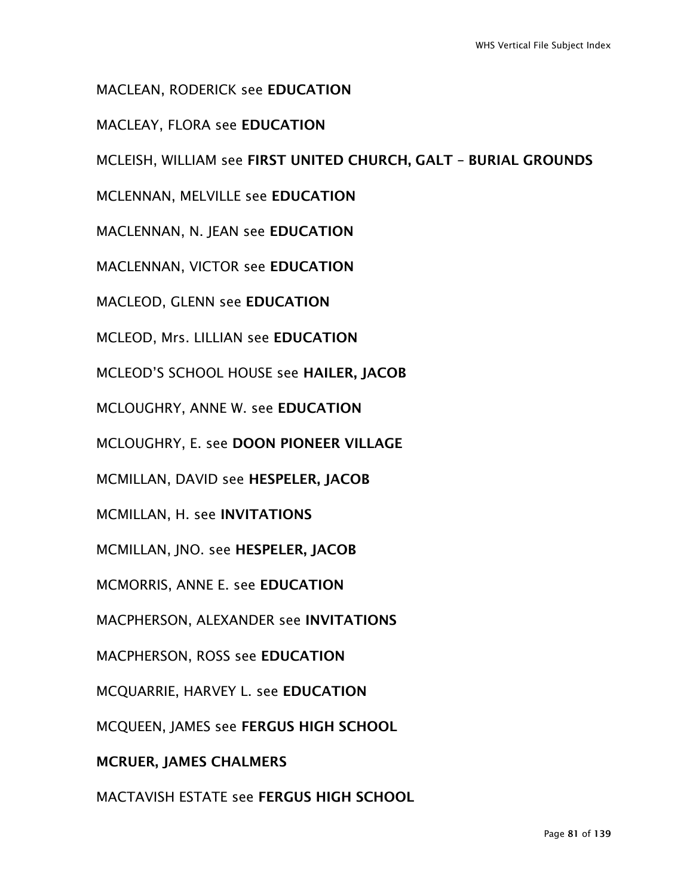MACLEAN, RODERICK see **EDUCATION**

MACLEAY, FLORA see **EDUCATION**

MCLEISH, WILLIAM see **FIRST UNITED CHURCH, GALT – BURIAL GROUNDS**

MCLENNAN, MELVILLE see **EDUCATION**

MACLENNAN, N. JEAN see **EDUCATION**

MACLENNAN, VICTOR see **EDUCATION**

MACLEOD, GLENN see **EDUCATION**

MCLEOD, Mrs. LILLIAN see **EDUCATION**

MCLEOD'S SCHOOL HOUSE see **HAILER, JACOB**

MCLOUGHRY, ANNE W. see **EDUCATION**

MCLOUGHRY, E. see **DOON PIONEER VILLAGE**

MCMILLAN, DAVID see **HESPELER, JACOB**

MCMILLAN, H. see **INVITATIONS**

MCMILLAN, JNO. see **HESPELER, JACOB**

MCMORRIS, ANNE E. see **EDUCATION**

MACPHERSON, ALEXANDER see **INVITATIONS**

MACPHERSON, ROSS see **EDUCATION**

MCQUARRIE, HARVEY L. see **EDUCATION**

MCQUEEN, JAMES see **FERGUS HIGH SCHOOL**

**MCRUER, JAMES CHALMERS**

MACTAVISH ESTATE see **FERGUS HIGH SCHOOL**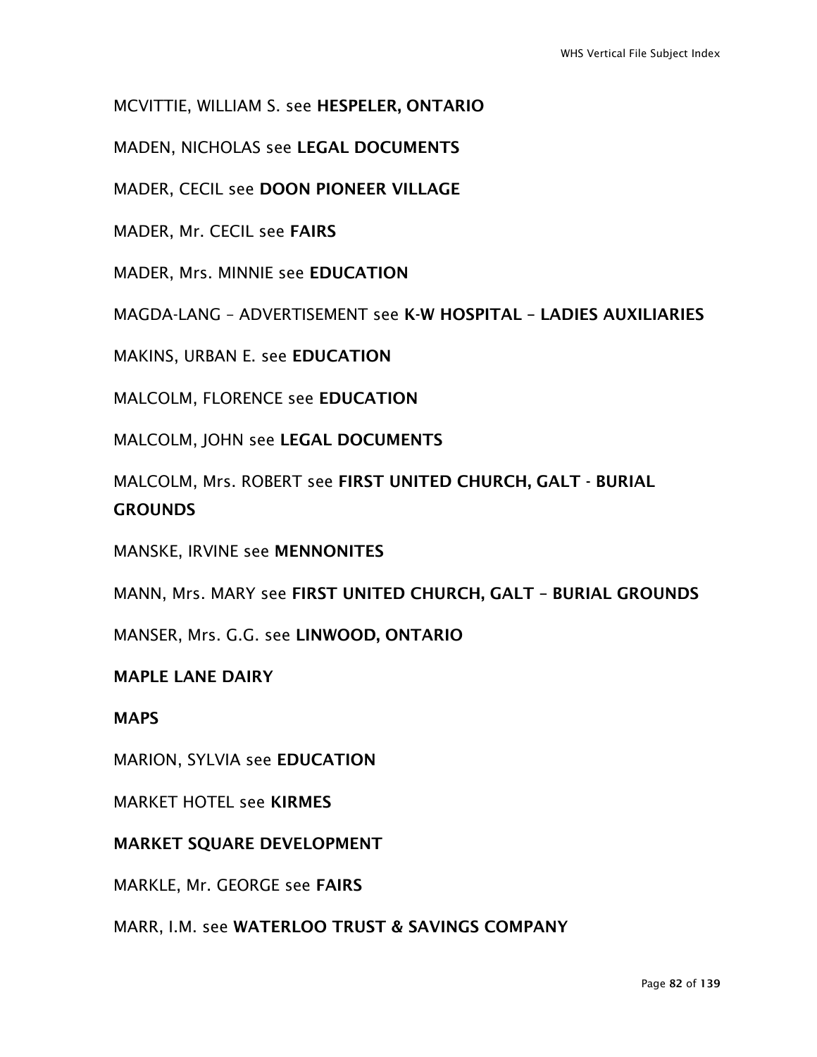MCVITTIE, WILLIAM S. see **HESPELER, ONTARIO**

MADEN, NICHOLAS see **LEGAL DOCUMENTS**

MADER, CECIL see **DOON PIONEER VILLAGE**

MADER, Mr. CECIL see **FAIRS**

MADER, Mrs. MINNIE see **EDUCATION**

MAGDA-LANG – ADVERTISEMENT see **K-W HOSPITAL – LADIES AUXILIARIES**

MAKINS, URBAN E. see **EDUCATION**

MALCOLM, FLORENCE see **EDUCATION**

MALCOLM, JOHN see **LEGAL DOCUMENTS**

MALCOLM, Mrs. ROBERT see **FIRST UNITED CHURCH, GALT - BURIAL GROUNDS**

MANSKE, IRVINE see **MENNONITES**

MANN, Mrs. MARY see **FIRST UNITED CHURCH, GALT – BURIAL GROUNDS**

MANSER, Mrs. G.G. see **LINWOOD, ONTARIO**

**MAPLE LANE DAIRY**

**MAPS**

MARION, SYLVIA see **EDUCATION**

MARKET HOTEL see **KIRMES**

**MARKET SQUARE DEVELOPMENT**

MARKLE, Mr. GEORGE see **FAIRS**

MARR, I.M. see **WATERLOO TRUST & SAVINGS COMPANY**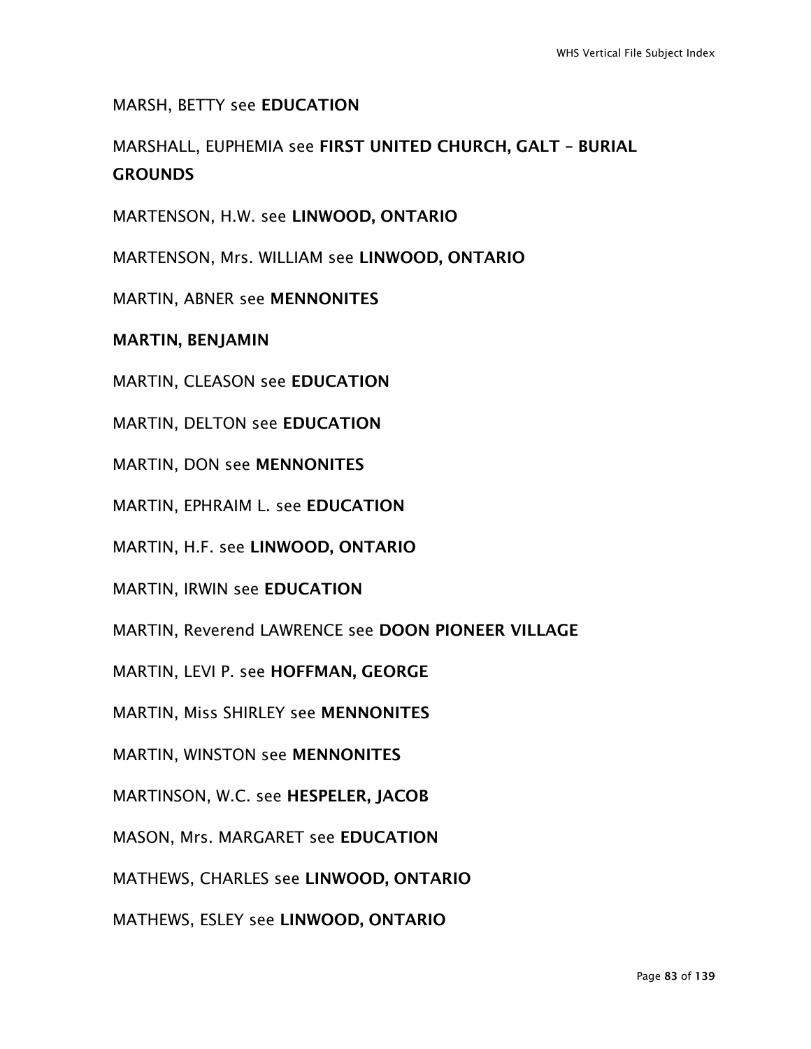MARSH, BETTY see **EDUCATION**

MARSHALL, EUPHEMIA see **FIRST UNITED CHURCH, GALT – BURIAL GROUNDS**

MARTENSON, H.W. see **LINWOOD, ONTARIO**

MARTENSON, Mrs. WILLIAM see **LINWOOD, ONTARIO**

MARTIN, ABNER see **MENNONITES**

**MARTIN, BENJAMIN**

MARTIN, CLEASON see **EDUCATION**

MARTIN, DELTON see **EDUCATION**

MARTIN, DON see **MENNONITES**

MARTIN, EPHRAIM L. see **EDUCATION**

MARTIN, H.F. see **LINWOOD, ONTARIO**

MARTIN, IRWIN see **EDUCATION**

MARTIN, Reverend LAWRENCE see **DOON PIONEER VILLAGE**

MARTIN, LEVI P. see **HOFFMAN, GEORGE**

MARTIN, Miss SHIRLEY see **MENNONITES**

MARTIN, WINSTON see **MENNONITES**

MARTINSON, W.C. see **HESPELER, JACOB**

MASON, Mrs. MARGARET see **EDUCATION**

MATHEWS, CHARLES see **LINWOOD, ONTARIO**

MATHEWS, ESLEY see **LINWOOD, ONTARIO**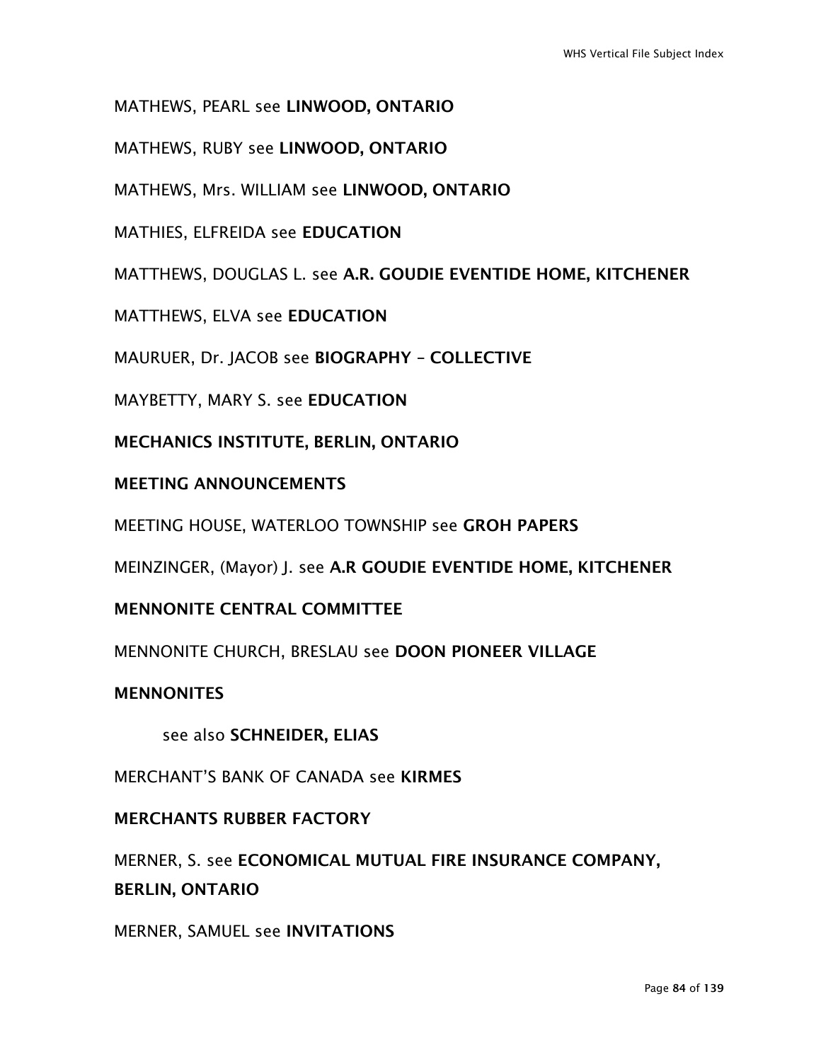MATHEWS, PEARL see **LINWOOD, ONTARIO**

MATHEWS, RUBY see **LINWOOD, ONTARIO**

MATHEWS, Mrs. WILLIAM see **LINWOOD, ONTARIO**

MATHIES, ELFREIDA see **EDUCATION**

MATTHEWS, DOUGLAS L. see **A.R. GOUDIE EVENTIDE HOME, KITCHENER**

MATTHEWS, ELVA see **EDUCATION**

MAURUER, Dr. JACOB see **BIOGRAPHY – COLLECTIVE**

MAYBETTY, MARY S. see **EDUCATION**

**MECHANICS INSTITUTE, BERLIN, ONTARIO**

**MEETING ANNOUNCEMENTS**

MEETING HOUSE, WATERLOO TOWNSHIP see **GROH PAPERS**

MEINZINGER, (Mayor) J. see **A.R GOUDIE EVENTIDE HOME, KITCHENER**

**MENNONITE CENTRAL COMMITTEE**

MENNONITE CHURCH, BRESLAU see **DOON PIONEER VILLAGE**

**MENNONITES**

see also **SCHNEIDER, ELIAS**

MERCHANT'S BANK OF CANADA see **KIRMES**

**MERCHANTS RUBBER FACTORY**

MERNER, S. see **ECONOMICAL MUTUAL FIRE INSURANCE COMPANY, BERLIN, ONTARIO**

MERNER, SAMUEL see **INVITATIONS**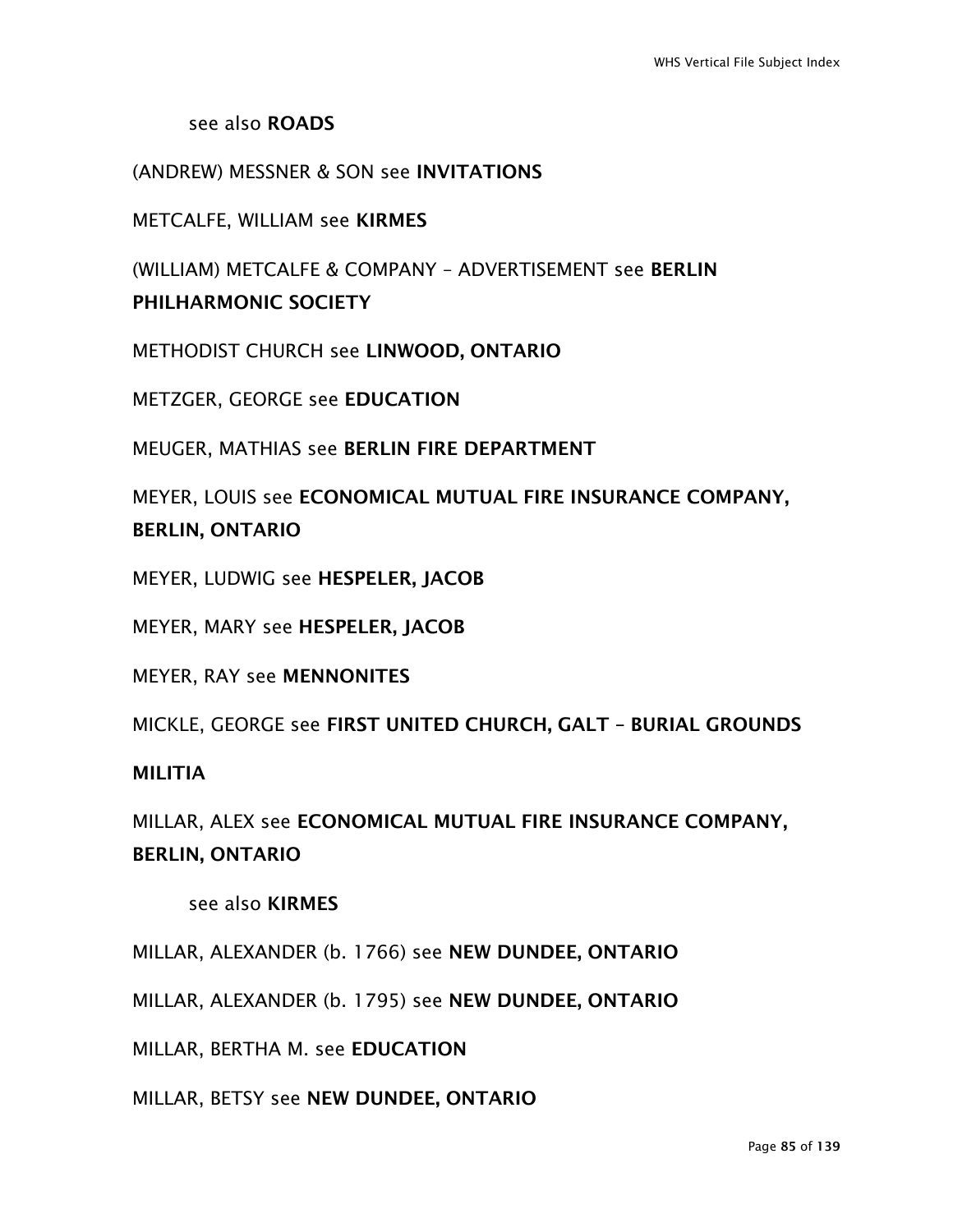see also **ROADS**

(ANDREW) MESSNER & SON see **INVITATIONS**

METCALFE, WILLIAM see **KIRMES**

(WILLIAM) METCALFE & COMPANY – ADVERTISEMENT see **BERLIN PHILHARMONIC SOCIETY**

METHODIST CHURCH see **LINWOOD, ONTARIO**

METZGER, GEORGE see **EDUCATION**

MEUGER, MATHIAS see **BERLIN FIRE DEPARTMENT**

MEYER, LOUIS see **ECONOMICAL MUTUAL FIRE INSURANCE COMPANY, BERLIN, ONTARIO**

MEYER, LUDWIG see **HESPELER, JACOB**

MEYER, MARY see **HESPELER, JACOB**

MEYER, RAY see **MENNONITES**

MICKLE, GEORGE see **FIRST UNITED CHURCH, GALT – BURIAL GROUNDS**

**MILITIA**

MILLAR, ALEX see **ECONOMICAL MUTUAL FIRE INSURANCE COMPANY, BERLIN, ONTARIO**

see also **KIRMES**

MILLAR, ALEXANDER (b. 1766) see **NEW DUNDEE, ONTARIO**

MILLAR, ALEXANDER (b. 1795) see **NEW DUNDEE, ONTARIO**

MILLAR, BERTHA M. see **EDUCATION**

MILLAR, BETSY see **NEW DUNDEE, ONTARIO**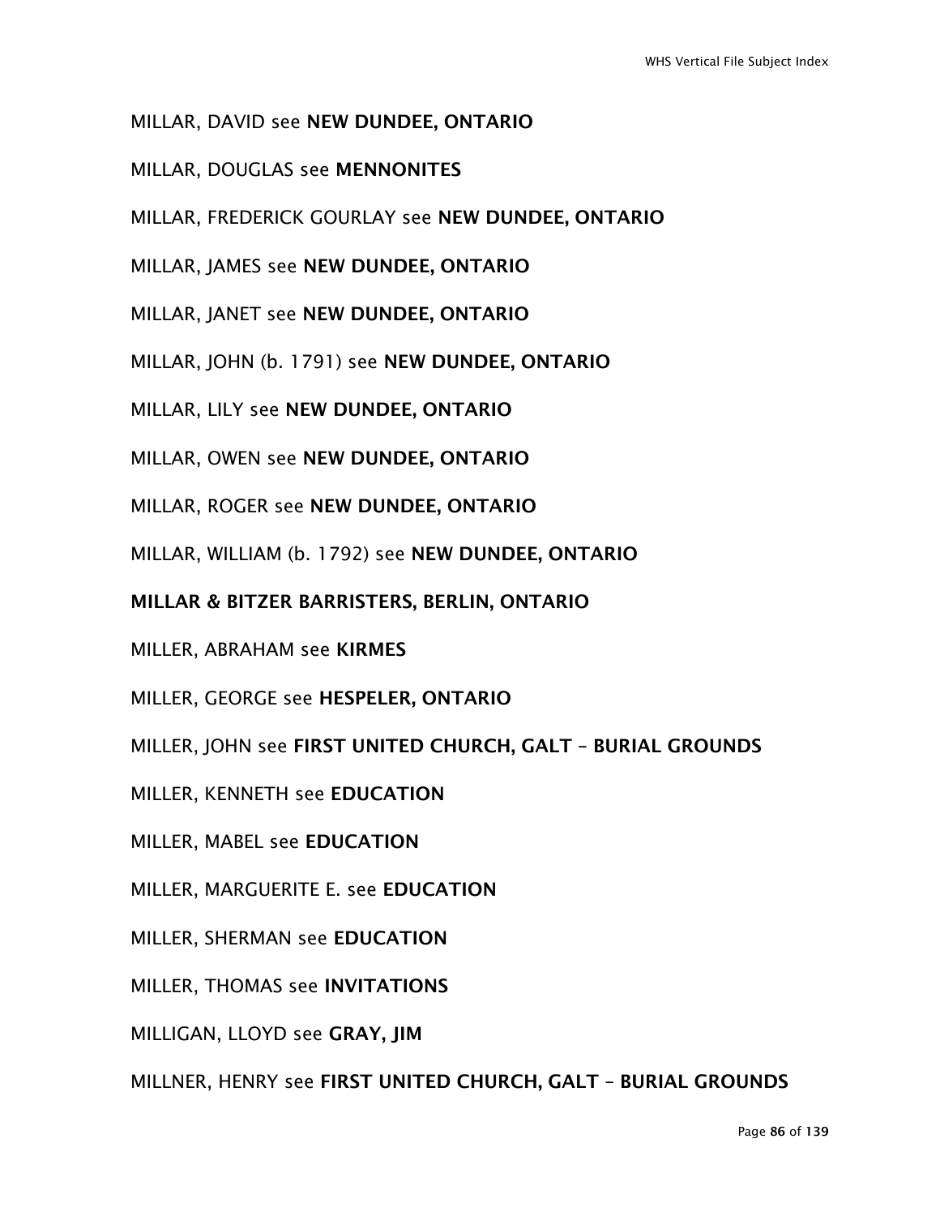MILLAR, DAVID see **NEW DUNDEE, ONTARIO**

MILLAR, DOUGLAS see **MENNONITES**

MILLAR, FREDERICK GOURLAY see **NEW DUNDEE, ONTARIO**

MILLAR, JAMES see **NEW DUNDEE, ONTARIO**

MILLAR, JANET see **NEW DUNDEE, ONTARIO**

MILLAR, JOHN (b. 1791) see **NEW DUNDEE, ONTARIO**

MILLAR, LILY see **NEW DUNDEE, ONTARIO**

MILLAR, OWEN see **NEW DUNDEE, ONTARIO**

MILLAR, ROGER see **NEW DUNDEE, ONTARIO**

MILLAR, WILLIAM (b. 1792) see **NEW DUNDEE, ONTARIO**

**MILLAR & BITZER BARRISTERS, BERLIN, ONTARIO**

MILLER, ABRAHAM see **KIRMES**

MILLER, GEORGE see **HESPELER, ONTARIO**

MILLER, JOHN see **FIRST UNITED CHURCH, GALT – BURIAL GROUNDS**

MILLER, KENNETH see **EDUCATION**

MILLER, MABEL see **EDUCATION**

MILLER, MARGUERITE E. see **EDUCATION**

MILLER, SHERMAN see **EDUCATION**

MILLER, THOMAS see **INVITATIONS**

MILLIGAN, LLOYD see **GRAY, JIM**

MILLNER, HENRY see **FIRST UNITED CHURCH, GALT – BURIAL GROUNDS**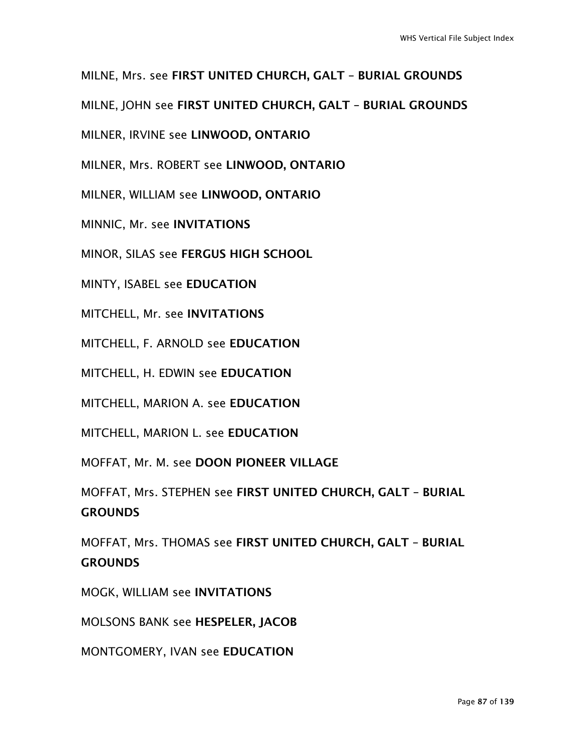MILNE, Mrs. see **FIRST UNITED CHURCH, GALT – BURIAL GROUNDS**

MILNE, JOHN see **FIRST UNITED CHURCH, GALT – BURIAL GROUNDS**

MILNER, IRVINE see **LINWOOD, ONTARIO**

MILNER, Mrs. ROBERT see **LINWOOD, ONTARIO**

MILNER, WILLIAM see **LINWOOD, ONTARIO**

MINNIC, Mr. see **INVITATIONS**

MINOR, SILAS see **FERGUS HIGH SCHOOL**

MINTY, ISABEL see **EDUCATION**

MITCHELL, Mr. see **INVITATIONS**

MITCHELL, F. ARNOLD see **EDUCATION**

MITCHELL, H. EDWIN see **EDUCATION**

MITCHELL, MARION A. see **EDUCATION**

MITCHELL, MARION L. see **EDUCATION**

MOFFAT, Mr. M. see **DOON PIONEER VILLAGE**

MOFFAT, Mrs. STEPHEN see **FIRST UNITED CHURCH, GALT – BURIAL GROUNDS**

MOFFAT, Mrs. THOMAS see **FIRST UNITED CHURCH, GALT – BURIAL GROUNDS**

MOGK, WILLIAM see **INVITATIONS**

MOLSONS BANK see **HESPELER, JACOB**

MONTGOMERY, IVAN see **EDUCATION**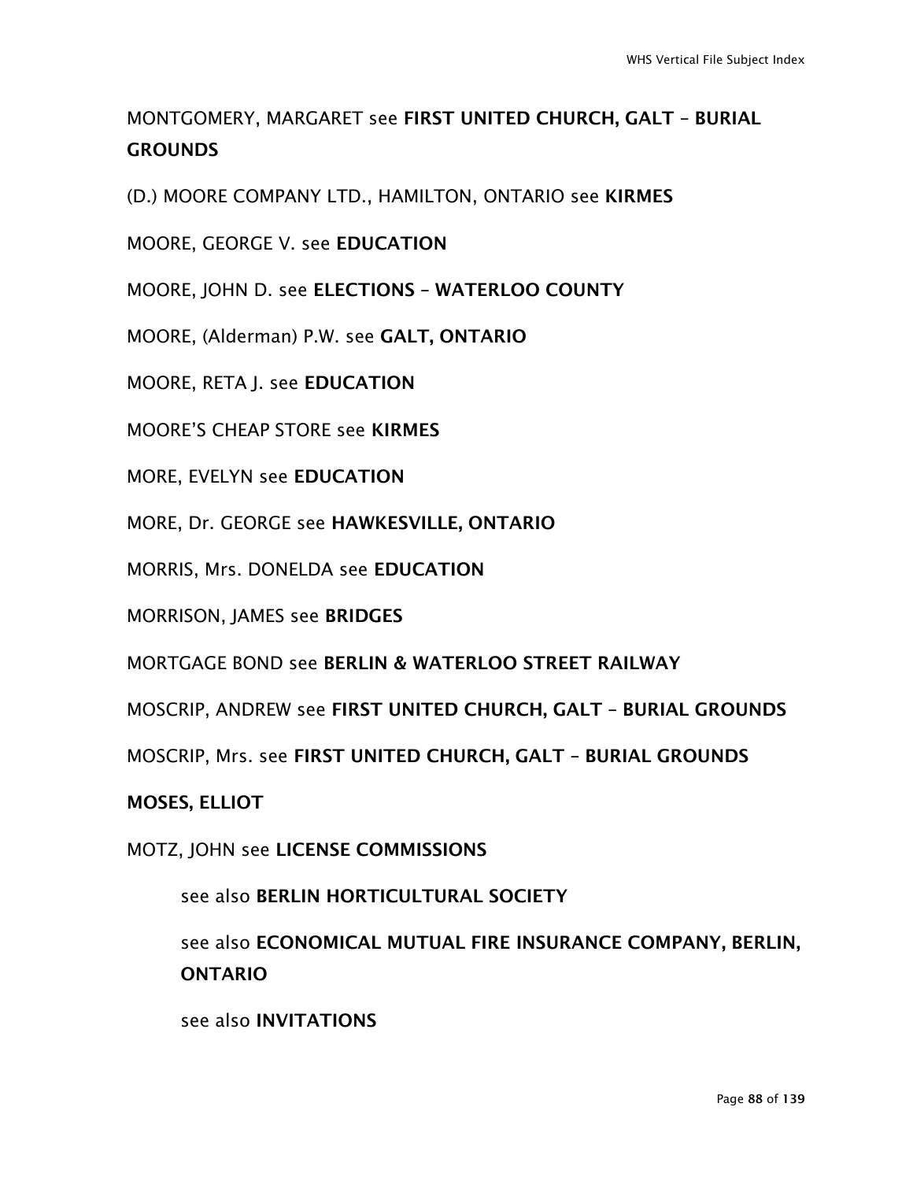MONTGOMERY, MARGARET see **FIRST UNITED CHURCH, GALT – BURIAL GROUNDS**

(D.) MOORE COMPANY LTD., HAMILTON, ONTARIO see **KIRMES**

MOORE, GEORGE V. see **EDUCATION**

MOORE, JOHN D. see **ELECTIONS – WATERLOO COUNTY**

MOORE, (Alderman) P.W. see **GALT, ONTARIO**

MOORE, RETA J. see **EDUCATION**

MOORE'S CHEAP STORE see **KIRMES**

MORE, EVELYN see **EDUCATION**

MORE, Dr. GEORGE see **HAWKESVILLE, ONTARIO**

MORRIS, Mrs. DONELDA see **EDUCATION**

MORRISON, JAMES see **BRIDGES**

MORTGAGE BOND see **BERLIN & WATERLOO STREET RAILWAY**

MOSCRIP, ANDREW see **FIRST UNITED CHURCH, GALT – BURIAL GROUNDS**

MOSCRIP, Mrs. see **FIRST UNITED CHURCH, GALT – BURIAL GROUNDS**

**MOSES, ELLIOT**

MOTZ, JOHN see **LICENSE COMMISSIONS**

see also **BERLIN HORTICULTURAL SOCIETY**

see also **ECONOMICAL MUTUAL FIRE INSURANCE COMPANY, BERLIN, ONTARIO**

see also **INVITATIONS**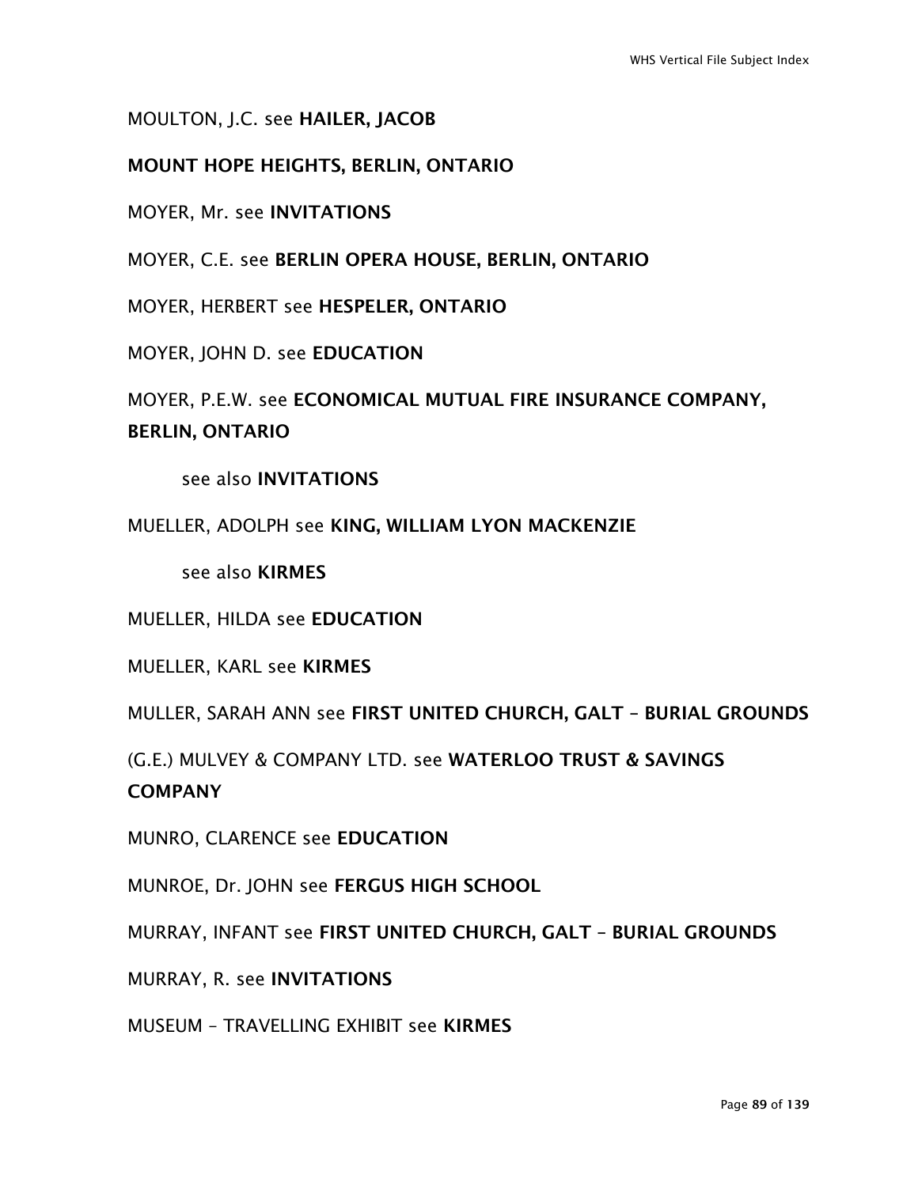MOULTON, J.C. see **HAILER, JACOB**

**MOUNT HOPE HEIGHTS, BERLIN, ONTARIO**

MOYER, Mr. see **INVITATIONS**

MOYER, C.E. see **BERLIN OPERA HOUSE, BERLIN, ONTARIO**

MOYER, HERBERT see **HESPELER, ONTARIO**

MOYER, JOHN D. see **EDUCATION**

MOYER, P.E.W. see **ECONOMICAL MUTUAL FIRE INSURANCE COMPANY, BERLIN, ONTARIO**

  see also **INVITATIONS**

MUELLER, ADOLPH see **KING, WILLIAM LYON MACKENZIE**

  see also **KIRMES**

MUELLER, HILDA see **EDUCATION**

MUELLER, KARL see **KIRMES**

MULLER, SARAH ANN see **FIRST UNITED CHURCH, GALT – BURIAL GROUNDS**

(G.E.) MULVEY & COMPANY LTD. see **WATERLOO TRUST & SAVINGS COMPANY**

MUNRO, CLARENCE see **EDUCATION**

MUNROE, Dr. JOHN see **FERGUS HIGH SCHOOL**

MURRAY, INFANT see **FIRST UNITED CHURCH, GALT – BURIAL GROUNDS**

MURRAY, R. see **INVITATIONS**

MUSEUM – TRAVELLING EXHIBIT see **KIRMES**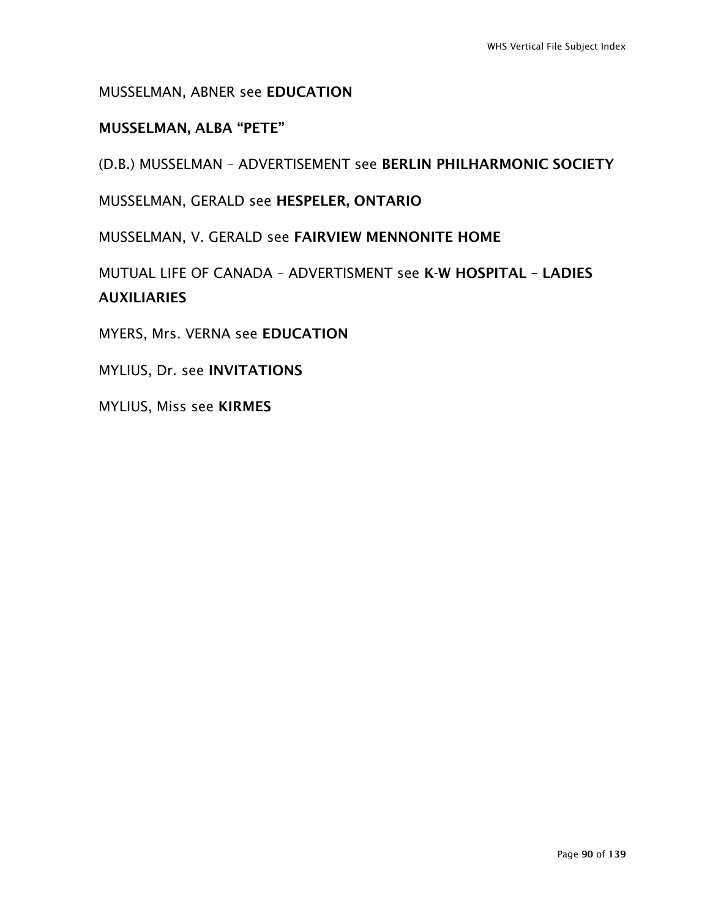MUSSELMAN, ABNER see **EDUCATION**

**MUSSELMAN, ALBA "PETE"**

(D.B.) MUSSELMAN – ADVERTISEMENT see **BERLIN PHILHARMONIC SOCIETY**

MUSSELMAN, GERALD see **HESPELER, ONTARIO**

MUSSELMAN, V. GERALD see **FAIRVIEW MENNONITE HOME**

MUTUAL LIFE OF CANADA – ADVERTISMENT see **K-W HOSPITAL – LADIES AUXILIARIES**

MYERS, Mrs. VERNA see **EDUCATION**

MYLIUS, Dr. see **INVITATIONS**

MYLIUS, Miss see **KIRMES**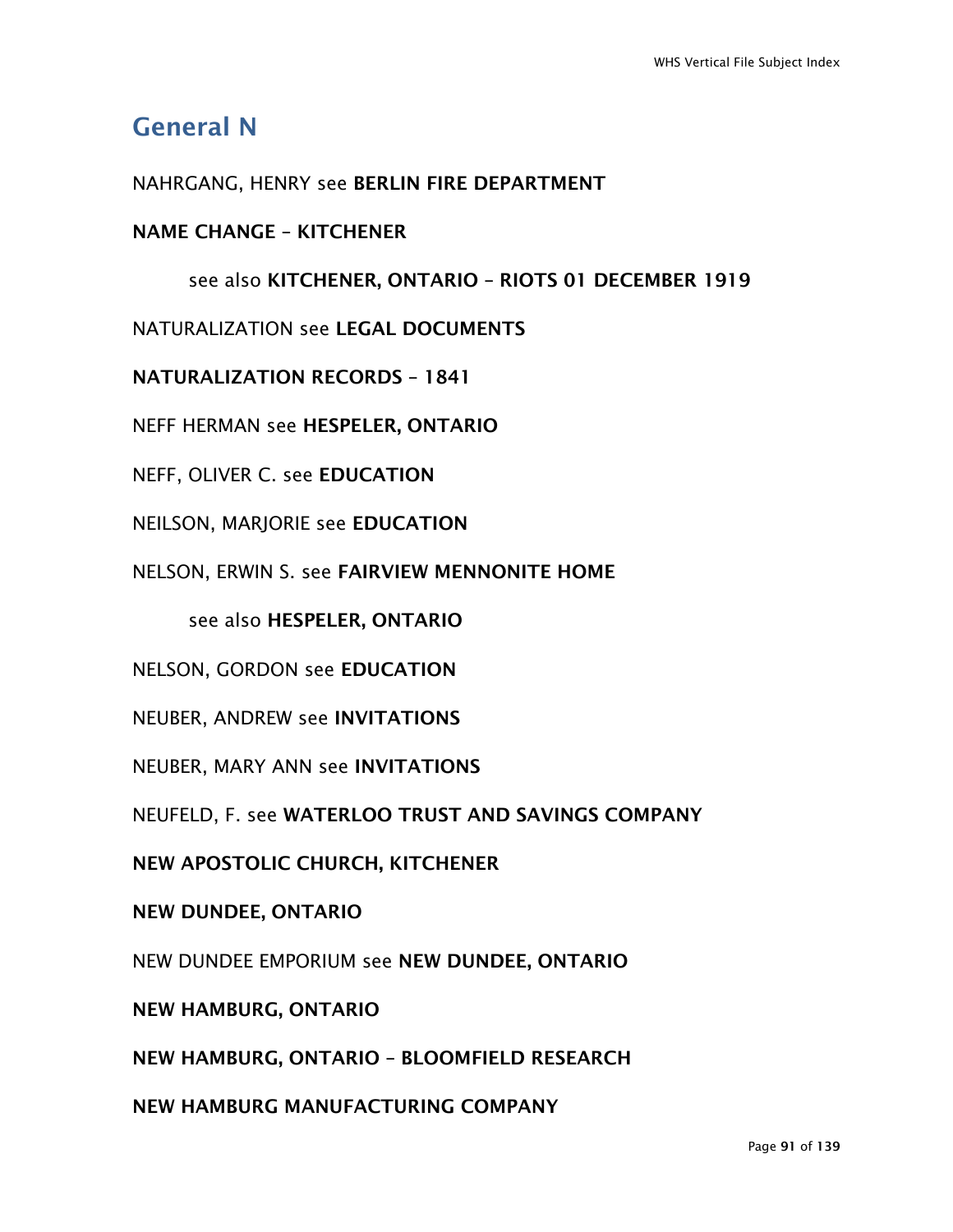## General N

NAHRGANG, HENRY see **BERLIN FIRE DEPARTMENT**

**NAME CHANGE – KITCHENER**

    see also **KITCHENER, ONTARIO – RIOTS 01 DECEMBER 1919**

NATURALIZATION see **LEGAL DOCUMENTS**

**NATURALIZATION RECORDS – 1841**

NEFF HERMAN see **HESPELER, ONTARIO**

NEFF, OLIVER C. see **EDUCATION**

NEILSON, MARJORIE see **EDUCATION**

NELSON, ERWIN S. see **FAIRVIEW MENNONITE HOME**

    see also **HESPELER, ONTARIO**

NELSON, GORDON see **EDUCATION**

NEUBER, ANDREW see **INVITATIONS**

NEUBER, MARY ANN see **INVITATIONS**

NEUFELD, F. see **WATERLOO TRUST AND SAVINGS COMPANY**

**NEW APOSTOLIC CHURCH, KITCHENER**

**NEW DUNDEE, ONTARIO**

NEW DUNDEE EMPORIUM see **NEW DUNDEE, ONTARIO**

**NEW HAMBURG, ONTARIO**

**NEW HAMBURG, ONTARIO – BLOOMFIELD RESEARCH**

**NEW HAMBURG MANUFACTURING COMPANY**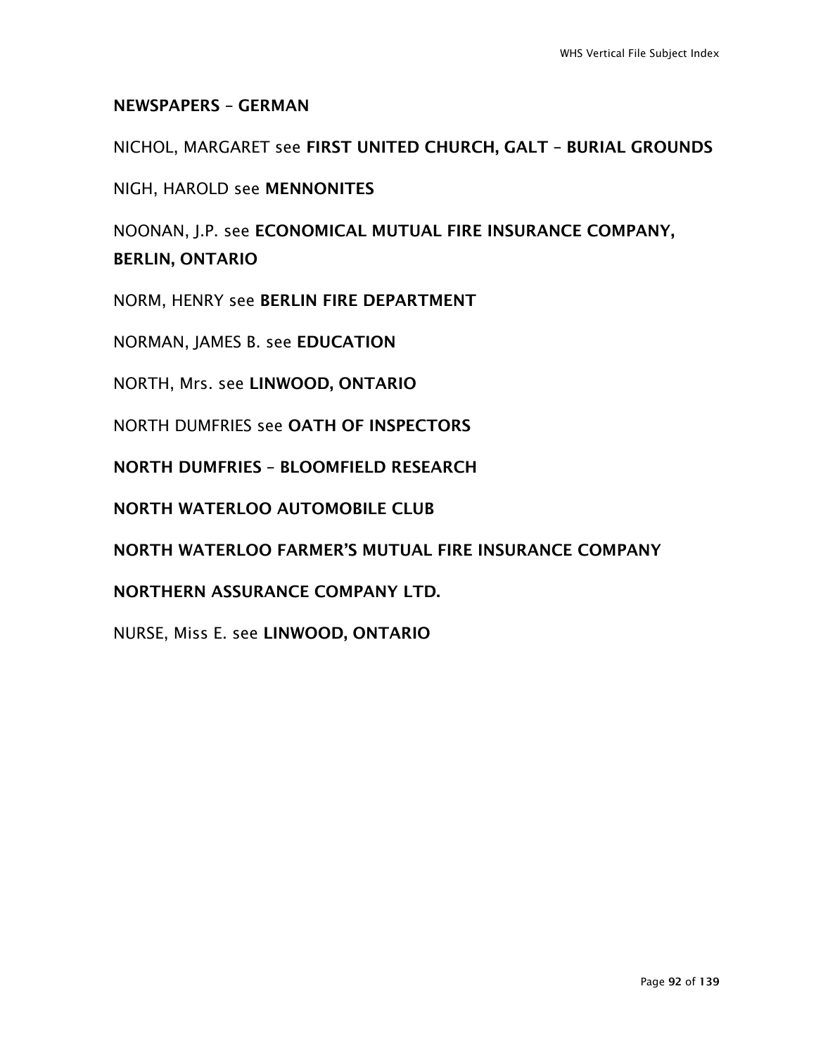**NEWSPAPERS – GERMAN**

NICHOL, MARGARET see **FIRST UNITED CHURCH, GALT – BURIAL GROUNDS**

NIGH, HAROLD see **MENNONITES**

NOONAN, J.P. see **ECONOMICAL MUTUAL FIRE INSURANCE COMPANY, BERLIN, ONTARIO**

NORM, HENRY see **BERLIN FIRE DEPARTMENT**

NORMAN, JAMES B. see **EDUCATION**

NORTH, Mrs. see **LINWOOD, ONTARIO**

NORTH DUMFRIES see **OATH OF INSPECTORS**

**NORTH DUMFRIES – BLOOMFIELD RESEARCH**

**NORTH WATERLOO AUTOMOBILE CLUB**

**NORTH WATERLOO FARMER'S MUTUAL FIRE INSURANCE COMPANY**

**NORTHERN ASSURANCE COMPANY LTD.**

NURSE, Miss E. see **LINWOOD, ONTARIO**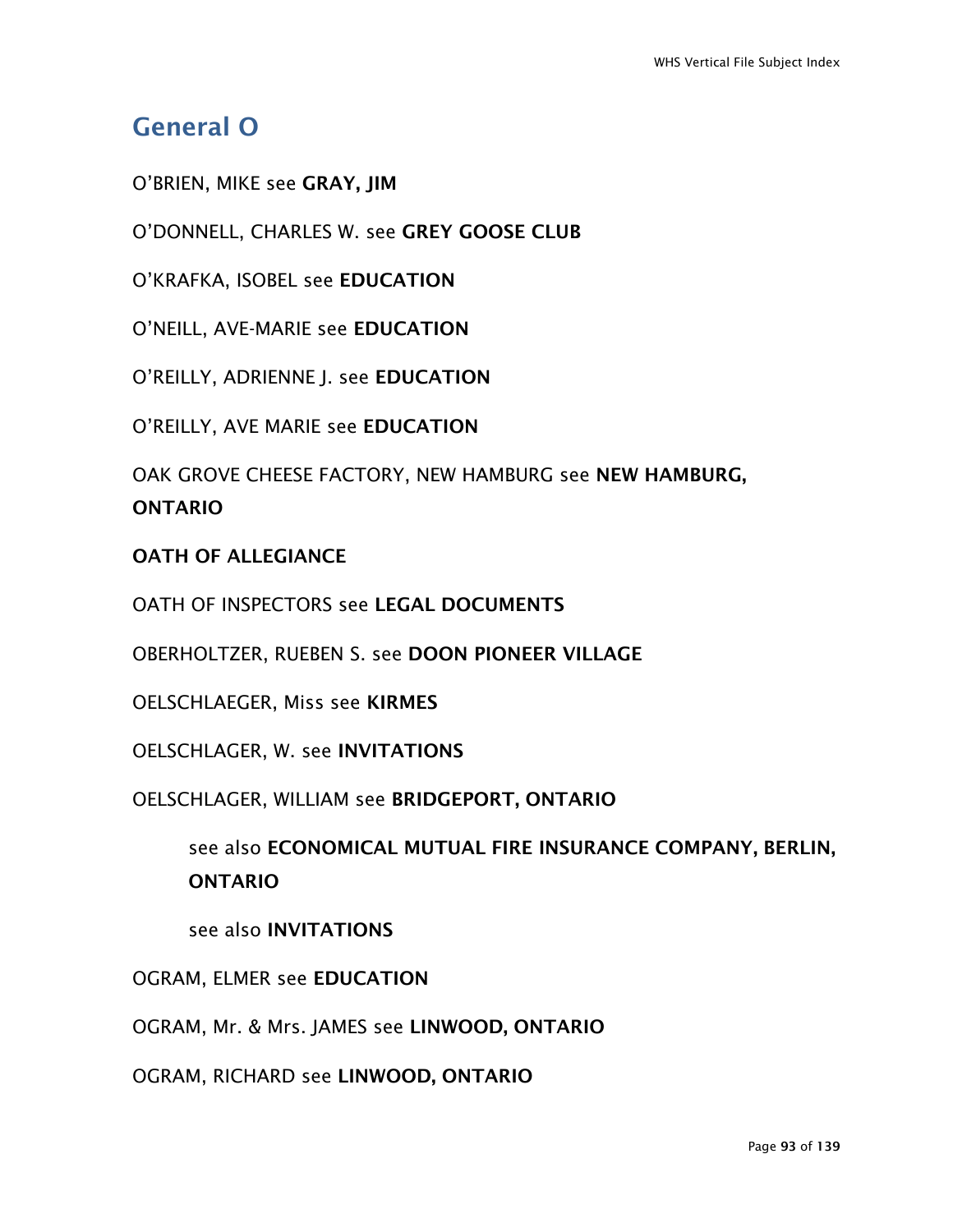## General O

O'BRIEN, MIKE see **GRAY, JIM**

O'DONNELL, CHARLES W. see **GREY GOOSE CLUB**

O'KRAFKA, ISOBEL see **EDUCATION**

O'NEILL, AVE-MARIE see **EDUCATION**

O'REILLY, ADRIENNE J. see **EDUCATION**

O'REILLY, AVE MARIE see **EDUCATION**

OAK GROVE CHEESE FACTORY, NEW HAMBURG see **NEW HAMBURG, ONTARIO**

**OATH OF ALLEGIANCE**

OATH OF INSPECTORS see **LEGAL DOCUMENTS**

OBERHOLTZER, RUEBEN S. see **DOON PIONEER VILLAGE**

OELSCHLAEGER, Miss see **KIRMES**

OELSCHLAGER, W. see **INVITATIONS**

OELSCHLAGER, WILLIAM see **BRIDGEPORT, ONTARIO**

> see also **ECONOMICAL MUTUAL FIRE INSURANCE COMPANY, BERLIN, ONTARIO**
>
> see also **INVITATIONS**

OGRAM, ELMER see **EDUCATION**

OGRAM, Mr. & Mrs. JAMES see **LINWOOD, ONTARIO**

OGRAM, RICHARD see **LINWOOD, ONTARIO**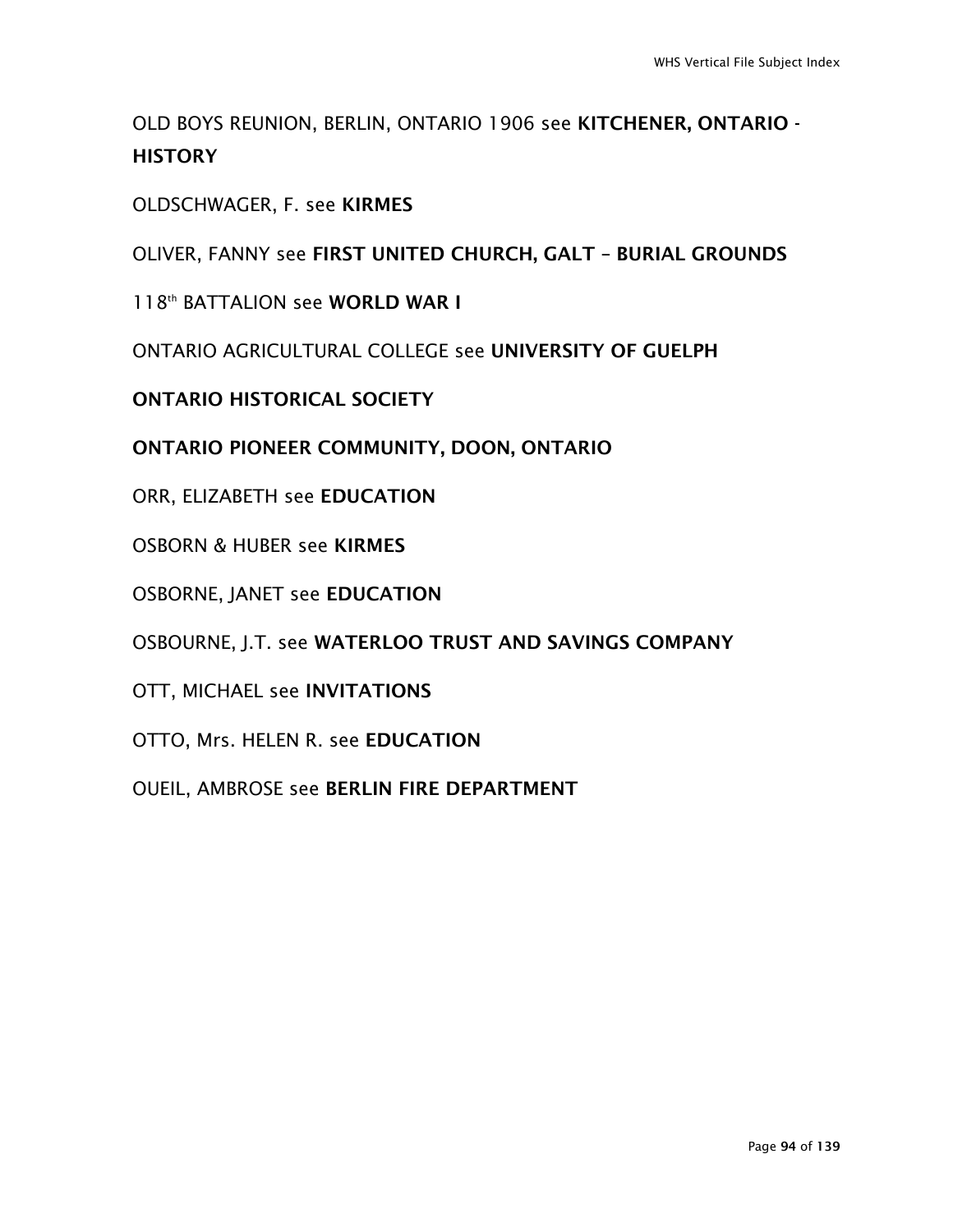OLD BOYS REUNION, BERLIN, ONTARIO 1906 see **KITCHENER, ONTARIO - HISTORY**

OLDSCHWAGER, F. see **KIRMES**

OLIVER, FANNY see **FIRST UNITED CHURCH, GALT – BURIAL GROUNDS**

118th BATTALION see **WORLD WAR I**

ONTARIO AGRICULTURAL COLLEGE see **UNIVERSITY OF GUELPH**

**ONTARIO HISTORICAL SOCIETY**

**ONTARIO PIONEER COMMUNITY, DOON, ONTARIO**

ORR, ELIZABETH see **EDUCATION**

OSBORN & HUBER see **KIRMES**

OSBORNE, JANET see **EDUCATION**

OSBOURNE, J.T. see **WATERLOO TRUST AND SAVINGS COMPANY**

OTT, MICHAEL see **INVITATIONS**

OTTO, Mrs. HELEN R. see **EDUCATION**

OUEIL, AMBROSE see **BERLIN FIRE DEPARTMENT**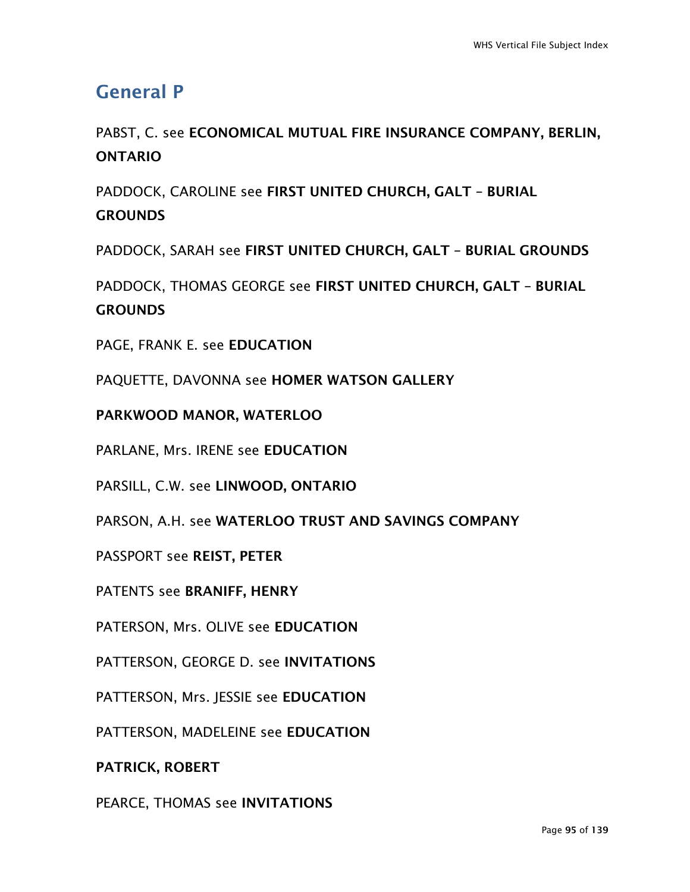## General P

PABST, C. see **ECONOMICAL MUTUAL FIRE INSURANCE COMPANY, BERLIN, ONTARIO**

PADDOCK, CAROLINE see **FIRST UNITED CHURCH, GALT – BURIAL GROUNDS**

PADDOCK, SARAH see **FIRST UNITED CHURCH, GALT – BURIAL GROUNDS**

PADDOCK, THOMAS GEORGE see **FIRST UNITED CHURCH, GALT – BURIAL GROUNDS**

PAGE, FRANK E. see **EDUCATION**

PAQUETTE, DAVONNA see **HOMER WATSON GALLERY**

**PARKWOOD MANOR, WATERLOO**

PARLANE, Mrs. IRENE see **EDUCATION**

PARSILL, C.W. see **LINWOOD, ONTARIO**

PARSON, A.H. see **WATERLOO TRUST AND SAVINGS COMPANY**

PASSPORT see **REIST, PETER**

PATENTS see **BRANIFF, HENRY**

PATERSON, Mrs. OLIVE see **EDUCATION**

PATTERSON, GEORGE D. see **INVITATIONS**

PATTERSON, Mrs. JESSIE see **EDUCATION**

PATTERSON, MADELEINE see **EDUCATION**

**PATRICK, ROBERT**

PEARCE, THOMAS see **INVITATIONS**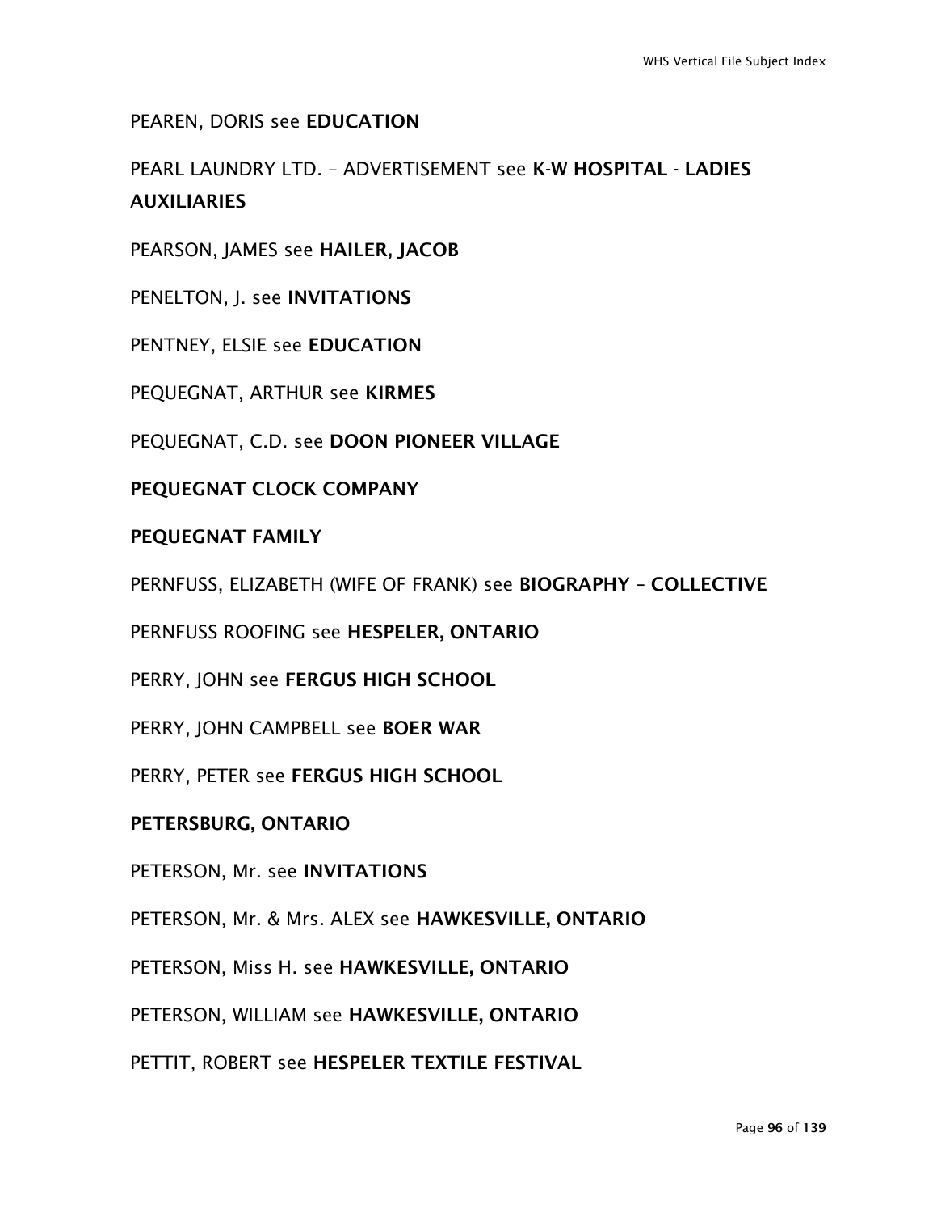PEAREN, DORIS see **EDUCATION**

PEARL LAUNDRY LTD. – ADVERTISEMENT see **K-W HOSPITAL - LADIES AUXILIARIES**

PEARSON, JAMES see **HAILER, JACOB**

PENELTON, J. see **INVITATIONS**

PENTNEY, ELSIE see **EDUCATION**

PEQUEGNAT, ARTHUR see **KIRMES**

PEQUEGNAT, C.D. see **DOON PIONEER VILLAGE**

**PEQUEGNAT CLOCK COMPANY**

**PEQUEGNAT FAMILY**

PERNFUSS, ELIZABETH (WIFE OF FRANK) see **BIOGRAPHY – COLLECTIVE**

PERNFUSS ROOFING see **HESPELER, ONTARIO**

PERRY, JOHN see **FERGUS HIGH SCHOOL**

PERRY, JOHN CAMPBELL see **BOER WAR**

PERRY, PETER see **FERGUS HIGH SCHOOL**

**PETERSBURG, ONTARIO**

PETERSON, Mr. see **INVITATIONS**

PETERSON, Mr. & Mrs. ALEX see **HAWKESVILLE, ONTARIO**

PETERSON, Miss H. see **HAWKESVILLE, ONTARIO**

PETERSON, WILLIAM see **HAWKESVILLE, ONTARIO**

PETTIT, ROBERT see **HESPELER TEXTILE FESTIVAL**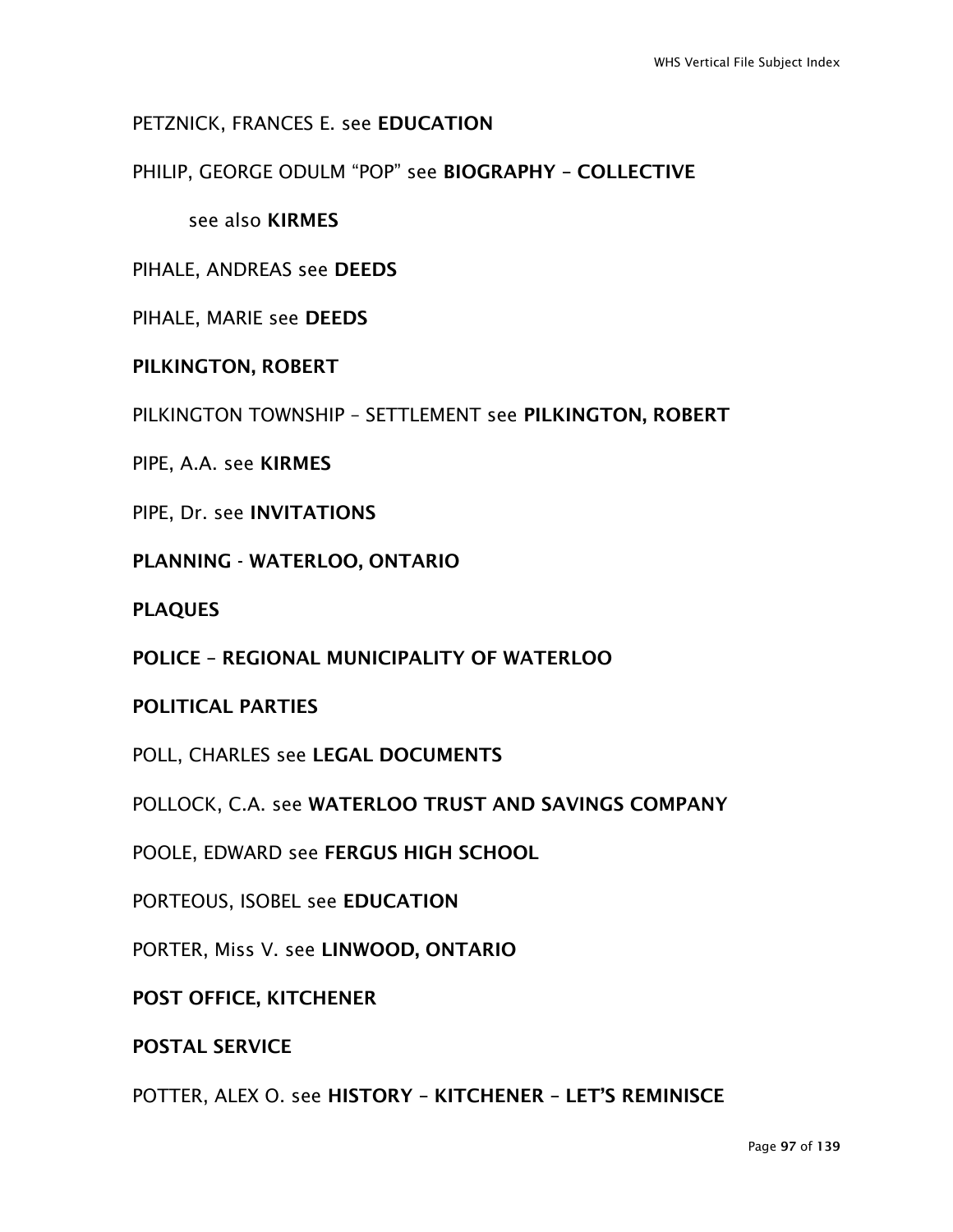PETZNICK, FRANCES E. see **EDUCATION**

PHILIP, GEORGE ODULM “POP” see **BIOGRAPHY – COLLECTIVE**

see also **KIRMES**

PIHALE, ANDREAS see **DEEDS**

PIHALE, MARIE see **DEEDS**

**PILKINGTON, ROBERT**

PILKINGTON TOWNSHIP – SETTLEMENT see **PILKINGTON, ROBERT**

PIPE, A.A. see **KIRMES**

PIPE, Dr. see **INVITATIONS**

**PLANNING - WATERLOO, ONTARIO**

**PLAQUES**

**POLICE – REGIONAL MUNICIPALITY OF WATERLOO**

**POLITICAL PARTIES**

POLL, CHARLES see **LEGAL DOCUMENTS**

POLLOCK, C.A. see **WATERLOO TRUST AND SAVINGS COMPANY**

POOLE, EDWARD see **FERGUS HIGH SCHOOL**

PORTEOUS, ISOBEL see **EDUCATION**

PORTER, Miss V. see **LINWOOD, ONTARIO**

**POST OFFICE, KITCHENER**

**POSTAL SERVICE**

POTTER, ALEX O. see **HISTORY – KITCHENER – LET’S REMINISCE**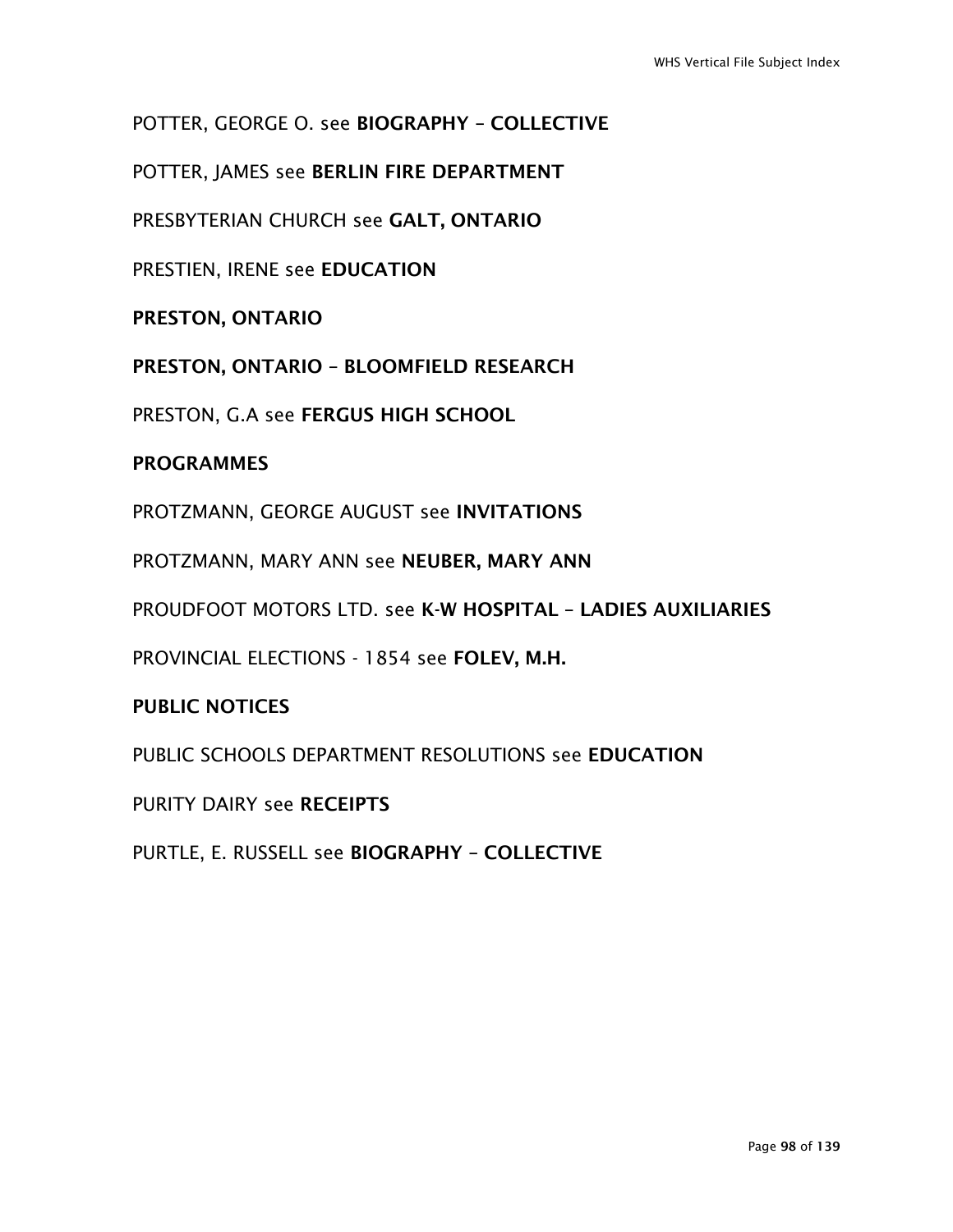POTTER, GEORGE O. see **BIOGRAPHY – COLLECTIVE**

POTTER, JAMES see **BERLIN FIRE DEPARTMENT**

PRESBYTERIAN CHURCH see **GALT, ONTARIO**

PRESTIEN, IRENE see **EDUCATION**

**PRESTON, ONTARIO**

**PRESTON, ONTARIO – BLOOMFIELD RESEARCH**

PRESTON, G.A see **FERGUS HIGH SCHOOL**

**PROGRAMMES**

PROTZMANN, GEORGE AUGUST see **INVITATIONS**

PROTZMANN, MARY ANN see **NEUBER, MARY ANN**

PROUDFOOT MOTORS LTD. see **K-W HOSPITAL – LADIES AUXILIARIES**

PROVINCIAL ELECTIONS - 1854 see **FOLEV, M.H.**

**PUBLIC NOTICES**

PUBLIC SCHOOLS DEPARTMENT RESOLUTIONS see **EDUCATION**

PURITY DAIRY see **RECEIPTS**

PURTLE, E. RUSSELL see **BIOGRAPHY – COLLECTIVE**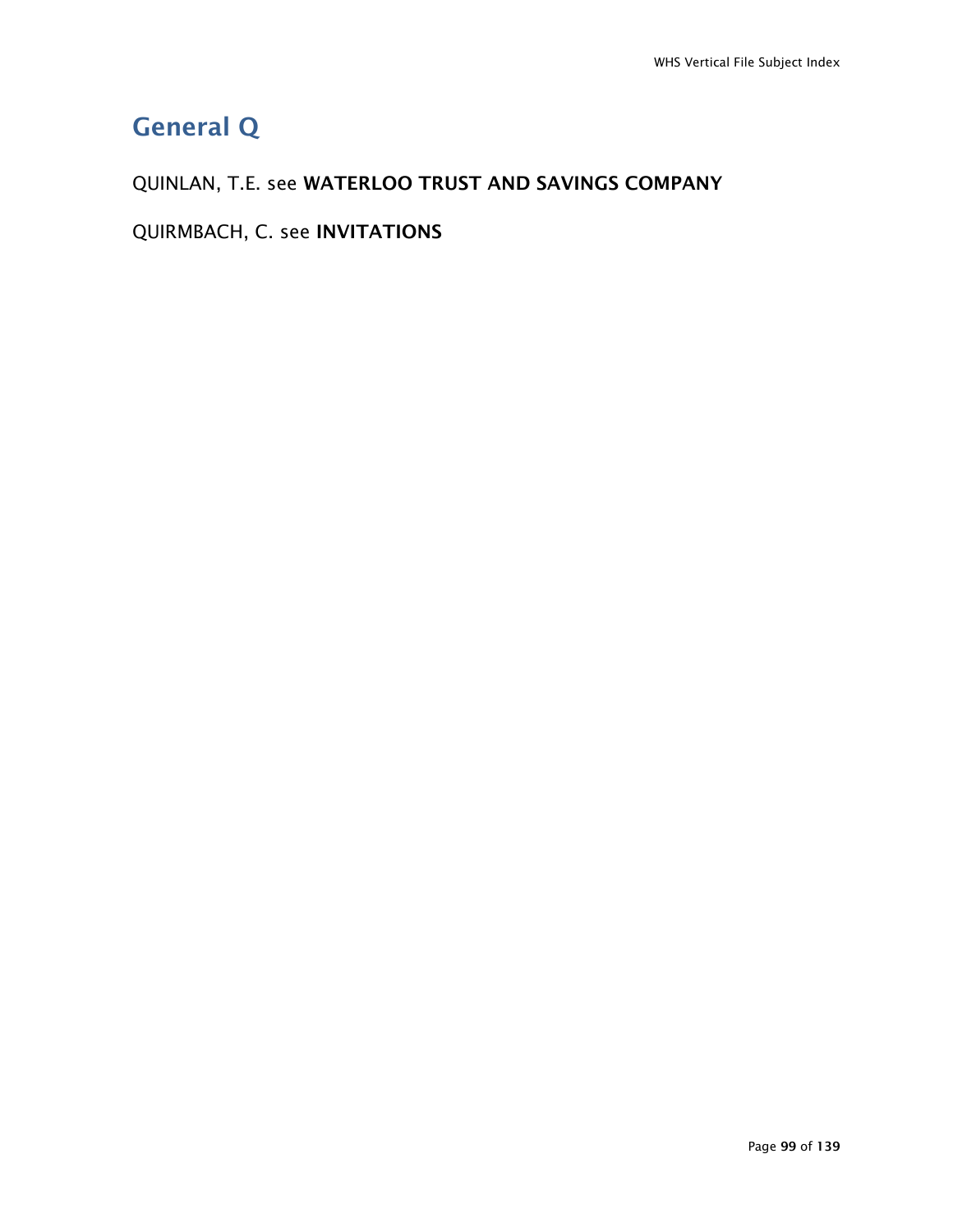# General Q

QUINLAN, T.E. see **WATERLOO TRUST AND SAVINGS COMPANY**

QUIRMBACH, C. see **INVITATIONS**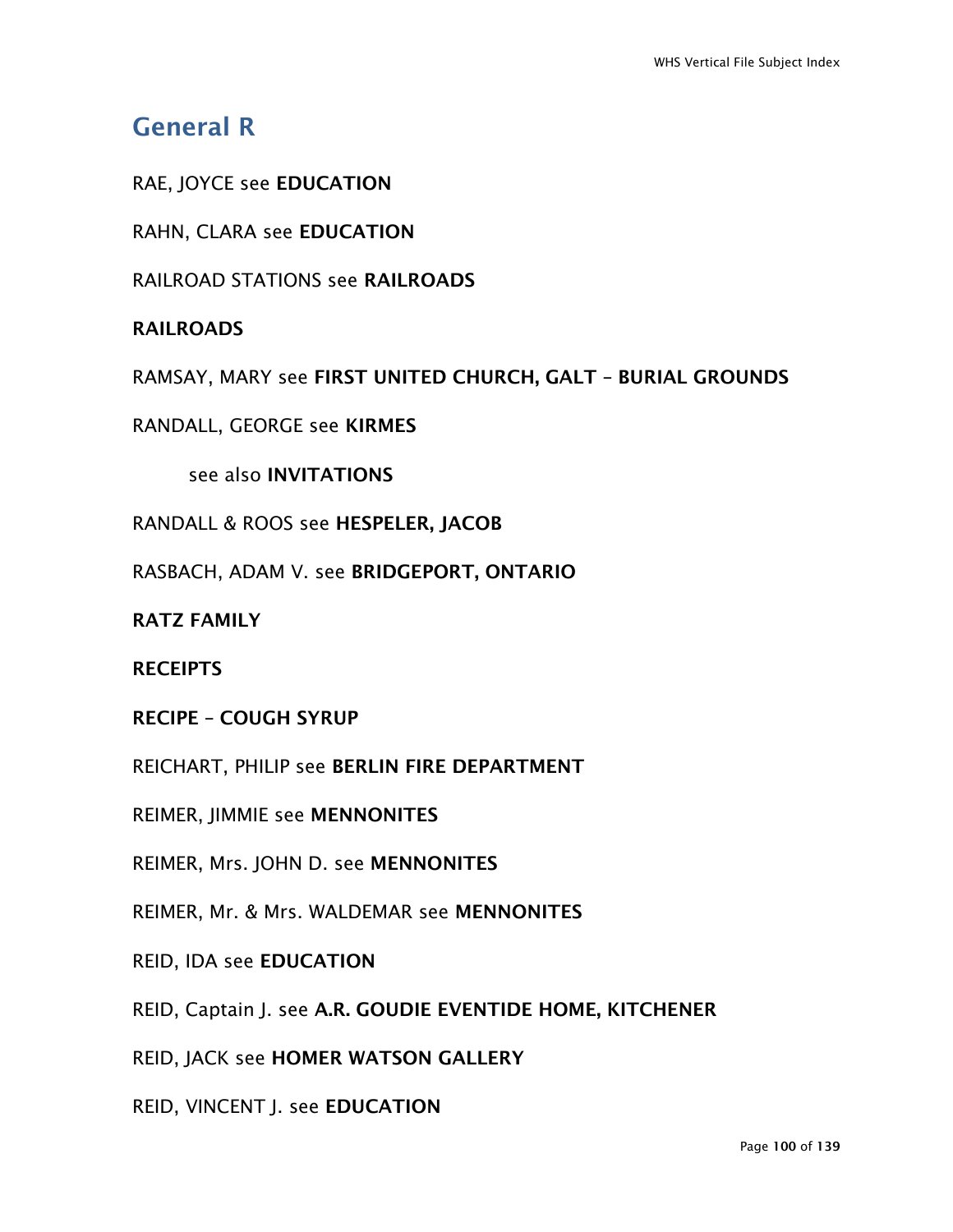## General R

RAE, JOYCE see **EDUCATION**

RAHN, CLARA see **EDUCATION**

RAILROAD STATIONS see **RAILROADS**

**RAILROADS**

RAMSAY, MARY see **FIRST UNITED CHURCH, GALT – BURIAL GROUNDS**

RANDALL, GEORGE see **KIRMES**

see also **INVITATIONS**

RANDALL & ROOS see **HESPELER, JACOB**

RASBACH, ADAM V. see **BRIDGEPORT, ONTARIO**

**RATZ FAMILY**

**RECEIPTS**

**RECIPE – COUGH SYRUP**

REICHART, PHILIP see **BERLIN FIRE DEPARTMENT**

REIMER, JIMMIE see **MENNONITES**

REIMER, Mrs. JOHN D. see **MENNONITES**

REIMER, Mr. & Mrs. WALDEMAR see **MENNONITES**

REID, IDA see **EDUCATION**

REID, Captain J. see **A.R. GOUDIE EVENTIDE HOME, KITCHENER**

REID, JACK see **HOMER WATSON GALLERY**

REID, VINCENT J. see **EDUCATION**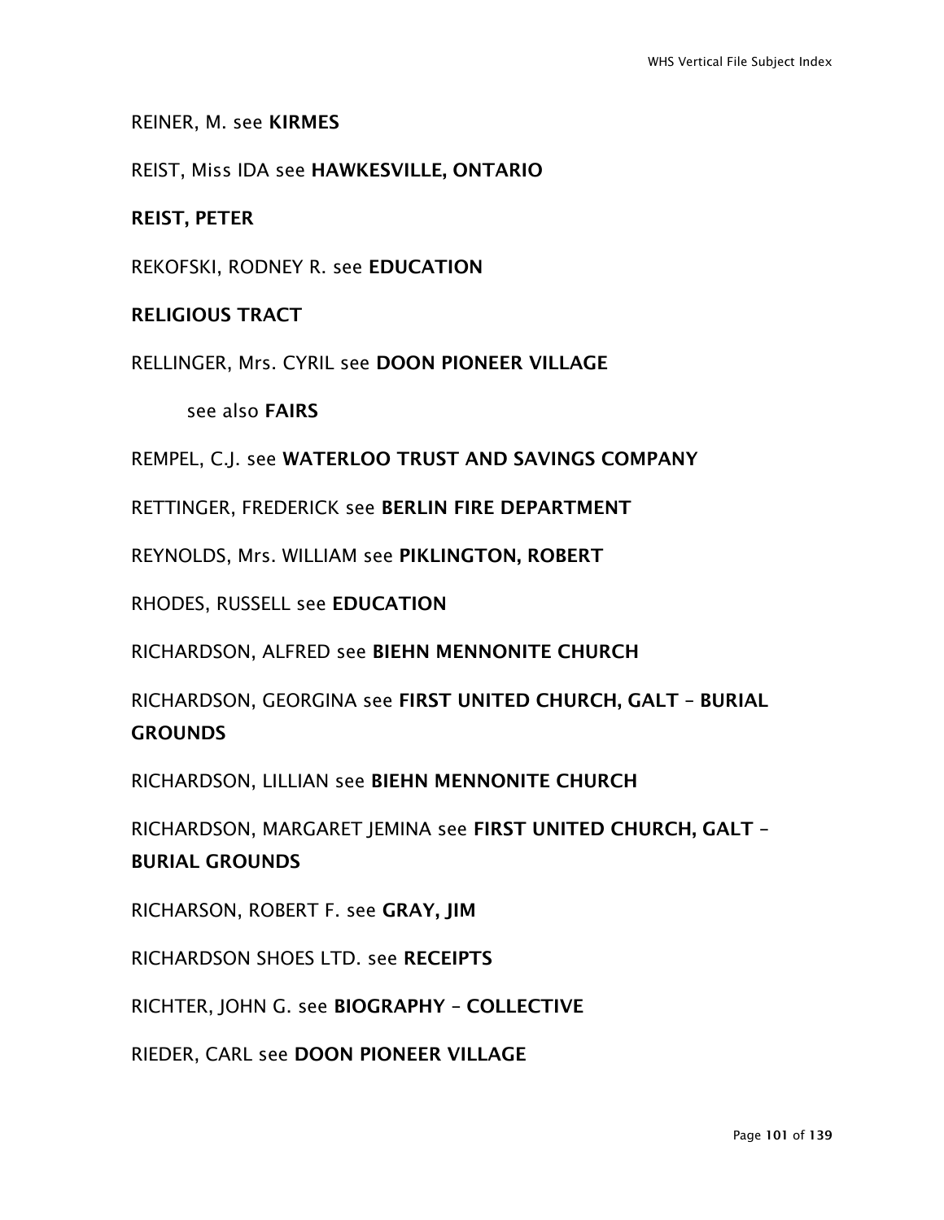REINER, M. see **KIRMES**

REIST, Miss IDA see **HAWKESVILLE, ONTARIO**

**REIST, PETER**

REKOFSKI, RODNEY R. see **EDUCATION**

**RELIGIOUS TRACT**

RELLINGER, Mrs. CYRIL see **DOON PIONEER VILLAGE**

see also **FAIRS**

REMPEL, C.J. see **WATERLOO TRUST AND SAVINGS COMPANY**

RETTINGER, FREDERICK see **BERLIN FIRE DEPARTMENT**

REYNOLDS, Mrs. WILLIAM see **PIKLINGTON, ROBERT**

RHODES, RUSSELL see **EDUCATION**

RICHARDSON, ALFRED see **BIEHN MENNONITE CHURCH**

RICHARDSON, GEORGINA see **FIRST UNITED CHURCH, GALT – BURIAL GROUNDS**

RICHARDSON, LILLIAN see **BIEHN MENNONITE CHURCH**

RICHARDSON, MARGARET JEMINA see **FIRST UNITED CHURCH, GALT – BURIAL GROUNDS**

RICHARSON, ROBERT F. see **GRAY, JIM**

RICHARDSON SHOES LTD. see **RECEIPTS**

RICHTER, JOHN G. see **BIOGRAPHY – COLLECTIVE**

RIEDER, CARL see **DOON PIONEER VILLAGE**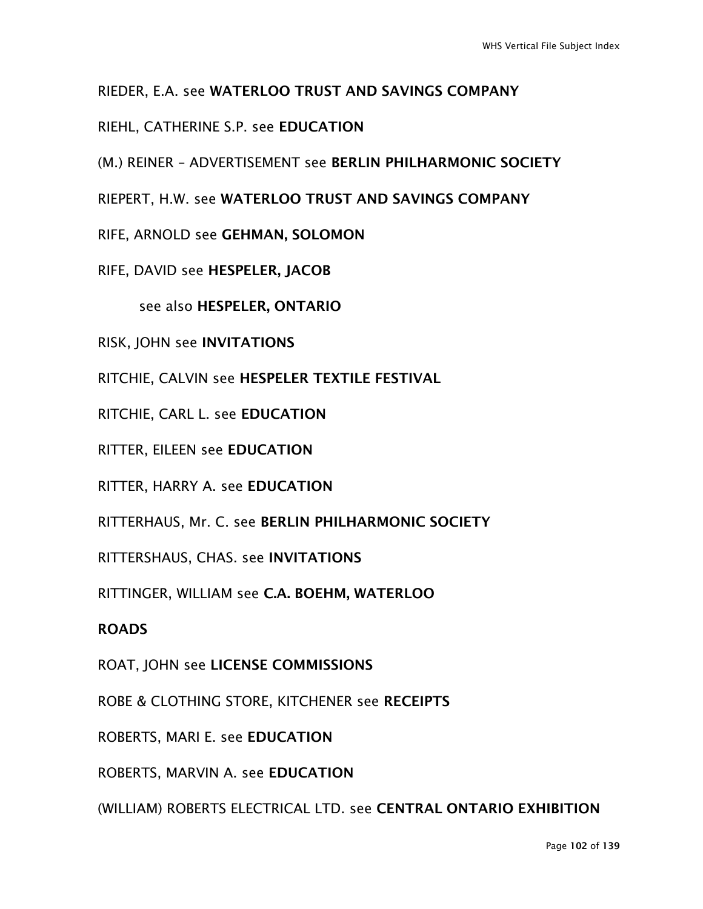RIEDER, E.A. see **WATERLOO TRUST AND SAVINGS COMPANY**

RIEHL, CATHERINE S.P. see **EDUCATION**

(M.) REINER – ADVERTISEMENT see **BERLIN PHILHARMONIC SOCIETY**

RIEPERT, H.W. see **WATERLOO TRUST AND SAVINGS COMPANY**

RIFE, ARNOLD see **GEHMAN, SOLOMON**

RIFE, DAVID see **HESPELER, JACOB**

see also **HESPELER, ONTARIO**

RISK, JOHN see **INVITATIONS**

RITCHIE, CALVIN see **HESPELER TEXTILE FESTIVAL**

RITCHIE, CARL L. see **EDUCATION**

RITTER, EILEEN see **EDUCATION**

RITTER, HARRY A. see **EDUCATION**

RITTERHAUS, Mr. C. see **BERLIN PHILHARMONIC SOCIETY**

RITTERSHAUS, CHAS. see **INVITATIONS**

RITTINGER, WILLIAM see **C.A. BOEHM, WATERLOO**

**ROADS**

ROAT, JOHN see **LICENSE COMMISSIONS**

ROBE & CLOTHING STORE, KITCHENER see **RECEIPTS**

ROBERTS, MARI E. see **EDUCATION**

ROBERTS, MARVIN A. see **EDUCATION**

(WILLIAM) ROBERTS ELECTRICAL LTD. see **CENTRAL ONTARIO EXHIBITION**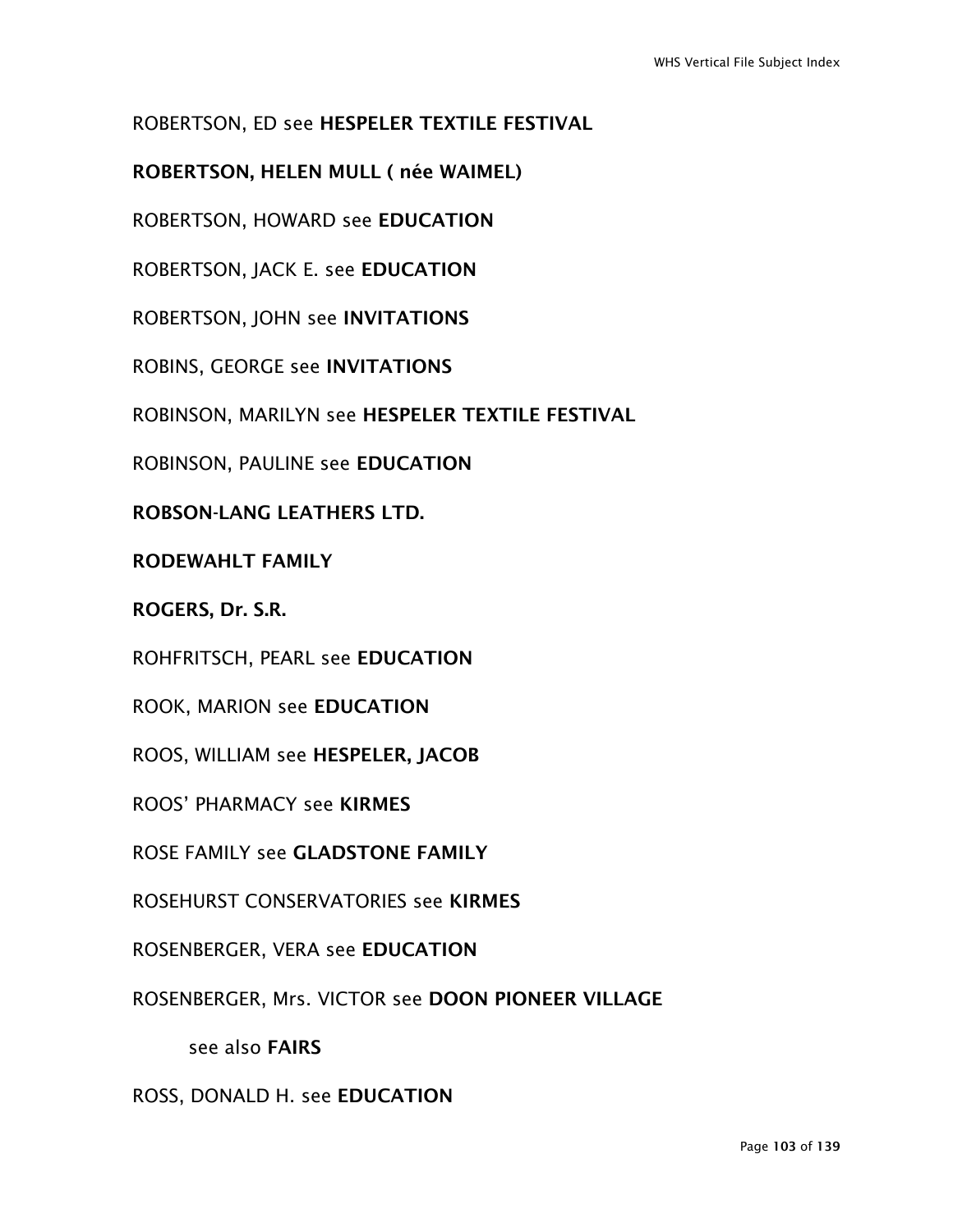ROBERTSON, ED see **HESPELER TEXTILE FESTIVAL**

**ROBERTSON, HELEN MULL ( née WAIMEL)**

ROBERTSON, HOWARD see **EDUCATION**

ROBERTSON, JACK E. see **EDUCATION**

ROBERTSON, JOHN see **INVITATIONS**

ROBINS, GEORGE see **INVITATIONS**

ROBINSON, MARILYN see **HESPELER TEXTILE FESTIVAL**

ROBINSON, PAULINE see **EDUCATION**

**ROBSON-LANG LEATHERS LTD.**

**RODEWAHLT FAMILY**

**ROGERS, Dr. S.R.**

ROHFRITSCH, PEARL see **EDUCATION**

ROOK, MARION see **EDUCATION**

ROOS, WILLIAM see **HESPELER, JACOB**

ROOS' PHARMACY see **KIRMES**

ROSE FAMILY see **GLADSTONE FAMILY**

ROSEHURST CONSERVATORIES see **KIRMES**

ROSENBERGER, VERA see **EDUCATION**

ROSENBERGER, Mrs. VICTOR see **DOON PIONEER VILLAGE**

  see also **FAIRS**

ROSS, DONALD H. see **EDUCATION**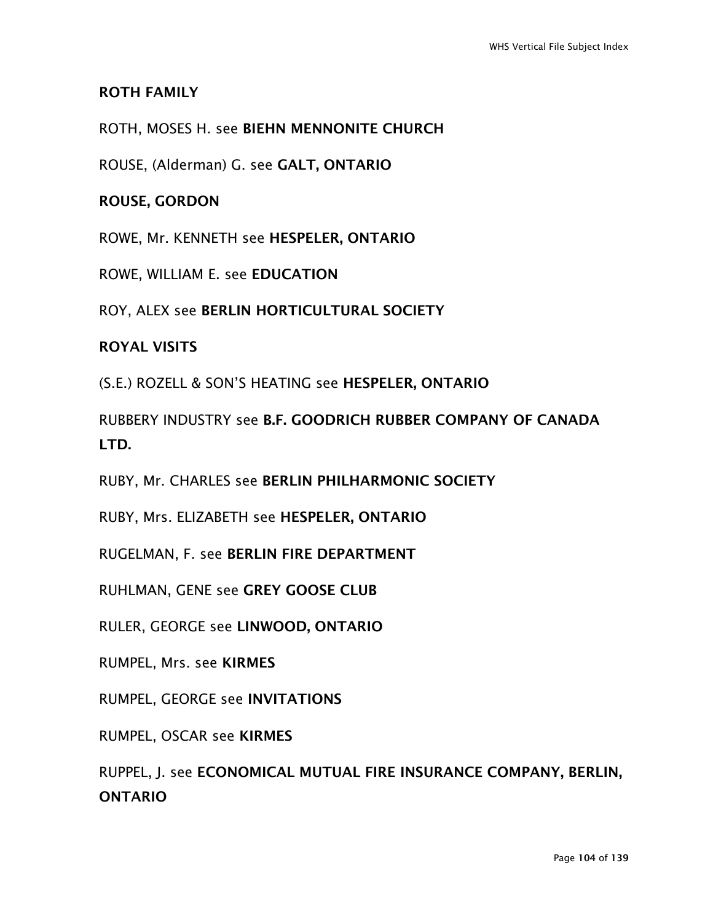**ROTH FAMILY**

ROTH, MOSES H. see **BIEHN MENNONITE CHURCH**

ROUSE, (Alderman) G. see **GALT, ONTARIO**

**ROUSE, GORDON**

ROWE, Mr. KENNETH see **HESPELER, ONTARIO**

ROWE, WILLIAM E. see **EDUCATION**

ROY, ALEX see **BERLIN HORTICULTURAL SOCIETY**

**ROYAL VISITS**

(S.E.) ROZELL & SON'S HEATING see **HESPELER, ONTARIO**

RUBBERY INDUSTRY see **B.F. GOODRICH RUBBER COMPANY OF CANADA LTD.**

RUBY, Mr. CHARLES see **BERLIN PHILHARMONIC SOCIETY**

RUBY, Mrs. ELIZABETH see **HESPELER, ONTARIO**

RUGELMAN, F. see **BERLIN FIRE DEPARTMENT**

RUHLMAN, GENE see **GREY GOOSE CLUB**

RULER, GEORGE see **LINWOOD, ONTARIO**

RUMPEL, Mrs. see **KIRMES**

RUMPEL, GEORGE see **INVITATIONS**

RUMPEL, OSCAR see **KIRMES**

RUPPEL, J. see **ECONOMICAL MUTUAL FIRE INSURANCE COMPANY, BERLIN, ONTARIO**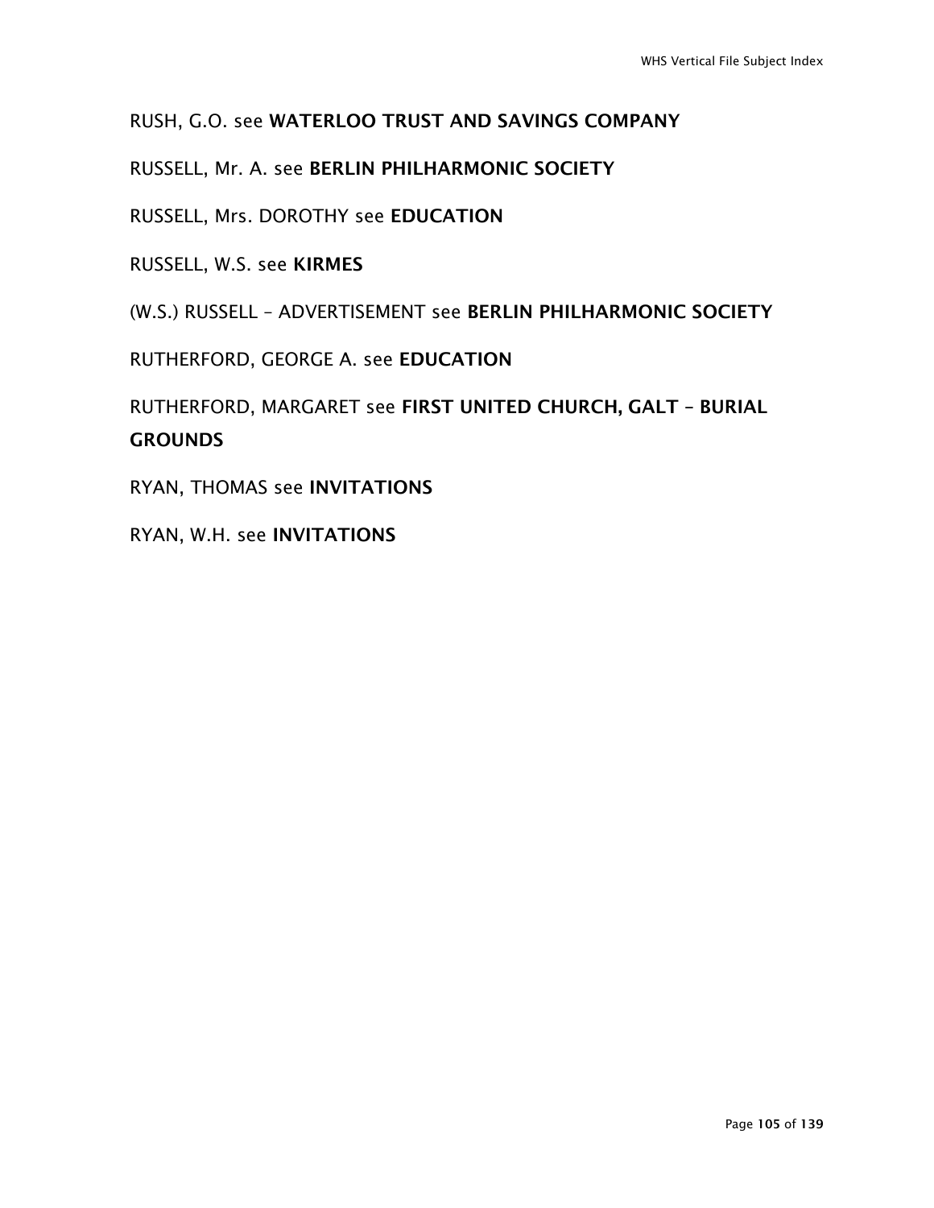RUSH, G.O. see **WATERLOO TRUST AND SAVINGS COMPANY**

RUSSELL, Mr. A. see **BERLIN PHILHARMONIC SOCIETY**

RUSSELL, Mrs. DOROTHY see **EDUCATION**

RUSSELL, W.S. see **KIRMES**

(W.S.) RUSSELL – ADVERTISEMENT see **BERLIN PHILHARMONIC SOCIETY**

RUTHERFORD, GEORGE A. see **EDUCATION**

RUTHERFORD, MARGARET see **FIRST UNITED CHURCH, GALT – BURIAL GROUNDS**

RYAN, THOMAS see **INVITATIONS**

RYAN, W.H. see **INVITATIONS**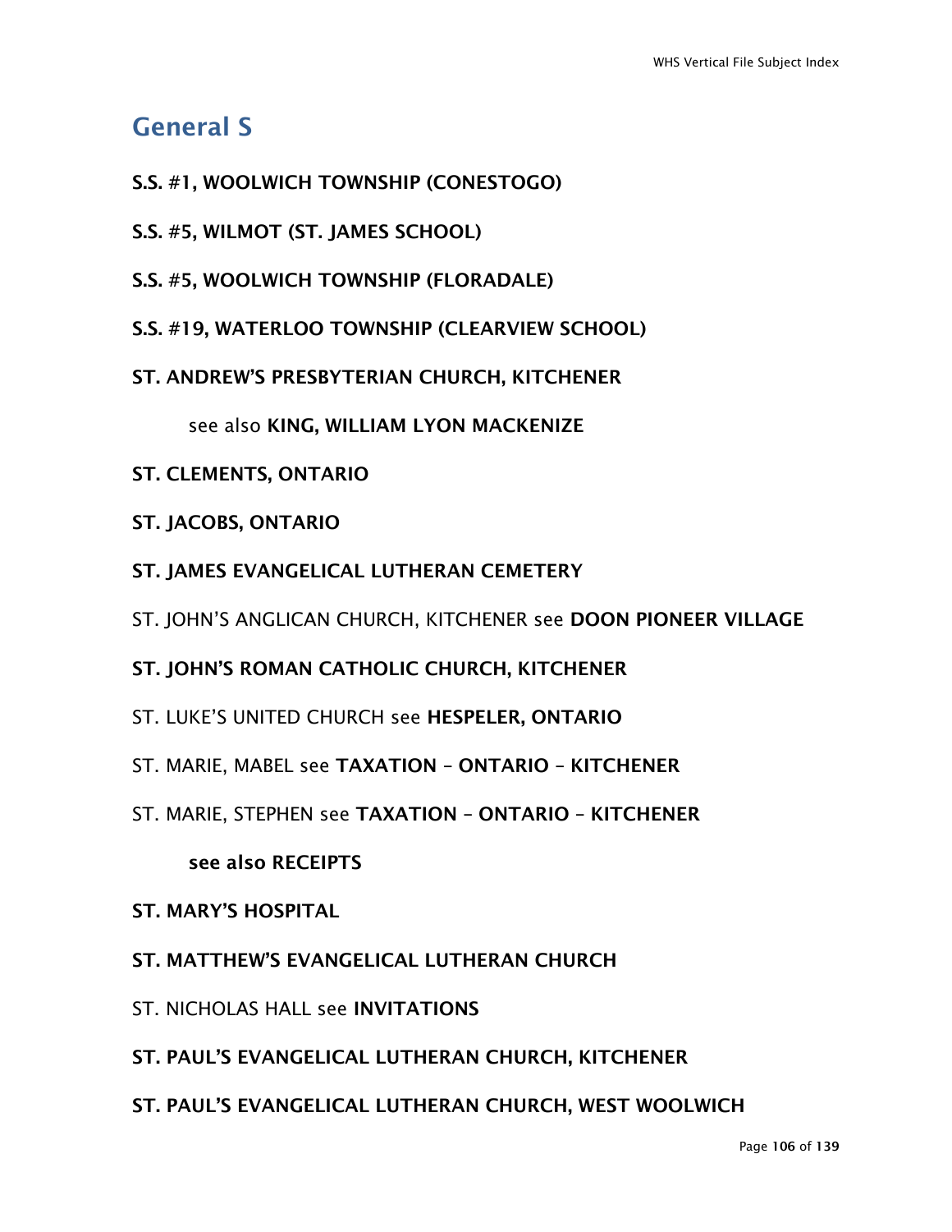## General S

**S.S. #1, WOOLWICH TOWNSHIP (CONESTOGO)**

**S.S. #5, WILMOT (ST. JAMES SCHOOL)**

**S.S. #5, WOOLWICH TOWNSHIP (FLORADALE)**

**S.S. #19, WATERLOO TOWNSHIP (CLEARVIEW SCHOOL)**

**ST. ANDREW'S PRESBYTERIAN CHURCH, KITCHENER**

  see also **KING, WILLIAM LYON MACKENIZE**

**ST. CLEMENTS, ONTARIO**

**ST. JACOBS, ONTARIO**

**ST. JAMES EVANGELICAL LUTHERAN CEMETERY**

ST. JOHN'S ANGLICAN CHURCH, KITCHENER see **DOON PIONEER VILLAGE**

**ST. JOHN'S ROMAN CATHOLIC CHURCH, KITCHENER**

ST. LUKE'S UNITED CHURCH see **HESPELER, ONTARIO**

ST. MARIE, MABEL see **TAXATION – ONTARIO – KITCHENER**

ST. MARIE, STEPHEN see **TAXATION – ONTARIO – KITCHENER**

  **see also RECEIPTS**

**ST. MARY'S HOSPITAL**

**ST. MATTHEW'S EVANGELICAL LUTHERAN CHURCH**

ST. NICHOLAS HALL see **INVITATIONS**

**ST. PAUL'S EVANGELICAL LUTHERAN CHURCH, KITCHENER**

**ST. PAUL'S EVANGELICAL LUTHERAN CHURCH, WEST WOOLWICH**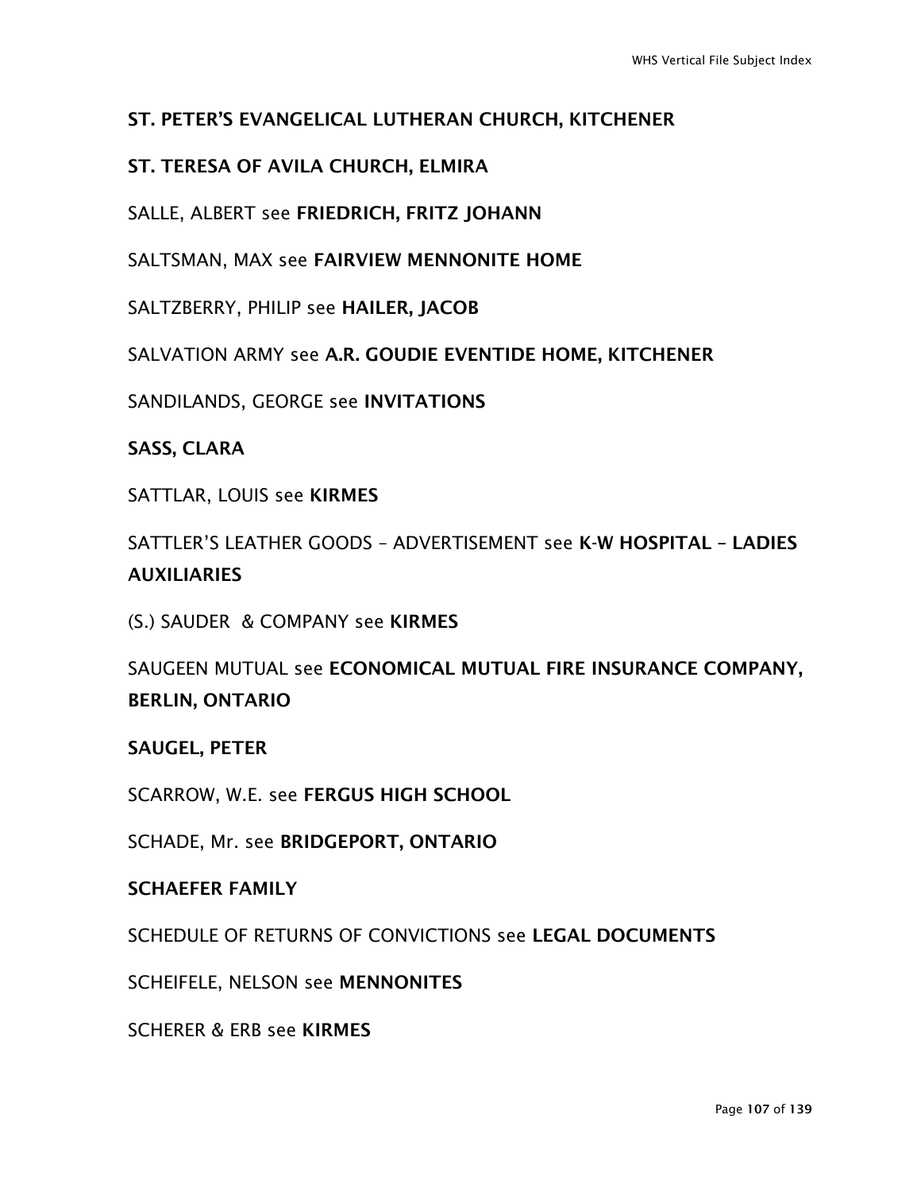**ST. PETER'S EVANGELICAL LUTHERAN CHURCH, KITCHENER**

**ST. TERESA OF AVILA CHURCH, ELMIRA**

SALLE, ALBERT see **FRIEDRICH, FRITZ JOHANN**

SALTSMAN, MAX see **FAIRVIEW MENNONITE HOME**

SALTZBERRY, PHILIP see **HAILER, JACOB**

SALVATION ARMY see **A.R. GOUDIE EVENTIDE HOME, KITCHENER**

SANDILANDS, GEORGE see **INVITATIONS**

**SASS, CLARA**

SATTLAR, LOUIS see **KIRMES**

SATTLER'S LEATHER GOODS – ADVERTISEMENT see **K-W HOSPITAL – LADIES AUXILIARIES**

(S.) SAUDER & COMPANY see **KIRMES**

SAUGEEN MUTUAL see **ECONOMICAL MUTUAL FIRE INSURANCE COMPANY, BERLIN, ONTARIO**

**SAUGEL, PETER**

SCARROW, W.E. see **FERGUS HIGH SCHOOL**

SCHADE, Mr. see **BRIDGEPORT, ONTARIO**

**SCHAEFER FAMILY**

SCHEDULE OF RETURNS OF CONVICTIONS see **LEGAL DOCUMENTS**

SCHEIFELE, NELSON see **MENNONITES**

SCHERER & ERB see **KIRMES**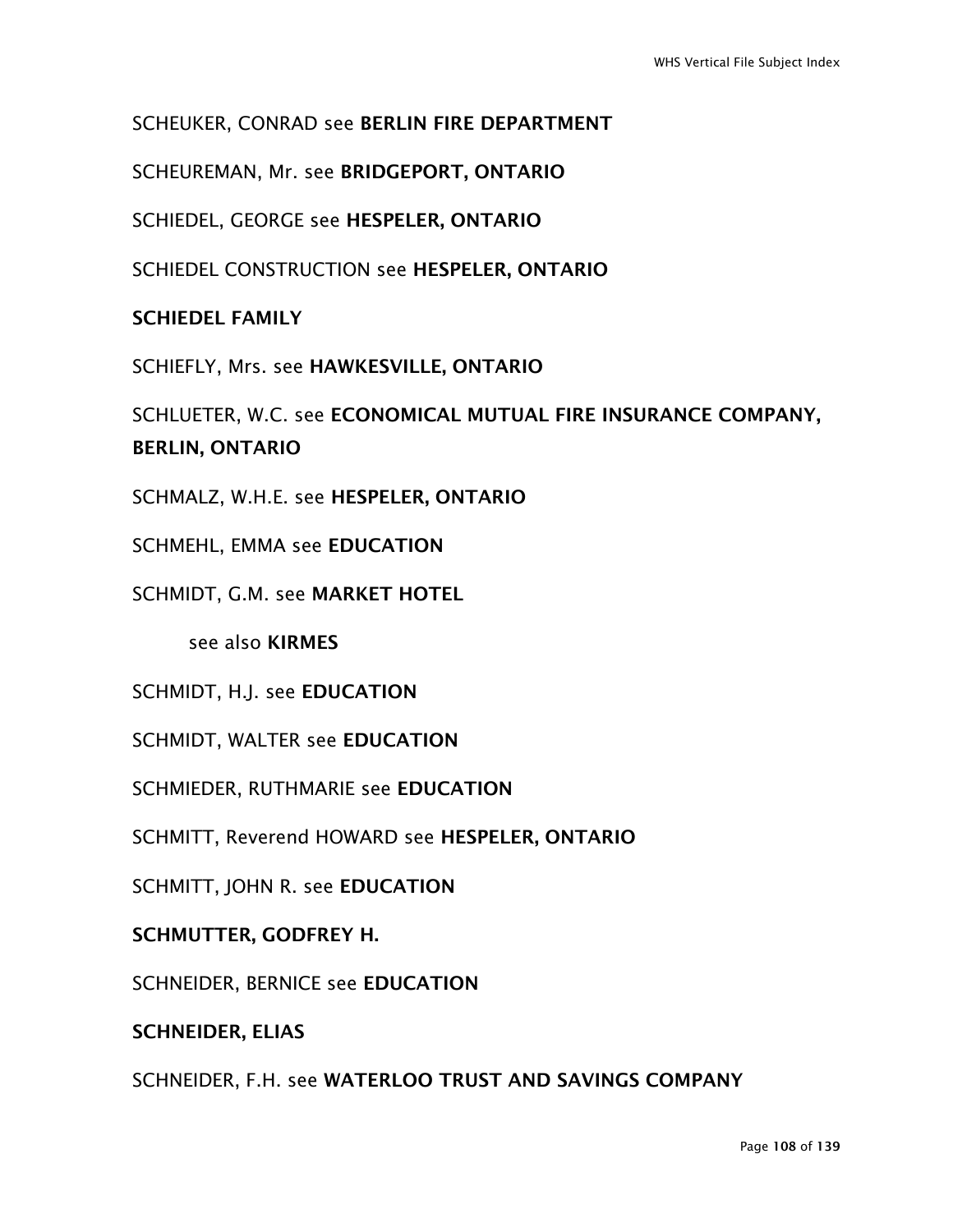SCHEUKER, CONRAD see **BERLIN FIRE DEPARTMENT**

SCHEUREMAN, Mr. see **BRIDGEPORT, ONTARIO**

SCHIEDEL, GEORGE see **HESPELER, ONTARIO**

SCHIEDEL CONSTRUCTION see **HESPELER, ONTARIO**

**SCHIEDEL FAMILY**

SCHIEFLY, Mrs. see **HAWKESVILLE, ONTARIO**

SCHLUETER, W.C. see **ECONOMICAL MUTUAL FIRE INSURANCE COMPANY, BERLIN, ONTARIO**

SCHMALZ, W.H.E. see **HESPELER, ONTARIO**

SCHMEHL, EMMA see **EDUCATION**

SCHMIDT, G.M. see **MARKET HOTEL**

see also **KIRMES**

SCHMIDT, H.J. see **EDUCATION**

SCHMIDT, WALTER see **EDUCATION**

SCHMIEDER, RUTHMARIE see **EDUCATION**

SCHMITT, Reverend HOWARD see **HESPELER, ONTARIO**

SCHMITT, JOHN R. see **EDUCATION**

**SCHMUTTER, GODFREY H.**

SCHNEIDER, BERNICE see **EDUCATION**

**SCHNEIDER, ELIAS**

SCHNEIDER, F.H. see **WATERLOO TRUST AND SAVINGS COMPANY**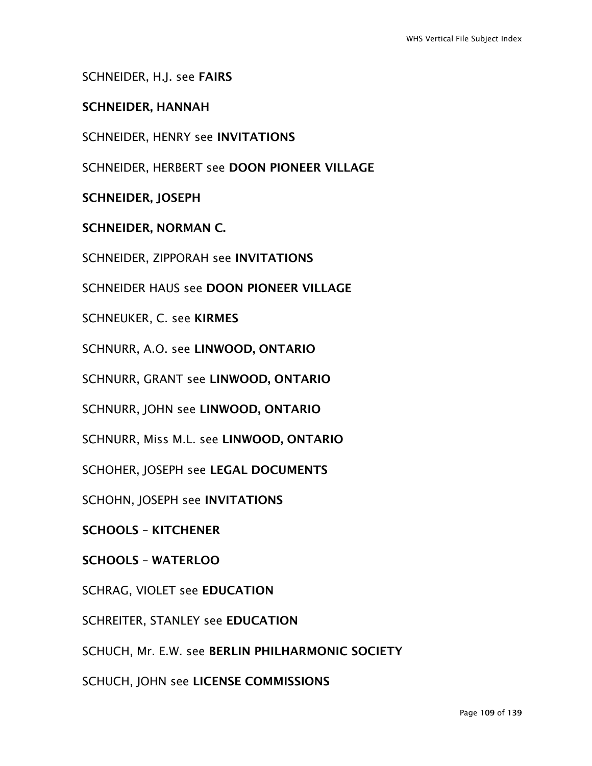SCHNEIDER, H.J. see **FAIRS**

**SCHNEIDER, HANNAH**

SCHNEIDER, HENRY see **INVITATIONS**

SCHNEIDER, HERBERT see **DOON PIONEER VILLAGE**

**SCHNEIDER, JOSEPH**

**SCHNEIDER, NORMAN C.**

SCHNEIDER, ZIPPORAH see **INVITATIONS**

SCHNEIDER HAUS see **DOON PIONEER VILLAGE**

SCHNEUKER, C. see **KIRMES**

SCHNURR, A.O. see **LINWOOD, ONTARIO**

SCHNURR, GRANT see **LINWOOD, ONTARIO**

SCHNURR, JOHN see **LINWOOD, ONTARIO**

SCHNURR, Miss M.L. see **LINWOOD, ONTARIO**

SCHOHER, JOSEPH see **LEGAL DOCUMENTS**

SCHOHN, JOSEPH see **INVITATIONS**

**SCHOOLS – KITCHENER**

**SCHOOLS – WATERLOO**

SCHRAG, VIOLET see **EDUCATION**

SCHREITER, STANLEY see **EDUCATION**

SCHUCH, Mr. E.W. see **BERLIN PHILHARMONIC SOCIETY**

SCHUCH, JOHN see **LICENSE COMMISSIONS**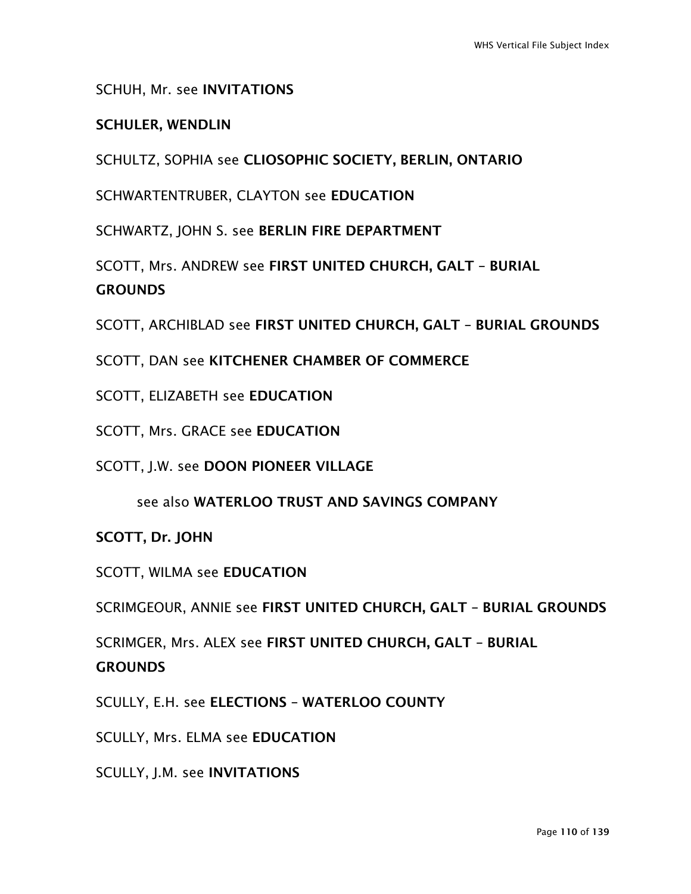SCHUH, Mr. see **INVITATIONS**

**SCHULER, WENDLIN**

SCHULTZ, SOPHIA see **CLIOSOPHIC SOCIETY, BERLIN, ONTARIO**

SCHWARTENTRUBER, CLAYTON see **EDUCATION**

SCHWARTZ, JOHN S. see **BERLIN FIRE DEPARTMENT**

SCOTT, Mrs. ANDREW see **FIRST UNITED CHURCH, GALT – BURIAL GROUNDS**

SCOTT, ARCHIBLAD see **FIRST UNITED CHURCH, GALT – BURIAL GROUNDS**

SCOTT, DAN see **KITCHENER CHAMBER OF COMMERCE**

SCOTT, ELIZABETH see **EDUCATION**

SCOTT, Mrs. GRACE see **EDUCATION**

SCOTT, J.W. see **DOON PIONEER VILLAGE**

see also **WATERLOO TRUST AND SAVINGS COMPANY**

**SCOTT, Dr. JOHN**

SCOTT, WILMA see **EDUCATION**

SCRIMGEOUR, ANNIE see **FIRST UNITED CHURCH, GALT – BURIAL GROUNDS**

SCRIMGER, Mrs. ALEX see **FIRST UNITED CHURCH, GALT – BURIAL GROUNDS**

SCULLY, E.H. see **ELECTIONS – WATERLOO COUNTY**

SCULLY, Mrs. ELMA see **EDUCATION**

SCULLY, J.M. see **INVITATIONS**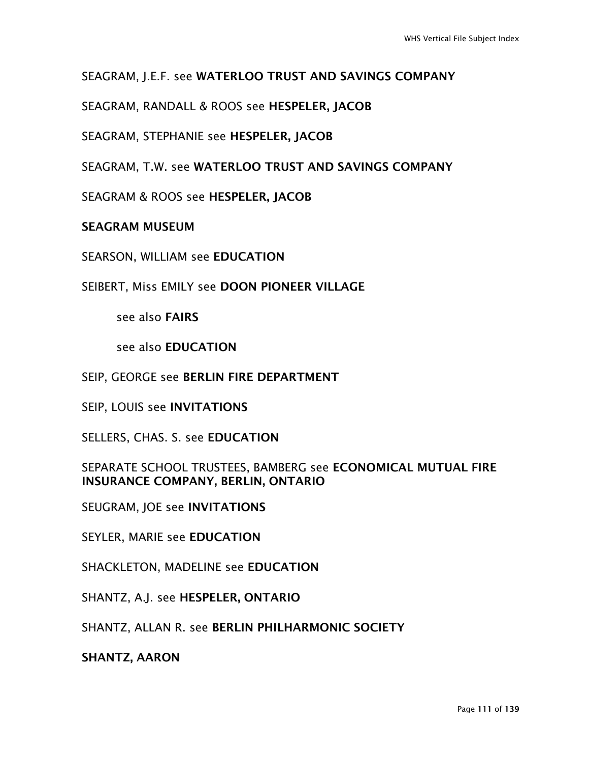SEAGRAM, J.E.F. see **WATERLOO TRUST AND SAVINGS COMPANY**

SEAGRAM, RANDALL & ROOS see **HESPELER, JACOB**

SEAGRAM, STEPHANIE see **HESPELER, JACOB**

SEAGRAM, T.W. see **WATERLOO TRUST AND SAVINGS COMPANY**

SEAGRAM & ROOS see **HESPELER, JACOB**

**SEAGRAM MUSEUM**

SEARSON, WILLIAM see **EDUCATION**

SEIBERT, Miss EMILY see **DOON PIONEER VILLAGE**

see also **FAIRS**

see also **EDUCATION**

SEIP, GEORGE see **BERLIN FIRE DEPARTMENT**

SEIP, LOUIS see **INVITATIONS**

SELLERS, CHAS. S. see **EDUCATION**

SEPARATE SCHOOL TRUSTEES, BAMBERG see **ECONOMICAL MUTUAL FIRE INSURANCE COMPANY, BERLIN, ONTARIO**

SEUGRAM, JOE see **INVITATIONS**

SEYLER, MARIE see **EDUCATION**

SHACKLETON, MADELINE see **EDUCATION**

SHANTZ, A.J. see **HESPELER, ONTARIO**

SHANTZ, ALLAN R. see **BERLIN PHILHARMONIC SOCIETY**

**SHANTZ, AARON**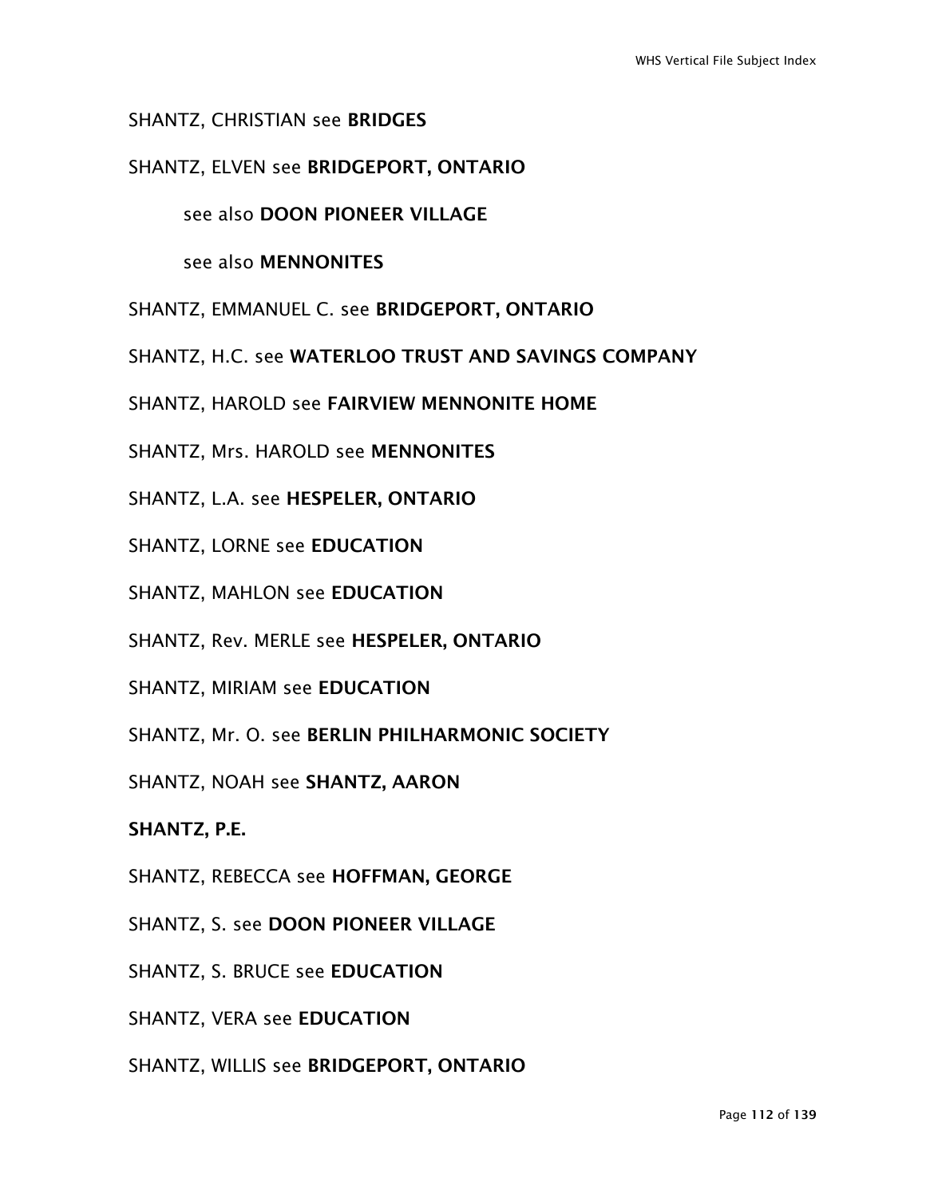SHANTZ, CHRISTIAN see **BRIDGES**

SHANTZ, ELVEN see **BRIDGEPORT, ONTARIO**

see also **DOON PIONEER VILLAGE**

see also **MENNONITES**

SHANTZ, EMMANUEL C. see **BRIDGEPORT, ONTARIO**

SHANTZ, H.C. see **WATERLOO TRUST AND SAVINGS COMPANY**

SHANTZ, HAROLD see **FAIRVIEW MENNONITE HOME**

SHANTZ, Mrs. HAROLD see **MENNONITES**

SHANTZ, L.A. see **HESPELER, ONTARIO**

SHANTZ, LORNE see **EDUCATION**

SHANTZ, MAHLON see **EDUCATION**

SHANTZ, Rev. MERLE see **HESPELER, ONTARIO**

SHANTZ, MIRIAM see **EDUCATION**

SHANTZ, Mr. O. see **BERLIN PHILHARMONIC SOCIETY**

SHANTZ, NOAH see **SHANTZ, AARON**

**SHANTZ, P.E.**

SHANTZ, REBECCA see **HOFFMAN, GEORGE**

SHANTZ, S. see **DOON PIONEER VILLAGE**

SHANTZ, S. BRUCE see **EDUCATION**

SHANTZ, VERA see **EDUCATION**

SHANTZ, WILLIS see **BRIDGEPORT, ONTARIO**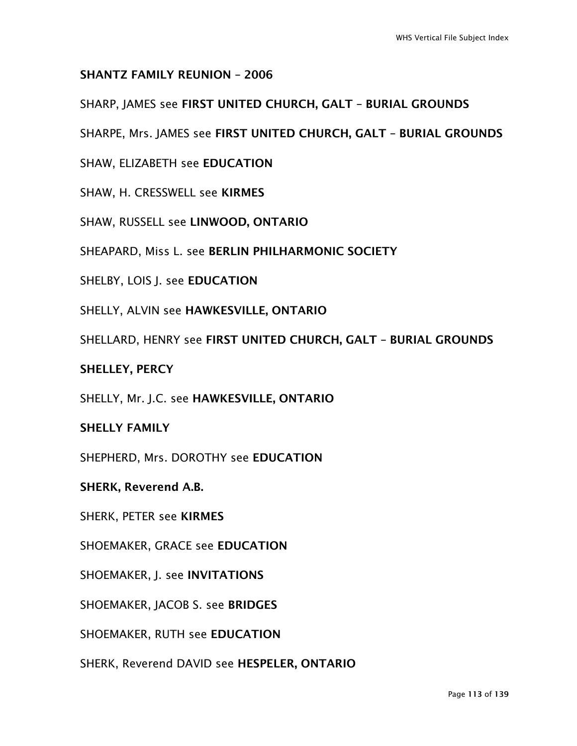**SHANTZ FAMILY REUNION – 2006**

SHARP, JAMES see **FIRST UNITED CHURCH, GALT – BURIAL GROUNDS**

SHARPE, Mrs. JAMES see **FIRST UNITED CHURCH, GALT – BURIAL GROUNDS**

SHAW, ELIZABETH see **EDUCATION**

SHAW, H. CRESSWELL see **KIRMES**

SHAW, RUSSELL see **LINWOOD, ONTARIO**

SHEAPARD, Miss L. see **BERLIN PHILHARMONIC SOCIETY**

SHELBY, LOIS J. see **EDUCATION**

SHELLY, ALVIN see **HAWKESVILLE, ONTARIO**

SHELLARD, HENRY see **FIRST UNITED CHURCH, GALT – BURIAL GROUNDS**

**SHELLEY, PERCY**

SHELLY, Mr. J.C. see **HAWKESVILLE, ONTARIO**

**SHELLY FAMILY**

SHEPHERD, Mrs. DOROTHY see **EDUCATION**

**SHERK, Reverend A.B.**

SHERK, PETER see **KIRMES**

SHOEMAKER, GRACE see **EDUCATION**

SHOEMAKER, J. see **INVITATIONS**

SHOEMAKER, JACOB S. see **BRIDGES**

SHOEMAKER, RUTH see **EDUCATION**

SHERK, Reverend DAVID see **HESPELER, ONTARIO**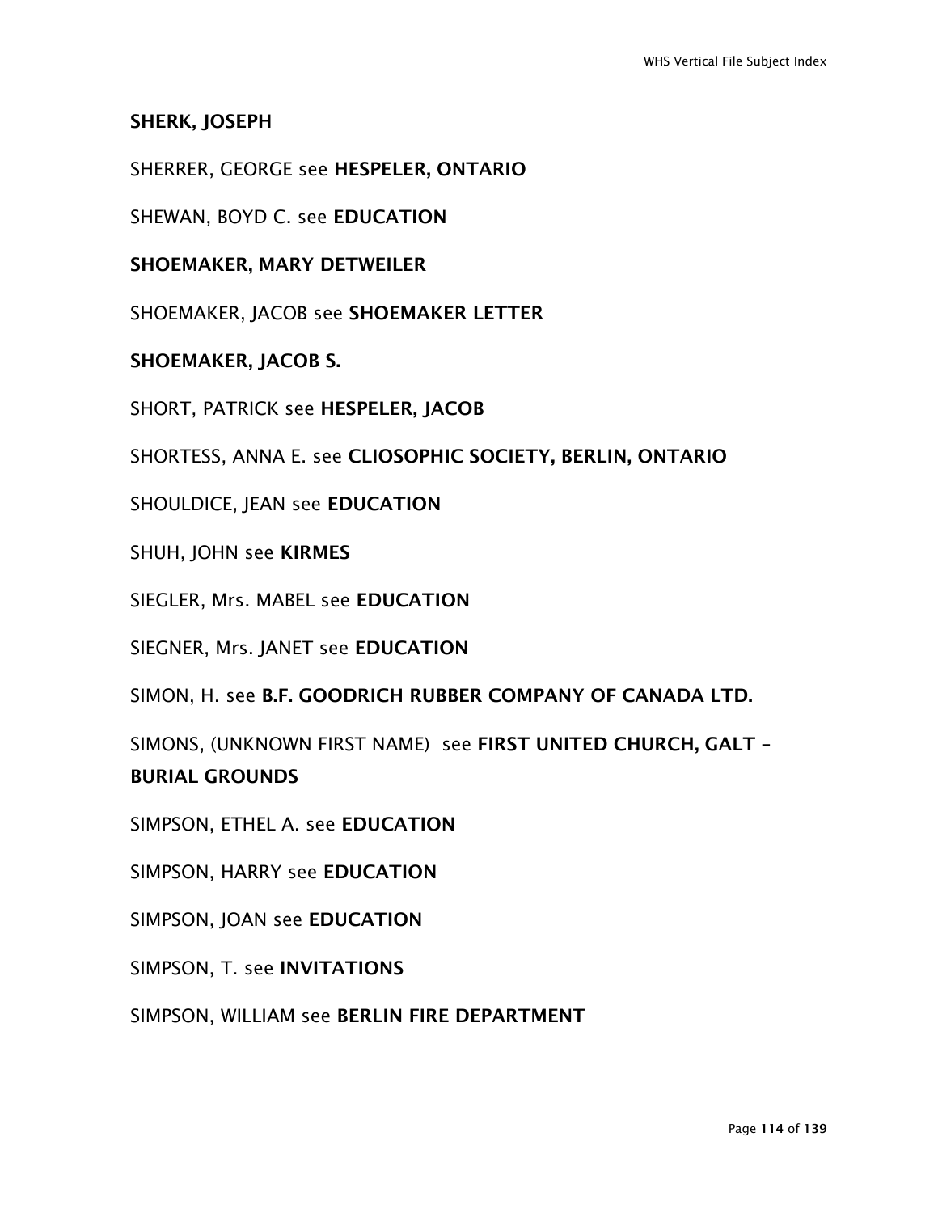**SHERK, JOSEPH**

SHERRER, GEORGE see **HESPELER, ONTARIO**

SHEWAN, BOYD C. see **EDUCATION**

**SHOEMAKER, MARY DETWEILER**

SHOEMAKER, JACOB see **SHOEMAKER LETTER**

**SHOEMAKER, JACOB S.**

SHORT, PATRICK see **HESPELER, JACOB**

SHORTESS, ANNA E. see **CLIOSOPHIC SOCIETY, BERLIN, ONTARIO**

SHOULDICE, JEAN see **EDUCATION**

SHUH, JOHN see **KIRMES**

SIEGLER, Mrs. MABEL see **EDUCATION**

SIEGNER, Mrs. JANET see **EDUCATION**

SIMON, H. see **B.F. GOODRICH RUBBER COMPANY OF CANADA LTD.**

SIMONS, (UNKNOWN FIRST NAME) see **FIRST UNITED CHURCH, GALT – BURIAL GROUNDS**

SIMPSON, ETHEL A. see **EDUCATION**

SIMPSON, HARRY see **EDUCATION**

SIMPSON, JOAN see **EDUCATION**

SIMPSON, T. see **INVITATIONS**

SIMPSON, WILLIAM see **BERLIN FIRE DEPARTMENT**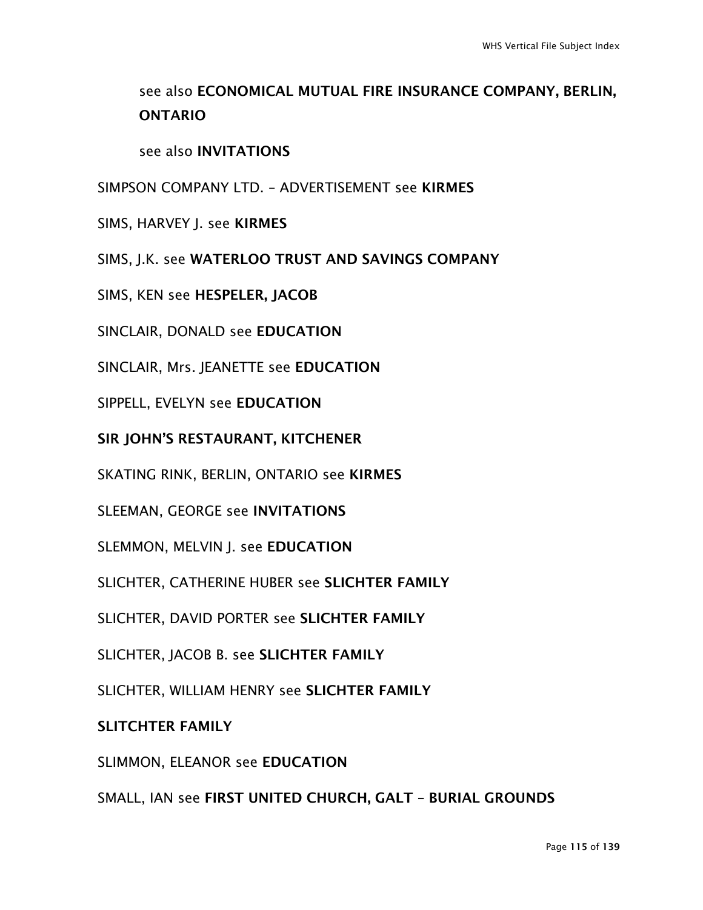see also **ECONOMICAL MUTUAL FIRE INSURANCE COMPANY, BERLIN, ONTARIO**

see also **INVITATIONS**

SIMPSON COMPANY LTD. – ADVERTISEMENT see **KIRMES**

SIMS, HARVEY J. see **KIRMES**

SIMS, J.K. see **WATERLOO TRUST AND SAVINGS COMPANY**

SIMS, KEN see **HESPELER, JACOB**

SINCLAIR, DONALD see **EDUCATION**

SINCLAIR, Mrs. JEANETTE see **EDUCATION**

SIPPELL, EVELYN see **EDUCATION**

**SIR JOHN'S RESTAURANT, KITCHENER**

SKATING RINK, BERLIN, ONTARIO see **KIRMES**

SLEEMAN, GEORGE see **INVITATIONS**

SLEMMON, MELVIN J. see **EDUCATION**

SLICHTER, CATHERINE HUBER see **SLICHTER FAMILY**

SLICHTER, DAVID PORTER see **SLICHTER FAMILY**

SLICHTER, JACOB B. see **SLICHTER FAMILY**

SLICHTER, WILLIAM HENRY see **SLICHTER FAMILY**

**SLITCHTER FAMILY**

SLIMMON, ELEANOR see **EDUCATION**

SMALL, IAN see **FIRST UNITED CHURCH, GALT – BURIAL GROUNDS**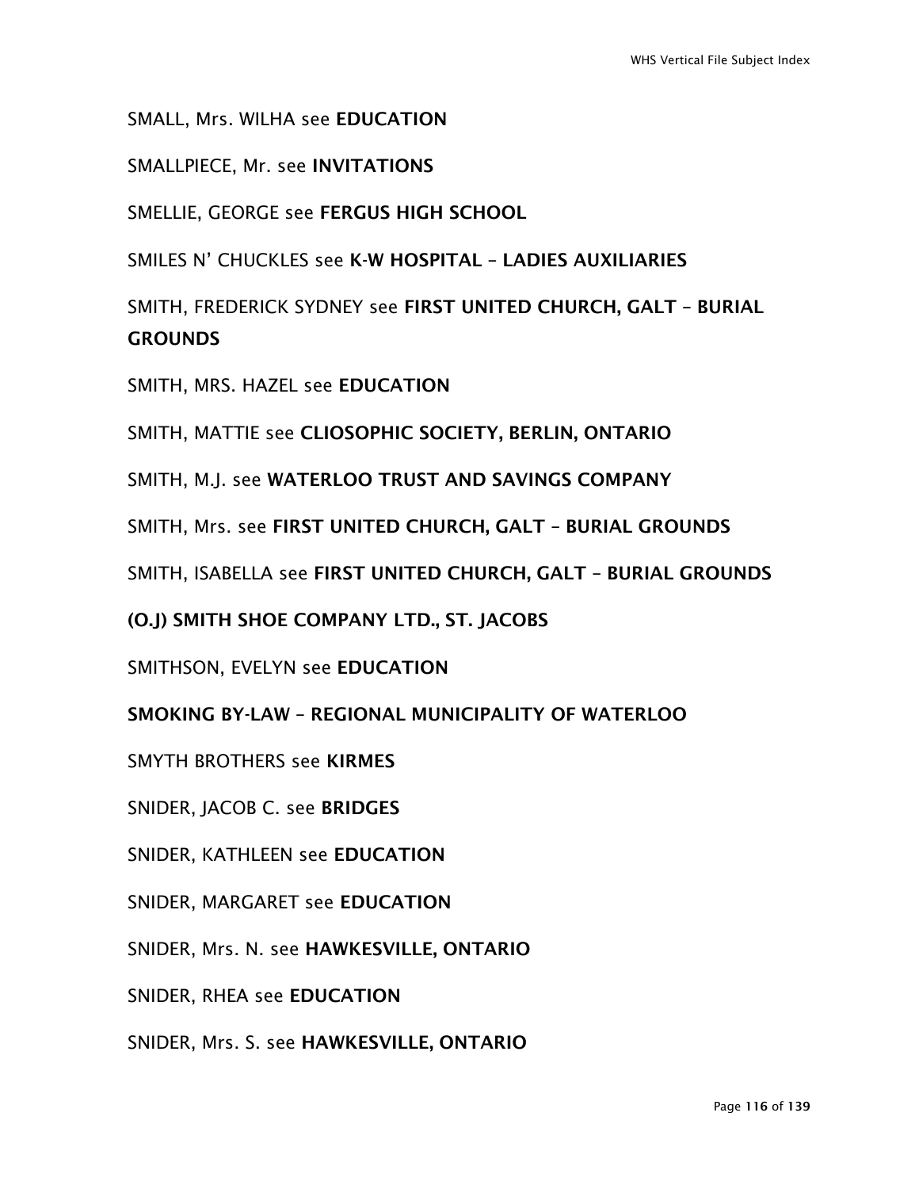SMALL, Mrs. WILHA see **EDUCATION**

SMALLPIECE, Mr. see **INVITATIONS**

SMELLIE, GEORGE see **FERGUS HIGH SCHOOL**

SMILES N' CHUCKLES see **K-W HOSPITAL – LADIES AUXILIARIES**

SMITH, FREDERICK SYDNEY see **FIRST UNITED CHURCH, GALT – BURIAL GROUNDS**

SMITH, MRS. HAZEL see **EDUCATION**

SMITH, MATTIE see **CLIOSOPHIC SOCIETY, BERLIN, ONTARIO**

SMITH, M.J. see **WATERLOO TRUST AND SAVINGS COMPANY**

SMITH, Mrs. see **FIRST UNITED CHURCH, GALT – BURIAL GROUNDS**

SMITH, ISABELLA see **FIRST UNITED CHURCH, GALT – BURIAL GROUNDS**

**(O.J) SMITH SHOE COMPANY LTD., ST. JACOBS**

SMITHSON, EVELYN see **EDUCATION**

**SMOKING BY-LAW – REGIONAL MUNICIPALITY OF WATERLOO**

SMYTH BROTHERS see **KIRMES**

SNIDER, JACOB C. see **BRIDGES**

SNIDER, KATHLEEN see **EDUCATION**

SNIDER, MARGARET see **EDUCATION**

SNIDER, Mrs. N. see **HAWKESVILLE, ONTARIO**

SNIDER, RHEA see **EDUCATION**

SNIDER, Mrs. S. see **HAWKESVILLE, ONTARIO**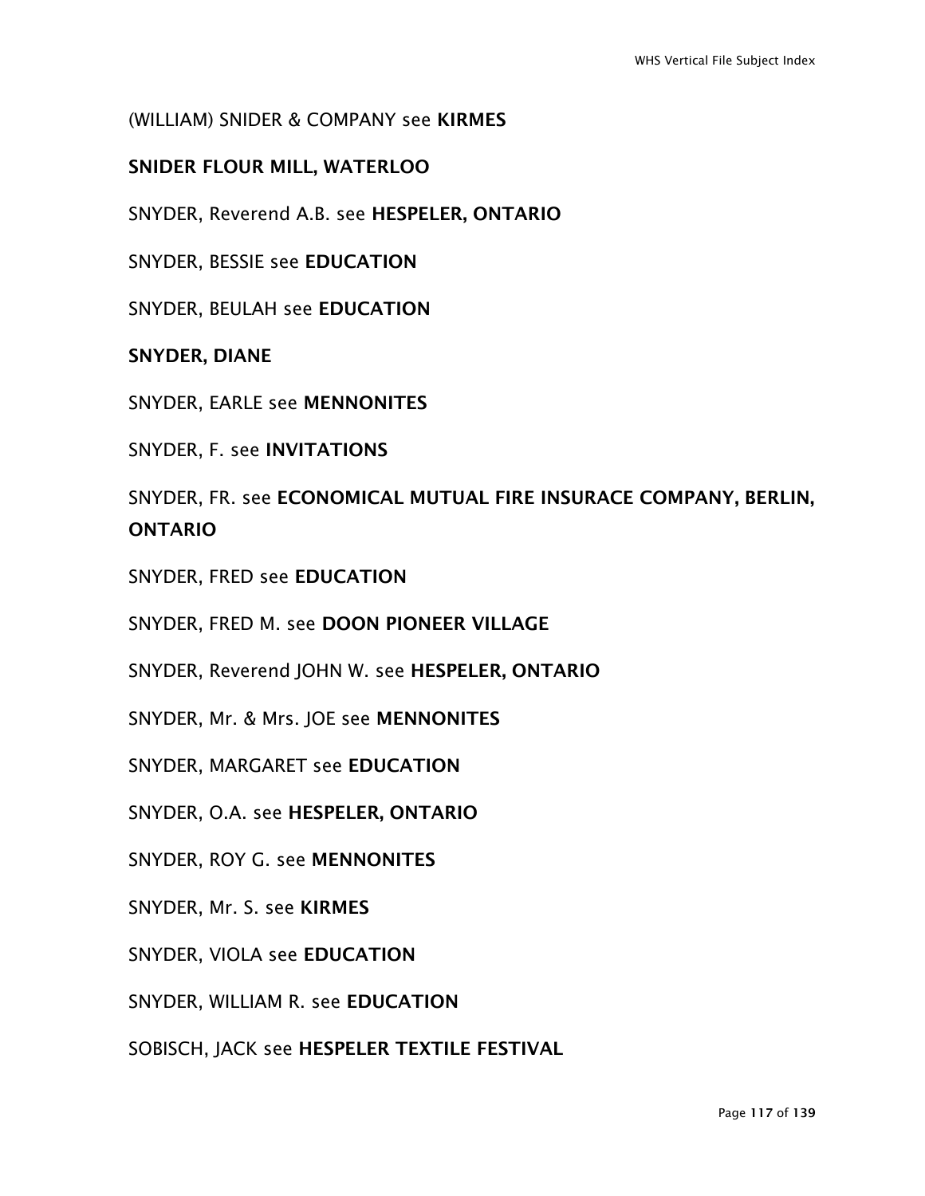(WILLIAM) SNIDER & COMPANY see **KIRMES**

**SNIDER FLOUR MILL, WATERLOO**

SNYDER, Reverend A.B. see **HESPELER, ONTARIO**

SNYDER, BESSIE see **EDUCATION**

SNYDER, BEULAH see **EDUCATION**

**SNYDER, DIANE**

SNYDER, EARLE see **MENNONITES**

SNYDER, F. see **INVITATIONS**

SNYDER, FR. see **ECONOMICAL MUTUAL FIRE INSURACE COMPANY, BERLIN, ONTARIO**

SNYDER, FRED see **EDUCATION**

SNYDER, FRED M. see **DOON PIONEER VILLAGE**

SNYDER, Reverend JOHN W. see **HESPELER, ONTARIO**

SNYDER, Mr. & Mrs. JOE see **MENNONITES**

SNYDER, MARGARET see **EDUCATION**

SNYDER, O.A. see **HESPELER, ONTARIO**

SNYDER, ROY G. see **MENNONITES**

SNYDER, Mr. S. see **KIRMES**

SNYDER, VIOLA see **EDUCATION**

SNYDER, WILLIAM R. see **EDUCATION**

SOBISCH, JACK see **HESPELER TEXTILE FESTIVAL**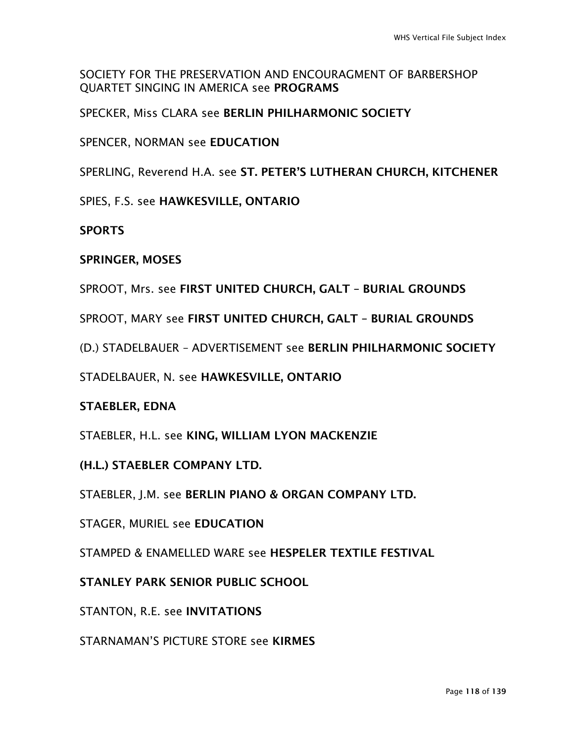SOCIETY FOR THE PRESERVATION AND ENCOURAGMENT OF BARBERSHOP QUARTET SINGING IN AMERICA see **PROGRAMS**

SPECKER, Miss CLARA see **BERLIN PHILHARMONIC SOCIETY**

SPENCER, NORMAN see **EDUCATION**

SPERLING, Reverend H.A. see **ST. PETER'S LUTHERAN CHURCH, KITCHENER**

SPIES, F.S. see **HAWKESVILLE, ONTARIO**

**SPORTS**

**SPRINGER, MOSES**

SPROOT, Mrs. see **FIRST UNITED CHURCH, GALT – BURIAL GROUNDS**

SPROOT, MARY see **FIRST UNITED CHURCH, GALT – BURIAL GROUNDS**

(D.) STADELBAUER – ADVERTISEMENT see **BERLIN PHILHARMONIC SOCIETY**

STADELBAUER, N. see **HAWKESVILLE, ONTARIO**

**STAEBLER, EDNA**

STAEBLER, H.L. see **KING, WILLIAM LYON MACKENZIE**

**(H.L.) STAEBLER COMPANY LTD.**

STAEBLER, J.M. see **BERLIN PIANO & ORGAN COMPANY LTD.**

STAGER, MURIEL see **EDUCATION**

STAMPED & ENAMELLED WARE see **HESPELER TEXTILE FESTIVAL**

**STANLEY PARK SENIOR PUBLIC SCHOOL**

STANTON, R.E. see **INVITATIONS**

STARNAMAN'S PICTURE STORE see **KIRMES**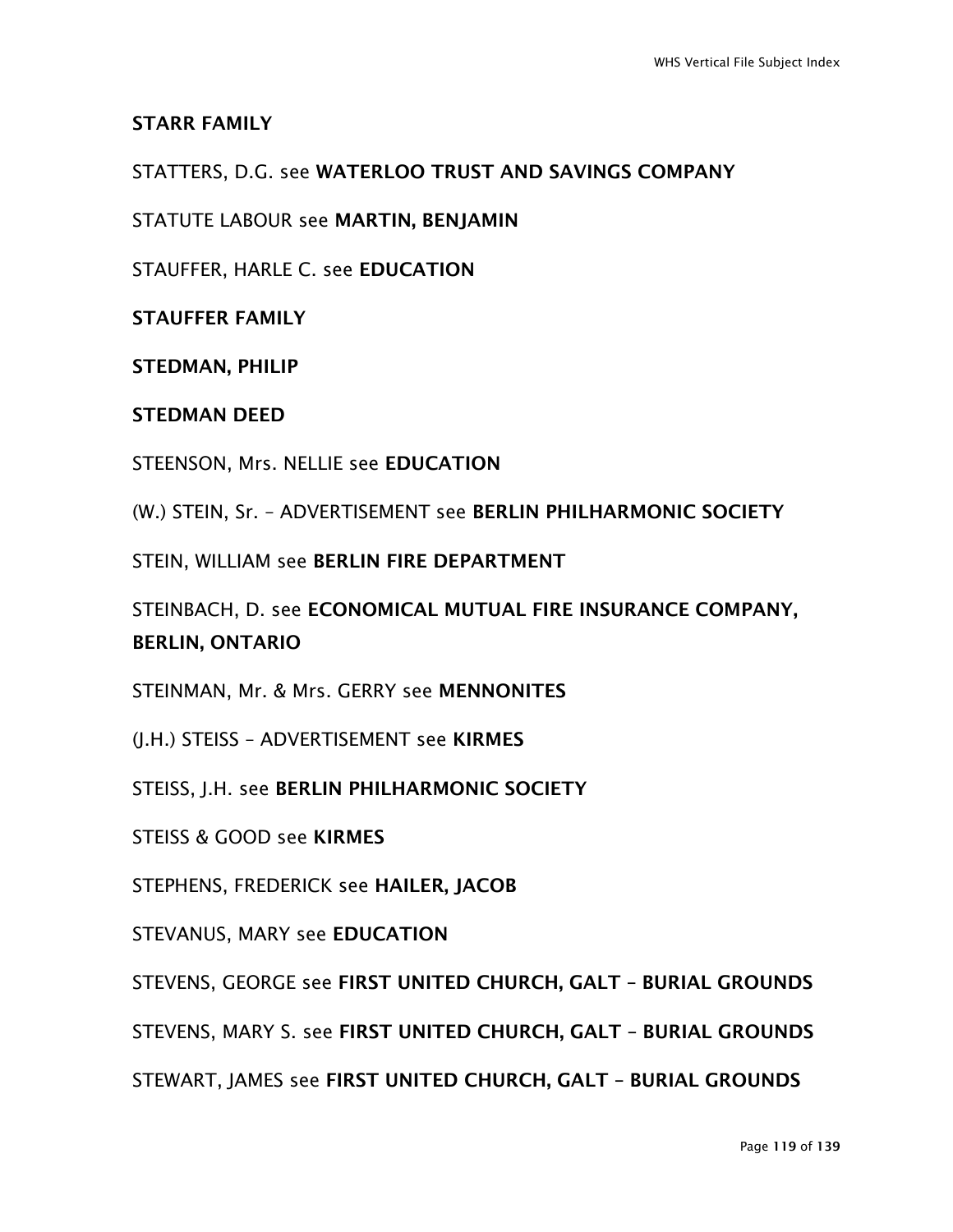**STARR FAMILY**

STATTERS, D.G. see **WATERLOO TRUST AND SAVINGS COMPANY**

STATUTE LABOUR see **MARTIN, BENJAMIN**

STAUFFER, HARLE C. see **EDUCATION**

**STAUFFER FAMILY**

**STEDMAN, PHILIP**

**STEDMAN DEED**

STEENSON, Mrs. NELLIE see **EDUCATION**

(W.) STEIN, Sr. – ADVERTISEMENT see **BERLIN PHILHARMONIC SOCIETY**

STEIN, WILLIAM see **BERLIN FIRE DEPARTMENT**

STEINBACH, D. see **ECONOMICAL MUTUAL FIRE INSURANCE COMPANY, BERLIN, ONTARIO**

STEINMAN, Mr. & Mrs. GERRY see **MENNONITES**

(J.H.) STEISS – ADVERTISEMENT see **KIRMES**

STEISS, J.H. see **BERLIN PHILHARMONIC SOCIETY**

STEISS & GOOD see **KIRMES**

STEPHENS, FREDERICK see **HAILER, JACOB**

STEVANUS, MARY see **EDUCATION**

STEVENS, GEORGE see **FIRST UNITED CHURCH, GALT – BURIAL GROUNDS**

STEVENS, MARY S. see **FIRST UNITED CHURCH, GALT – BURIAL GROUNDS**

STEWART, JAMES see **FIRST UNITED CHURCH, GALT – BURIAL GROUNDS**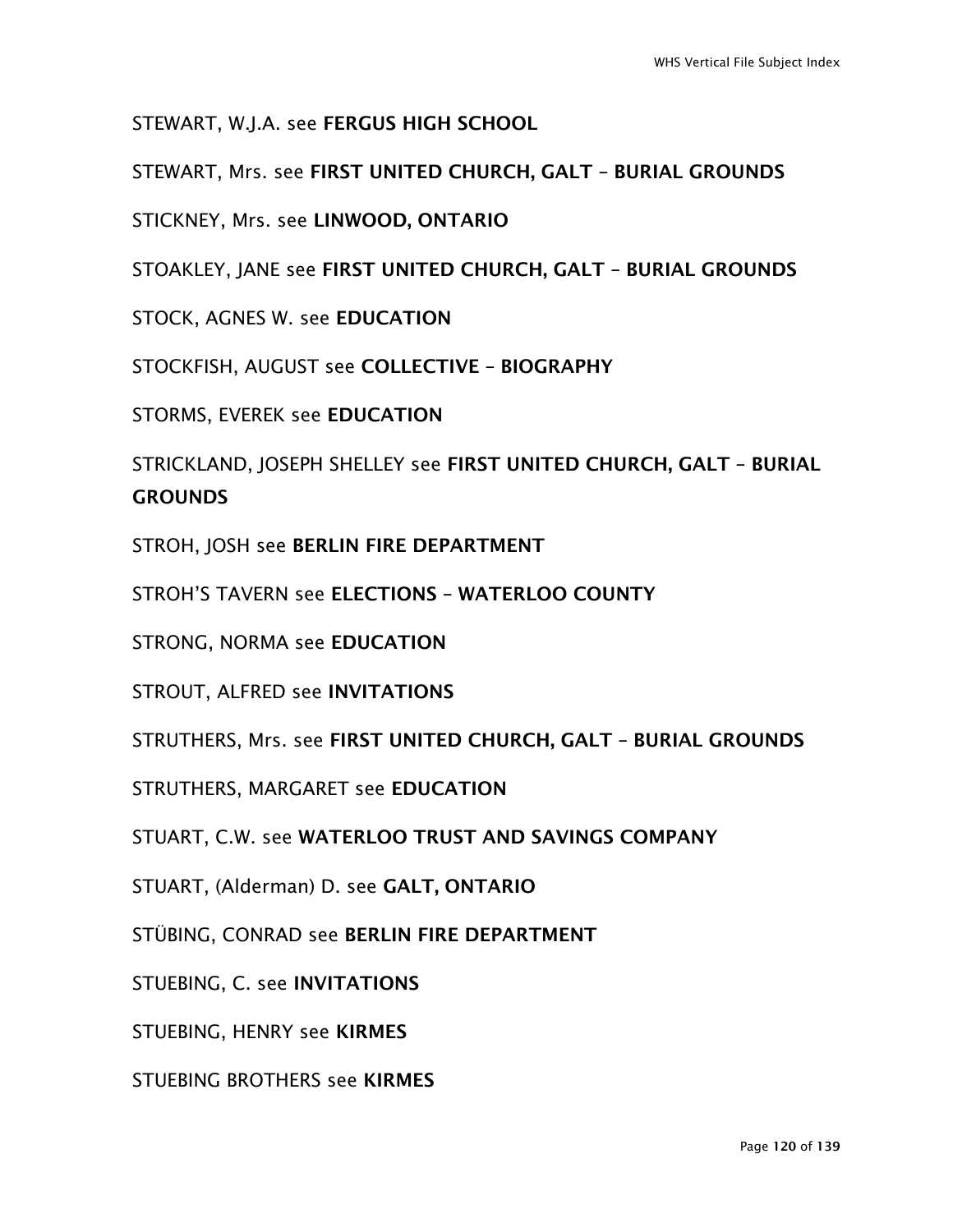STEWART, W.J.A. see **FERGUS HIGH SCHOOL**

STEWART, Mrs. see **FIRST UNITED CHURCH, GALT – BURIAL GROUNDS**

STICKNEY, Mrs. see **LINWOOD, ONTARIO**

STOAKLEY, JANE see **FIRST UNITED CHURCH, GALT – BURIAL GROUNDS**

STOCK, AGNES W. see **EDUCATION**

STOCKFISH, AUGUST see **COLLECTIVE – BIOGRAPHY**

STORMS, EVEREK see **EDUCATION**

STRICKLAND, JOSEPH SHELLEY see **FIRST UNITED CHURCH, GALT – BURIAL GROUNDS**

STROH, JOSH see **BERLIN FIRE DEPARTMENT**

STROH'S TAVERN see **ELECTIONS – WATERLOO COUNTY**

STRONG, NORMA see **EDUCATION**

STROUT, ALFRED see **INVITATIONS**

STRUTHERS, Mrs. see **FIRST UNITED CHURCH, GALT – BURIAL GROUNDS**

STRUTHERS, MARGARET see **EDUCATION**

STUART, C.W. see **WATERLOO TRUST AND SAVINGS COMPANY**

STUART, (Alderman) D. see **GALT, ONTARIO**

STÜBING, CONRAD see **BERLIN FIRE DEPARTMENT**

STUEBING, C. see **INVITATIONS**

STUEBING, HENRY see **KIRMES**

STUEBING BROTHERS see **KIRMES**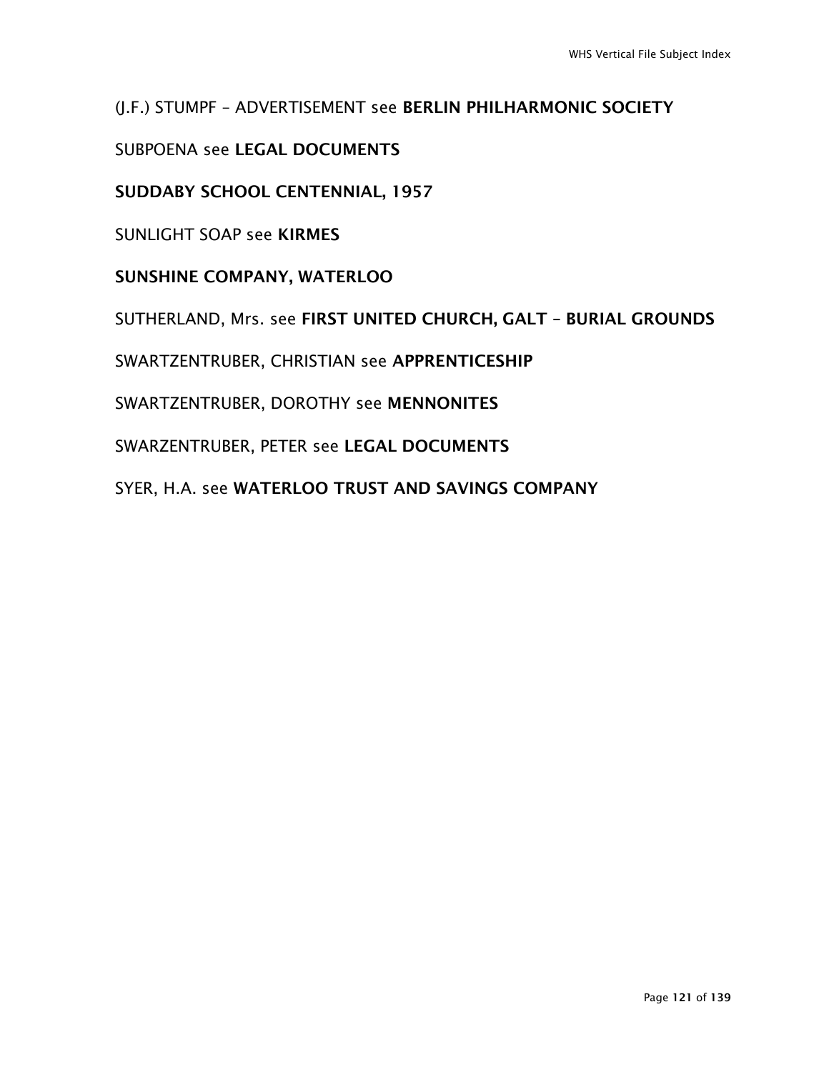(J.F.) STUMPF – ADVERTISEMENT see **BERLIN PHILHARMONIC SOCIETY**

SUBPOENA see **LEGAL DOCUMENTS**

**SUDDABY SCHOOL CENTENNIAL, 1957**

SUNLIGHT SOAP see **KIRMES**

**SUNSHINE COMPANY, WATERLOO**

SUTHERLAND, Mrs. see **FIRST UNITED CHURCH, GALT – BURIAL GROUNDS**

SWARTZENTRUBER, CHRISTIAN see **APPRENTICESHIP**

SWARTZENTRUBER, DOROTHY see **MENNONITES**

SWARZENTRUBER, PETER see **LEGAL DOCUMENTS**

SYER, H.A. see **WATERLOO TRUST AND SAVINGS COMPANY**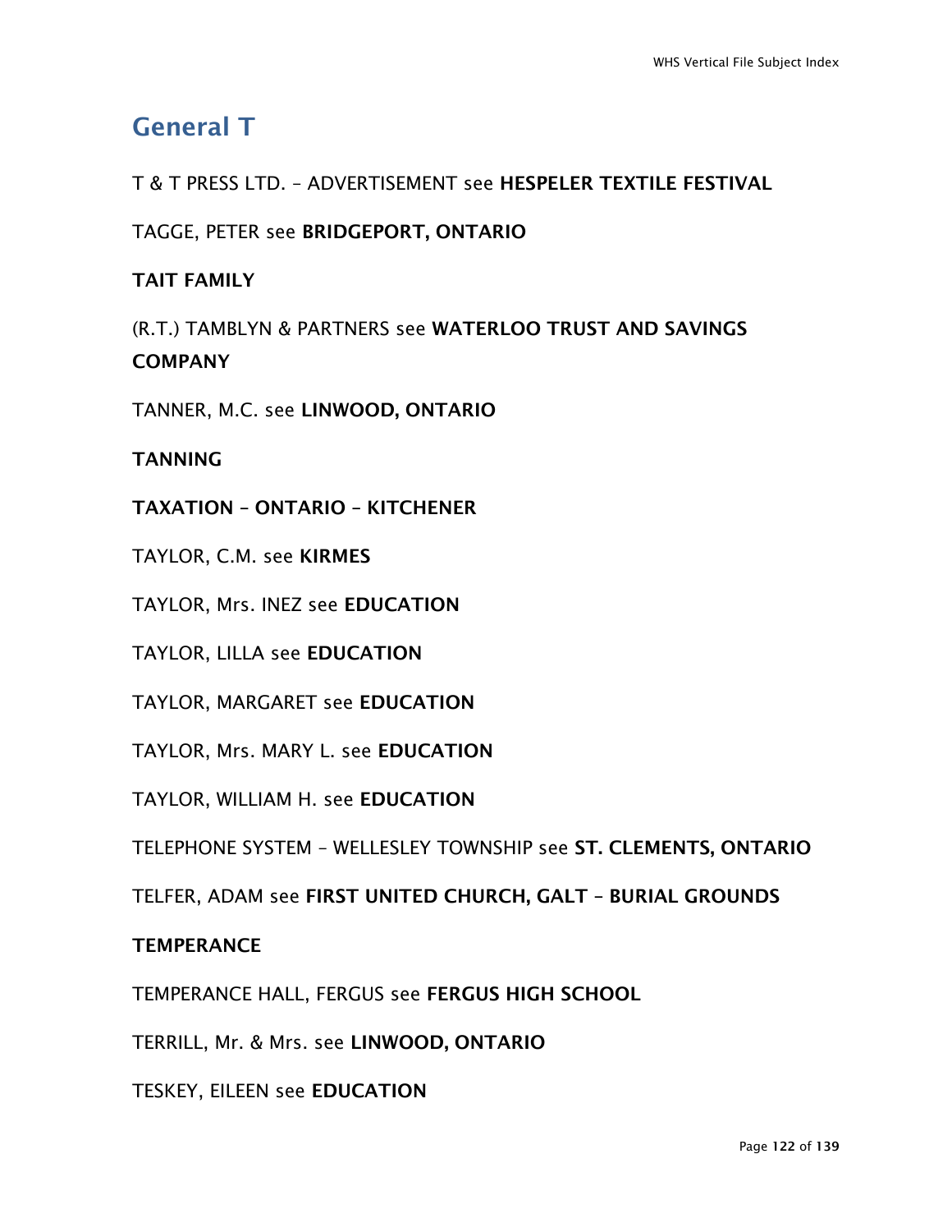## General T

T & T PRESS LTD. – ADVERTISEMENT see **HESPELER TEXTILE FESTIVAL**

TAGGE, PETER see **BRIDGEPORT, ONTARIO**

**TAIT FAMILY**

(R.T.) TAMBLYN & PARTNERS see **WATERLOO TRUST AND SAVINGS COMPANY**

TANNER, M.C. see **LINWOOD, ONTARIO**

**TANNING**

**TAXATION – ONTARIO – KITCHENER**

TAYLOR, C.M. see **KIRMES**

TAYLOR, Mrs. INEZ see **EDUCATION**

TAYLOR, LILLA see **EDUCATION**

TAYLOR, MARGARET see **EDUCATION**

TAYLOR, Mrs. MARY L. see **EDUCATION**

TAYLOR, WILLIAM H. see **EDUCATION**

TELEPHONE SYSTEM – WELLESLEY TOWNSHIP see **ST. CLEMENTS, ONTARIO**

TELFER, ADAM see **FIRST UNITED CHURCH, GALT – BURIAL GROUNDS**

**TEMPERANCE**

TEMPERANCE HALL, FERGUS see **FERGUS HIGH SCHOOL**

TERRILL, Mr. & Mrs. see **LINWOOD, ONTARIO**

TESKEY, EILEEN see **EDUCATION**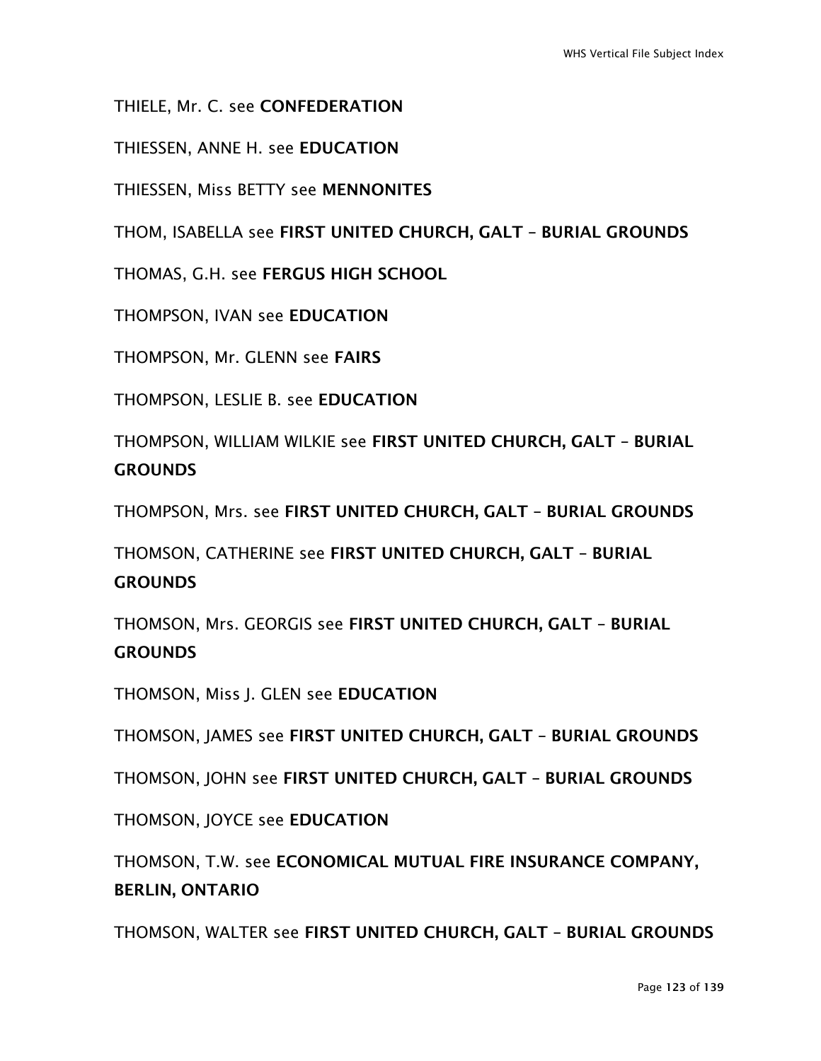THIELE, Mr. C. see **CONFEDERATION**

THIESSEN, ANNE H. see **EDUCATION**

THIESSEN, Miss BETTY see **MENNONITES**

THOM, ISABELLA see **FIRST UNITED CHURCH, GALT – BURIAL GROUNDS**

THOMAS, G.H. see **FERGUS HIGH SCHOOL**

THOMPSON, IVAN see **EDUCATION**

THOMPSON, Mr. GLENN see **FAIRS**

THOMPSON, LESLIE B. see **EDUCATION**

THOMPSON, WILLIAM WILKIE see **FIRST UNITED CHURCH, GALT – BURIAL GROUNDS**

THOMPSON, Mrs. see **FIRST UNITED CHURCH, GALT – BURIAL GROUNDS**

THOMSON, CATHERINE see **FIRST UNITED CHURCH, GALT – BURIAL GROUNDS**

THOMSON, Mrs. GEORGIS see **FIRST UNITED CHURCH, GALT – BURIAL GROUNDS**

THOMSON, Miss J. GLEN see **EDUCATION**

THOMSON, JAMES see **FIRST UNITED CHURCH, GALT – BURIAL GROUNDS**

THOMSON, JOHN see **FIRST UNITED CHURCH, GALT – BURIAL GROUNDS**

THOMSON, JOYCE see **EDUCATION**

THOMSON, T.W. see **ECONOMICAL MUTUAL FIRE INSURANCE COMPANY, BERLIN, ONTARIO**

THOMSON, WALTER see **FIRST UNITED CHURCH, GALT – BURIAL GROUNDS**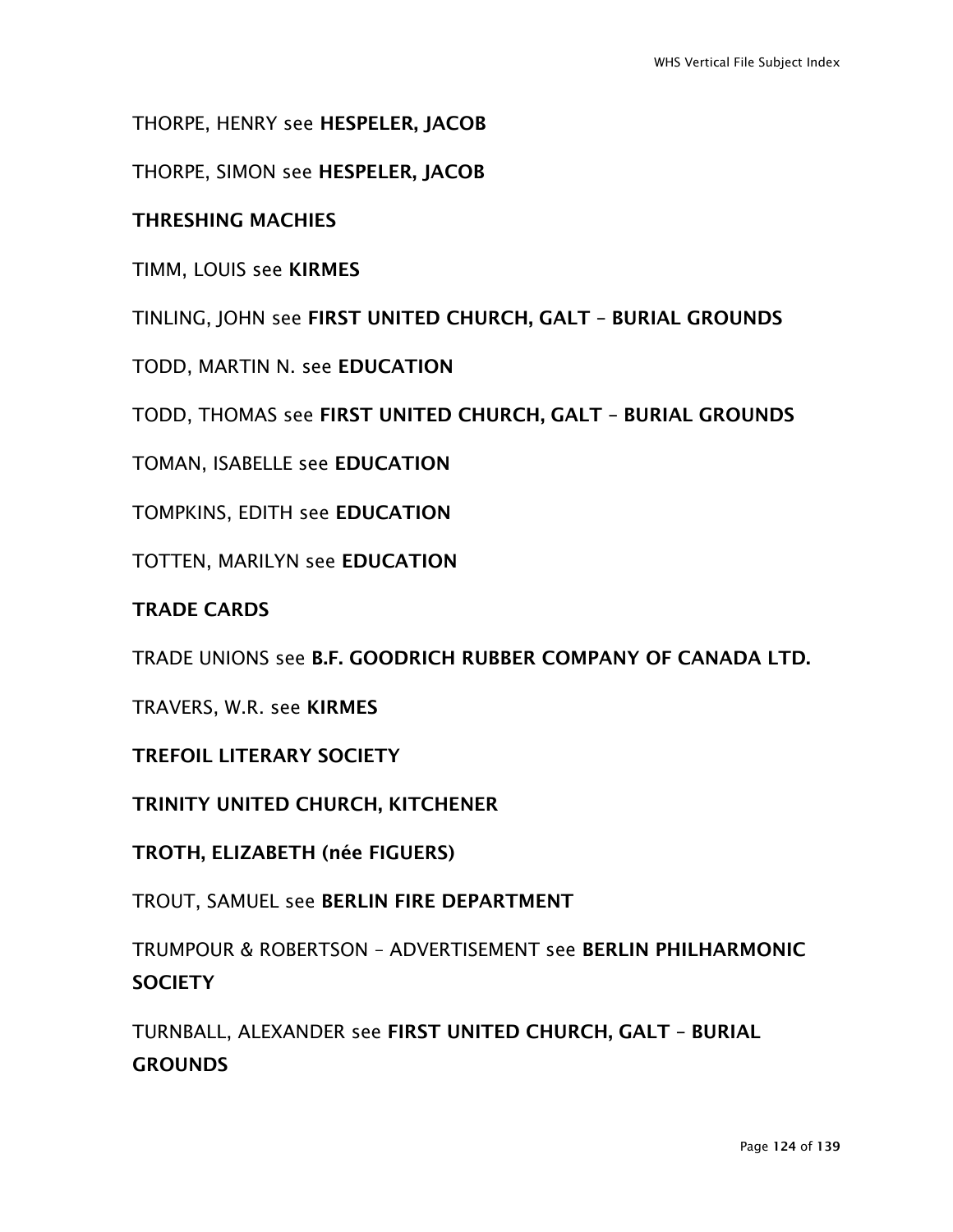THORPE, HENRY see **HESPELER, JACOB**

THORPE, SIMON see **HESPELER, JACOB**

**THRESHING MACHIES**

TIMM, LOUIS see **KIRMES**

TINLING, JOHN see **FIRST UNITED CHURCH, GALT – BURIAL GROUNDS**

TODD, MARTIN N. see **EDUCATION**

TODD, THOMAS see **FIRST UNITED CHURCH, GALT – BURIAL GROUNDS**

TOMAN, ISABELLE see **EDUCATION**

TOMPKINS, EDITH see **EDUCATION**

TOTTEN, MARILYN see **EDUCATION**

**TRADE CARDS**

TRADE UNIONS see **B.F. GOODRICH RUBBER COMPANY OF CANADA LTD.**

TRAVERS, W.R. see **KIRMES**

**TREFOIL LITERARY SOCIETY**

**TRINITY UNITED CHURCH, KITCHENER**

**TROTH, ELIZABETH (née FIGUERS)**

TROUT, SAMUEL see **BERLIN FIRE DEPARTMENT**

TRUMPOUR & ROBERTSON – ADVERTISEMENT see **BERLIN PHILHARMONIC SOCIETY**

TURNBALL, ALEXANDER see **FIRST UNITED CHURCH, GALT – BURIAL GROUNDS**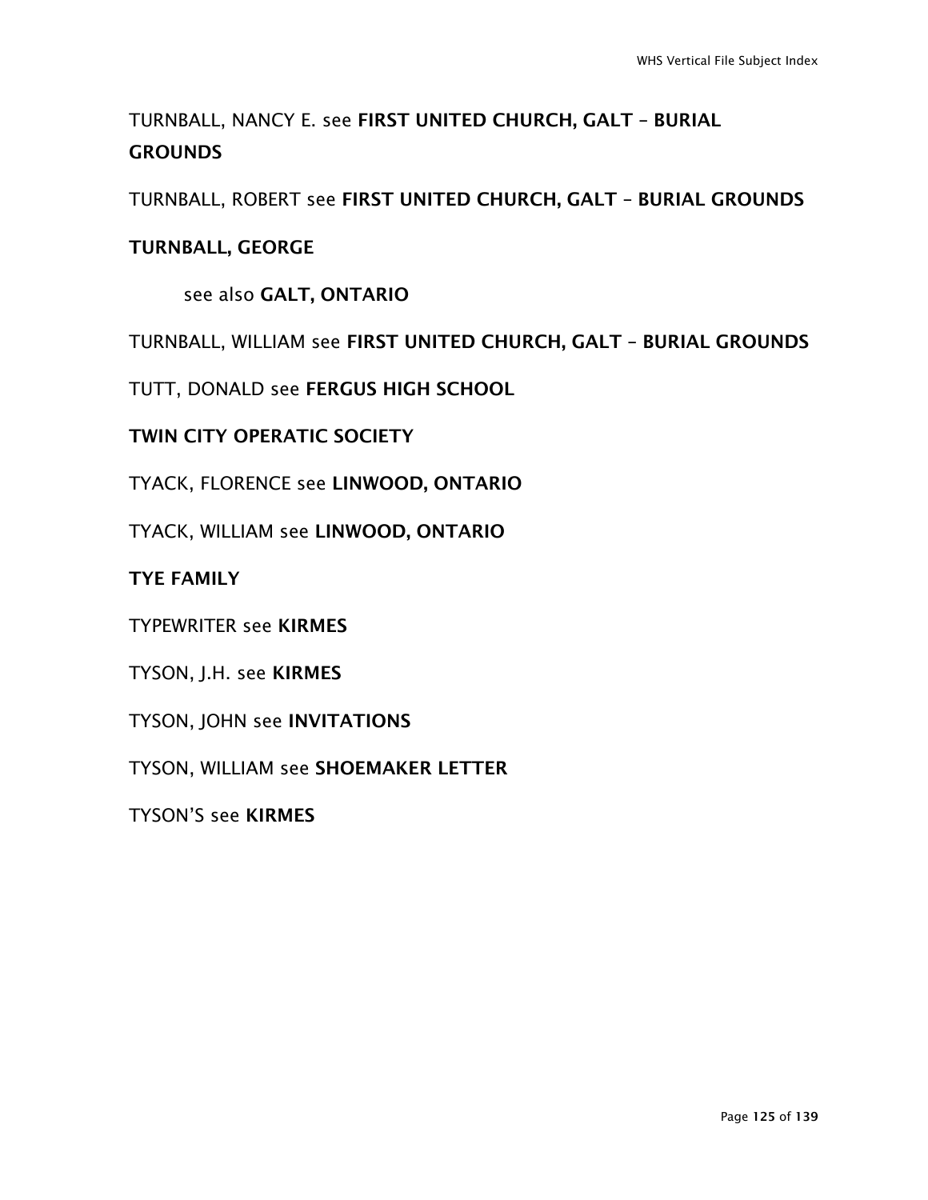TURNBALL, NANCY E. see **FIRST UNITED CHURCH, GALT – BURIAL GROUNDS**

TURNBALL, ROBERT see **FIRST UNITED CHURCH, GALT – BURIAL GROUNDS**

**TURNBALL, GEORGE**

see also **GALT, ONTARIO**

TURNBALL, WILLIAM see **FIRST UNITED CHURCH, GALT – BURIAL GROUNDS**

TUTT, DONALD see **FERGUS HIGH SCHOOL**

**TWIN CITY OPERATIC SOCIETY**

TYACK, FLORENCE see **LINWOOD, ONTARIO**

TYACK, WILLIAM see **LINWOOD, ONTARIO**

**TYE FAMILY**

TYPEWRITER see **KIRMES**

TYSON, J.H. see **KIRMES**

TYSON, JOHN see **INVITATIONS**

TYSON, WILLIAM see **SHOEMAKER LETTER**

TYSON'S see **KIRMES**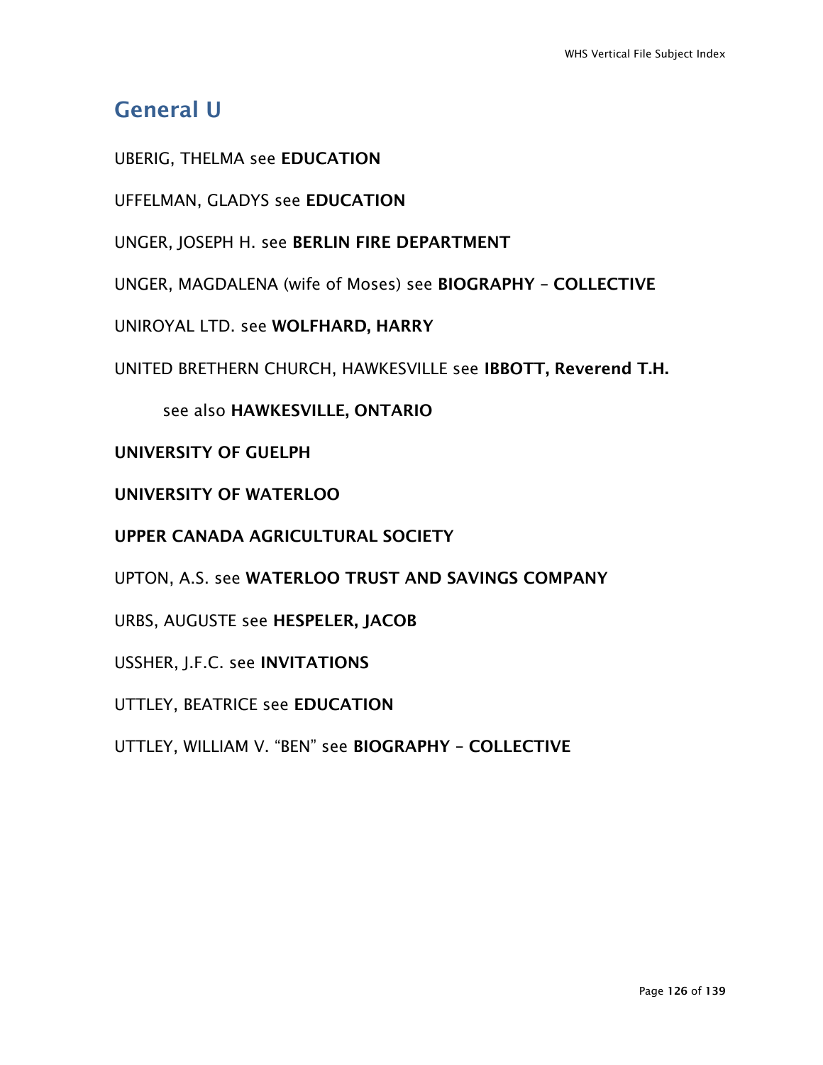## General U

UBERIG, THELMA see **EDUCATION**

UFFELMAN, GLADYS see **EDUCATION**

UNGER, JOSEPH H. see **BERLIN FIRE DEPARTMENT**

UNGER, MAGDALENA (wife of Moses) see **BIOGRAPHY – COLLECTIVE**

UNIROYAL LTD. see **WOLFHARD, HARRY**

UNITED BRETHERN CHURCH, HAWKESVILLE see **IBBOTT, Reverend T.H.**

see also **HAWKESVILLE, ONTARIO**

**UNIVERSITY OF GUELPH**

**UNIVERSITY OF WATERLOO**

**UPPER CANADA AGRICULTURAL SOCIETY**

UPTON, A.S. see **WATERLOO TRUST AND SAVINGS COMPANY**

URBS, AUGUSTE see **HESPELER, JACOB**

USSHER, J.F.C. see **INVITATIONS**

UTTLEY, BEATRICE see **EDUCATION**

UTTLEY, WILLIAM V. "BEN" see **BIOGRAPHY – COLLECTIVE**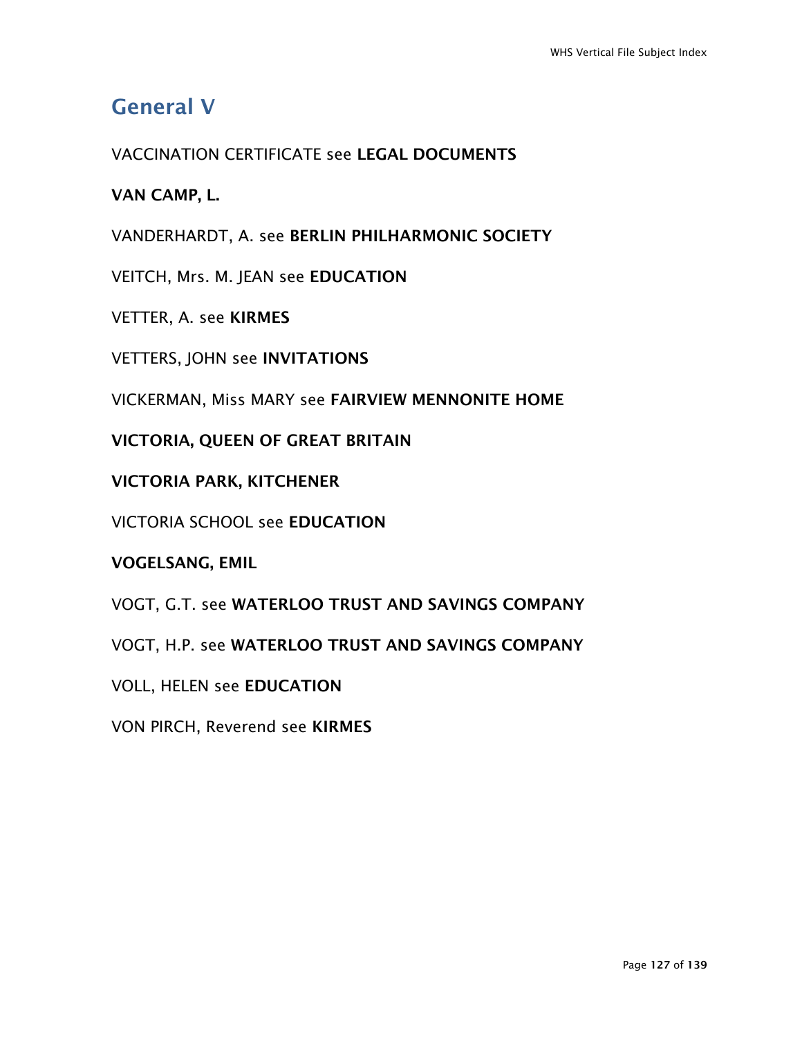## General V

VACCINATION CERTIFICATE see **LEGAL DOCUMENTS**

**VAN CAMP, L.**

VANDERHARDT, A. see **BERLIN PHILHARMONIC SOCIETY**

VEITCH, Mrs. M. JEAN see **EDUCATION**

VETTER, A. see **KIRMES**

VETTERS, JOHN see **INVITATIONS**

VICKERMAN, Miss MARY see **FAIRVIEW MENNONITE HOME**

**VICTORIA, QUEEN OF GREAT BRITAIN**

**VICTORIA PARK, KITCHENER**

VICTORIA SCHOOL see **EDUCATION**

**VOGELSANG, EMIL**

VOGT, G.T. see **WATERLOO TRUST AND SAVINGS COMPANY**

VOGT, H.P. see **WATERLOO TRUST AND SAVINGS COMPANY**

VOLL, HELEN see **EDUCATION**

VON PIRCH, Reverend see **KIRMES**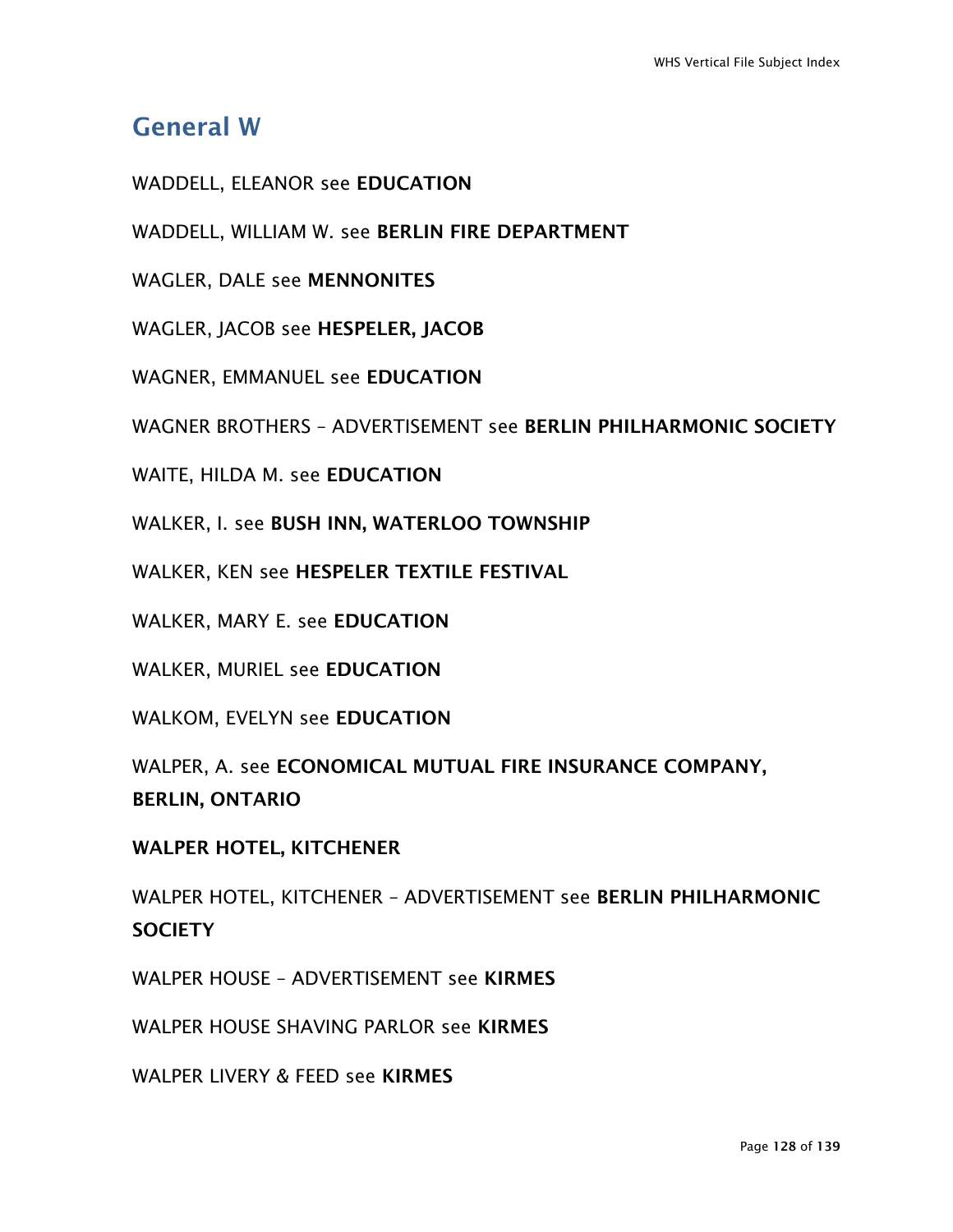## General W

WADDELL, ELEANOR see **EDUCATION**

WADDELL, WILLIAM W. see **BERLIN FIRE DEPARTMENT**

WAGLER, DALE see **MENNONITES**

WAGLER, JACOB see **HESPELER, JACOB**

WAGNER, EMMANUEL see **EDUCATION**

WAGNER BROTHERS – ADVERTISEMENT see **BERLIN PHILHARMONIC SOCIETY**

WAITE, HILDA M. see **EDUCATION**

WALKER, I. see **BUSH INN, WATERLOO TOWNSHIP**

WALKER, KEN see **HESPELER TEXTILE FESTIVAL**

WALKER, MARY E. see **EDUCATION**

WALKER, MURIEL see **EDUCATION**

WALKOM, EVELYN see **EDUCATION**

WALPER, A. see **ECONOMICAL MUTUAL FIRE INSURANCE COMPANY, BERLIN, ONTARIO**

**WALPER HOTEL, KITCHENER**

WALPER HOTEL, KITCHENER – ADVERTISEMENT see **BERLIN PHILHARMONIC SOCIETY**

WALPER HOUSE – ADVERTISEMENT see **KIRMES**

WALPER HOUSE SHAVING PARLOR see **KIRMES**

WALPER LIVERY & FEED see **KIRMES**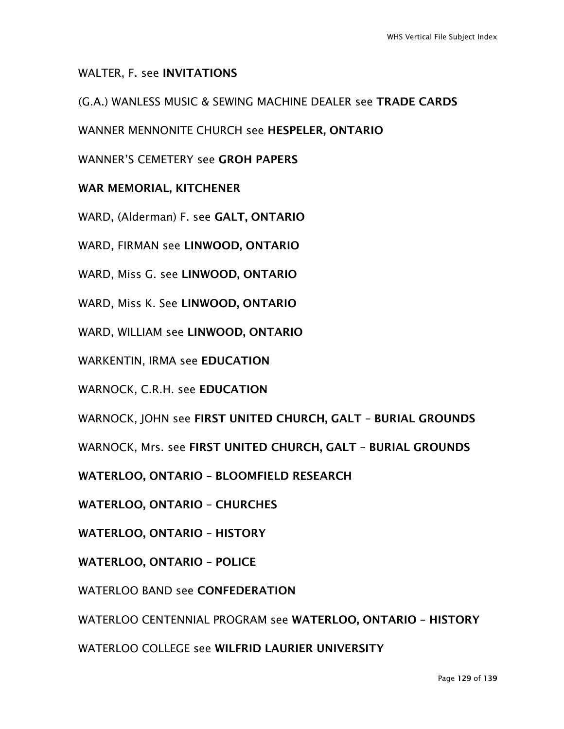WALTER, F. see **INVITATIONS**

(G.A.) WANLESS MUSIC & SEWING MACHINE DEALER see **TRADE CARDS**

WANNER MENNONITE CHURCH see **HESPELER, ONTARIO**

WANNER'S CEMETERY see **GROH PAPERS**

**WAR MEMORIAL, KITCHENER**

WARD, (Alderman) F. see **GALT, ONTARIO**

WARD, FIRMAN see **LINWOOD, ONTARIO**

WARD, Miss G. see **LINWOOD, ONTARIO**

WARD, Miss K. See **LINWOOD, ONTARIO**

WARD, WILLIAM see **LINWOOD, ONTARIO**

WARKENTIN, IRMA see **EDUCATION**

WARNOCK, C.R.H. see **EDUCATION**

WARNOCK, JOHN see **FIRST UNITED CHURCH, GALT – BURIAL GROUNDS**

WARNOCK, Mrs. see **FIRST UNITED CHURCH, GALT – BURIAL GROUNDS**

**WATERLOO, ONTARIO – BLOOMFIELD RESEARCH**

**WATERLOO, ONTARIO – CHURCHES**

**WATERLOO, ONTARIO – HISTORY**

**WATERLOO, ONTARIO – POLICE**

WATERLOO BAND see **CONFEDERATION**

WATERLOO CENTENNIAL PROGRAM see **WATERLOO, ONTARIO – HISTORY**

WATERLOO COLLEGE see **WILFRID LAURIER UNIVERSITY**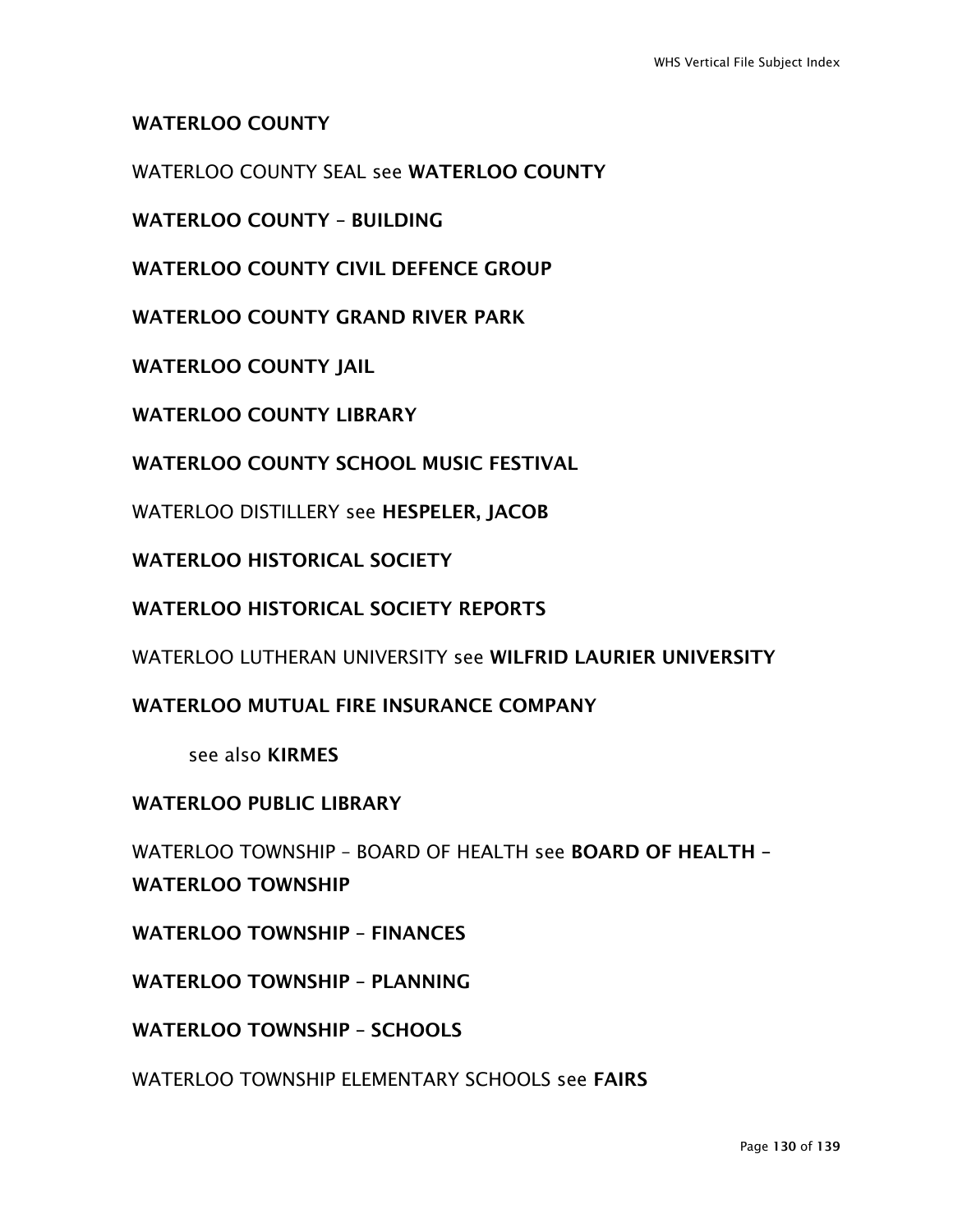**WATERLOO COUNTY**

WATERLOO COUNTY SEAL see **WATERLOO COUNTY**

**WATERLOO COUNTY – BUILDING**

**WATERLOO COUNTY CIVIL DEFENCE GROUP**

**WATERLOO COUNTY GRAND RIVER PARK**

**WATERLOO COUNTY JAIL**

**WATERLOO COUNTY LIBRARY**

**WATERLOO COUNTY SCHOOL MUSIC FESTIVAL**

WATERLOO DISTILLERY see **HESPELER, JACOB**

**WATERLOO HISTORICAL SOCIETY**

**WATERLOO HISTORICAL SOCIETY REPORTS**

WATERLOO LUTHERAN UNIVERSITY see **WILFRID LAURIER UNIVERSITY**

**WATERLOO MUTUAL FIRE INSURANCE COMPANY**

 see also **KIRMES**

**WATERLOO PUBLIC LIBRARY**

WATERLOO TOWNSHIP – BOARD OF HEALTH see **BOARD OF HEALTH – WATERLOO TOWNSHIP**

**WATERLOO TOWNSHIP – FINANCES**

**WATERLOO TOWNSHIP – PLANNING**

**WATERLOO TOWNSHIP – SCHOOLS**

WATERLOO TOWNSHIP ELEMENTARY SCHOOLS see **FAIRS**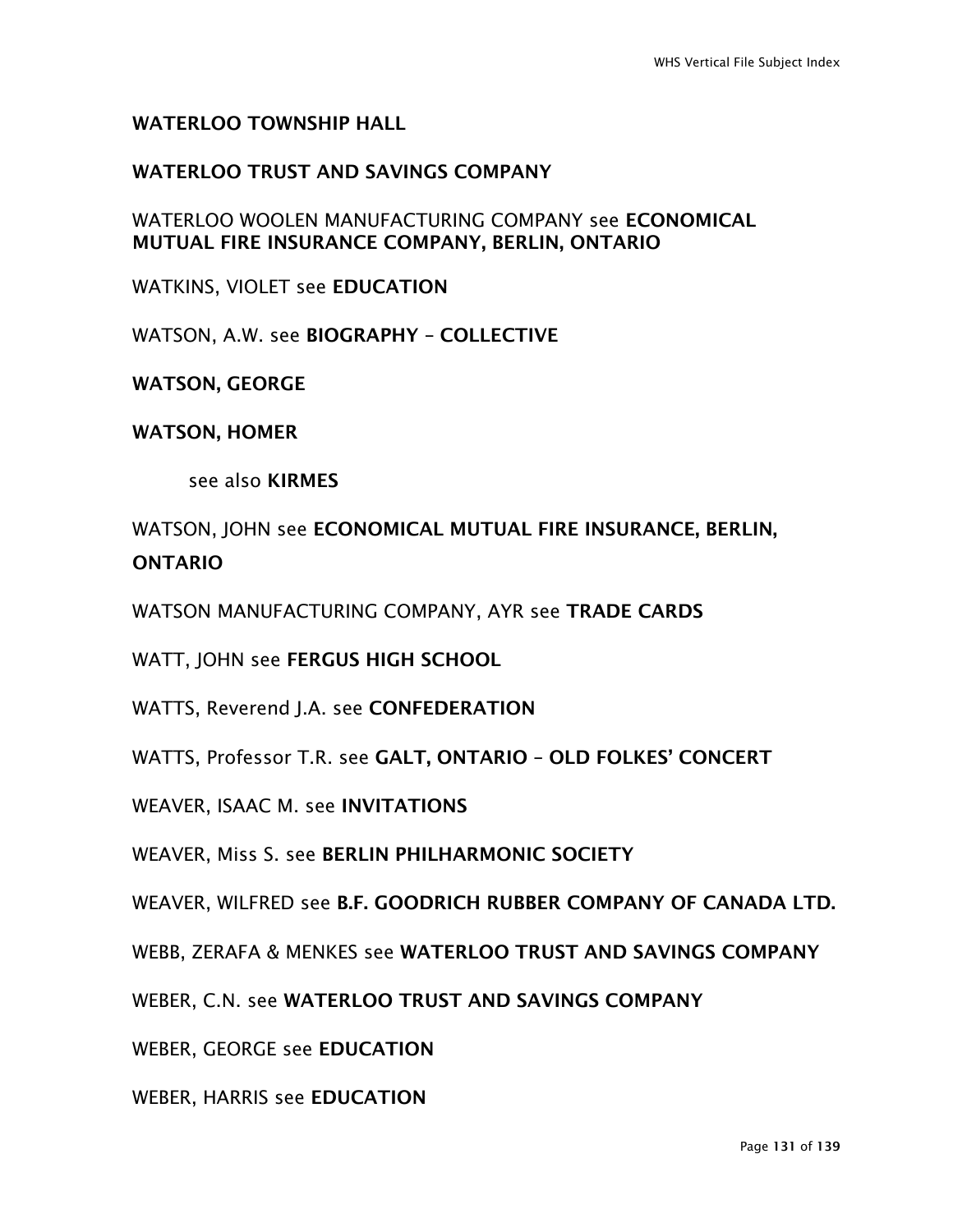**WATERLOO TOWNSHIP HALL**

**WATERLOO TRUST AND SAVINGS COMPANY**

WATERLOO WOOLEN MANUFACTURING COMPANY see **ECONOMICAL MUTUAL FIRE INSURANCE COMPANY, BERLIN, ONTARIO**

WATKINS, VIOLET see **EDUCATION**

WATSON, A.W. see **BIOGRAPHY – COLLECTIVE**

**WATSON, GEORGE**

**WATSON, HOMER**

see also **KIRMES**

WATSON, JOHN see **ECONOMICAL MUTUAL FIRE INSURANCE, BERLIN, ONTARIO**

WATSON MANUFACTURING COMPANY, AYR see **TRADE CARDS**

WATT, JOHN see **FERGUS HIGH SCHOOL**

WATTS, Reverend J.A. see **CONFEDERATION**

WATTS, Professor T.R. see **GALT, ONTARIO – OLD FOLKES' CONCERT**

WEAVER, ISAAC M. see **INVITATIONS**

WEAVER, Miss S. see **BERLIN PHILHARMONIC SOCIETY**

WEAVER, WILFRED see **B.F. GOODRICH RUBBER COMPANY OF CANADA LTD.**

WEBB, ZERAFA & MENKES see **WATERLOO TRUST AND SAVINGS COMPANY**

WEBER, C.N. see **WATERLOO TRUST AND SAVINGS COMPANY**

WEBER, GEORGE see **EDUCATION**

WEBER, HARRIS see **EDUCATION**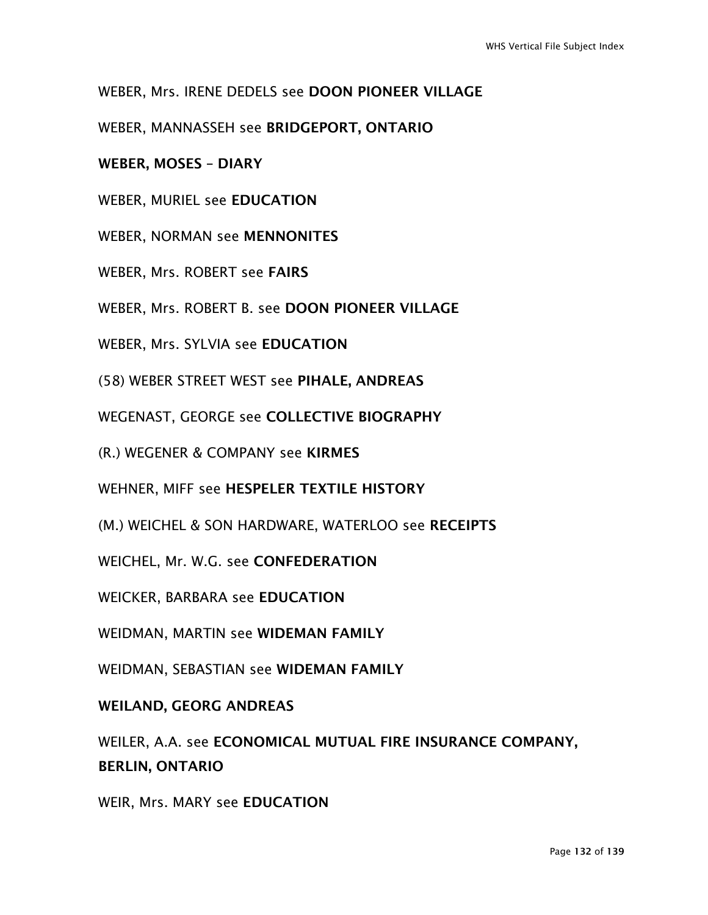WEBER, Mrs. IRENE DEDELS see **DOON PIONEER VILLAGE**

WEBER, MANNASSEH see **BRIDGEPORT, ONTARIO**

**WEBER, MOSES – DIARY**

WEBER, MURIEL see **EDUCATION**

WEBER, NORMAN see **MENNONITES**

WEBER, Mrs. ROBERT see **FAIRS**

WEBER, Mrs. ROBERT B. see **DOON PIONEER VILLAGE**

WEBER, Mrs. SYLVIA see **EDUCATION**

(58) WEBER STREET WEST see **PIHALE, ANDREAS**

WEGENAST, GEORGE see **COLLECTIVE BIOGRAPHY**

(R.) WEGENER & COMPANY see **KIRMES**

WEHNER, MIFF see **HESPELER TEXTILE HISTORY**

(M.) WEICHEL & SON HARDWARE, WATERLOO see **RECEIPTS**

WEICHEL, Mr. W.G. see **CONFEDERATION**

WEICKER, BARBARA see **EDUCATION**

WEIDMAN, MARTIN see **WIDEMAN FAMILY**

WEIDMAN, SEBASTIAN see **WIDEMAN FAMILY**

**WEILAND, GEORG ANDREAS**

WEILER, A.A. see **ECONOMICAL MUTUAL FIRE INSURANCE COMPANY, BERLIN, ONTARIO**

WEIR, Mrs. MARY see **EDUCATION**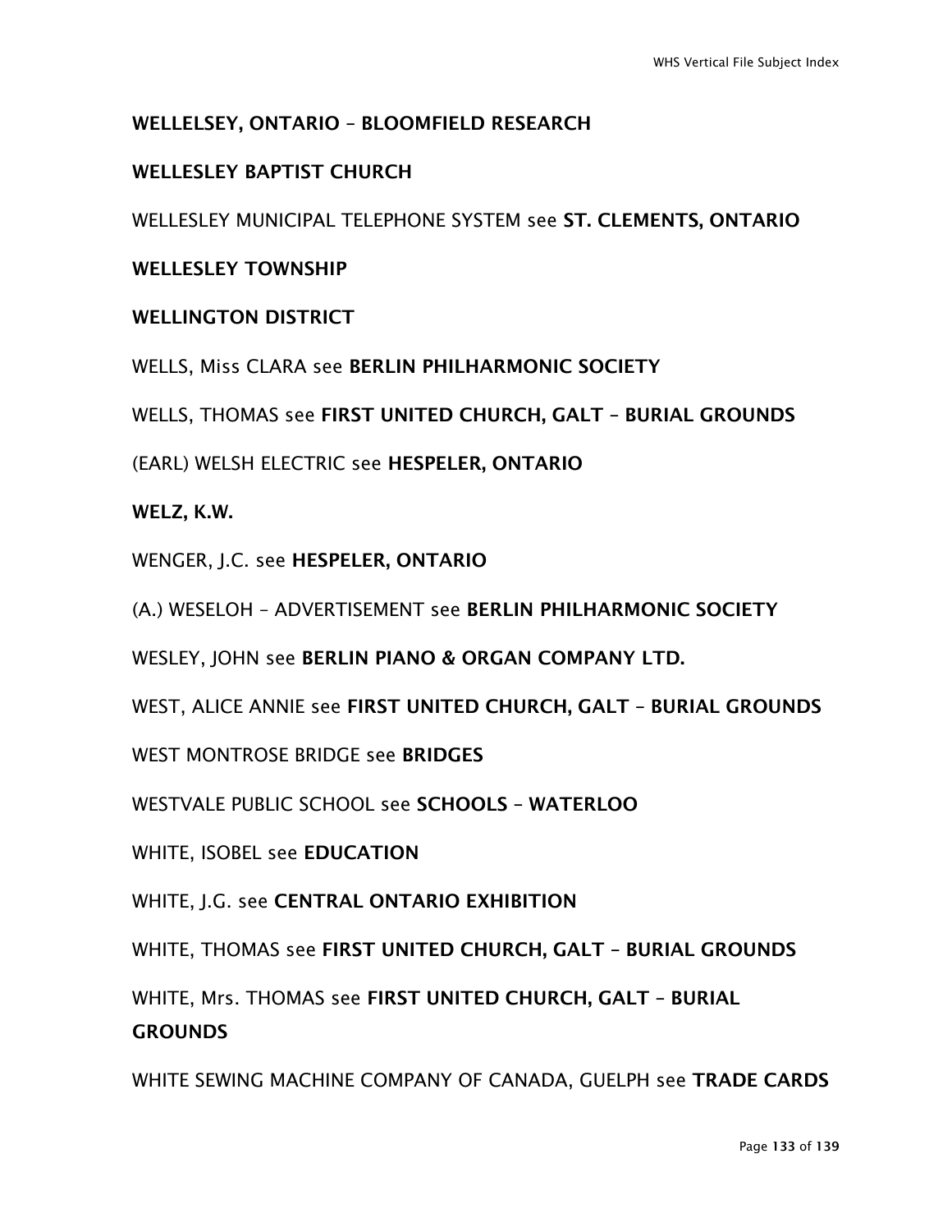**WELLELSEY, ONTARIO – BLOOMFIELD RESEARCH**

**WELLESLEY BAPTIST CHURCH**

WELLESLEY MUNICIPAL TELEPHONE SYSTEM see **ST. CLEMENTS, ONTARIO**

**WELLESLEY TOWNSHIP**

**WELLINGTON DISTRICT**

WELLS, Miss CLARA see **BERLIN PHILHARMONIC SOCIETY**

WELLS, THOMAS see **FIRST UNITED CHURCH, GALT – BURIAL GROUNDS**

(EARL) WELSH ELECTRIC see **HESPELER, ONTARIO**

**WELZ, K.W.**

WENGER, J.C. see **HESPELER, ONTARIO**

(A.) WESELOH – ADVERTISEMENT see **BERLIN PHILHARMONIC SOCIETY**

WESLEY, JOHN see **BERLIN PIANO & ORGAN COMPANY LTD.**

WEST, ALICE ANNIE see **FIRST UNITED CHURCH, GALT – BURIAL GROUNDS**

WEST MONTROSE BRIDGE see **BRIDGES**

WESTVALE PUBLIC SCHOOL see **SCHOOLS – WATERLOO**

WHITE, ISOBEL see **EDUCATION**

WHITE, J.G. see **CENTRAL ONTARIO EXHIBITION**

WHITE, THOMAS see **FIRST UNITED CHURCH, GALT – BURIAL GROUNDS**

WHITE, Mrs. THOMAS see **FIRST UNITED CHURCH, GALT – BURIAL GROUNDS**

WHITE SEWING MACHINE COMPANY OF CANADA, GUELPH see **TRADE CARDS**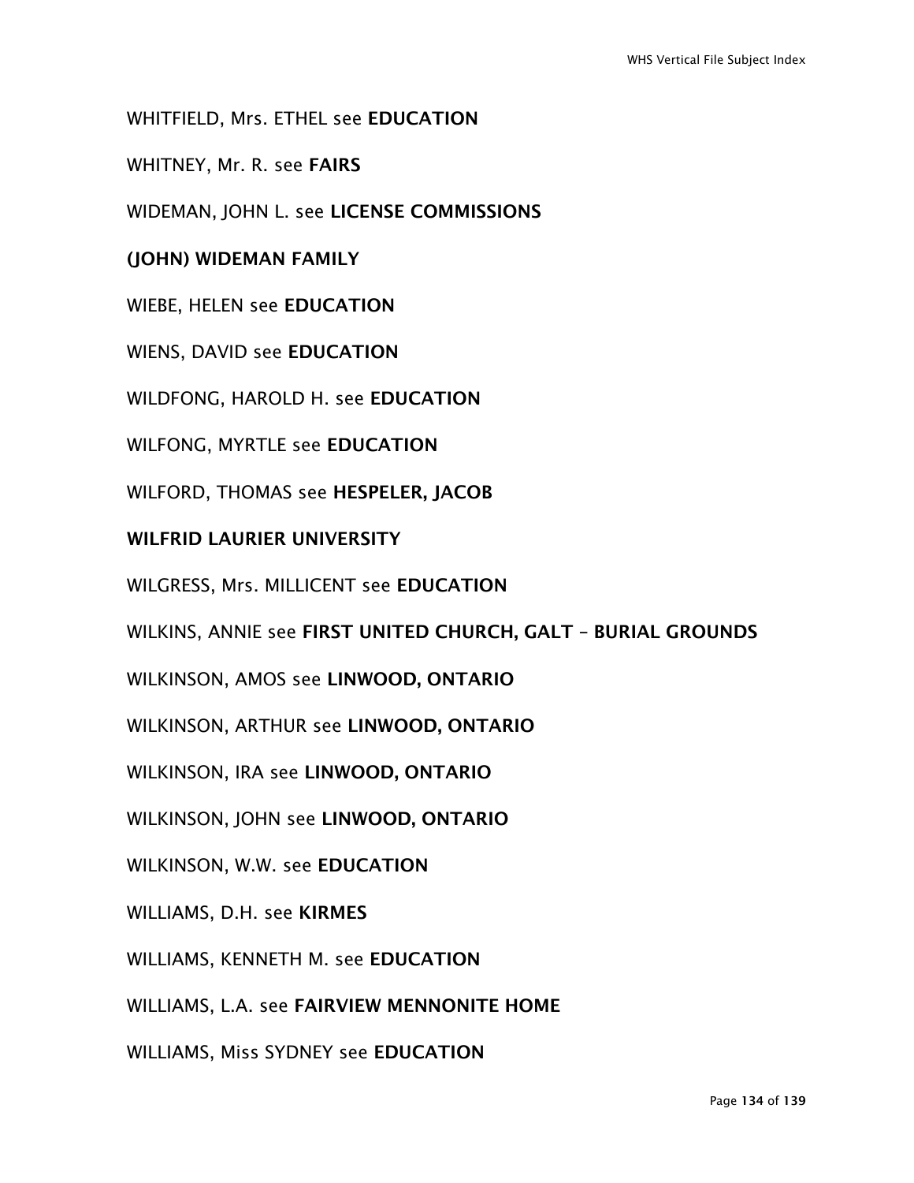WHITFIELD, Mrs. ETHEL see **EDUCATION**

WHITNEY, Mr. R. see **FAIRS**

WIDEMAN, JOHN L. see **LICENSE COMMISSIONS**

**(JOHN) WIDEMAN FAMILY**

WIEBE, HELEN see **EDUCATION**

WIENS, DAVID see **EDUCATION**

WILDFONG, HAROLD H. see **EDUCATION**

WILFONG, MYRTLE see **EDUCATION**

WILFORD, THOMAS see **HESPELER, JACOB**

**WILFRID LAURIER UNIVERSITY**

WILGRESS, Mrs. MILLICENT see **EDUCATION**

WILKINS, ANNIE see **FIRST UNITED CHURCH, GALT – BURIAL GROUNDS**

WILKINSON, AMOS see **LINWOOD, ONTARIO**

WILKINSON, ARTHUR see **LINWOOD, ONTARIO**

WILKINSON, IRA see **LINWOOD, ONTARIO**

WILKINSON, JOHN see **LINWOOD, ONTARIO**

WILKINSON, W.W. see **EDUCATION**

WILLIAMS, D.H. see **KIRMES**

WILLIAMS, KENNETH M. see **EDUCATION**

WILLIAMS, L.A. see **FAIRVIEW MENNONITE HOME**

WILLIAMS, Miss SYDNEY see **EDUCATION**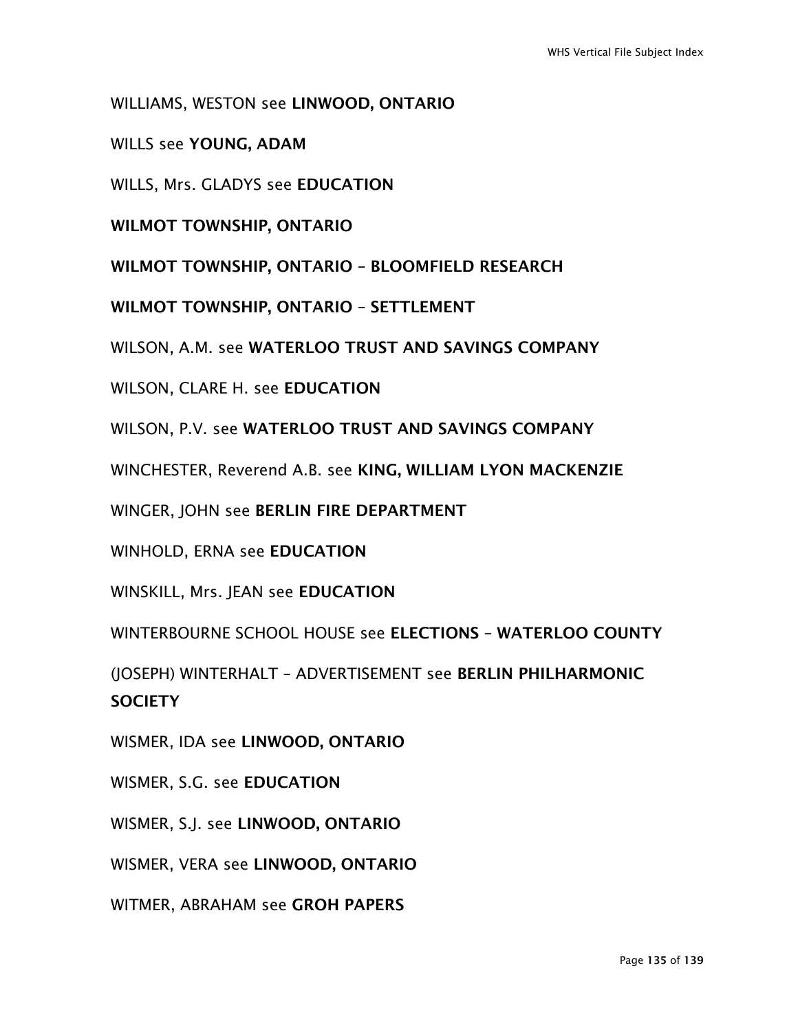WILLIAMS, WESTON see **LINWOOD, ONTARIO**

WILLS see **YOUNG, ADAM**

WILLS, Mrs. GLADYS see **EDUCATION**

**WILMOT TOWNSHIP, ONTARIO**

**WILMOT TOWNSHIP, ONTARIO – BLOOMFIELD RESEARCH**

**WILMOT TOWNSHIP, ONTARIO – SETTLEMENT**

WILSON, A.M. see **WATERLOO TRUST AND SAVINGS COMPANY**

WILSON, CLARE H. see **EDUCATION**

WILSON, P.V. see **WATERLOO TRUST AND SAVINGS COMPANY**

WINCHESTER, Reverend A.B. see **KING, WILLIAM LYON MACKENZIE**

WINGER, JOHN see **BERLIN FIRE DEPARTMENT**

WINHOLD, ERNA see **EDUCATION**

WINSKILL, Mrs. JEAN see **EDUCATION**

WINTERBOURNE SCHOOL HOUSE see **ELECTIONS – WATERLOO COUNTY**

(JOSEPH) WINTERHALT – ADVERTISEMENT see **BERLIN PHILHARMONIC SOCIETY**

WISMER, IDA see **LINWOOD, ONTARIO**

WISMER, S.G. see **EDUCATION**

WISMER, S.J. see **LINWOOD, ONTARIO**

WISMER, VERA see **LINWOOD, ONTARIO**

WITMER, ABRAHAM see **GROH PAPERS**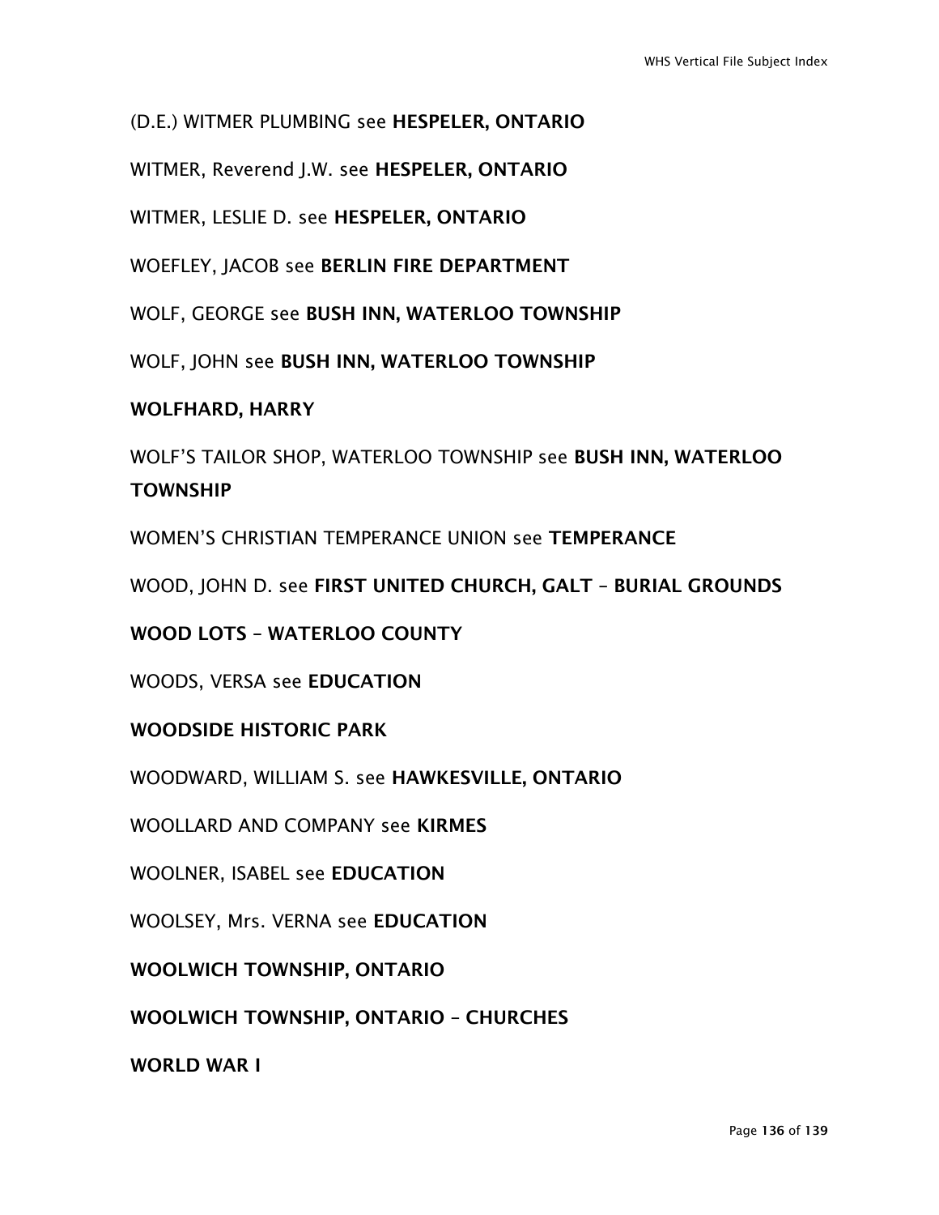(D.E.) WITMER PLUMBING see **HESPELER, ONTARIO**

WITMER, Reverend J.W. see **HESPELER, ONTARIO**

WITMER, LESLIE D. see **HESPELER, ONTARIO**

WOEFLEY, JACOB see **BERLIN FIRE DEPARTMENT**

WOLF, GEORGE see **BUSH INN, WATERLOO TOWNSHIP**

WOLF, JOHN see **BUSH INN, WATERLOO TOWNSHIP**

**WOLFHARD, HARRY**

WOLF'S TAILOR SHOP, WATERLOO TOWNSHIP see **BUSH INN, WATERLOO TOWNSHIP**

WOMEN'S CHRISTIAN TEMPERANCE UNION see **TEMPERANCE**

WOOD, JOHN D. see **FIRST UNITED CHURCH, GALT – BURIAL GROUNDS**

**WOOD LOTS – WATERLOO COUNTY**

WOODS, VERSA see **EDUCATION**

**WOODSIDE HISTORIC PARK**

WOODWARD, WILLIAM S. see **HAWKESVILLE, ONTARIO**

WOOLLARD AND COMPANY see **KIRMES**

WOOLNER, ISABEL see **EDUCATION**

WOOLSEY, Mrs. VERNA see **EDUCATION**

**WOOLWICH TOWNSHIP, ONTARIO**

**WOOLWICH TOWNSHIP, ONTARIO – CHURCHES**

**WORLD WAR I**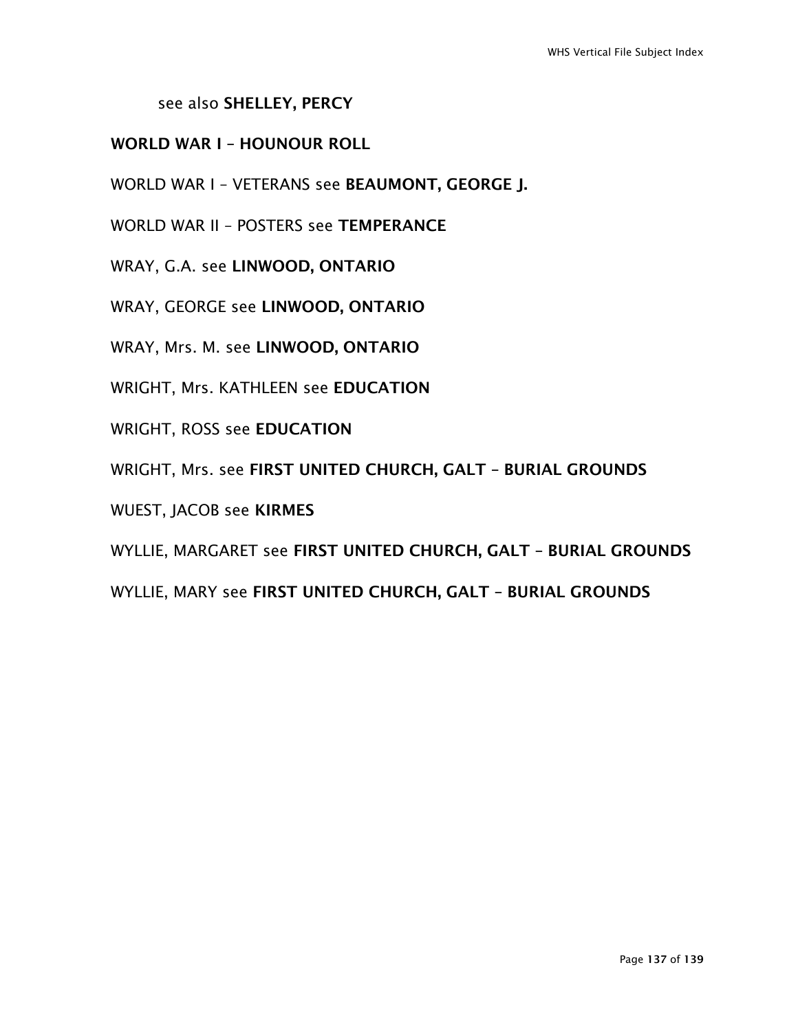see also **SHELLEY, PERCY**

**WORLD WAR I – HOUNOUR ROLL**

WORLD WAR I – VETERANS see **BEAUMONT, GEORGE J.**

WORLD WAR II – POSTERS see **TEMPERANCE**

WRAY, G.A. see **LINWOOD, ONTARIO**

WRAY, GEORGE see **LINWOOD, ONTARIO**

WRAY, Mrs. M. see **LINWOOD, ONTARIO**

WRIGHT, Mrs. KATHLEEN see **EDUCATION**

WRIGHT, ROSS see **EDUCATION**

WRIGHT, Mrs. see **FIRST UNITED CHURCH, GALT – BURIAL GROUNDS**

WUEST, JACOB see **KIRMES**

WYLLIE, MARGARET see **FIRST UNITED CHURCH, GALT – BURIAL GROUNDS**

WYLLIE, MARY see **FIRST UNITED CHURCH, GALT – BURIAL GROUNDS**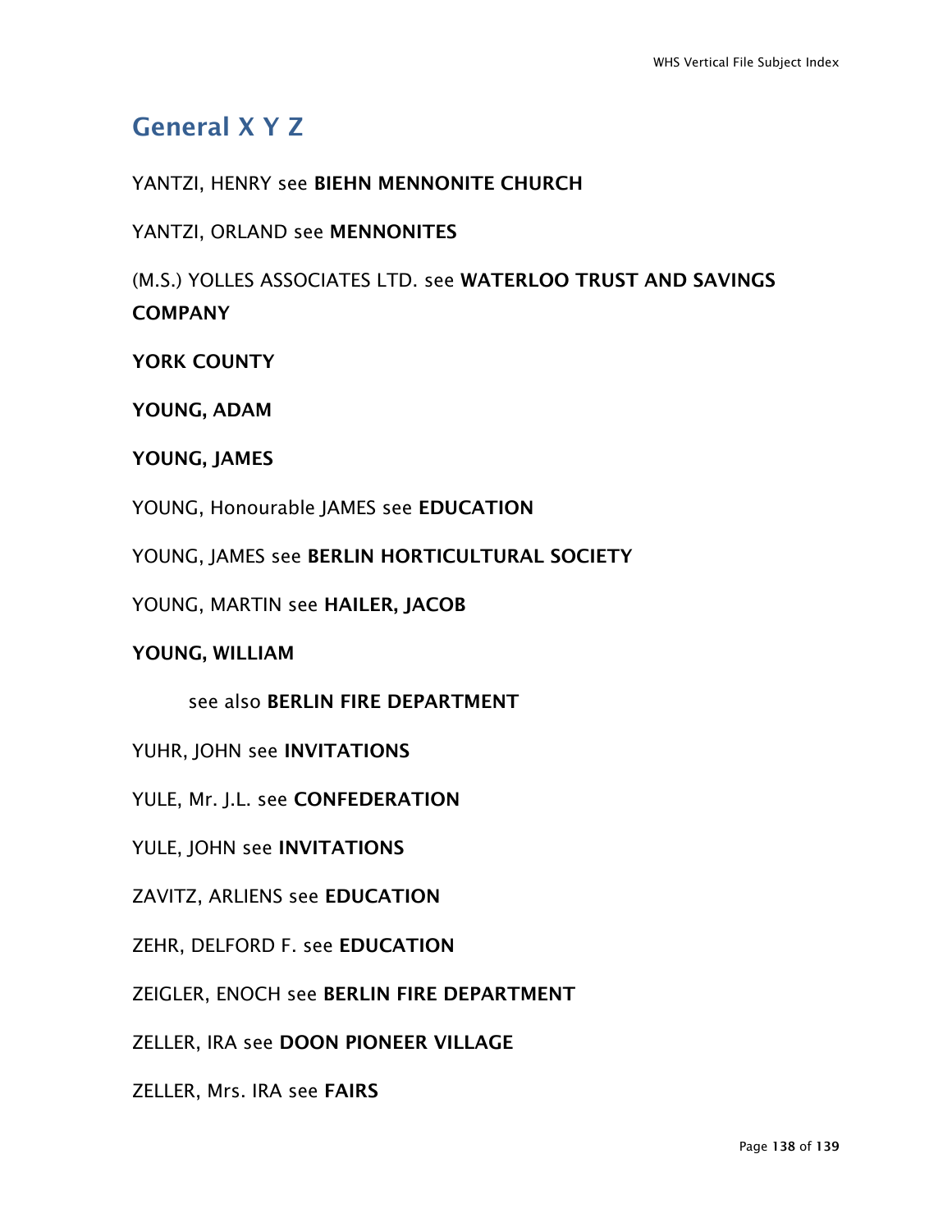## General X Y Z

YANTZI, HENRY see **BIEHN MENNONITE CHURCH**

YANTZI, ORLAND see **MENNONITES**

(M.S.) YOLLES ASSOCIATES LTD. see **WATERLOO TRUST AND SAVINGS COMPANY**

**YORK COUNTY**

**YOUNG, ADAM**

**YOUNG, JAMES**

YOUNG, Honourable JAMES see **EDUCATION**

YOUNG, JAMES see **BERLIN HORTICULTURAL SOCIETY**

YOUNG, MARTIN see **HAILER, JACOB**

**YOUNG, WILLIAM**

  see also **BERLIN FIRE DEPARTMENT**

YUHR, JOHN see **INVITATIONS**

YULE, Mr. J.L. see **CONFEDERATION**

YULE, JOHN see **INVITATIONS**

ZAVITZ, ARLIENS see **EDUCATION**

ZEHR, DELFORD F. see **EDUCATION**

ZEIGLER, ENOCH see **BERLIN FIRE DEPARTMENT**

ZELLER, IRA see **DOON PIONEER VILLAGE**

ZELLER, Mrs. IRA see **FAIRS**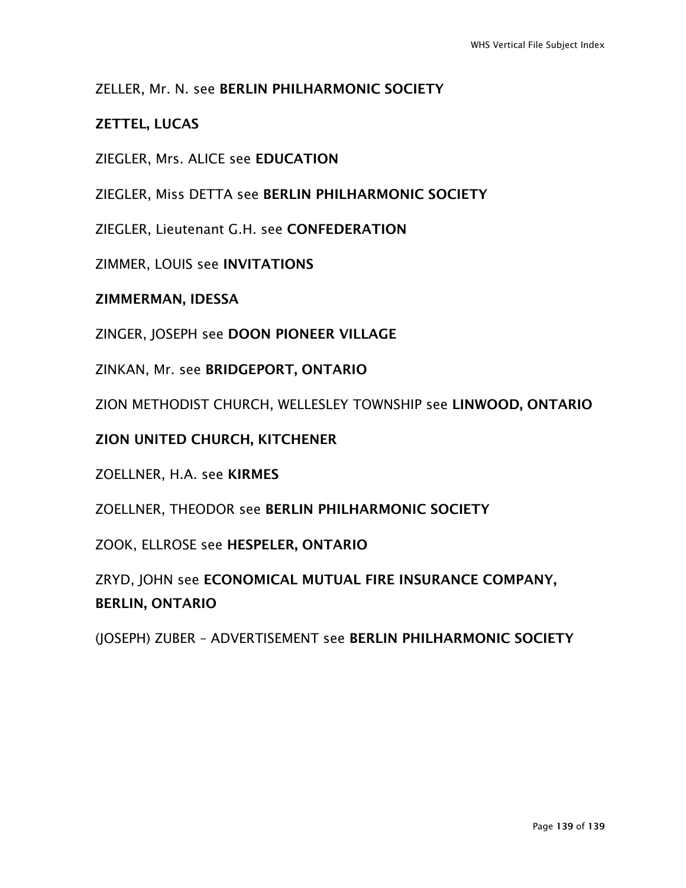ZELLER, Mr. N. see **BERLIN PHILHARMONIC SOCIETY**

**ZETTEL, LUCAS**

ZIEGLER, Mrs. ALICE see **EDUCATION**

ZIEGLER, Miss DETTA see **BERLIN PHILHARMONIC SOCIETY**

ZIEGLER, Lieutenant G.H. see **CONFEDERATION**

ZIMMER, LOUIS see **INVITATIONS**

**ZIMMERMAN, IDESSA**

ZINGER, JOSEPH see **DOON PIONEER VILLAGE**

ZINKAN, Mr. see **BRIDGEPORT, ONTARIO**

ZION METHODIST CHURCH, WELLESLEY TOWNSHIP see **LINWOOD, ONTARIO**

**ZION UNITED CHURCH, KITCHENER**

ZOELLNER, H.A. see **KIRMES**

ZOELLNER, THEODOR see **BERLIN PHILHARMONIC SOCIETY**

ZOOK, ELLROSE see **HESPELER, ONTARIO**

ZRYD, JOHN see **ECONOMICAL MUTUAL FIRE INSURANCE COMPANY, BERLIN, ONTARIO**

(JOSEPH) ZUBER – ADVERTISEMENT see **BERLIN PHILHARMONIC SOCIETY**